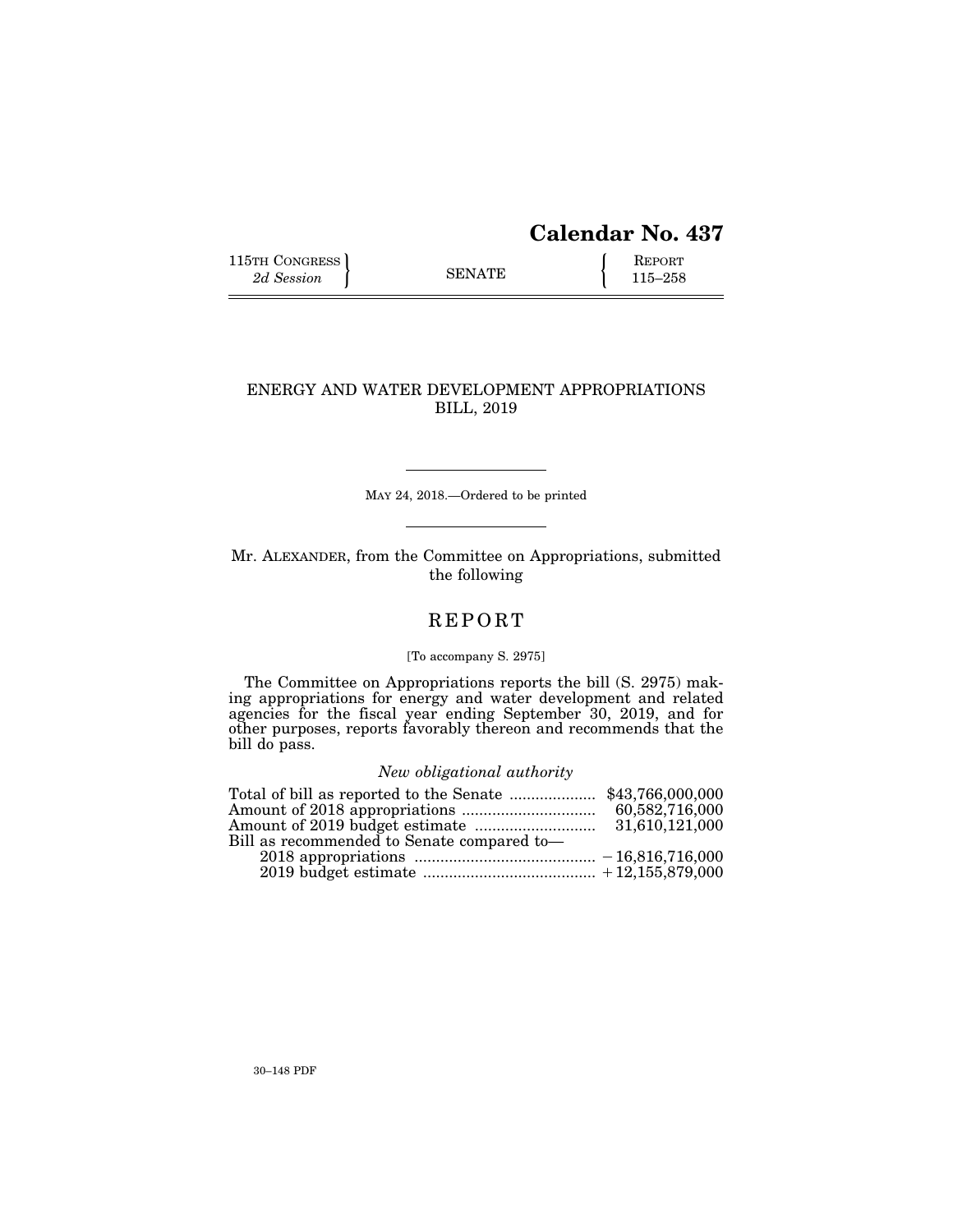# Calendar No. 437

| 115TH CONGRESS 2d Session | SENATE | REPORT 115–258 |
|---|---|---|

## ENERGY AND WATER DEVELOPMENT APPROPRIATIONS BILL, 2019

MAY 24, 2018.—Ordered to be printed

Mr. ALEXANDER, from the Committee on Appropriations, submitted the following

## REPORT

[To accompany S. 2975]

The Committee on Appropriations reports the bill (S. 2975) making appropriations for energy and water development and related agencies for the fiscal year ending September 30, 2019, and for other purposes, reports favorably thereon and recommends that the bill do pass.

*New obligational authority*

| | |
|---|---|
| Total of bill as reported to the Senate | $43,766,000,000 |
| Amount of 2018 appropriations | 60,582,716,000 |
| Amount of 2019 budget estimate | 31,610,121,000 |
| Bill as recommended to Senate compared to— | |
| 2018 appropriations | −16,816,716,000 |
| 2019 budget estimate | +12,155,879,000 |

30–148 PDF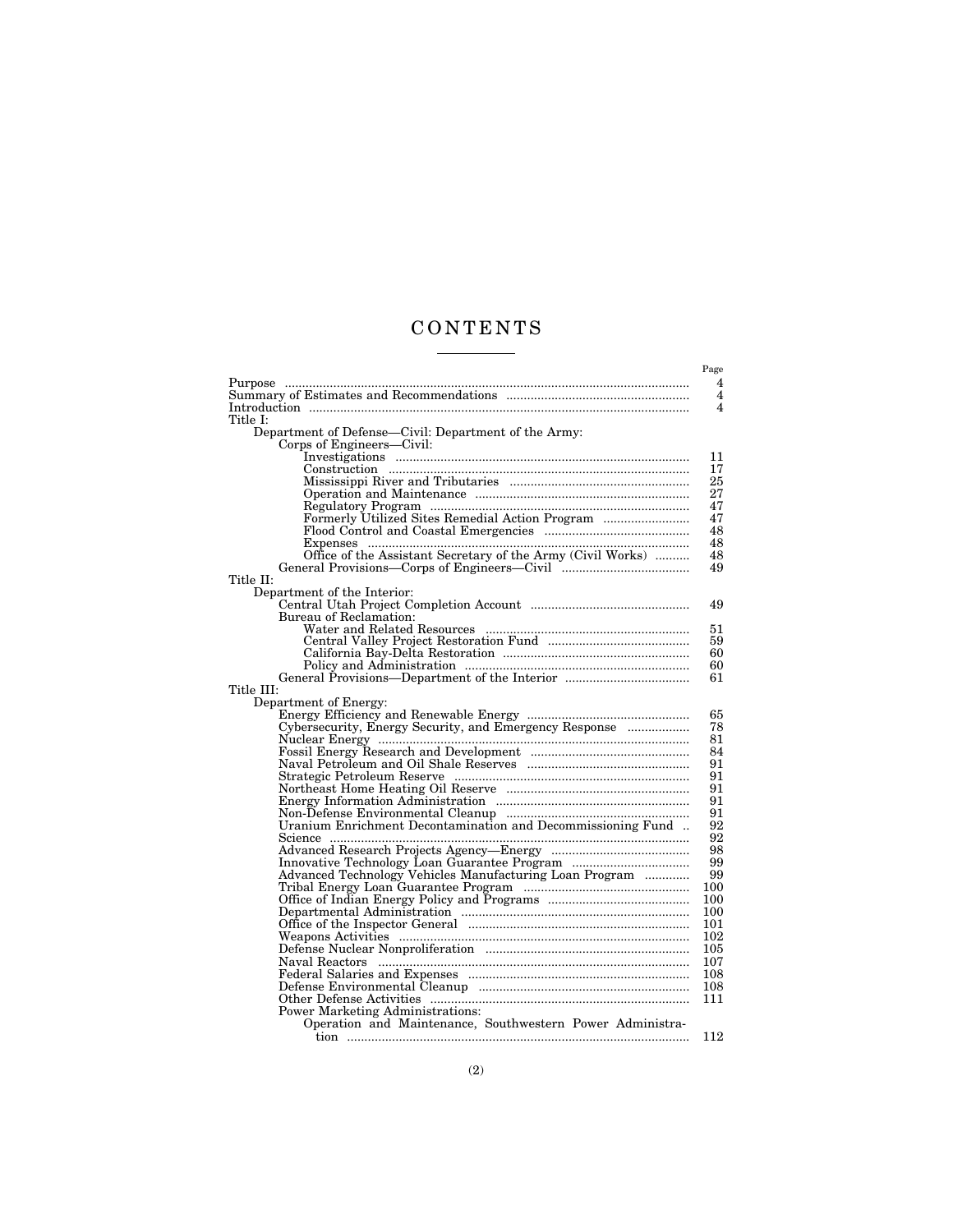# CONTENTS

| | Page |
|---|---|
| Purpose | 4 |
| Summary of Estimates and Recommendations | 4 |
| Introduction | 4 |
| Title I: | |
| Department of Defense—Civil: Department of the Army: | |
| Corps of Engineers—Civil: | |
| Investigations | 11 |
| Construction | 17 |
| Mississippi River and Tributaries | 25 |
| Operation and Maintenance | 27 |
| Regulatory Program | 47 |
| Formerly Utilized Sites Remedial Action Program | 47 |
| Flood Control and Coastal Emergencies | 48 |
| Expenses | 48 |
| Office of the Assistant Secretary of the Army (Civil Works) | 48 |
| General Provisions—Corps of Engineers—Civil | 49 |
| Title II: | |
| Department of the Interior: | |
| Central Utah Project Completion Account | 49 |
| Bureau of Reclamation: | |
| Water and Related Resources | 51 |
| Central Valley Project Restoration Fund | 59 |
| California Bay-Delta Restoration | 60 |
| Policy and Administration | 60 |
| General Provisions—Department of the Interior | 61 |
| Title III: | |
| Department of Energy: | |
| Energy Efficiency and Renewable Energy | 65 |
| Cybersecurity, Energy Security, and Emergency Response | 78 |
| Nuclear Energy | 81 |
| Fossil Energy Research and Development | 84 |
| Naval Petroleum and Oil Shale Reserves | 91 |
| Strategic Petroleum Reserve | 91 |
| Northeast Home Heating Oil Reserve | 91 |
| Energy Information Administration | 91 |
| Non-Defense Environmental Cleanup | 91 |
| Uranium Enrichment Decontamination and Decommissioning Fund | 92 |
| Science | 92 |
| Advanced Research Projects Agency—Energy | 98 |
| Innovative Technology Loan Guarantee Program | 99 |
| Advanced Technology Vehicles Manufacturing Loan Program | 99 |
| Tribal Energy Loan Guarantee Program | 100 |
| Office of Indian Energy Policy and Programs | 100 |
| Departmental Administration | 100 |
| Office of the Inspector General | 101 |
| Weapons Activities | 102 |
| Defense Nuclear Nonproliferation | 105 |
| Naval Reactors | 107 |
| Federal Salaries and Expenses | 108 |
| Defense Environmental Cleanup | 108 |
| Other Defense Activities | 111 |
| Power Marketing Administrations: | |
| Operation and Maintenance, Southwestern Power Administration | 112 |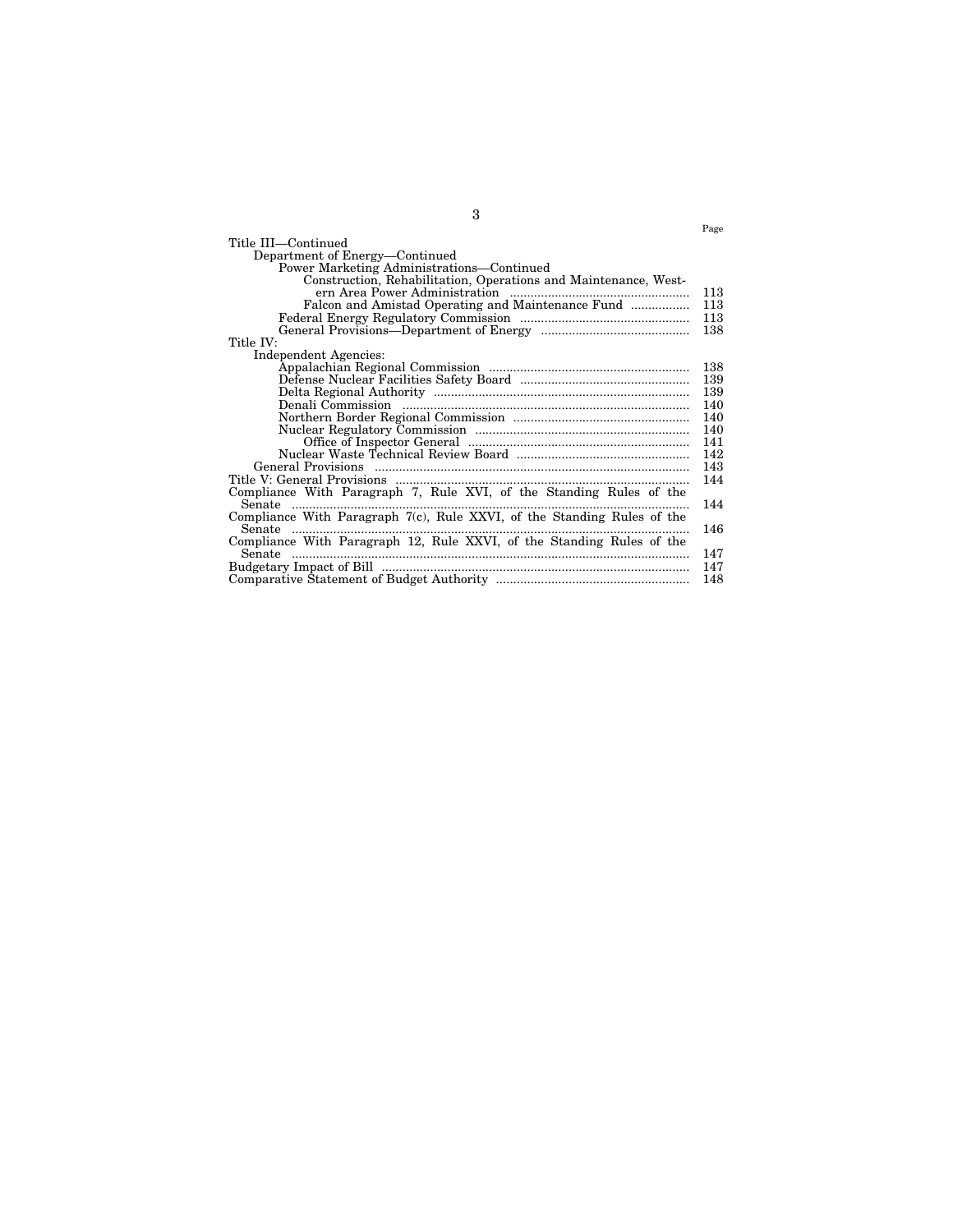| | Page |
|---|---|
| Title III—Continued | |
| Department of Energy—Continued | |
| Power Marketing Administrations—Continued | |
| Construction, Rehabilitation, Operations and Maintenance, Western Area Power Administration | 113 |
| Falcon and Amistad Operating and Maintenance Fund | 113 |
| Federal Energy Regulatory Commission | 113 |
| General Provisions—Department of Energy | 138 |
| Title IV: | |
| Independent Agencies: | |
| Appalachian Regional Commission | 138 |
| Defense Nuclear Facilities Safety Board | 139 |
| Delta Regional Authority | 139 |
| Denali Commission | 140 |
| Northern Border Regional Commission | 140 |
| Nuclear Regulatory Commission | 140 |
| Office of Inspector General | 141 |
| Nuclear Waste Technical Review Board | 142 |
| General Provisions | 143 |
| Title V: General Provisions | 144 |
| Compliance With Paragraph 7, Rule XVI, of the Standing Rules of the Senate | 144 |
| Compliance With Paragraph 7(c), Rule XXVI, of the Standing Rules of the Senate | 146 |
| Compliance With Paragraph 12, Rule XXVI, of the Standing Rules of the Senate | 147 |
| Budgetary Impact of Bill | 147 |
| Comparative Statement of Budget Authority | 148 |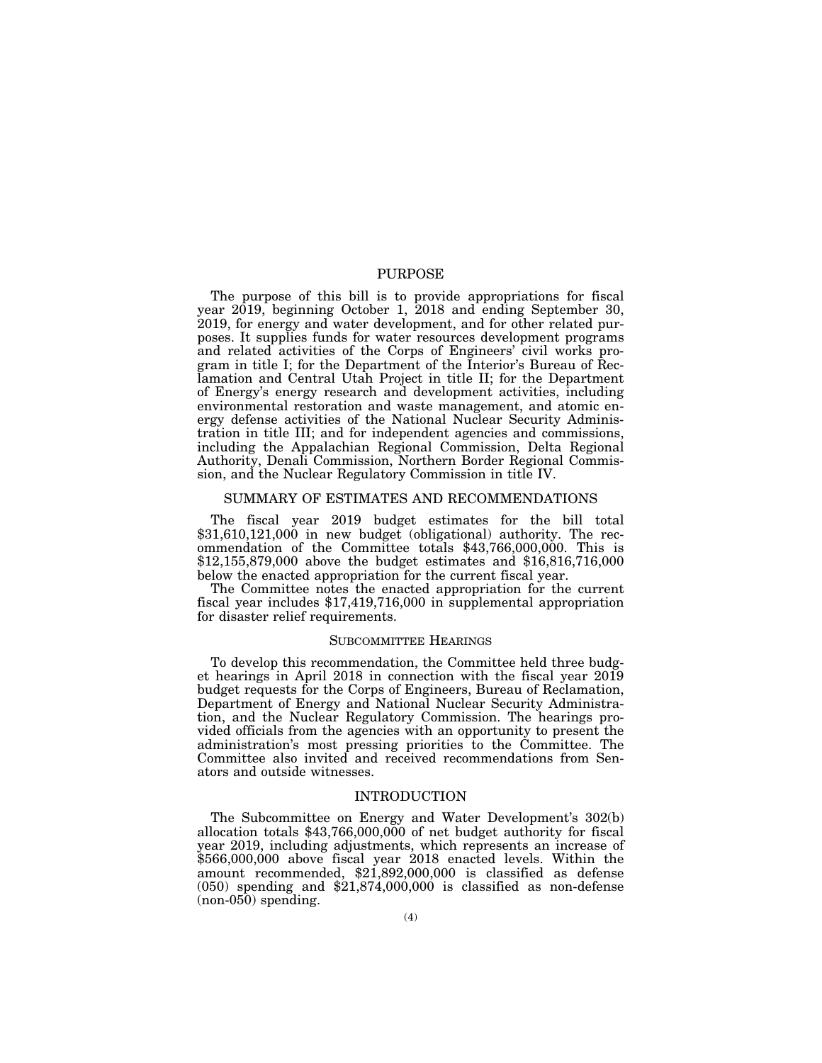## PURPOSE

The purpose of this bill is to provide appropriations for fiscal year 2019, beginning October 1, 2018 and ending September 30, 2019, for energy and water development, and for other related purposes. It supplies funds for water resources development programs and related activities of the Corps of Engineers' civil works program in title I; for the Department of the Interior's Bureau of Reclamation and Central Utah Project in title II; for the Department of Energy's energy research and development activities, including environmental restoration and waste management, and atomic energy defense activities of the National Nuclear Security Administration in title III; and for independent agencies and commissions, including the Appalachian Regional Commission, Delta Regional Authority, Denali Commission, Northern Border Regional Commission, and the Nuclear Regulatory Commission in title IV.

## SUMMARY OF ESTIMATES AND RECOMMENDATIONS

The fiscal year 2019 budget estimates for the bill total $31,610,121,000 in new budget (obligational) authority. The recommendation of the Committee totals $43,766,000,000. This is $12,155,879,000 above the budget estimates and $16,816,716,000 below the enacted appropriation for the current fiscal year.

The Committee notes the enacted appropriation for the current fiscal year includes $17,419,716,000 in supplemental appropriation for disaster relief requirements.

### SUBCOMMITTEE HEARINGS

To develop this recommendation, the Committee held three budget hearings in April 2018 in connection with the fiscal year 2019 budget requests for the Corps of Engineers, Bureau of Reclamation, Department of Energy and National Nuclear Security Administration, and the Nuclear Regulatory Commission. The hearings provided officials from the agencies with an opportunity to present the administration's most pressing priorities to the Committee. The Committee also invited and received recommendations from Senators and outside witnesses.

## INTRODUCTION

The Subcommittee on Energy and Water Development's 302(b) allocation totals $43,766,000,000 of net budget authority for fiscal year 2019, including adjustments, which represents an increase of $566,000,000 above fiscal year 2018 enacted levels. Within the amount recommended, $21,892,000,000 is classified as defense (050) spending and $21,874,000,000 is classified as non-defense (non-050) spending.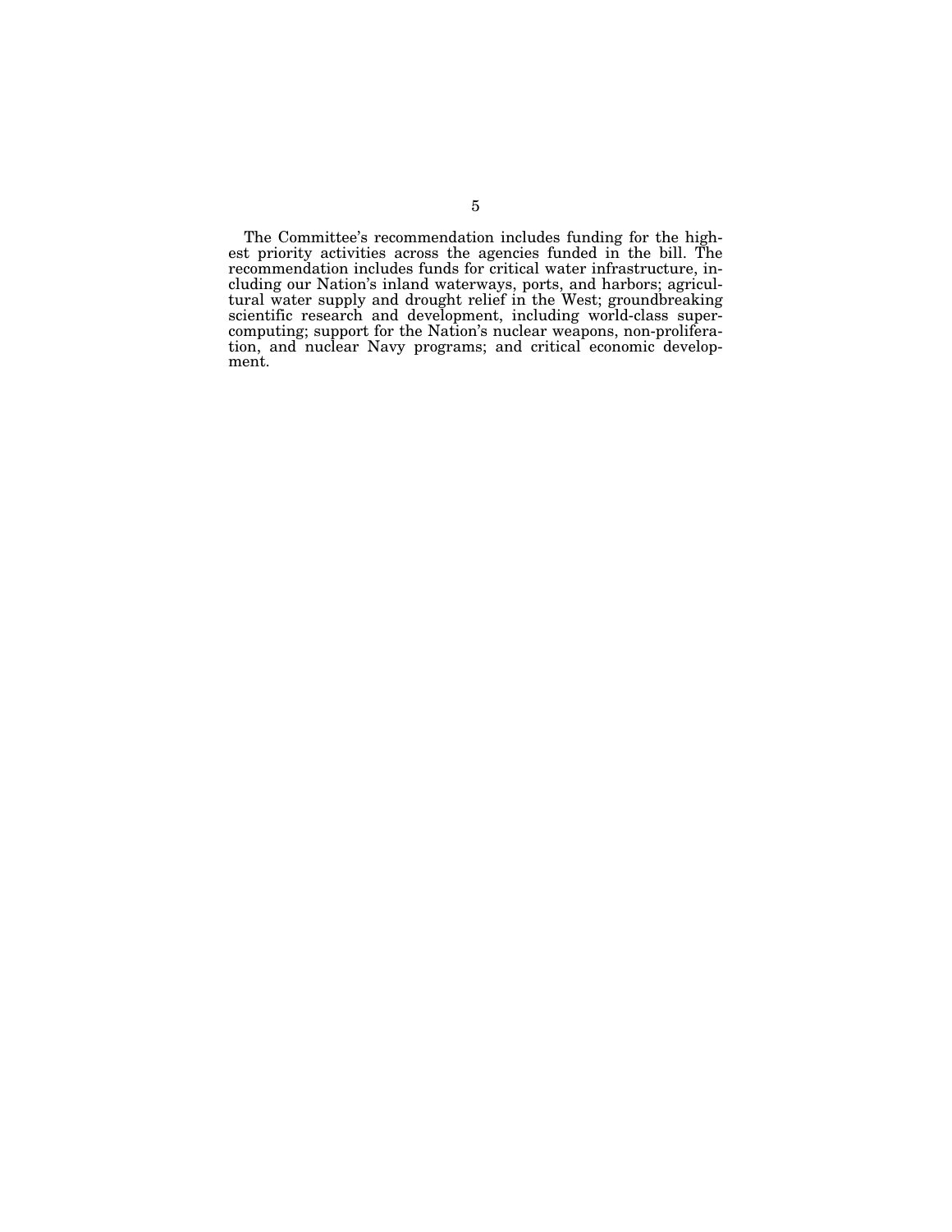The Committee's recommendation includes funding for the highest priority activities across the agencies funded in the bill. The recommendation includes funds for critical water infrastructure, including our Nation's inland waterways, ports, and harbors; agricultural water supply and drought relief in the West; groundbreaking scientific research and development, including world-class supercomputing; support for the Nation's nuclear weapons, non-proliferation, and nuclear Navy programs; and critical economic development.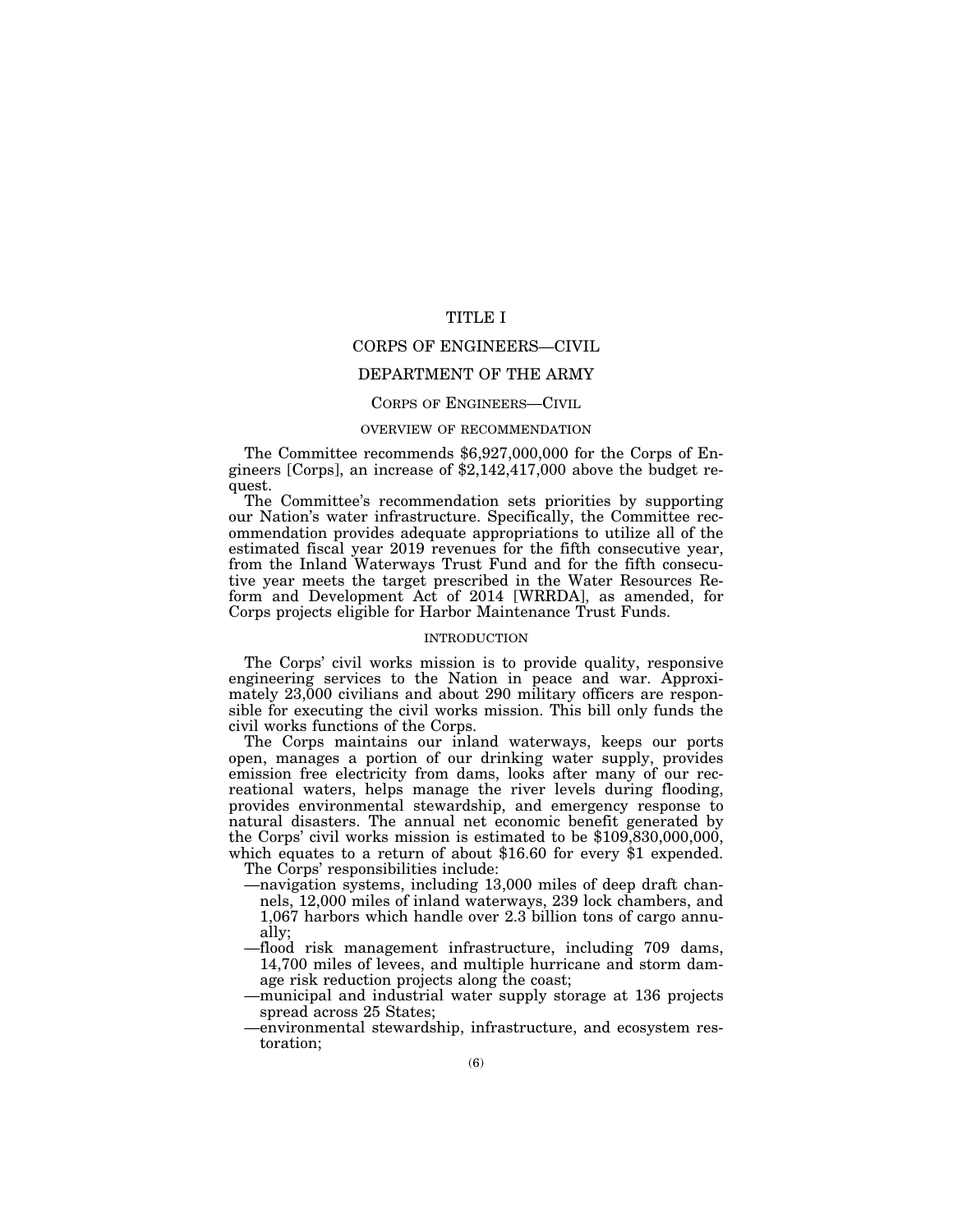# TITLE I

## CORPS OF ENGINEERS—CIVIL

## DEPARTMENT OF THE ARMY

### CORPS OF ENGINEERS—CIVIL

#### OVERVIEW OF RECOMMENDATION

The Committee recommends $6,927,000,000 for the Corps of Engineers [Corps], an increase of $2,142,417,000 above the budget request.

The Committee's recommendation sets priorities by supporting our Nation's water infrastructure. Specifically, the Committee recommendation provides adequate appropriations to utilize all of the estimated fiscal year 2019 revenues for the fifth consecutive year, from the Inland Waterways Trust Fund and for the fifth consecutive year meets the target prescribed in the Water Resources Reform and Development Act of 2014 [WRRDA], as amended, for Corps projects eligible for Harbor Maintenance Trust Funds.

#### INTRODUCTION

The Corps' civil works mission is to provide quality, responsive engineering services to the Nation in peace and war. Approximately 23,000 civilians and about 290 military officers are responsible for executing the civil works mission. This bill only funds the civil works functions of the Corps.

The Corps maintains our inland waterways, keeps our ports open, manages a portion of our drinking water supply, provides emission free electricity from dams, looks after many of our recreational waters, helps manage the river levels during flooding, provides environmental stewardship, and emergency response to natural disasters. The annual net economic benefit generated by the Corps' civil works mission is estimated to be $109,830,000,000, which equates to a return of about $16.60 for every $1 expended.

The Corps' responsibilities include:

- —navigation systems, including 13,000 miles of deep draft channels, 12,000 miles of inland waterways, 239 lock chambers, and 1,067 harbors which handle over 2.3 billion tons of cargo annually;
- —flood risk management infrastructure, including 709 dams, 14,700 miles of levees, and multiple hurricane and storm damage risk reduction projects along the coast;
- —municipal and industrial water supply storage at 136 projects spread across 25 States;
- —environmental stewardship, infrastructure, and ecosystem restoration;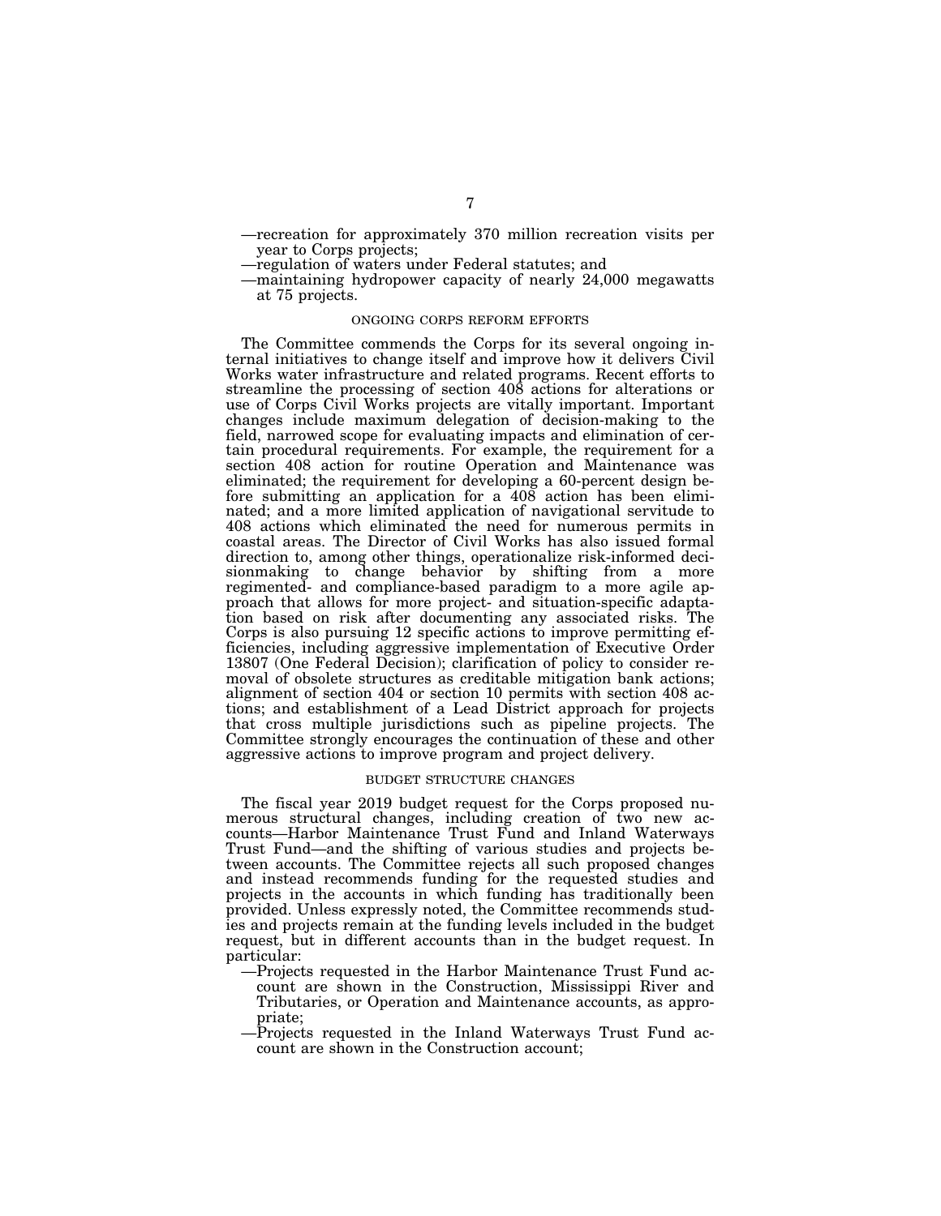—recreation for approximately 370 million recreation visits per year to Corps projects;

—regulation of waters under Federal statutes; and

—maintaining hydropower capacity of nearly 24,000 megawatts at 75 projects.

### ONGOING CORPS REFORM EFFORTS

The Committee commends the Corps for its several ongoing internal initiatives to change itself and improve how it delivers Civil Works water infrastructure and related programs. Recent efforts to streamline the processing of section 408 actions for alterations or use of Corps Civil Works projects are vitally important. Important changes include maximum delegation of decision-making to the field, narrowed scope for evaluating impacts and elimination of certain procedural requirements. For example, the requirement for a section 408 action for routine Operation and Maintenance was eliminated; the requirement for developing a 60-percent design before submitting an application for a 408 action has been eliminated; and a more limited application of navigational servitude to 408 actions which eliminated the need for numerous permits in coastal areas. The Director of Civil Works has also issued formal direction to, among other things, operationalize risk-informed decisionmaking to change behavior by shifting from a more regimented- and compliance-based paradigm to a more agile approach that allows for more project- and situation-specific adaptation based on risk after documenting any associated risks. The Corps is also pursuing 12 specific actions to improve permitting efficiencies, including aggressive implementation of Executive Order 13807 (One Federal Decision); clarification of policy to consider removal of obsolete structures as creditable mitigation bank actions; alignment of section 404 or section 10 permits with section 408 actions; and establishment of a Lead District approach for projects that cross multiple jurisdictions such as pipeline projects. The Committee strongly encourages the continuation of these and other aggressive actions to improve program and project delivery.

### BUDGET STRUCTURE CHANGES

The fiscal year 2019 budget request for the Corps proposed numerous structural changes, including creation of two new accounts—Harbor Maintenance Trust Fund and Inland Waterways Trust Fund—and the shifting of various studies and projects between accounts. The Committee rejects all such proposed changes and instead recommends funding for the requested studies and projects in the accounts in which funding has traditionally been provided. Unless expressly noted, the Committee recommends studies and projects remain at the funding levels included in the budget request, but in different accounts than in the budget request. In particular:

—Projects requested in the Harbor Maintenance Trust Fund account are shown in the Construction, Mississippi River and Tributaries, or Operation and Maintenance accounts, as appropriate;

—Projects requested in the Inland Waterways Trust Fund account are shown in the Construction account;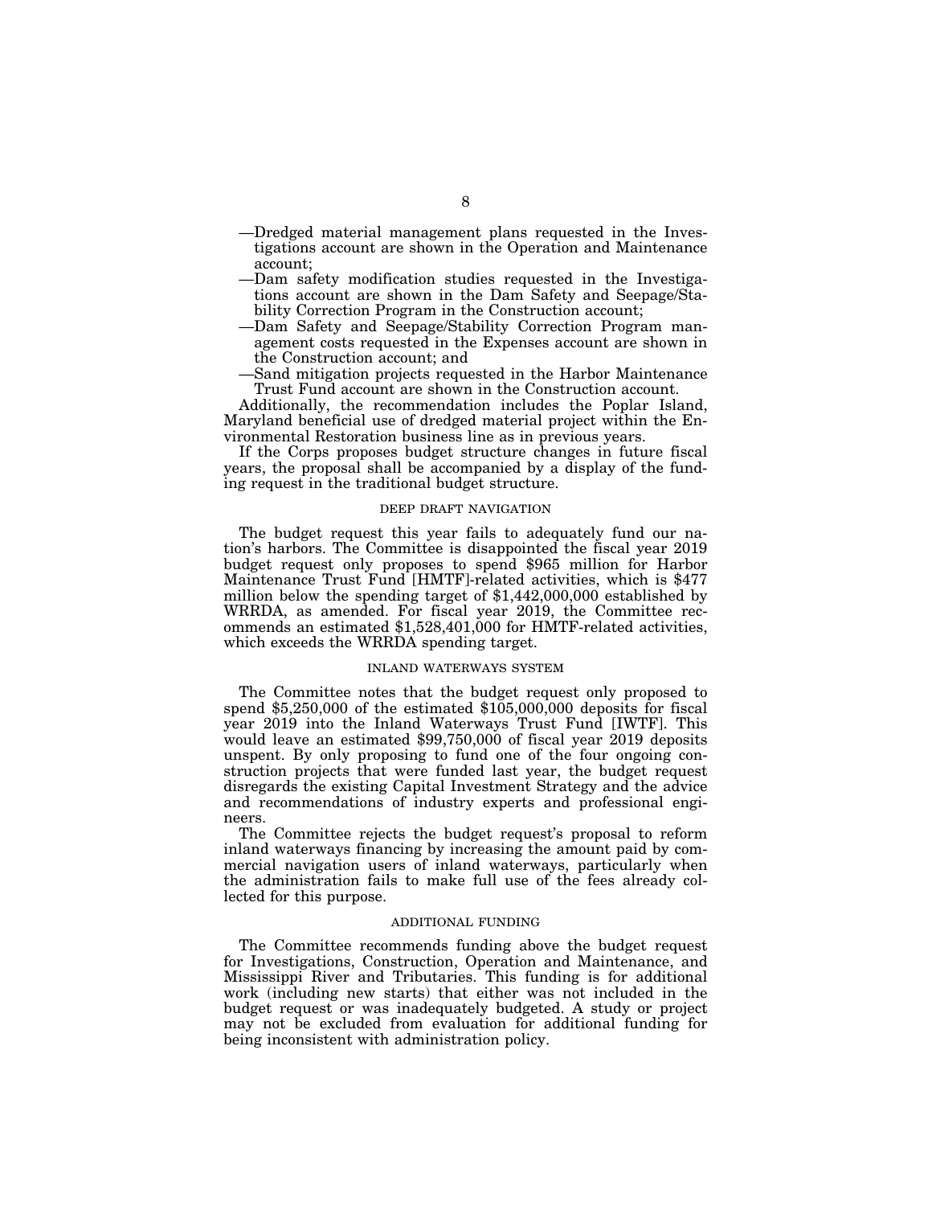—Dredged material management plans requested in the Investigations account are shown in the Operation and Maintenance account;

—Dam safety modification studies requested in the Investigations account are shown in the Dam Safety and Seepage/Stability Correction Program in the Construction account;

—Dam Safety and Seepage/Stability Correction Program management costs requested in the Expenses account are shown in the Construction account; and

—Sand mitigation projects requested in the Harbor Maintenance Trust Fund account are shown in the Construction account.

Additionally, the recommendation includes the Poplar Island, Maryland beneficial use of dredged material project within the Environmental Restoration business line as in previous years.

If the Corps proposes budget structure changes in future fiscal years, the proposal shall be accompanied by a display of the funding request in the traditional budget structure.

## DEEP DRAFT NAVIGATION

The budget request this year fails to adequately fund our nation's harbors. The Committee is disappointed the fiscal year 2019 budget request only proposes to spend $965 million for Harbor Maintenance Trust Fund [HMTF]-related activities, which is $477 million below the spending target of $1,442,000,000 established by WRRDA, as amended. For fiscal year 2019, the Committee recommends an estimated $1,528,401,000 for HMTF-related activities, which exceeds the WRRDA spending target.

## INLAND WATERWAYS SYSTEM

The Committee notes that the budget request only proposed to spend $5,250,000 of the estimated $105,000,000 deposits for fiscal year 2019 into the Inland Waterways Trust Fund [IWTF]. This would leave an estimated $99,750,000 of fiscal year 2019 deposits unspent. By only proposing to fund one of the four ongoing construction projects that were funded last year, the budget request disregards the existing Capital Investment Strategy and the advice and recommendations of industry experts and professional engineers.

The Committee rejects the budget request's proposal to reform inland waterways financing by increasing the amount paid by commercial navigation users of inland waterways, particularly when the administration fails to make full use of the fees already collected for this purpose.

## ADDITIONAL FUNDING

The Committee recommends funding above the budget request for Investigations, Construction, Operation and Maintenance, and Mississippi River and Tributaries. This funding is for additional work (including new starts) that either was not included in the budget request or was inadequately budgeted. A study or project may not be excluded from evaluation for additional funding for being inconsistent with administration policy.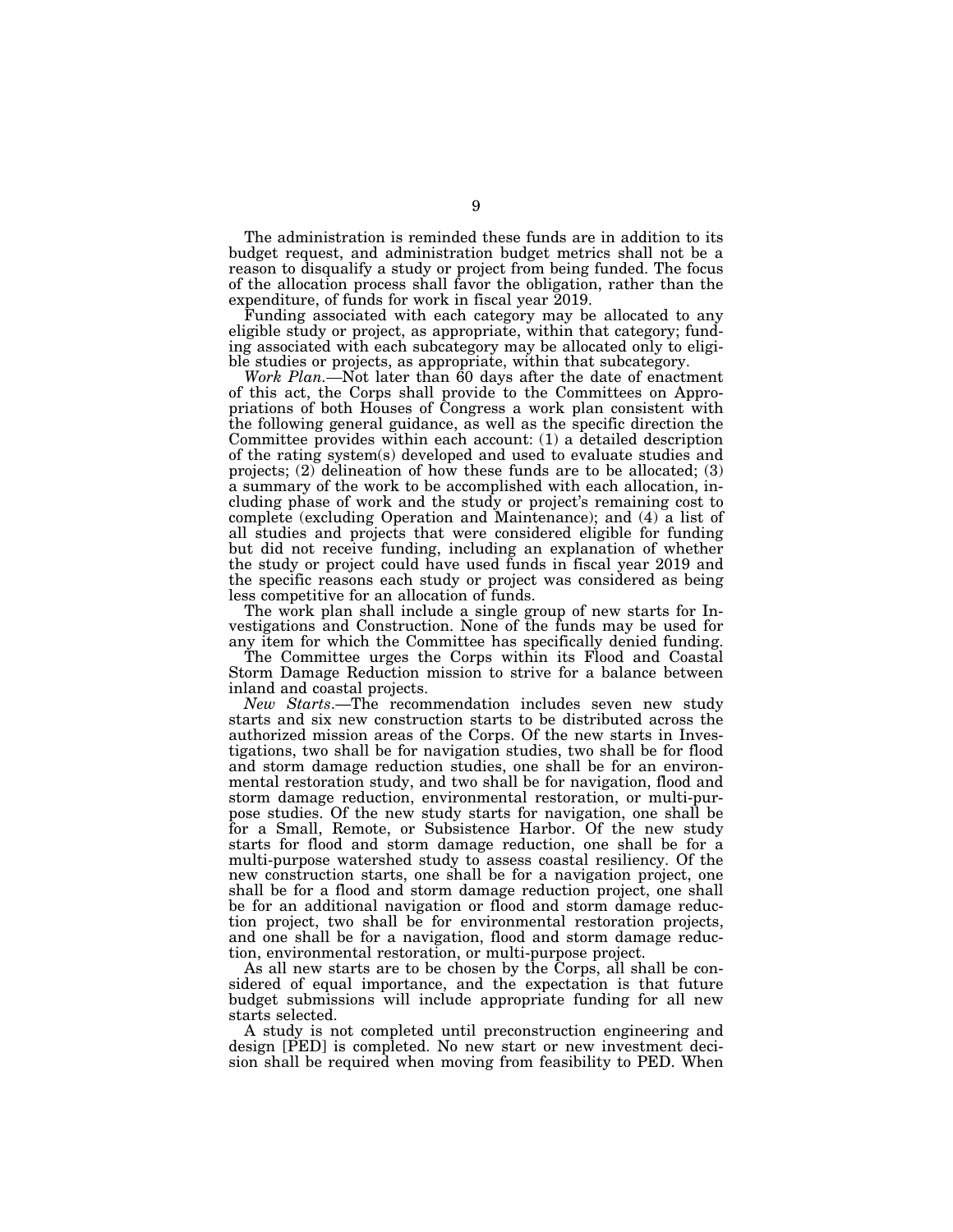The administration is reminded these funds are in addition to its budget request, and administration budget metrics shall not be a reason to disqualify a study or project from being funded. The focus of the allocation process shall favor the obligation, rather than the expenditure, of funds for work in fiscal year 2019.

Funding associated with each category may be allocated to any eligible study or project, as appropriate, within that category; funding associated with each subcategory may be allocated only to eligible studies or projects, as appropriate, within that subcategory.

*Work Plan.*—Not later than 60 days after the date of enactment of this act, the Corps shall provide to the Committees on Appropriations of both Houses of Congress a work plan consistent with the following general guidance, as well as the specific direction the Committee provides within each account: (1) a detailed description of the rating system(s) developed and used to evaluate studies and projects; (2) delineation of how these funds are to be allocated; (3) a summary of the work to be accomplished with each allocation, including phase of work and the study or project's remaining cost to complete (excluding Operation and Maintenance); and (4) a list of all studies and projects that were considered eligible for funding but did not receive funding, including an explanation of whether the study or project could have used funds in fiscal year 2019 and the specific reasons each study or project was considered as being less competitive for an allocation of funds.

The work plan shall include a single group of new starts for Investigations and Construction. None of the funds may be used for any item for which the Committee has specifically denied funding.

The Committee urges the Corps within its Flood and Coastal Storm Damage Reduction mission to strive for a balance between inland and coastal projects.

*New Starts.*—The recommendation includes seven new study starts and six new construction starts to be distributed across the authorized mission areas of the Corps. Of the new starts in Investigations, two shall be for navigation studies, two shall be for flood and storm damage reduction studies, one shall be for an environmental restoration study, and two shall be for navigation, flood and storm damage reduction, environmental restoration, or multi-purpose studies. Of the new study starts for navigation, one shall be for a Small, Remote, or Subsistence Harbor. Of the new study starts for flood and storm damage reduction, one shall be for a multi-purpose watershed study to assess coastal resiliency. Of the new construction starts, one shall be for a navigation project, one shall be for a flood and storm damage reduction project, one shall be for an additional navigation or flood and storm damage reduction project, two shall be for environmental restoration projects, and one shall be for a navigation, flood and storm damage reduction, environmental restoration, or multi-purpose project.

As all new starts are to be chosen by the Corps, all shall be considered of equal importance, and the expectation is that future budget submissions will include appropriate funding for all new starts selected.

A study is not completed until preconstruction engineering and design [PED] is completed. No new start or new investment decision shall be required when moving from feasibility to PED. When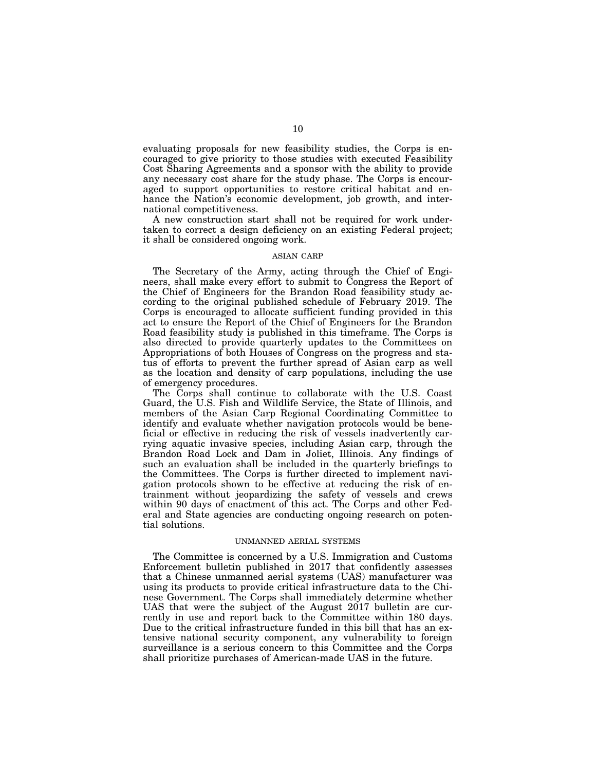evaluating proposals for new feasibility studies, the Corps is encouraged to give priority to those studies with executed Feasibility Cost Sharing Agreements and a sponsor with the ability to provide any necessary cost share for the study phase. The Corps is encouraged to support opportunities to restore critical habitat and enhance the Nation's economic development, job growth, and international competitiveness.

A new construction start shall not be required for work undertaken to correct a design deficiency on an existing Federal project; it shall be considered ongoing work.

### ASIAN CARP

The Secretary of the Army, acting through the Chief of Engineers, shall make every effort to submit to Congress the Report of the Chief of Engineers for the Brandon Road feasibility study according to the original published schedule of February 2019. The Corps is encouraged to allocate sufficient funding provided in this act to ensure the Report of the Chief of Engineers for the Brandon Road feasibility study is published in this timeframe. The Corps is also directed to provide quarterly updates to the Committees on Appropriations of both Houses of Congress on the progress and status of efforts to prevent the further spread of Asian carp as well as the location and density of carp populations, including the use of emergency procedures.

The Corps shall continue to collaborate with the U.S. Coast Guard, the U.S. Fish and Wildlife Service, the State of Illinois, and members of the Asian Carp Regional Coordinating Committee to identify and evaluate whether navigation protocols would be beneficial or effective in reducing the risk of vessels inadvertently carrying aquatic invasive species, including Asian carp, through the Brandon Road Lock and Dam in Joliet, Illinois. Any findings of such an evaluation shall be included in the quarterly briefings to the Committees. The Corps is further directed to implement navigation protocols shown to be effective at reducing the risk of entrainment without jeopardizing the safety of vessels and crews within 90 days of enactment of this act. The Corps and other Federal and State agencies are conducting ongoing research on potential solutions.

### UNMANNED AERIAL SYSTEMS

The Committee is concerned by a U.S. Immigration and Customs Enforcement bulletin published in 2017 that confidently assesses that a Chinese unmanned aerial systems (UAS) manufacturer was using its products to provide critical infrastructure data to the Chinese Government. The Corps shall immediately determine whether UAS that were the subject of the August 2017 bulletin are currently in use and report back to the Committee within 180 days. Due to the critical infrastructure funded in this bill that has an extensive national security component, any vulnerability to foreign surveillance is a serious concern to this Committee and the Corps shall prioritize purchases of American-made UAS in the future.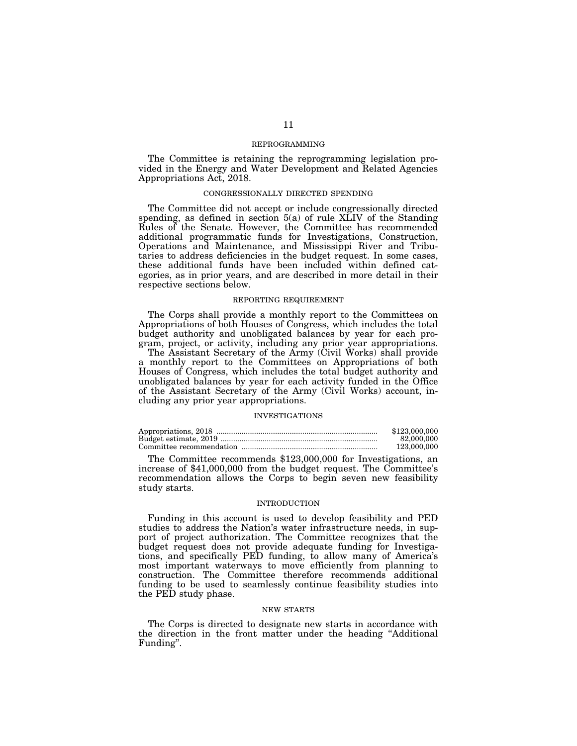## REPROGRAMMING

The Committee is retaining the reprogramming legislation provided in the Energy and Water Development and Related Agencies Appropriations Act, 2018.

## CONGRESSIONALLY DIRECTED SPENDING

The Committee did not accept or include congressionally directed spending, as defined in section 5(a) of rule XLIV of the Standing Rules of the Senate. However, the Committee has recommended additional programmatic funds for Investigations, Construction, Operations and Maintenance, and Mississippi River and Tributaries to address deficiencies in the budget request. In some cases, these additional funds have been included within defined categories, as in prior years, and are described in more detail in their respective sections below.

## REPORTING REQUIREMENT

The Corps shall provide a monthly report to the Committees on Appropriations of both Houses of Congress, which includes the total budget authority and unobligated balances by year for each program, project, or activity, including any prior year appropriations.

The Assistant Secretary of the Army (Civil Works) shall provide a monthly report to the Committees on Appropriations of both Houses of Congress, which includes the total budget authority and unobligated balances by year for each activity funded in the Office of the Assistant Secretary of the Army (Civil Works) account, including any prior year appropriations.

## INVESTIGATIONS

| | |
|---|---|
| Appropriations, 2018 | $123,000,000 |
| Budget estimate, 2019 | 82,000,000 |
| Committee recommendation | 123,000,000 |

The Committee recommends $123,000,000 for Investigations, an increase of $41,000,000 from the budget request. The Committee's recommendation allows the Corps to begin seven new feasibility study starts.

## INTRODUCTION

Funding in this account is used to develop feasibility and PED studies to address the Nation's water infrastructure needs, in support of project authorization. The Committee recognizes that the budget request does not provide adequate funding for Investigations, and specifically PED funding, to allow many of America's most important waterways to move efficiently from planning to construction. The Committee therefore recommends additional funding to be used to seamlessly continue feasibility studies into the PED study phase.

## NEW STARTS

The Corps is directed to designate new starts in accordance with the direction in the front matter under the heading "Additional Funding".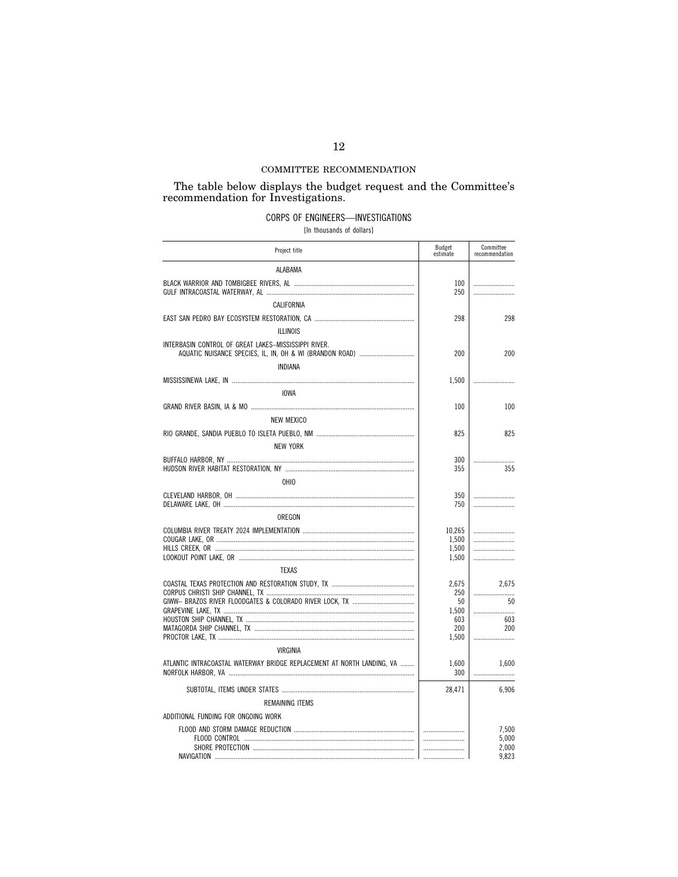## COMMITTEE RECOMMENDATION

The table below displays the budget request and the Committee's recommendation for Investigations.

### CORPS OF ENGINEERS—INVESTIGATIONS

[In thousands of dollars]

| Project title | Budget estimate | Committee recommendation |
|---|---|---|
| ALABAMA | | |
| BLACK WARRIOR AND TOMBIGBEE RIVERS, AL | 100 | ........................ |
| GULF INTRACOASTAL WATERWAY, AL | 250 | ........................ |
| CALIFORNIA | | |
| EAST SAN PEDRO BAY ECOSYSTEM RESTORATION, CA | 298 | 298 |
| ILLINOIS | | |
| INTERBASIN CONTROL OF GREAT LAKES–MISSISSIPPI RIVER. AQUATIC NUISANCE SPECIES, IL, IN, OH & WI (BRANDON ROAD) | 200 | 200 |
| INDIANA | | |
| MISSISSINEWA LAKE, IN | 1,500 | ........................ |
| IOWA | | |
| GRAND RIVER BASIN, IA & MO | 100 | 100 |
| NEW MEXICO | | |
| RIO GRANDE, SANDIA PUEBLO TO ISLETA PUEBLO, NM | 825 | 825 |
| NEW YORK | | |
| BUFFALO HARBOR, NY | 300 | ........................ |
| HUDSON RIVER HABITAT RESTORATION, NY | 355 | 355 |
| OHIO | | |
| CLEVELAND HARBOR, OH | 350 | ........................ |
| DELAWARE LAKE, OH | 750 | ........................ |
| OREGON | | |
| COLUMBIA RIVER TREATY 2024 IMPLEMENTATION | 10,265 | ........................ |
| COUGAR LAKE, OR | 1,500 | ........................ |
| HILLS CREEK, OR | 1,500 | ........................ |
| LOOKOUT POINT LAKE, OR | 1,500 | ........................ |
| TEXAS | | |
| COASTAL TEXAS PROTECTION AND RESTORATION STUDY, TX | 2,675 | 2,675 |
| CORPUS CHRISTI SHIP CHANNEL, TX | 250 | ........................ |
| GIWW– BRAZOS RIVER FLOODGATES & COLORADO RIVER LOCK, TX | 50 | 50 |
| GRAPEVINE LAKE, TX | 1,500 | ........................ |
| HOUSTON SHIP CHANNEL, TX | 603 | 603 |
| MATAGORDA SHIP CHANNEL, TX | 200 | 200 |
| PROCTOR LAKE, TX | 1,500 | ........................ |
| VIRGINIA | | |
| ATLANTIC INTRACOASTAL WATERWAY BRIDGE REPLACEMENT AT NORTH LANDING, VA | 1,600 | 1,600 |
| NORFOLK HARBOR, VA | 300 | ........................ |
| SUBTOTAL, ITEMS UNDER STATES | 28,471 | 6,906 |
| REMAINING ITEMS | | |
| ADDITIONAL FUNDING FOR ONGOING WORK | | |
| FLOOD AND STORM DAMAGE REDUCTION | ........................ | 7,500 |
| FLOOD CONTROL | ........................ | 5,000 |
| SHORE PROTECTION | ........................ | 2,000 |
| NAVIGATION | ........................ | 9,823 |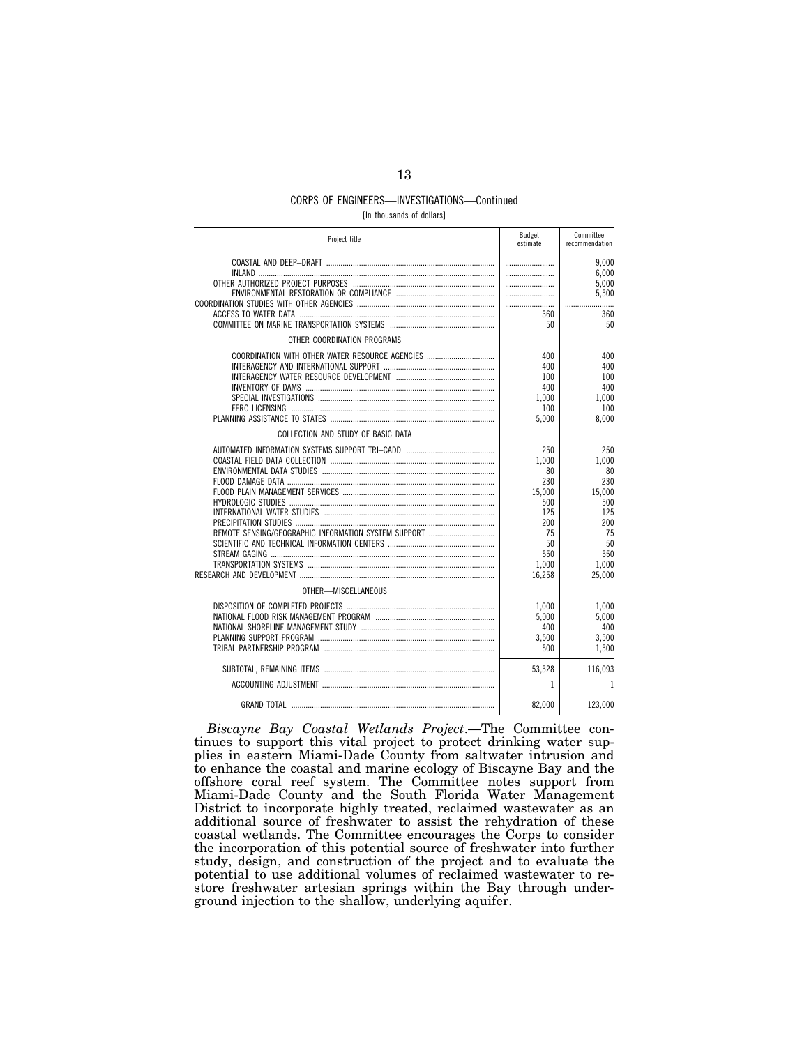CORPS OF ENGINEERS—INVESTIGATIONS—Continued

[In thousands of dollars]

| Project title | Budget estimate | Committee recommendation |
|---|---|---|
| COASTAL AND DEEP–DRAFT | ............ | 9,000 |
| INLAND | ............ | 6,000 |
| OTHER AUTHORIZED PROJECT PURPOSES | ............ | 5,000 |
| ENVIRONMENTAL RESTORATION OR COMPLIANCE | ............ | 5,500 |
| COORDINATION STUDIES WITH OTHER AGENCIES | ............ | ............ |
| ACCESS TO WATER DATA | 360 | 360 |
| COMMITTEE ON MARINE TRANSPORTATION SYSTEMS | 50 | 50 |
| OTHER COORDINATION PROGRAMS | | |
| COORDINATION WITH OTHER WATER RESOURCE AGENCIES | 400 | 400 |
| INTERAGENCY AND INTERNATIONAL SUPPORT | 400 | 400 |
| INTERAGENCY WATER RESOURCE DEVELOPMENT | 100 | 100 |
| INVENTORY OF DAMS | 400 | 400 |
| SPECIAL INVESTIGATIONS | 1,000 | 1,000 |
| FERC LICENSING | 100 | 100 |
| PLANNING ASSISTANCE TO STATES | 5,000 | 8,000 |
| COLLECTION AND STUDY OF BASIC DATA | | |
| AUTOMATED INFORMATION SYSTEMS SUPPORT TRI–CADD | 250 | 250 |
| COASTAL FIELD DATA COLLECTION | 1,000 | 1,000 |
| ENVIRONMENTAL DATA STUDIES | 80 | 80 |
| FLOOD DAMAGE DATA | 230 | 230 |
| FLOOD PLAIN MANAGEMENT SERVICES | 15,000 | 15,000 |
| HYDROLOGIC STUDIES | 500 | 500 |
| INTERNATIONAL WATER STUDIES | 125 | 125 |
| PRECIPITATION STUDIES | 200 | 200 |
| REMOTE SENSING/GEOGRAPHIC INFORMATION SYSTEM SUPPORT | 75 | 75 |
| SCIENTIFIC AND TECHNICAL INFORMATION CENTERS | 50 | 50 |
| STREAM GAGING | 550 | 550 |
| TRANSPORTATION SYSTEMS | 1,000 | 1,000 |
| RESEARCH AND DEVELOPMENT | 16,258 | 25,000 |
| OTHER—MISCELLANEOUS | | |
| DISPOSITION OF COMPLETED PROJECTS | 1,000 | 1,000 |
| NATIONAL FLOOD RISK MANAGEMENT PROGRAM | 5,000 | 5,000 |
| NATIONAL SHORELINE MANAGEMENT STUDY | 400 | 400 |
| PLANNING SUPPORT PROGRAM | 3,500 | 3,500 |
| TRIBAL PARTNERSHIP PROGRAM | 500 | 1,500 |
| SUBTOTAL, REMAINING ITEMS | 53,528 | 116,093 |
| ACCOUNTING ADJUSTMENT | 1 | 1 |
| GRAND TOTAL | 82,000 | 123,000 |

*Biscayne Bay Coastal Wetlands Project*.—The Committee continues to support this vital project to protect drinking water supplies in eastern Miami-Dade County from saltwater intrusion and to enhance the coastal and marine ecology of Biscayne Bay and the offshore coral reef system. The Committee notes support from Miami-Dade County and the South Florida Water Management District to incorporate highly treated, reclaimed wastewater as an additional source of freshwater to assist the rehydration of these coastal wetlands. The Committee encourages the Corps to consider the incorporation of this potential source of freshwater into further study, design, and construction of the project and to evaluate the potential to use additional volumes of reclaimed wastewater to restore freshwater artesian springs within the Bay through underground injection to the shallow, underlying aquifer.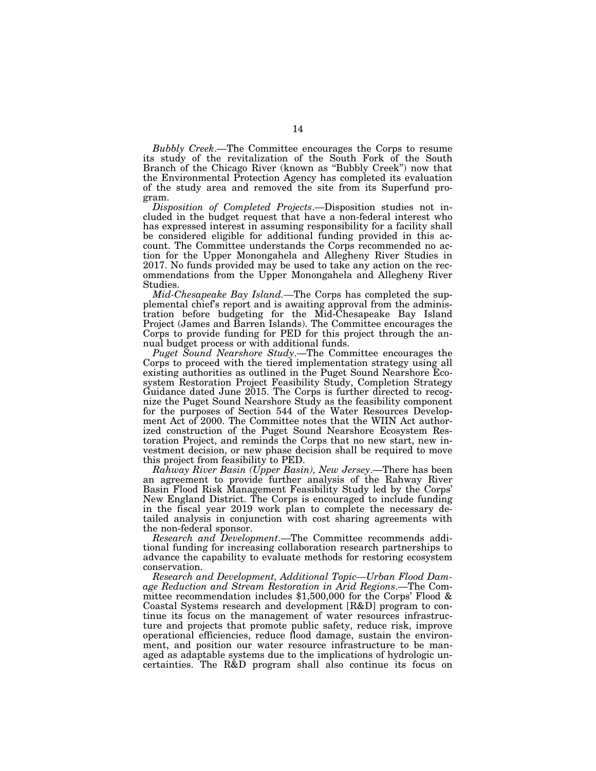*Bubbly Creek*.—The Committee encourages the Corps to resume its study of the revitalization of the South Fork of the South Branch of the Chicago River (known as "Bubbly Creek") now that the Environmental Protection Agency has completed its evaluation of the study area and removed the site from its Superfund program.

*Disposition of Completed Projects*.—Disposition studies not included in the budget request that have a non-federal interest who has expressed interest in assuming responsibility for a facility shall be considered eligible for additional funding provided in this account. The Committee understands the Corps recommended no action for the Upper Monongahela and Allegheny River Studies in 2017. No funds provided may be used to take any action on the recommendations from the Upper Monongahela and Allegheny River Studies.

*Mid-Chesapeake Bay Island*.—The Corps has completed the supplemental chief's report and is awaiting approval from the administration before budgeting for the Mid-Chesapeake Bay Island Project (James and Barren Islands). The Committee encourages the Corps to provide funding for PED for this project through the annual budget process or with additional funds.

*Puget Sound Nearshore Study*.—The Committee encourages the Corps to proceed with the tiered implementation strategy using all existing authorities as outlined in the Puget Sound Nearshore Ecosystem Restoration Project Feasibility Study, Completion Strategy Guidance dated June 2015. The Corps is further directed to recognize the Puget Sound Nearshore Study as the feasibility component for the purposes of Section 544 of the Water Resources Development Act of 2000. The Committee notes that the WIIN Act authorized construction of the Puget Sound Nearshore Ecosystem Restoration Project, and reminds the Corps that no new start, new investment decision, or new phase decision shall be required to move this project from feasibility to PED.

*Rahway River Basin (Upper Basin), New Jersey*.—There has been an agreement to provide further analysis of the Rahway River Basin Flood Risk Management Feasibility Study led by the Corps' New England District. The Corps is encouraged to include funding in the fiscal year 2019 work plan to complete the necessary detailed analysis in conjunction with cost sharing agreements with the non-federal sponsor.

*Research and Development*.—The Committee recommends additional funding for increasing collaboration research partnerships to advance the capability to evaluate methods for restoring ecosystem conservation.

*Research and Development, Additional Topic—Urban Flood Damage Reduction and Stream Restoration in Arid Regions*.—The Committee recommendation includes $1,500,000 for the Corps' Flood & Coastal Systems research and development [R&D] program to continue its focus on the management of water resources infrastructure and projects that promote public safety, reduce risk, improve operational efficiencies, reduce flood damage, sustain the environment, and position our water resource infrastructure to be managed as adaptable systems due to the implications of hydrologic uncertainties. The R&D program shall also continue its focus on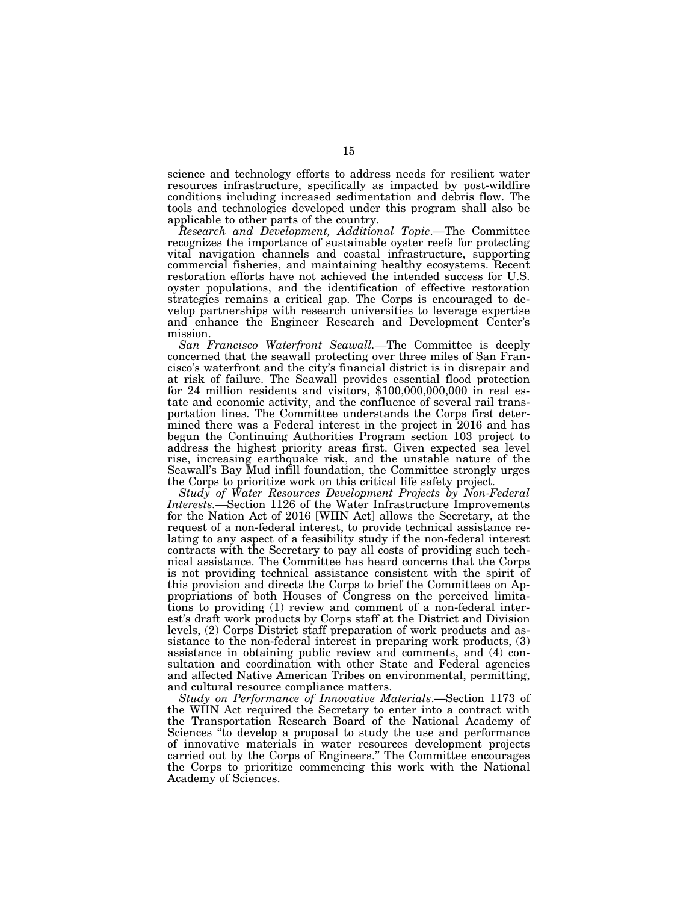science and technology efforts to address needs for resilient water resources infrastructure, specifically as impacted by post-wildfire conditions including increased sedimentation and debris flow. The tools and technologies developed under this program shall also be applicable to other parts of the country.

*Research and Development, Additional Topic*.—The Committee recognizes the importance of sustainable oyster reefs for protecting vital navigation channels and coastal infrastructure, supporting commercial fisheries, and maintaining healthy ecosystems. Recent restoration efforts have not achieved the intended success for U.S. oyster populations, and the identification of effective restoration strategies remains a critical gap. The Corps is encouraged to develop partnerships with research universities to leverage expertise and enhance the Engineer Research and Development Center's mission.

*San Francisco Waterfront Seawall*.—The Committee is deeply concerned that the seawall protecting over three miles of San Francisco's waterfront and the city's financial district is in disrepair and at risk of failure. The Seawall provides essential flood protection for 24 million residents and visitors, $100,000,000,000 in real estate and economic activity, and the confluence of several rail transportation lines. The Committee understands the Corps first determined there was a Federal interest in the project in 2016 and has begun the Continuing Authorities Program section 103 project to address the highest priority areas first. Given expected sea level rise, increasing earthquake risk, and the unstable nature of the Seawall's Bay Mud infill foundation, the Committee strongly urges the Corps to prioritize work on this critical life safety project.

*Study of Water Resources Development Projects by Non-Federal Interests*.—Section 1126 of the Water Infrastructure Improvements for the Nation Act of 2016 [WIIN Act] allows the Secretary, at the request of a non-federal interest, to provide technical assistance relating to any aspect of a feasibility study if the non-federal interest contracts with the Secretary to pay all costs of providing such technical assistance. The Committee has heard concerns that the Corps is not providing technical assistance consistent with the spirit of this provision and directs the Corps to brief the Committees on Appropriations of both Houses of Congress on the perceived limitations to providing (1) review and comment of a non-federal interest's draft work products by Corps staff at the District and Division levels, (2) Corps District staff preparation of work products and assistance to the non-federal interest in preparing work products, (3) assistance in obtaining public review and comments, and (4) consultation and coordination with other State and Federal agencies and affected Native American Tribes on environmental, permitting, and cultural resource compliance matters.

*Study on Performance of Innovative Materials*.—Section 1173 of the WIIN Act required the Secretary to enter into a contract with the Transportation Research Board of the National Academy of Sciences "to develop a proposal to study the use and performance of innovative materials in water resources development projects carried out by the Corps of Engineers." The Committee encourages the Corps to prioritize commencing this work with the National Academy of Sciences.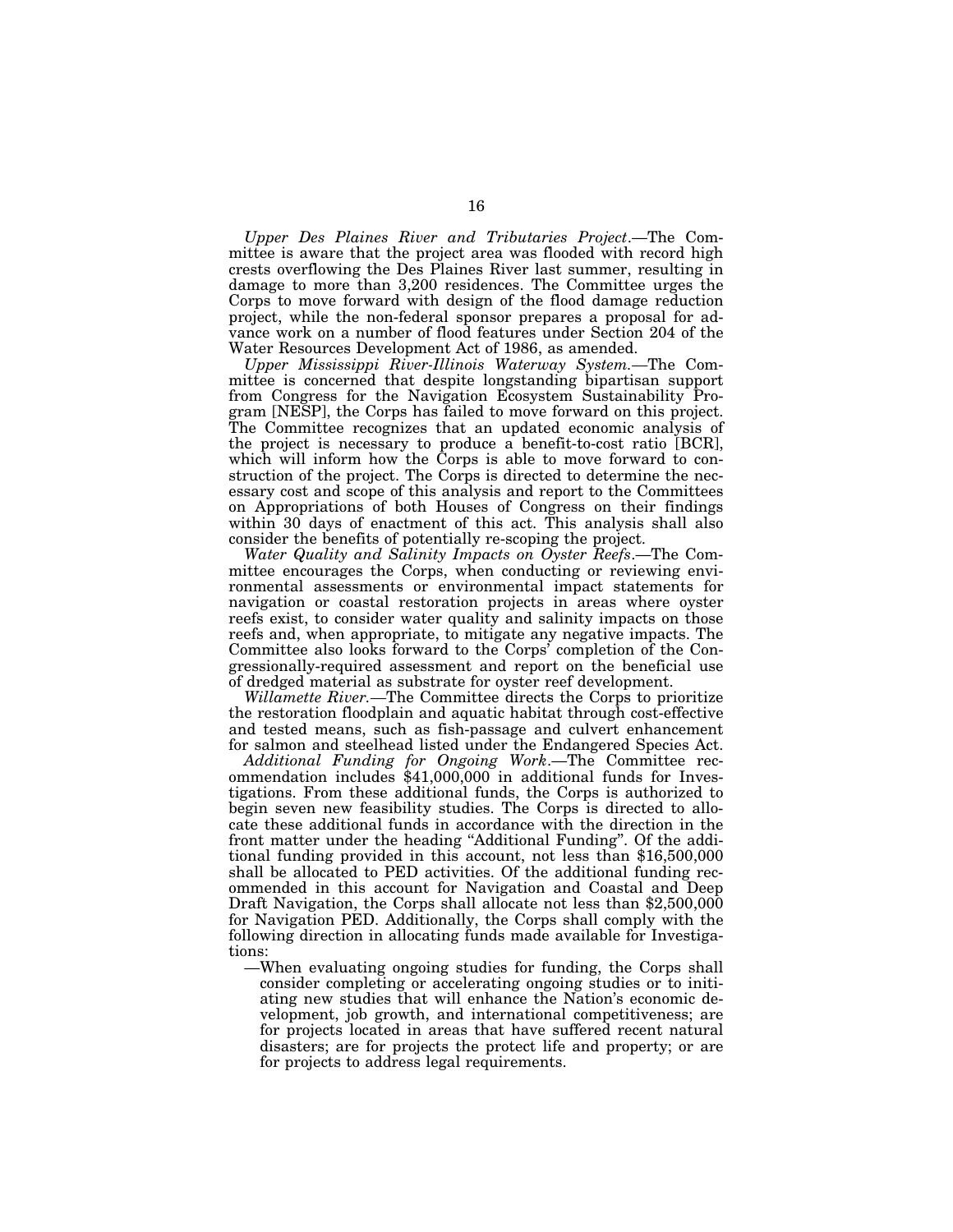*Upper Des Plaines River and Tributaries Project*.—The Committee is aware that the project area was flooded with record high crests overflowing the Des Plaines River last summer, resulting in damage to more than 3,200 residences. The Committee urges the Corps to move forward with design of the flood damage reduction project, while the non-federal sponsor prepares a proposal for advance work on a number of flood features under Section 204 of the Water Resources Development Act of 1986, as amended.

*Upper Mississippi River-Illinois Waterway System.*—The Committee is concerned that despite longstanding bipartisan support from Congress for the Navigation Ecosystem Sustainability Program [NESP], the Corps has failed to move forward on this project. The Committee recognizes that an updated economic analysis of the project is necessary to produce a benefit-to-cost ratio [BCR], which will inform how the Corps is able to move forward to construction of the project. The Corps is directed to determine the necessary cost and scope of this analysis and report to the Committees on Appropriations of both Houses of Congress on their findings within 30 days of enactment of this act. This analysis shall also consider the benefits of potentially re-scoping the project.

*Water Quality and Salinity Impacts on Oyster Reefs*.—The Committee encourages the Corps, when conducting or reviewing environmental assessments or environmental impact statements for navigation or coastal restoration projects in areas where oyster reefs exist, to consider water quality and salinity impacts on those reefs and, when appropriate, to mitigate any negative impacts. The Committee also looks forward to the Corps' completion of the Congressionally-required assessment and report on the beneficial use of dredged material as substrate for oyster reef development.

*Willamette River.*—The Committee directs the Corps to prioritize the restoration floodplain and aquatic habitat through cost-effective and tested means, such as fish-passage and culvert enhancement for salmon and steelhead listed under the Endangered Species Act.

*Additional Funding for Ongoing Work*.—The Committee recommendation includes $41,000,000 in additional funds for Investigations. From these additional funds, the Corps is authorized to begin seven new feasibility studies. The Corps is directed to allocate these additional funds in accordance with the direction in the front matter under the heading "Additional Funding". Of the additional funding provided in this account, not less than $16,500,000 shall be allocated to PED activities. Of the additional funding recommended in this account for Navigation and Coastal and Deep Draft Navigation, the Corps shall allocate not less than $2,500,000 for Navigation PED. Additionally, the Corps shall comply with the following direction in allocating funds made available for Investigations:

—When evaluating ongoing studies for funding, the Corps shall consider completing or accelerating ongoing studies or to initiating new studies that will enhance the Nation's economic development, job growth, and international competitiveness; are for projects located in areas that have suffered recent natural disasters; are for projects the protect life and property; or are for projects to address legal requirements.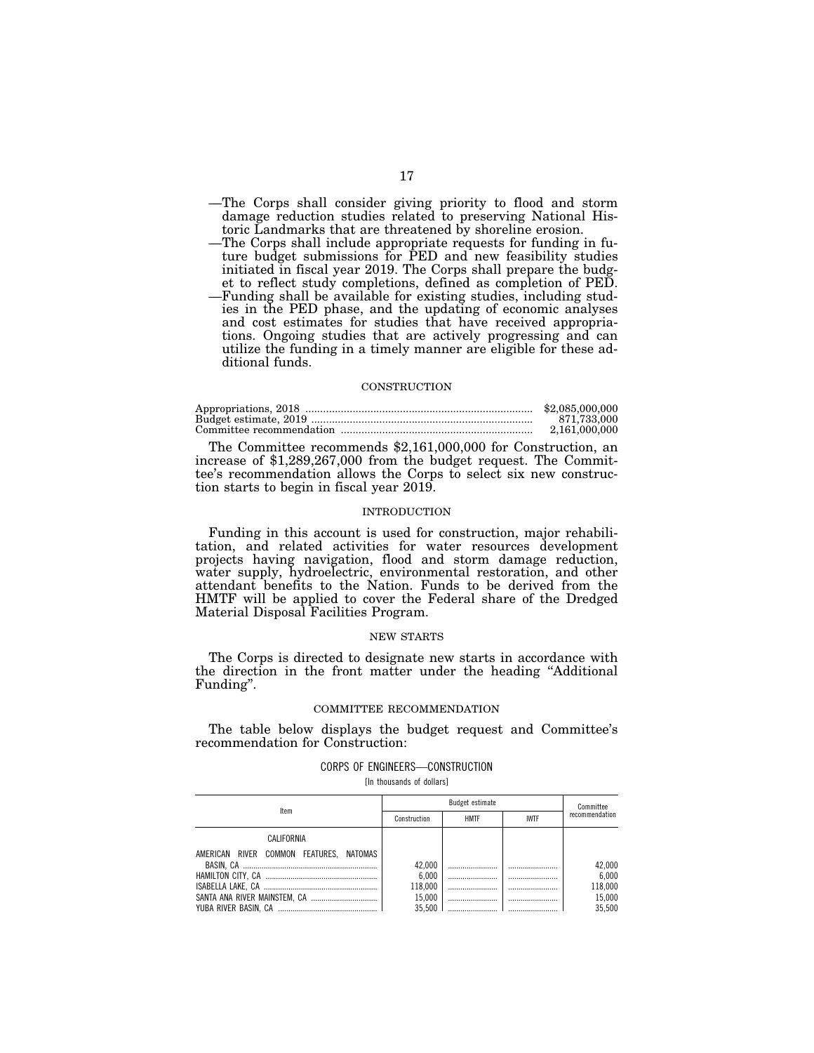—The Corps shall consider giving priority to flood and storm damage reduction studies related to preserving National Historic Landmarks that are threatened by shoreline erosion.

—The Corps shall include appropriate requests for funding in future budget submissions for PED and new feasibility studies initiated in fiscal year 2019. The Corps shall prepare the budget to reflect study completions, defined as completion of PED.

—Funding shall be available for existing studies, including studies in the PED phase, and the updating of economic analyses and cost estimates for studies that have received appropriations. Ongoing studies that are actively progressing and can utilize the funding in a timely manner are eligible for these additional funds.

## CONSTRUCTION

| | |
|---|---|
| Appropriations, 2018 | $2,085,000,000 |
| Budget estimate, 2019 | 871,733,000 |
| Committee recommendation | 2,161,000,000 |

The Committee recommends $2,161,000,000 for Construction, an increase of $1,289,267,000 from the budget request. The Committee's recommendation allows the Corps to select six new construction starts to begin in fiscal year 2019.

### INTRODUCTION

Funding in this account is used for construction, major rehabilitation, and related activities for water resources development projects having navigation, flood and storm damage reduction, water supply, hydroelectric, environmental restoration, and other attendant benefits to the Nation. Funds to be derived from the HMTF will be applied to cover the Federal share of the Dredged Material Disposal Facilities Program.

### NEW STARTS

The Corps is directed to designate new starts in accordance with the direction in the front matter under the heading "Additional Funding".

### COMMITTEE RECOMMENDATION

The table below displays the budget request and Committee's recommendation for Construction:

CORPS OF ENGINEERS—CONSTRUCTION

[In thousands of dollars]

| Item | Budget estimate | | | Committee recommendation |
|---|---|---|---|---|
| | Construction | HMTF | IWTF | |
| CALIFORNIA | | | | |
| AMERICAN RIVER COMMON FEATURES, NATOMAS BASIN, CA | 42,000 | | | 42,000 |
| HAMILTON CITY, CA | 6,000 | | | 6,000 |
| ISABELLA LAKE, CA | 118,000 | | | 118,000 |
| SANTA ANA RIVER MAINSTEM, CA | 15,000 | | | 15,000 |
| YUBA RIVER BASIN, CA | 35,500 | | | 35,500 |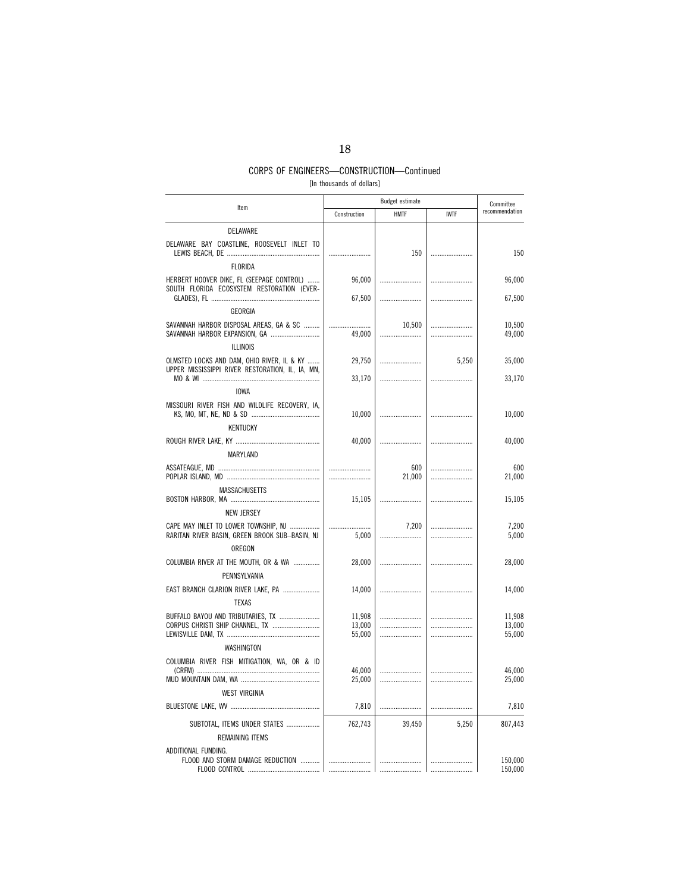## CORPS OF ENGINEERS—CONSTRUCTION—Continued

[In thousands of dollars]

| Item | Budget estimate | | | Committee recommendation |
|---|---|---|---|---|
| | Construction | HMTF | IWTF | |
| DELAWARE | | | | |
| DELAWARE BAY COASTLINE, ROOSEVELT INLET TO LEWIS BEACH, DE | | 150 | | 150 |
| FLORIDA | | | | |
| HERBERT HOOVER DIKE, FL (SEEPAGE CONTROL) | 96,000 | | | 96,000 |
| SOUTH FLORIDA ECOSYSTEM RESTORATION (EVERGLADES), FL | 67,500 | | | 67,500 |
| GEORGIA | | | | |
| SAVANNAH HARBOR DISPOSAL AREAS, GA & SC | | 10,500 | | 10,500 |
| SAVANNAH HARBOR EXPANSION, GA | 49,000 | | | 49,000 |
| ILLINOIS | | | | |
| OLMSTED LOCKS AND DAM, OHIO RIVER, IL & KY | 29,750 | | 5,250 | 35,000 |
| UPPER MISSISSIPPI RIVER RESTORATION, IL, IA, MN, MO & WI | 33,170 | | | 33,170 |
| IOWA | | | | |
| MISSOURI RIVER FISH AND WILDLIFE RECOVERY, IA, KS, MO, MT, NE, ND & SD | 10,000 | | | 10,000 |
| KENTUCKY | | | | |
| ROUGH RIVER LAKE, KY | 40,000 | | | 40,000 |
| MARYLAND | | | | |
| ASSATEAGUE, MD | | 600 | | 600 |
| POPLAR ISLAND, MD | | 21,000 | | 21,000 |
| MASSACHUSETTS | | | | |
| BOSTON HARBOR, MA | 15,105 | | | 15,105 |
| NEW JERSEY | | | | |
| CAPE MAY INLET TO LOWER TOWNSHIP, NJ | | 7,200 | | 7,200 |
| RARITAN RIVER BASIN, GREEN BROOK SUB–BASIN, NJ | 5,000 | | | 5,000 |
| OREGON | | | | |
| COLUMBIA RIVER AT THE MOUTH, OR & WA | 28,000 | | | 28,000 |
| PENNSYLVANIA | | | | |
| EAST BRANCH CLARION RIVER LAKE, PA | 14,000 | | | 14,000 |
| TEXAS | | | | |
| BUFFALO BAYOU AND TRIBUTARIES, TX | 11,908 | | | 11,908 |
| CORPUS CHRISTI SHIP CHANNEL, TX | 13,000 | | | 13,000 |
| LEWISVILLE DAM, TX | 55,000 | | | 55,000 |
| WASHINGTON | | | | |
| COLUMBIA RIVER FISH MITIGATION, WA, OR & ID (CRFM) | 46,000 | | | 46,000 |
| MUD MOUNTAIN DAM, WA | 25,000 | | | 25,000 |
| WEST VIRGINIA | | | | |
| BLUESTONE LAKE, WV | 7,810 | | | 7,810 |
| SUBTOTAL, ITEMS UNDER STATES | 762,743 | 39,450 | 5,250 | 807,443 |
| REMAINING ITEMS | | | | |
| ADDITIONAL FUNDING. | | | | |
| FLOOD AND STORM DAMAGE REDUCTION | | | | 150,000 |
| FLOOD CONTROL | | | | 150,000 |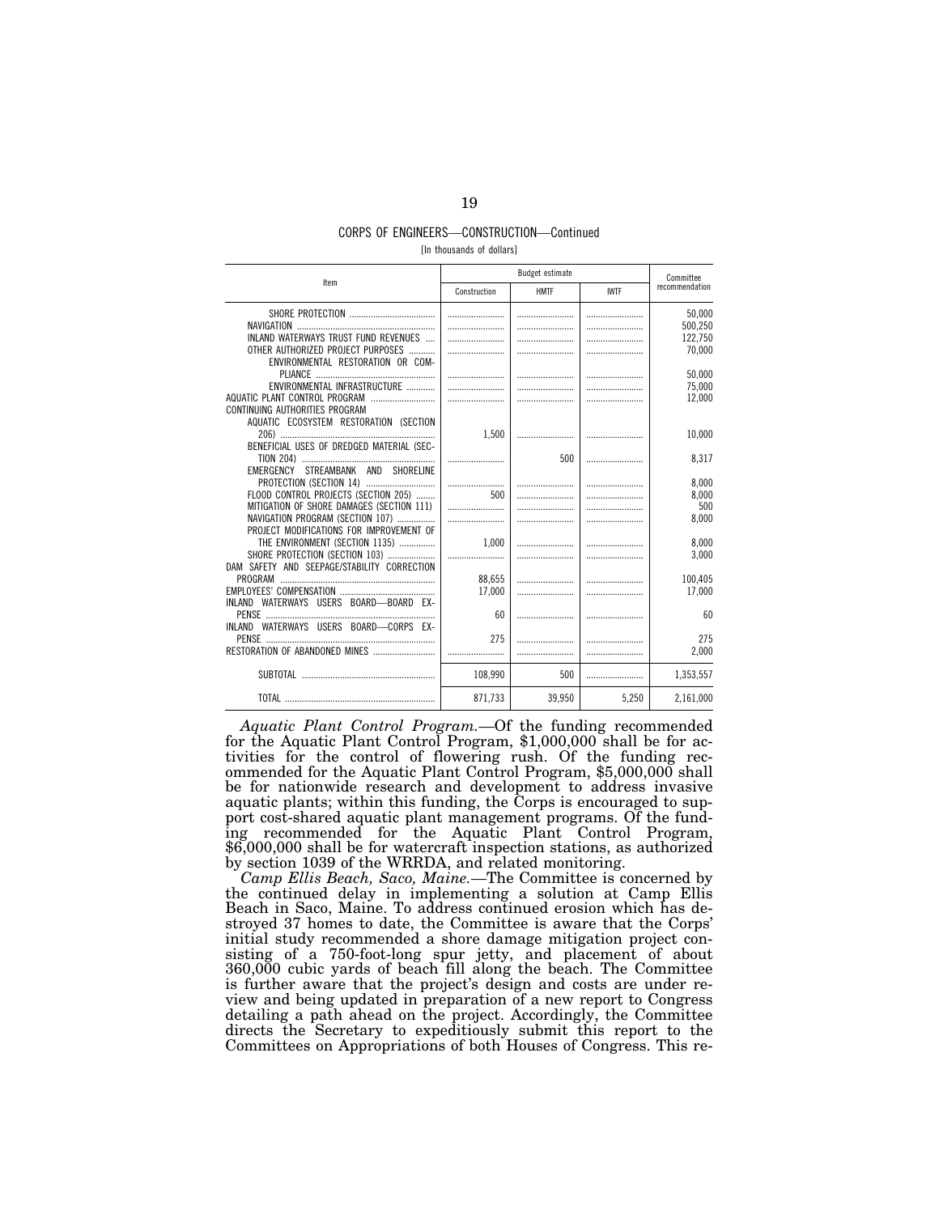CORPS OF ENGINEERS—CONSTRUCTION—Continued

[In thousands of dollars]

| Item | Budget estimate | | | Committee recommendation |
|---|---|---|---|---|
| | Construction | HMTF | IWTF | |
| SHORE PROTECTION | | | | 50,000 |
| NAVIGATION | | | | 500,250 |
| INLAND WATERWAYS TRUST FUND REVENUES | | | | 122,750 |
| OTHER AUTHORIZED PROJECT PURPOSES | | | | 70,000 |
| ENVIRONMENTAL RESTORATION OR COMPLIANCE | | | | 50,000 |
| ENVIRONMENTAL INFRASTRUCTURE | | | | 75,000 |
| AQUATIC PLANT CONTROL PROGRAM | | | | 12,000 |
| CONTINUING AUTHORITIES PROGRAM | | | | |
| AQUATIC ECOSYSTEM RESTORATION (SECTION 206) | 1,500 | | | 10,000 |
| BENEFICIAL USES OF DREDGED MATERIAL (SECTION 204) | | 500 | | 8,317 |
| EMERGENCY STREAMBANK AND SHORELINE PROTECTION (SECTION 14) | | | | 8,000 |
| FLOOD CONTROL PROJECTS (SECTION 205) | 500 | | | 8,000 |
| MITIGATION OF SHORE DAMAGES (SECTION 111) | | | | 500 |
| NAVIGATION PROGRAM (SECTION 107) | | | | 8,000 |
| PROJECT MODIFICATIONS FOR IMPROVEMENT OF THE ENVIRONMENT (SECTION 1135) | 1,000 | | | 8,000 |
| SHORE PROTECTION (SECTION 103) | | | | 3,000 |
| DAM SAFETY AND SEEPAGE/STABILITY CORRECTION PROGRAM | 88,655 | | | 100,405 |
| EMPLOYEES' COMPENSATION | 17,000 | | | 17,000 |
| INLAND WATERWAYS USERS BOARD—BOARD EXPENSE | 60 | | | 60 |
| INLAND WATERWAYS USERS BOARD—CORPS EXPENSE | 275 | | | 275 |
| RESTORATION OF ABANDONED MINES | | | | 2,000 |
| SUBTOTAL | 108,990 | 500 | | 1,353,557 |
| TOTAL | 871,733 | 39,950 | 5,250 | 2,161,000 |

*Aquatic Plant Control Program.*—Of the funding recommended for the Aquatic Plant Control Program, $1,000,000 shall be for activities for the control of flowering rush. Of the funding recommended for the Aquatic Plant Control Program, $5,000,000 shall be for nationwide research and development to address invasive aquatic plants; within this funding, the Corps is encouraged to support cost-shared aquatic plant management programs. Of the funding recommended for the Aquatic Plant Control Program, $6,000,000 shall be for watercraft inspection stations, as authorized by section 1039 of the WRRDA, and related monitoring.

*Camp Ellis Beach, Saco, Maine.*—The Committee is concerned by the continued delay in implementing a solution at Camp Ellis Beach in Saco, Maine. To address continued erosion which has destroyed 37 homes to date, the Committee is aware that the Corps' initial study recommended a shore damage mitigation project consisting of a 750-foot-long spur jetty, and placement of about 360,000 cubic yards of beach fill along the beach. The Committee is further aware that the project's design and costs are under review and being updated in preparation of a new report to Congress detailing a path ahead on the project. Accordingly, the Committee directs the Secretary to expeditiously submit this report to the Committees on Appropriations of both Houses of Congress. This re-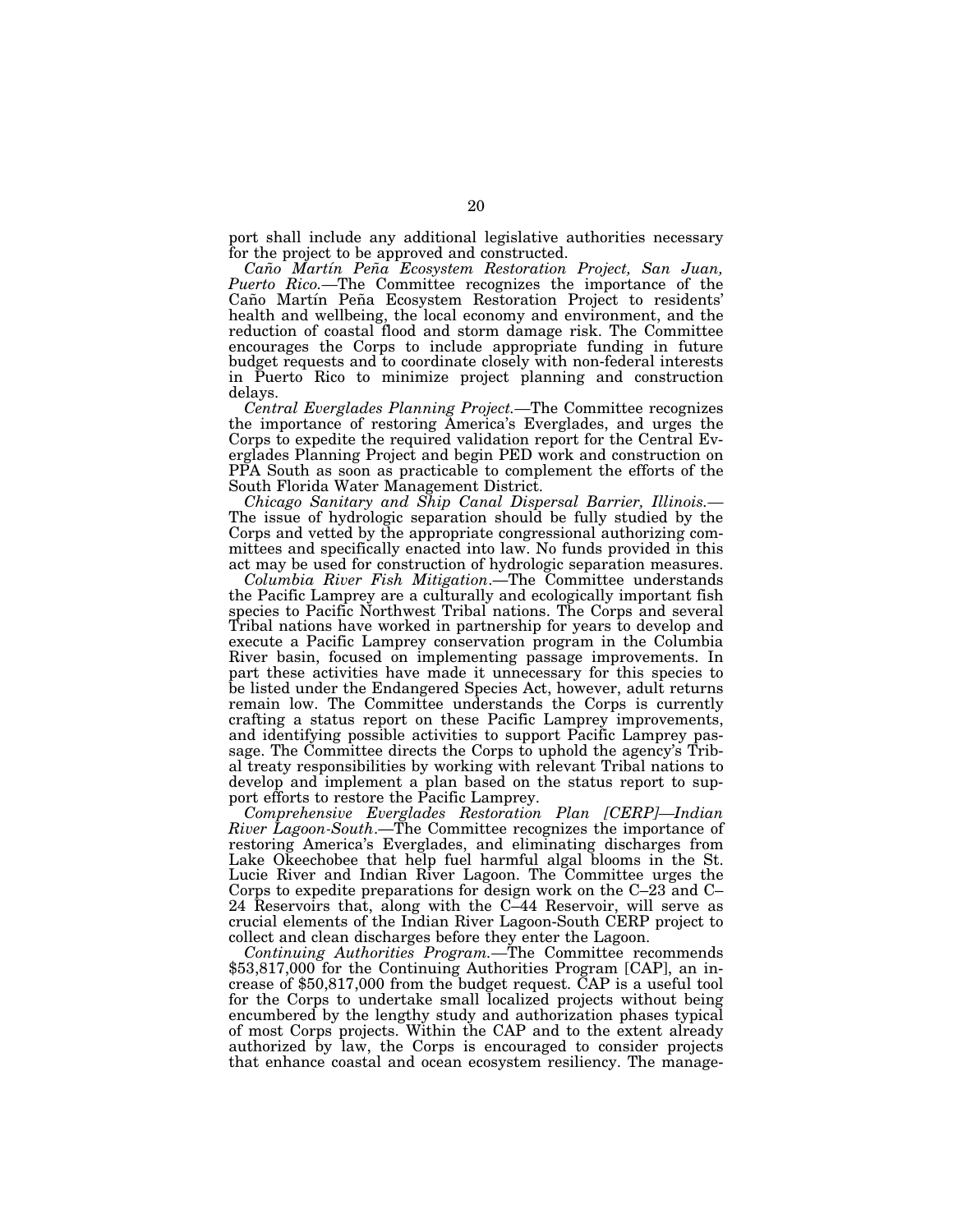port shall include any additional legislative authorities necessary for the project to be approved and constructed.

*Caño Martín Peña Ecosystem Restoration Project, San Juan, Puerto Rico.*—The Committee recognizes the importance of the Caño Martín Peña Ecosystem Restoration Project to residents' health and wellbeing, the local economy and environment, and the reduction of coastal flood and storm damage risk. The Committee encourages the Corps to include appropriate funding in future budget requests and to coordinate closely with non-federal interests in Puerto Rico to minimize project planning and construction delays.

*Central Everglades Planning Project.*—The Committee recognizes the importance of restoring America's Everglades, and urges the Corps to expedite the required validation report for the Central Everglades Planning Project and begin PED work and construction on PPA South as soon as practicable to complement the efforts of the South Florida Water Management District.

*Chicago Sanitary and Ship Canal Dispersal Barrier, Illinois.*—The issue of hydrologic separation should be fully studied by the Corps and vetted by the appropriate congressional authorizing committees and specifically enacted into law. No funds provided in this act may be used for construction of hydrologic separation measures.

*Columbia River Fish Mitigation*.—The Committee understands the Pacific Lamprey are a culturally and ecologically important fish species to Pacific Northwest Tribal nations. The Corps and several Tribal nations have worked in partnership for years to develop and execute a Pacific Lamprey conservation program in the Columbia River basin, focused on implementing passage improvements. In part these activities have made it unnecessary for this species to be listed under the Endangered Species Act, however, adult returns remain low. The Committee understands the Corps is currently crafting a status report on these Pacific Lamprey improvements, and identifying possible activities to support Pacific Lamprey passage. The Committee directs the Corps to uphold the agency's Tribal treaty responsibilities by working with relevant Tribal nations to develop and implement a plan based on the status report to support efforts to restore the Pacific Lamprey.

*Comprehensive Everglades Restoration Plan [CERP]—Indian River Lagoon-South*.—The Committee recognizes the importance of restoring America's Everglades, and eliminating discharges from Lake Okeechobee that help fuel harmful algal blooms in the St. Lucie River and Indian River Lagoon. The Committee urges the Corps to expedite preparations for design work on the C–23 and C–24 Reservoirs that, along with the C–44 Reservoir, will serve as crucial elements of the Indian River Lagoon-South CERP project to collect and clean discharges before they enter the Lagoon.

*Continuing Authorities Program.*—The Committee recommends $53,817,000 for the Continuing Authorities Program [CAP], an increase of $50,817,000 from the budget request. CAP is a useful tool for the Corps to undertake small localized projects without being encumbered by the lengthy study and authorization phases typical of most Corps projects. Within the CAP and to the extent already authorized by law, the Corps is encouraged to consider projects that enhance coastal and ocean ecosystem resiliency. The manage-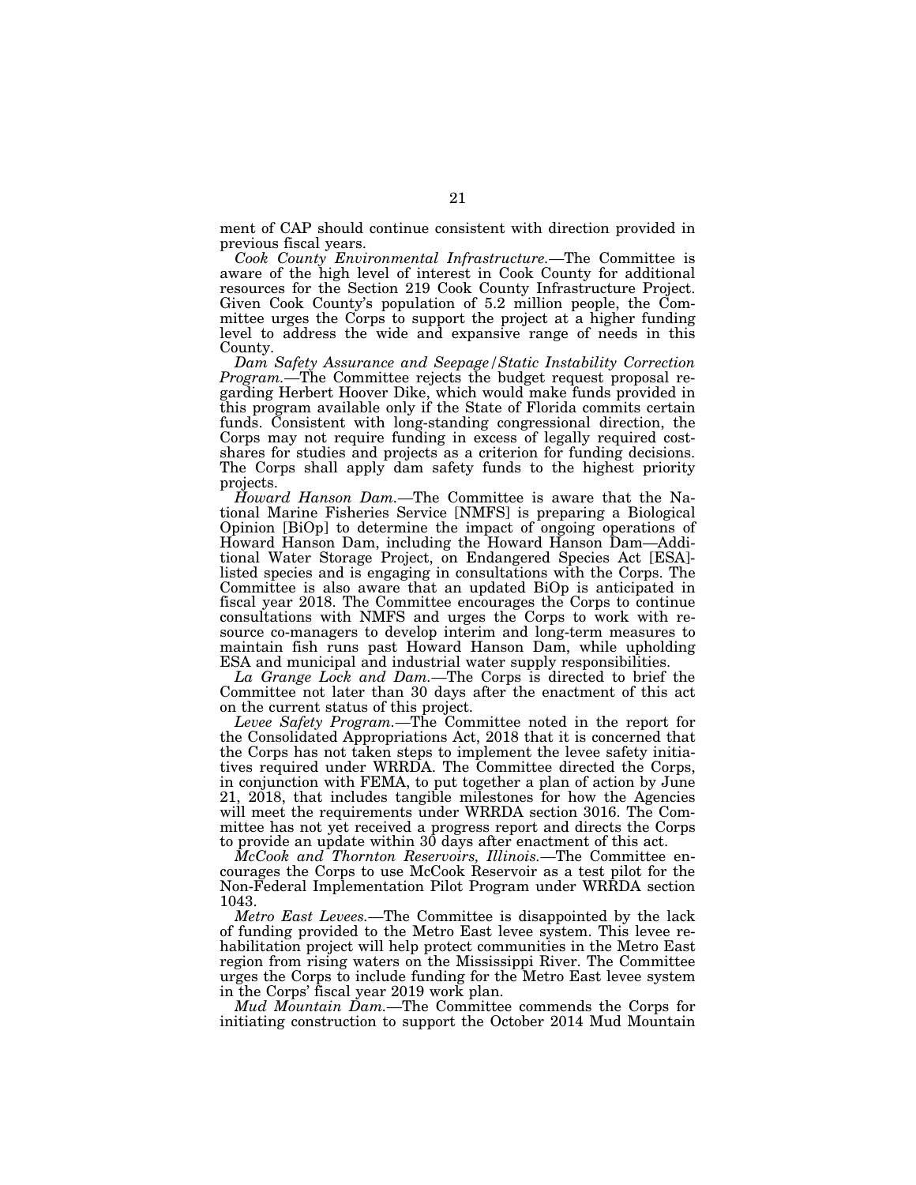ment of CAP should continue consistent with direction provided in previous fiscal years.

*Cook County Environmental Infrastructure.*—The Committee is aware of the high level of interest in Cook County for additional resources for the Section 219 Cook County Infrastructure Project. Given Cook County's population of 5.2 million people, the Committee urges the Corps to support the project at a higher funding level to address the wide and expansive range of needs in this County.

*Dam Safety Assurance and Seepage/Static Instability Correction Program.*—The Committee rejects the budget request proposal regarding Herbert Hoover Dike, which would make funds provided in this program available only if the State of Florida commits certain funds. Consistent with long-standing congressional direction, the Corps may not require funding in excess of legally required cost-shares for studies and projects as a criterion for funding decisions. The Corps shall apply dam safety funds to the highest priority projects.

*Howard Hanson Dam.*—The Committee is aware that the National Marine Fisheries Service [NMFS] is preparing a Biological Opinion [BiOp] to determine the impact of ongoing operations of Howard Hanson Dam, including the Howard Hanson Dam—Additional Water Storage Project, on Endangered Species Act [ESA]-listed species and is engaging in consultations with the Corps. The Committee is also aware that an updated BiOp is anticipated in fiscal year 2018. The Committee encourages the Corps to continue consultations with NMFS and urges the Corps to work with resource co-managers to develop interim and long-term measures to maintain fish runs past Howard Hanson Dam, while upholding ESA and municipal and industrial water supply responsibilities.

*La Grange Lock and Dam.*—The Corps is directed to brief the Committee not later than 30 days after the enactment of this act on the current status of this project.

*Levee Safety Program.*—The Committee noted in the report for the Consolidated Appropriations Act, 2018 that it is concerned that the Corps has not taken steps to implement the levee safety initiatives required under WRRDA. The Committee directed the Corps, in conjunction with FEMA, to put together a plan of action by June 21, 2018, that includes tangible milestones for how the Agencies will meet the requirements under WRRDA section 3016. The Committee has not yet received a progress report and directs the Corps to provide an update within 30 days after enactment of this act.

*McCook and Thornton Reservoirs, Illinois.*—The Committee encourages the Corps to use McCook Reservoir as a test pilot for the Non-Federal Implementation Pilot Program under WRRDA section 1043.

*Metro East Levees.*—The Committee is disappointed by the lack of funding provided to the Metro East levee system. This levee rehabilitation project will help protect communities in the Metro East region from rising waters on the Mississippi River. The Committee urges the Corps to include funding for the Metro East levee system in the Corps' fiscal year 2019 work plan.

*Mud Mountain Dam.*—The Committee commends the Corps for initiating construction to support the October 2014 Mud Mountain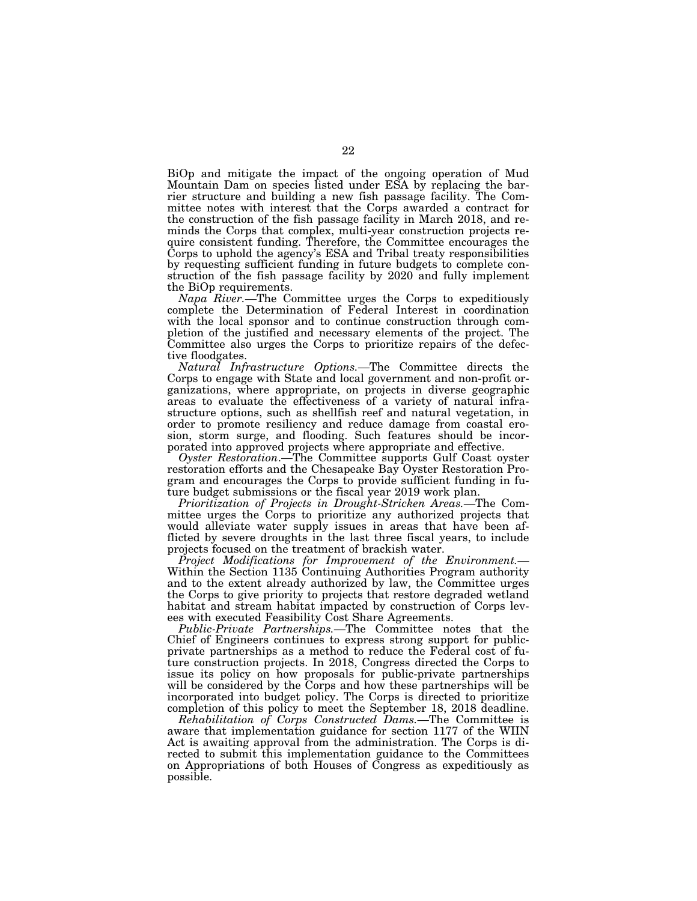BiOp and mitigate the impact of the ongoing operation of Mud Mountain Dam on species listed under ESA by replacing the barrier structure and building a new fish passage facility. The Committee notes with interest that the Corps awarded a contract for the construction of the fish passage facility in March 2018, and reminds the Corps that complex, multi-year construction projects require consistent funding. Therefore, the Committee encourages the Corps to uphold the agency's ESA and Tribal treaty responsibilities by requesting sufficient funding in future budgets to complete construction of the fish passage facility by 2020 and fully implement the BiOp requirements.

*Napa River.*—The Committee urges the Corps to expeditiously complete the Determination of Federal Interest in coordination with the local sponsor and to continue construction through completion of the justified and necessary elements of the project. The Committee also urges the Corps to prioritize repairs of the defective floodgates.

*Natural Infrastructure Options.*—The Committee directs the Corps to engage with State and local government and non-profit organizations, where appropriate, on projects in diverse geographic areas to evaluate the effectiveness of a variety of natural infrastructure options, such as shellfish reef and natural vegetation, in order to promote resiliency and reduce damage from coastal erosion, storm surge, and flooding. Such features should be incorporated into approved projects where appropriate and effective.

*Oyster Restoration*.—The Committee supports Gulf Coast oyster restoration efforts and the Chesapeake Bay Oyster Restoration Program and encourages the Corps to provide sufficient funding in future budget submissions or the fiscal year 2019 work plan.

*Prioritization of Projects in Drought-Stricken Areas.*—The Committee urges the Corps to prioritize any authorized projects that would alleviate water supply issues in areas that have been afflicted by severe droughts in the last three fiscal years, to include projects focused on the treatment of brackish water.

*Project Modifications for Improvement of the Environment.*—Within the Section 1135 Continuing Authorities Program authority and to the extent already authorized by law, the Committee urges the Corps to give priority to projects that restore degraded wetland habitat and stream habitat impacted by construction of Corps levees with executed Feasibility Cost Share Agreements.

*Public-Private Partnerships.*—The Committee notes that the Chief of Engineers continues to express strong support for public-private partnerships as a method to reduce the Federal cost of future construction projects. In 2018, Congress directed the Corps to issue its policy on how proposals for public-private partnerships will be considered by the Corps and how these partnerships will be incorporated into budget policy. The Corps is directed to prioritize completion of this policy to meet the September 18, 2018 deadline.

*Rehabilitation of Corps Constructed Dams.*—The Committee is aware that implementation guidance for section 1177 of the WIIN Act is awaiting approval from the administration. The Corps is directed to submit this implementation guidance to the Committees on Appropriations of both Houses of Congress as expeditiously as possible.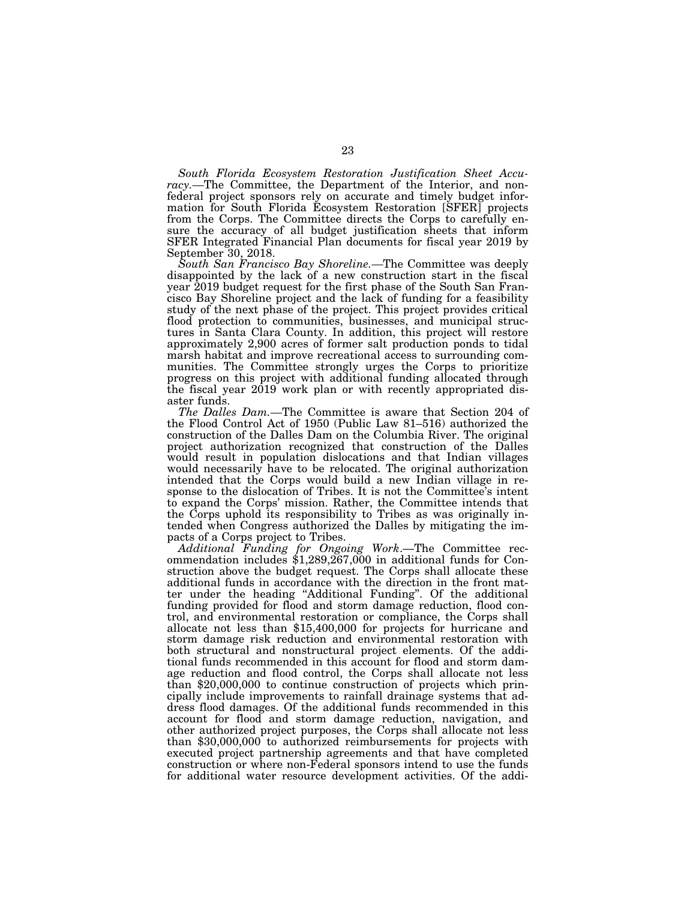*South Florida Ecosystem Restoration Justification Sheet Accuracy.*—The Committee, the Department of the Interior, and non-federal project sponsors rely on accurate and timely budget information for South Florida Ecosystem Restoration [SFER] projects from the Corps. The Committee directs the Corps to carefully ensure the accuracy of all budget justification sheets that inform SFER Integrated Financial Plan documents for fiscal year 2019 by September 30, 2018.

*South San Francisco Bay Shoreline.*—The Committee was deeply disappointed by the lack of a new construction start in the fiscal year 2019 budget request for the first phase of the South San Francisco Bay Shoreline project and the lack of funding for a feasibility study of the next phase of the project. This project provides critical flood protection to communities, businesses, and municipal structures in Santa Clara County. In addition, this project will restore approximately 2,900 acres of former salt production ponds to tidal marsh habitat and improve recreational access to surrounding communities. The Committee strongly urges the Corps to prioritize progress on this project with additional funding allocated through the fiscal year 2019 work plan or with recently appropriated disaster funds.

*The Dalles Dam.*—The Committee is aware that Section 204 of the Flood Control Act of 1950 (Public Law 81–516) authorized the construction of the Dalles Dam on the Columbia River. The original project authorization recognized that construction of the Dalles would result in population dislocations and that Indian villages would necessarily have to be relocated. The original authorization intended that the Corps would build a new Indian village in response to the dislocation of Tribes. It is not the Committee's intent to expand the Corps' mission. Rather, the Committee intends that the Corps uphold its responsibility to Tribes as was originally intended when Congress authorized the Dalles by mitigating the impacts of a Corps project to Tribes.

*Additional Funding for Ongoing Work.*—The Committee recommendation includes $1,289,267,000 in additional funds for Construction above the budget request. The Corps shall allocate these additional funds in accordance with the direction in the front matter under the heading "Additional Funding". Of the additional funding provided for flood and storm damage reduction, flood control, and environmental restoration or compliance, the Corps shall allocate not less than $15,400,000 for projects for hurricane and storm damage risk reduction and environmental restoration with both structural and nonstructural project elements. Of the additional funds recommended in this account for flood and storm damage reduction and flood control, the Corps shall allocate not less than $20,000,000 to continue construction of projects which principally include improvements to rainfall drainage systems that address flood damages. Of the additional funds recommended in this account for flood and storm damage reduction, navigation, and other authorized project purposes, the Corps shall allocate not less than $30,000,000 to authorized reimbursements for projects with executed project partnership agreements and that have completed construction or where non-Federal sponsors intend to use the funds for additional water resource development activities. Of the addi-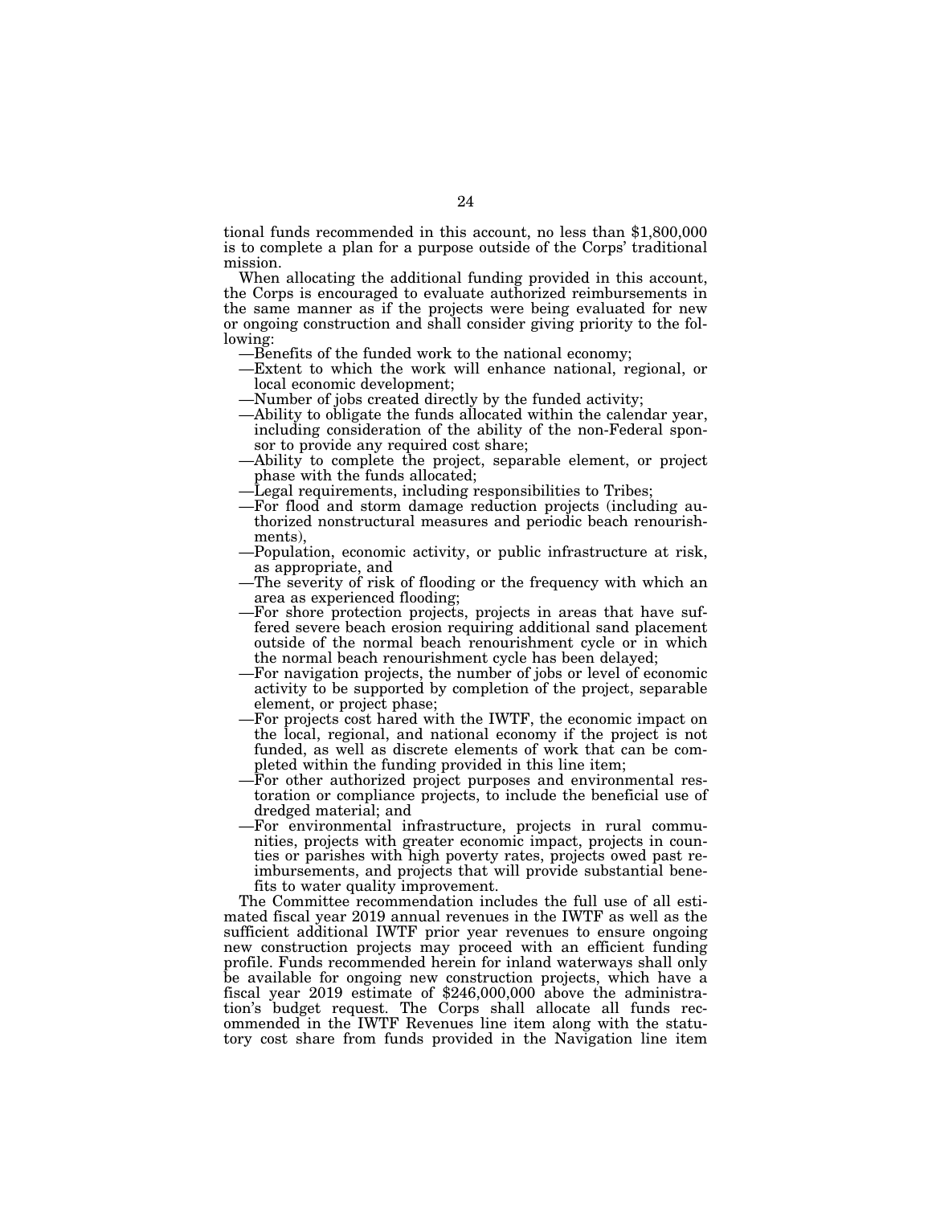tional funds recommended in this account, no less than $1,800,000 is to complete a plan for a purpose outside of the Corps' traditional mission.

When allocating the additional funding provided in this account, the Corps is encouraged to evaluate authorized reimbursements in the same manner as if the projects were being evaluated for new or ongoing construction and shall consider giving priority to the following:

—Benefits of the funded work to the national economy;
—Extent to which the work will enhance national, regional, or local economic development;
—Number of jobs created directly by the funded activity;
—Ability to obligate the funds allocated within the calendar year, including consideration of the ability of the non-Federal sponsor to provide any required cost share;
—Ability to complete the project, separable element, or project phase with the funds allocated;
—Legal requirements, including responsibilities to Tribes;
—For flood and storm damage reduction projects (including authorized nonstructural measures and periodic beach renourishments),
—Population, economic activity, or public infrastructure at risk, as appropriate, and
—The severity of risk of flooding or the frequency with which an area as experienced flooding;
—For shore protection projects, projects in areas that have suffered severe beach erosion requiring additional sand placement outside of the normal beach renourishment cycle or in which the normal beach renourishment cycle has been delayed;
—For navigation projects, the number of jobs or level of economic activity to be supported by completion of the project, separable element, or project phase;
—For projects cost hared with the IWTF, the economic impact on the local, regional, and national economy if the project is not funded, as well as discrete elements of work that can be completed within the funding provided in this line item;
—For other authorized project purposes and environmental restoration or compliance projects, to include the beneficial use of dredged material; and
—For environmental infrastructure, projects in rural communities, projects with greater economic impact, projects in counties or parishes with high poverty rates, projects owed past reimbursements, and projects that will provide substantial benefits to water quality improvement.

The Committee recommendation includes the full use of all estimated fiscal year 2019 annual revenues in the IWTF as well as the sufficient additional IWTF prior year revenues to ensure ongoing new construction projects may proceed with an efficient funding profile. Funds recommended herein for inland waterways shall only be available for ongoing new construction projects, which have a fiscal year 2019 estimate of $246,000,000 above the administration's budget request. The Corps shall allocate all funds recommended in the IWTF Revenues line item along with the statutory cost share from funds provided in the Navigation line item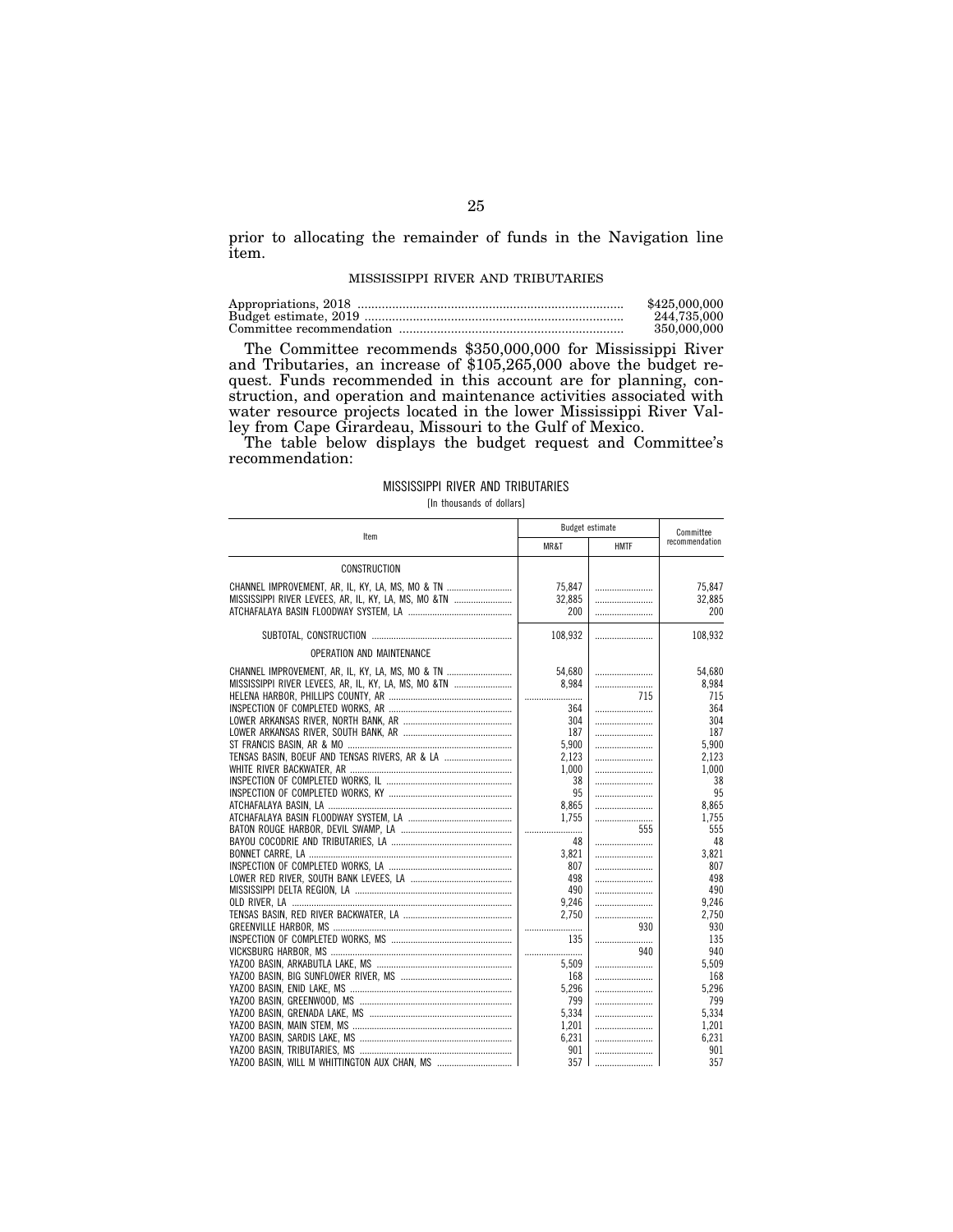prior to allocating the remainder of funds in the Navigation line item.

## MISSISSIPPI RIVER AND TRIBUTARIES

| | |
|---|---|
| Appropriations, 2018 | $425,000,000 |
| Budget estimate, 2019 | 244,735,000 |
| Committee recommendation | 350,000,000 |

The Committee recommends $350,000,000 for Mississippi River and Tributaries, an increase of $105,265,000 above the budget request. Funds recommended in this account are for planning, construction, and operation and maintenance activities associated with water resource projects located in the lower Mississippi River Valley from Cape Girardeau, Missouri to the Gulf of Mexico.

The table below displays the budget request and Committee's recommendation:

MISSISSIPPI RIVER AND TRIBUTARIES

[In thousands of dollars]

| Item | Budget estimate | | Committee recommendation |
|---|---|---|---|
| | MR&T | HMTF | |
| CONSTRUCTION | | | |
| CHANNEL IMPROVEMENT, AR, IL, KY, LA, MS, MO & TN | 75,847 | | 75,847 |
| MISSISSIPPI RIVER LEVEES, AR, IL, KY, LA, MS, MO &TN | 32,885 | | 32,885 |
| ATCHAFALAYA BASIN FLOODWAY SYSTEM, LA | 200 | | 200 |
| SUBTOTAL, CONSTRUCTION | 108,932 | | 108,932 |
| OPERATION AND MAINTENANCE | | | |
| CHANNEL IMPROVEMENT, AR, IL, KY, LA, MS, MO & TN | 54,680 | | 54,680 |
| MISSISSIPPI RIVER LEVEES, AR, IL, KY, LA, MS, MO &TN | 8,984 | | 8,984 |
| HELENA HARBOR, PHILLIPS COUNTY, AR | | 715 | 715 |
| INSPECTION OF COMPLETED WORKS, AR | 364 | | 364 |
| LOWER ARKANSAS RIVER, NORTH BANK, AR | 304 | | 304 |
| LOWER ARKANSAS RIVER, SOUTH BANK, AR | 187 | | 187 |
| ST FRANCIS BASIN, AR & MO | 5,900 | | 5,900 |
| TENSAS BASIN, BOEUF AND TENSAS RIVERS, AR & LA | 2,123 | | 2,123 |
| WHITE RIVER BACKWATER, AR | 1,000 | | 1,000 |
| INSPECTION OF COMPLETED WORKS, IL | 38 | | 38 |
| INSPECTION OF COMPLETED WORKS, KY | 95 | | 95 |
| ATCHAFALAYA BASIN, LA | 8,865 | | 8,865 |
| ATCHAFALAYA BASIN FLOODWAY SYSTEM, LA | 1,755 | | 1,755 |
| BATON ROUGE HARBOR, DEVIL SWAMP, LA | | 555 | 555 |
| BAYOU COCODRIE AND TRIBUTARIES, LA | 48 | | 48 |
| BONNET CARRE, LA | 3,821 | | 3,821 |
| INSPECTION OF COMPLETED WORKS, LA | 807 | | 807 |
| LOWER RED RIVER, SOUTH BANK LEVEES, LA | 498 | | 498 |
| MISSISSIPPI DELTA REGION, LA | 490 | | 490 |
| OLD RIVER, LA | 9,246 | | 9,246 |
| TENSAS BASIN, RED RIVER BACKWATER, LA | 2,750 | | 2,750 |
| GREENVILLE HARBOR, MS | | 930 | 930 |
| INSPECTION OF COMPLETED WORKS, MS | 135 | | 135 |
| VICKSBURG HARBOR, MS | | 940 | 940 |
| YAZOO BASIN, ARKABUTLA LAKE, MS | 5,509 | | 5,509 |
| YAZOO BASIN, BIG SUNFLOWER RIVER, MS | 168 | | 168 |
| YAZOO BASIN, ENID LAKE, MS | 5,296 | | 5,296 |
| YAZOO BASIN, GREENWOOD, MS | 799 | | 799 |
| YAZOO BASIN, GRENADA LAKE, MS | 5,334 | | 5,334 |
| YAZOO BASIN, MAIN STEM, MS | 1,201 | | 1,201 |
| YAZOO BASIN, SARDIS LAKE, MS | 6,231 | | 6,231 |
| YAZOO BASIN, TRIBUTARIES, MS | 901 | | 901 |
| YAZOO BASIN, WILL M WHITTINGTON AUX CHAN, MS | 357 | | 357 |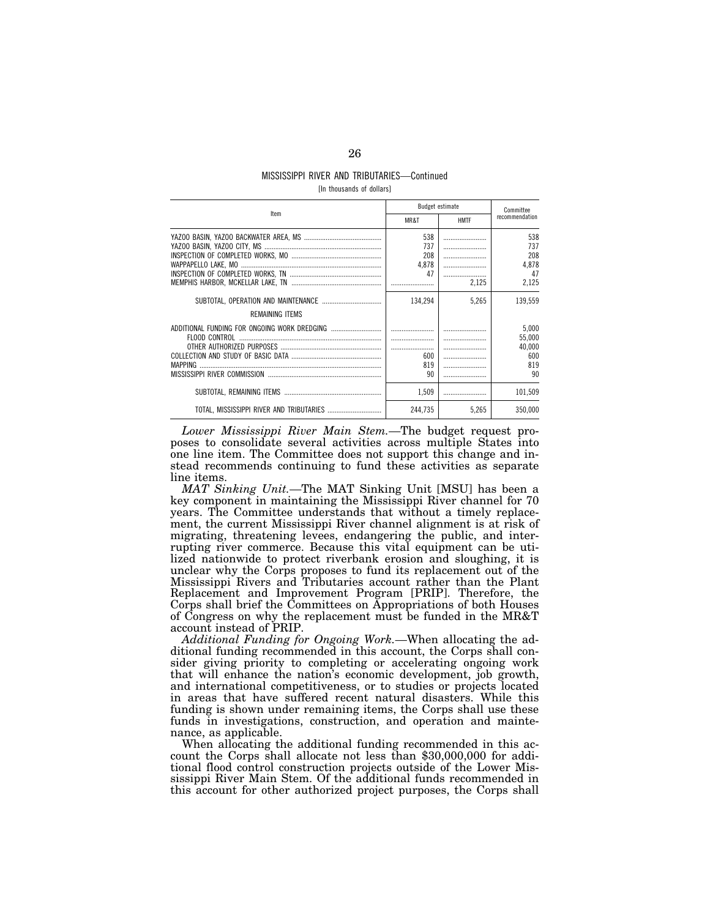MISSISSIPPI RIVER AND TRIBUTARIES—Continued

[In thousands of dollars]

| Item | Budget estimate | | Committee recommendation |
|---|---|---|---|
| | MR&T | HMTF | |
| YAZOO BASIN, YAZOO BACKWATER AREA, MS | 538 | | 538 |
| YAZOO BASIN, YAZOO CITY, MS | 737 | | 737 |
| INSPECTION OF COMPLETED WORKS, MO | 208 | | 208 |
| WAPPAPELLO LAKE, MO | 4,878 | | 4,878 |
| INSPECTION OF COMPLETED WORKS, TN | 47 | | 47 |
| MEMPHIS HARBOR, MCKELLAR LAKE, TN | | 2,125 | 2,125 |
| SUBTOTAL, OPERATION AND MAINTENANCE | 134,294 | 5,265 | 139,559 |
| REMAINING ITEMS | | | |
| ADDITIONAL FUNDING FOR ONGOING WORK DREDGING | | | 5,000 |
| FLOOD CONTROL | | | 55,000 |
| OTHER AUTHORIZED PURPOSES | | | 40,000 |
| COLLECTION AND STUDY OF BASIC DATA | 600 | | 600 |
| MAPPING | 819 | | 819 |
| MISSISSIPPI RIVER COMMISSION | 90 | | 90 |
| SUBTOTAL, REMAINING ITEMS | 1,509 | | 101,509 |
| TOTAL, MISSISSIPPI RIVER AND TRIBUTARIES | 244,735 | 5,265 | 350,000 |

*Lower Mississippi River Main Stem.*—The budget request proposes to consolidate several activities across multiple States into one line item. The Committee does not support this change and instead recommends continuing to fund these activities as separate line items.

*MAT Sinking Unit.*—The MAT Sinking Unit [MSU] has been a key component in maintaining the Mississippi River channel for 70 years. The Committee understands that without a timely replacement, the current Mississippi River channel alignment is at risk of migrating, threatening levees, endangering the public, and interrupting river commerce. Because this vital equipment can be utilized nationwide to protect riverbank erosion and sloughing, it is unclear why the Corps proposes to fund its replacement out of the Mississippi Rivers and Tributaries account rather than the Plant Replacement and Improvement Program [PRIP]. Therefore, the Corps shall brief the Committees on Appropriations of both Houses of Congress on why the replacement must be funded in the MR&T account instead of PRIP.

*Additional Funding for Ongoing Work.*—When allocating the additional funding recommended in this account, the Corps shall consider giving priority to completing or accelerating ongoing work that will enhance the nation's economic development, job growth, and international competitiveness, or to studies or projects located in areas that have suffered recent natural disasters. While this funding is shown under remaining items, the Corps shall use these funds in investigations, construction, and operation and maintenance, as applicable.

When allocating the additional funding recommended in this account the Corps shall allocate not less than $30,000,000 for additional flood control construction projects outside of the Lower Mississippi River Main Stem. Of the additional funds recommended in this account for other authorized project purposes, the Corps shall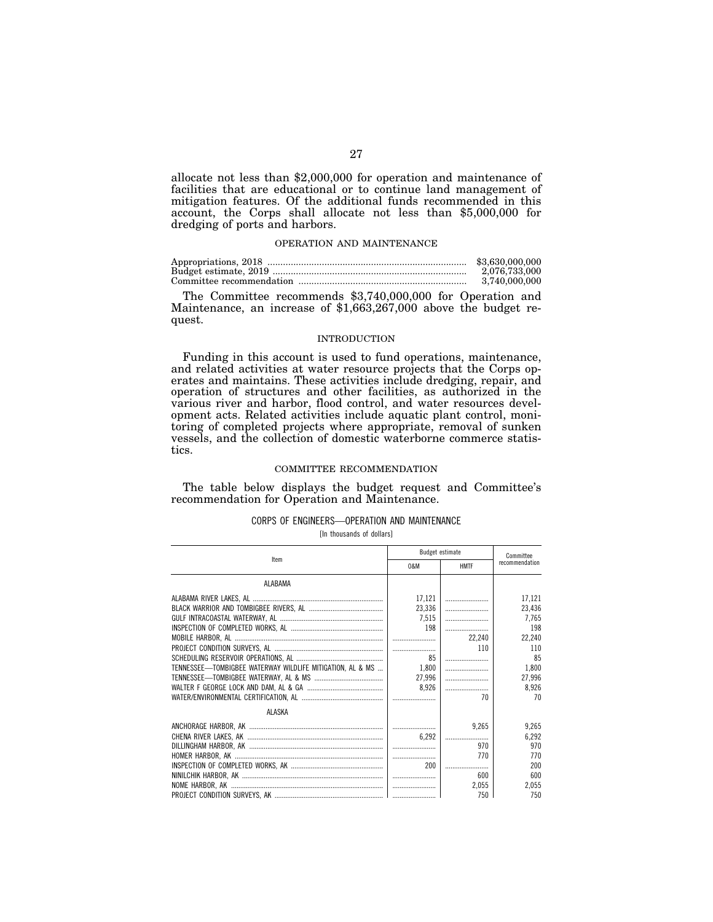allocate not less than $2,000,000 for operation and maintenance of facilities that are educational or to continue land management of mitigation features. Of the additional funds recommended in this account, the Corps shall allocate not less than $5,000,000 for dredging of ports and harbors.

## OPERATION AND MAINTENANCE

| | |
|---|---|
| Appropriations, 2018 | $3,630,000,000 |
| Budget estimate, 2019 | 2,076,733,000 |
| Committee recommendation | 3,740,000,000 |

The Committee recommends $3,740,000,000 for Operation and Maintenance, an increase of $1,663,267,000 above the budget request.

### INTRODUCTION

Funding in this account is used to fund operations, maintenance, and related activities at water resource projects that the Corps operates and maintains. These activities include dredging, repair, and operation of structures and other facilities, as authorized in the various river and harbor, flood control, and water resources development acts. Related activities include aquatic plant control, monitoring of completed projects where appropriate, removal of sunken vessels, and the collection of domestic waterborne commerce statistics.

### COMMITTEE RECOMMENDATION

The table below displays the budget request and Committee's recommendation for Operation and Maintenance.

CORPS OF ENGINEERS—OPERATION AND MAINTENANCE

[In thousands of dollars]

| Item | Budget estimate | | Committee recommendation |
|---|---|---|---|
| | O&M | HMTF | |
| ALABAMA | | | |
| ALABAMA RIVER LAKES, AL | 17,121 | | 17,121 |
| BLACK WARRIOR AND TOMBIGBEE RIVERS, AL | 23,336 | | 23,436 |
| GULF INTRACOASTAL WATERWAY, AL | 7,515 | | 7,765 |
| INSPECTION OF COMPLETED WORKS, AL | 198 | | 198 |
| MOBILE HARBOR, AL | | 22,240 | 22,240 |
| PROJECT CONDITION SURVEYS, AL | | 110 | 110 |
| SCHEDULING RESERVOIR OPERATIONS, AL | 85 | | 85 |
| TENNESSEE—TOMBIGBEE WATERWAY WILDLIFE MITIGATION, AL & MS | 1,800 | | 1,800 |
| TENNESSEE—TOMBIGBEE WATERWAY, AL & MS | 27,996 | | 27,996 |
| WALTER F GEORGE LOCK AND DAM, AL & GA | 8,926 | | 8,926 |
| WATER/ENVIRONMENTAL CERTIFICATION, AL | | 70 | 70 |
| ALASKA | | | |
| ANCHORAGE HARBOR, AK | | 9,265 | 9,265 |
| CHENA RIVER LAKES, AK | 6,292 | | 6,292 |
| DILLINGHAM HARBOR, AK | | 970 | 970 |
| HOMER HARBOR, AK | | 770 | 770 |
| INSPECTION OF COMPLETED WORKS, AK | 200 | | 200 |
| NINILCHIK HARBOR, AK | | 600 | 600 |
| NOME HARBOR, AK | | 2,055 | 2,055 |
| PROJECT CONDITION SURVEYS, AK | | 750 | 750 |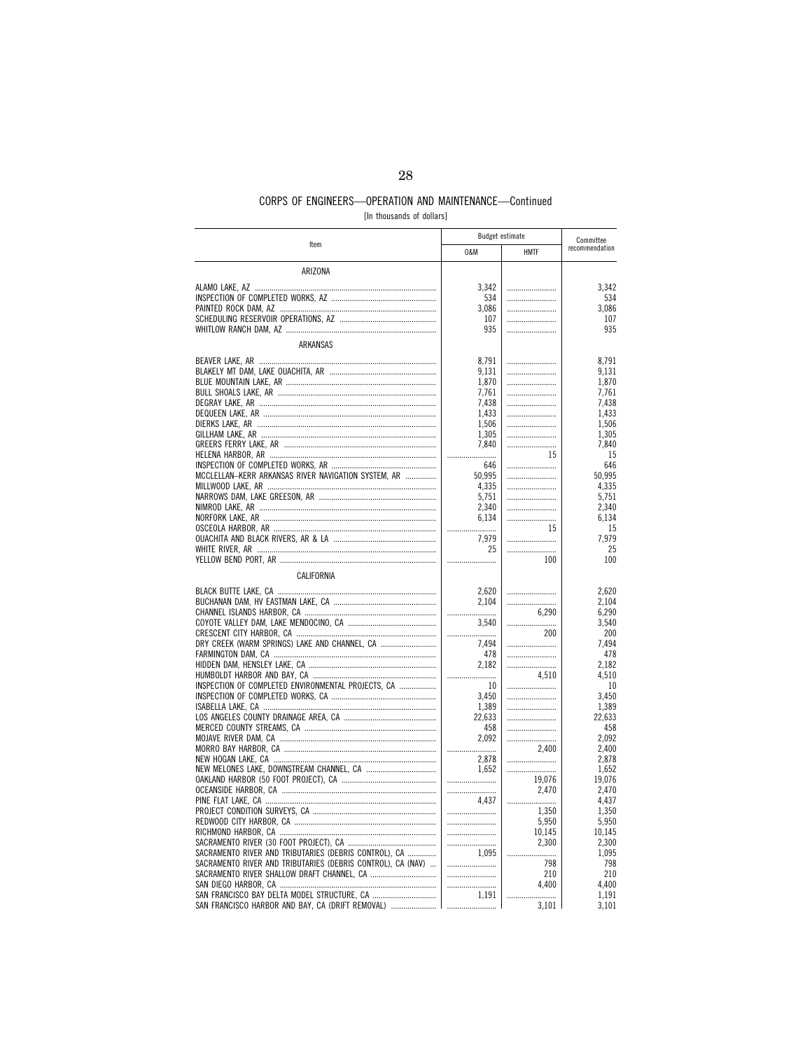## CORPS OF ENGINEERS—OPERATION AND MAINTENANCE—Continued

[In thousands of dollars]

| Item | Budget estimate | | Committee recommendation |
|---|---|---|---|
| | O&M | HMTF | |
| **ARIZONA** | | | |
| ALAMO LAKE, AZ | 3,342 | | 3,342 |
| INSPECTION OF COMPLETED WORKS, AZ | 534 | | 534 |
| PAINTED ROCK DAM, AZ | 3,086 | | 3,086 |
| SCHEDULING RESERVOIR OPERATIONS, AZ | 107 | | 107 |
| WHITLOW RANCH DAM, AZ | 935 | | 935 |
| **ARKANSAS** | | | |
| BEAVER LAKE, AR | 8,791 | | 8,791 |
| BLAKELY MT DAM, LAKE OUACHITA, AR | 9,131 | | 9,131 |
| BLUE MOUNTAIN LAKE, AR | 1,870 | | 1,870 |
| BULL SHOALS LAKE, AR | 7,761 | | 7,761 |
| DEGRAY LAKE, AR | 7,438 | | 7,438 |
| DEQUEEN LAKE, AR | 1,433 | | 1,433 |
| DIERKS LAKE, AR | 1,506 | | 1,506 |
| GILLHAM LAKE, AR | 1,305 | | 1,305 |
| GREERS FERRY LAKE, AR | 7,840 | | 7,840 |
| HELENA HARBOR, AR | | 15 | 15 |
| INSPECTION OF COMPLETED WORKS, AR | 646 | | 646 |
| MCCLELLAN–KERR ARKANSAS RIVER NAVIGATION SYSTEM, AR | 50,995 | | 50,995 |
| MILLWOOD LAKE, AR | 4,335 | | 4,335 |
| NARROWS DAM, LAKE GREESON, AR | 5,751 | | 5,751 |
| NIMROD LAKE, AR | 2,340 | | 2,340 |
| NORFORK LAKE, AR | 6,134 | | 6,134 |
| OSCEOLA HARBOR, AR | | 15 | 15 |
| OUACHITA AND BLACK RIVERS, AR & LA | 7,979 | | 7,979 |
| WHITE RIVER, AR | 25 | | 25 |
| YELLOW BEND PORT, AR | | 100 | 100 |
| **CALIFORNIA** | | | |
| BLACK BUTTE LAKE, CA | 2,620 | | 2,620 |
| BUCHANAN DAM, HV EASTMAN LAKE, CA | 2,104 | | 2,104 |
| CHANNEL ISLANDS HARBOR, CA | | 6,290 | 6,290 |
| COYOTE VALLEY DAM, LAKE MENDOCINO, CA | 3,540 | | 3,540 |
| CRESCENT CITY HARBOR, CA | | 200 | 200 |
| DRY CREEK (WARM SPRINGS) LAKE AND CHANNEL, CA | 7,494 | | 7,494 |
| FARMINGTON DAM, CA | 478 | | 478 |
| HIDDEN DAM, HENSLEY LAKE, CA | 2,182 | | 2,182 |
| HUMBOLDT HARBOR AND BAY, CA | | 4,510 | 4,510 |
| INSPECTION OF COMPLETED ENVIRONMENTAL PROJECTS, CA | 10 | | 10 |
| INSPECTION OF COMPLETED WORKS, CA | 3,450 | | 3,450 |
| ISABELLA LAKE, CA | 1,389 | | 1,389 |
| LOS ANGELES COUNTY DRAINAGE AREA, CA | 22,633 | | 22,633 |
| MERCED COUNTY STREAMS, CA | 458 | | 458 |
| MOJAVE RIVER DAM, CA | 2,092 | | 2,092 |
| MORRO BAY HARBOR, CA | | 2,400 | 2,400 |
| NEW HOGAN LAKE, CA | 2,878 | | 2,878 |
| NEW MELONES LAKE, DOWNSTREAM CHANNEL, CA | 1,652 | | 1,652 |
| OAKLAND HARBOR (50 FOOT PROJECT), CA | | 19,076 | 19,076 |
| OCEANSIDE HARBOR, CA | | 2,470 | 2,470 |
| PINE FLAT LAKE, CA | 4,437 | | 4,437 |
| PROJECT CONDITION SURVEYS, CA | | 1,350 | 1,350 |
| REDWOOD CITY HARBOR, CA | | 5,950 | 5,950 |
| RICHMOND HARBOR, CA | | 10,145 | 10,145 |
| SACRAMENTO RIVER (30 FOOT PROJECT), CA | | 2,300 | 2,300 |
| SACRAMENTO RIVER AND TRIBUTARIES (DEBRIS CONTROL), CA | 1,095 | | 1,095 |
| SACRAMENTO RIVER AND TRIBUTARIES (DEBRIS CONTROL), CA (NAV) | | 798 | 798 |
| SACRAMENTO RIVER SHALLOW DRAFT CHANNEL, CA | | 210 | 210 |
| SAN DIEGO HARBOR, CA | | 4,400 | 4,400 |
| SAN FRANCISCO BAY DELTA MODEL STRUCTURE, CA | 1,191 | | 1,191 |
| SAN FRANCISCO HARBOR AND BAY, CA (DRIFT REMOVAL) | | 3,101 | 3,101 |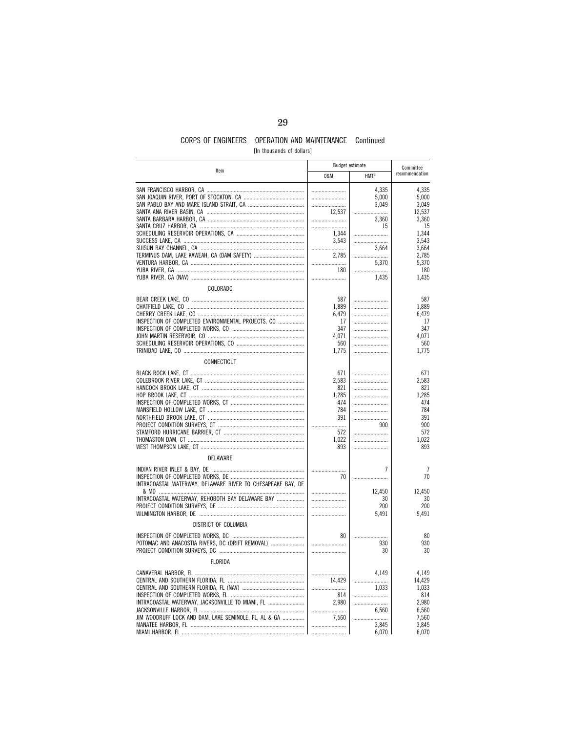## CORPS OF ENGINEERS—OPERATION AND MAINTENANCE—Continued

[In thousands of dollars]

| Item | Budget estimate | | Committee recommendation |
|---|---|---|---|
| | O&M | HMTF | |
| SAN FRANCISCO HARBOR, CA | | 4,335 | 4,335 |
| SAN JOAQUIN RIVER, PORT OF STOCKTON, CA | | 5,000 | 5,000 |
| SAN PABLO BAY AND MARE ISLAND STRAIT, CA | | 3,049 | 3,049 |
| SANTA ANA RIVER BASIN, CA | 12,537 | | 12,537 |
| SANTA BARBARA HARBOR, CA | | 3,360 | 3,360 |
| SANTA CRUZ HARBOR, CA | | 15 | 15 |
| SCHEDULING RESERVOIR OPERATIONS, CA | 1,344 | | 1,344 |
| SUCCESS LAKE, CA | 3,543 | | 3,543 |
| SUISUN BAY CHANNEL, CA | | 3,664 | 3,664 |
| TERMINUS DAM, LAKE KAWEAH, CA (DAM SAFETY) | 2,785 | | 2,785 |
| VENTURA HARBOR, CA | | 5,370 | 5,370 |
| YUBA RIVER, CA | 180 | | 180 |
| YUBA RIVER, CA (NAV) | | 1,435 | 1,435 |
| COLORADO | | | |
| BEAR CREEK LAKE, CO | 587 | | 587 |
| CHATFIELD LAKE, CO | 1,889 | | 1,889 |
| CHERRY CREEK LAKE, CO | 6,479 | | 6,479 |
| INSPECTION OF COMPLETED ENVIRONMENTAL PROJECTS, CO | 17 | | 17 |
| INSPECTION OF COMPLETED WORKS, CO | 347 | | 347 |
| JOHN MARTIN RESERVOIR, CO | 4,071 | | 4,071 |
| SCHEDULING RESERVOIR OPERATIONS, CO | 560 | | 560 |
| TRINIDAD LAKE, CO | 1,775 | | 1,775 |
| CONNECTICUT | | | |
| BLACK ROCK LAKE, CT | 671 | | 671 |
| COLEBROOK RIVER LAKE, CT | 2,583 | | 2,583 |
| HANCOCK BROOK LAKE, CT | 821 | | 821 |
| HOP BROOK LAKE, CT | 1,285 | | 1,285 |
| INSPECTION OF COMPLETED WORKS, CT | 474 | | 474 |
| MANSFIELD HOLLOW LAKE, CT | 784 | | 784 |
| NORTHFIELD BROOK LAKE, CT | 391 | | 391 |
| PROJECT CONDITION SURVEYS, CT | | 900 | 900 |
| STAMFORD HURRICANE BARRIER, CT | 572 | | 572 |
| THOMASTON DAM, CT | 1,022 | | 1,022 |
| WEST THOMPSON LAKE, CT | 893 | | 893 |
| DELAWARE | | | |
| INDIAN RIVER INLET & BAY, DE | | 7 | 7 |
| INSPECTION OF COMPLETED WORKS, DE | 70 | | 70 |
| INTRACOASTAL WATERWAY, DELAWARE RIVER TO CHESAPEAKE BAY, DE & MD | | 12,450 | 12,450 |
| INTRACOASTAL WATERWAY, REHOBOTH BAY DELAWARE BAY | | 30 | 30 |
| PROJECT CONDITION SURVEYS, DE | | 200 | 200 |
| WILMINGTON HARBOR, DE | | 5,491 | 5,491 |
| DISTRICT OF COLUMBIA | | | |
| INSPECTION OF COMPLETED WORKS, DC | 80 | | 80 |
| POTOMAC AND ANACOSTIA RIVERS, DC (DRIFT REMOVAL) | | 930 | 930 |
| PROJECT CONDITION SURVEYS, DC | | 30 | 30 |
| FLORIDA | | | |
| CANAVERAL HARBOR, FL | | 4,149 | 4,149 |
| CENTRAL AND SOUTHERN FLORIDA, FL | 14,429 | | 14,429 |
| CENTRAL AND SOUTHERN FLORIDA, FL (NAV) | | 1,033 | 1,033 |
| INSPECTION OF COMPLETED WORKS, FL | 814 | | 814 |
| INTRACOASTAL WATERWAY, JACKSONVILLE TO MIAMI, FL | 2,980 | | 2,980 |
| JACKSONVILLE HARBOR, FL | | 6,560 | 6,560 |
| JIM WOODRUFF LOCK AND DAM, LAKE SEMINOLE, FL, AL & GA | 7,560 | | 7,560 |
| MANATEE HARBOR, FL | | 3,845 | 3,845 |
| MIAMI HARBOR, FL | | 6,070 | 6,070 |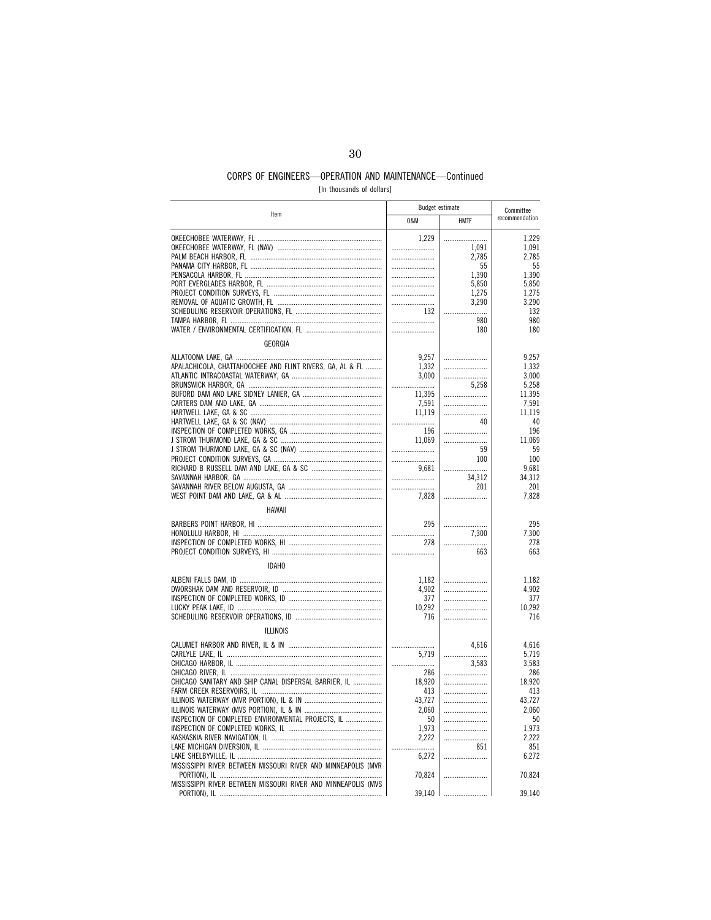## CORPS OF ENGINEERS—OPERATION AND MAINTENANCE—Continued

[In thousands of dollars]

| Item | Budget estimate | | Committee recommendation |
|---|---|---|---|
| | O&M | HMTF | |
| OKEECHOBEE WATERWAY, FL | 1,229 | | 1,229 |
| OKEECHOBEE WATERWAY, FL (NAV) | | 1,091 | 1,091 |
| PALM BEACH HARBOR, FL | | 2,785 | 2,785 |
| PANAMA CITY HARBOR, FL | | 55 | 55 |
| PENSACOLA HARBOR, FL | | 1,390 | 1,390 |
| PORT EVERGLADES HARBOR, FL | | 5,850 | 5,850 |
| PROJECT CONDITION SURVEYS, FL | | 1,275 | 1,275 |
| REMOVAL OF AQUATIC GROWTH, FL | | 3,290 | 3,290 |
| SCHEDULING RESERVOIR OPERATIONS, FL | 132 | | 132 |
| TAMPA HARBOR, FL | | 980 | 980 |
| WATER / ENVIRONMENTAL CERTIFICATION, FL | | 180 | 180 |
| GEORGIA | | | |
| ALLATOONA LAKE, GA | 9,257 | | 9,257 |
| APALACHICOLA, CHATTAHOOCHEE AND FLINT RIVERS, GA, AL & FL | 1,332 | | 1,332 |
| ATLANTIC INTRACOASTAL WATERWAY, GA | 3,000 | | 3,000 |
| BRUNSWICK HARBOR, GA | | 5,258 | 5,258 |
| BUFORD DAM AND LAKE SIDNEY LANIER, GA | 11,395 | | 11,395 |
| CARTERS DAM AND LAKE, GA | 7,591 | | 7,591 |
| HARTWELL LAKE, GA & SC | 11,119 | | 11,119 |
| HARTWELL LAKE, GA & SC (NAV) | | 40 | 40 |
| INSPECTION OF COMPLETED WORKS, GA | 196 | | 196 |
| J STROM THURMOND LAKE, GA & SC | 11,069 | | 11,069 |
| J STROM THURMOND LAKE, GA & SC (NAV) | | 59 | 59 |
| PROJECT CONDITION SURVEYS, GA | | 100 | 100 |
| RICHARD B RUSSELL DAM AND LAKE, GA & SC | 9,681 | | 9,681 |
| SAVANNAH HARBOR, GA | | 34,312 | 34,312 |
| SAVANNAH RIVER BELOW AUGUSTA, GA | | 201 | 201 |
| WEST POINT DAM AND LAKE, GA & AL | 7,828 | | 7,828 |
| HAWAII | | | |
| BARBERS POINT HARBOR, HI | 295 | | 295 |
| HONOLULU HARBOR, HI | | 7,300 | 7,300 |
| INSPECTION OF COMPLETED WORKS, HI | 278 | | 278 |
| PROJECT CONDITION SURVEYS, HI | | 663 | 663 |
| IDAHO | | | |
| ALBENI FALLS DAM, ID | 1,182 | | 1,182 |
| DWORSHAK DAM AND RESERVOIR, ID | 4,902 | | 4,902 |
| INSPECTION OF COMPLETED WORKS, ID | 377 | | 377 |
| LUCKY PEAK LAKE, ID | 10,292 | | 10,292 |
| SCHEDULING RESERVOIR OPERATIONS, ID | 716 | | 716 |
| ILLINOIS | | | |
| CALUMET HARBOR AND RIVER, IL & IN | | 4,616 | 4,616 |
| CARLYLE LAKE, IL | 5,719 | | 5,719 |
| CHICAGO HARBOR, IL | | 3,583 | 3,583 |
| CHICAGO RIVER, IL | 286 | | 286 |
| CHICAGO SANITARY AND SHIP CANAL DISPERSAL BARRIER, IL | 18,920 | | 18,920 |
| FARM CREEK RESERVOIRS, IL | 413 | | 413 |
| ILLINOIS WATERWAY (MVR PORTION), IL & IN | 43,727 | | 43,727 |
| ILLINOIS WATERWAY (MVS PORTION), IL & IN | 2,060 | | 2,060 |
| INSPECTION OF COMPLETED ENVIRONMENTAL PROJECTS, IL | 50 | | 50 |
| INSPECTION OF COMPLETED WORKS, IL | 1,973 | | 1,973 |
| KASKASKIA RIVER NAVIGATION, IL | 2,222 | | 2,222 |
| LAKE MICHIGAN DIVERSION, IL | | 851 | 851 |
| LAKE SHELBYVILLE, IL | 6,272 | | 6,272 |
| MISSISSIPPI RIVER BETWEEN MISSOURI RIVER AND MINNEAPOLIS (MVR PORTION), IL | 70,824 | | 70,824 |
| MISSISSIPPI RIVER BETWEEN MISSOURI RIVER AND MINNEAPOLIS (MVS PORTION), IL | 39,140 | | 39,140 |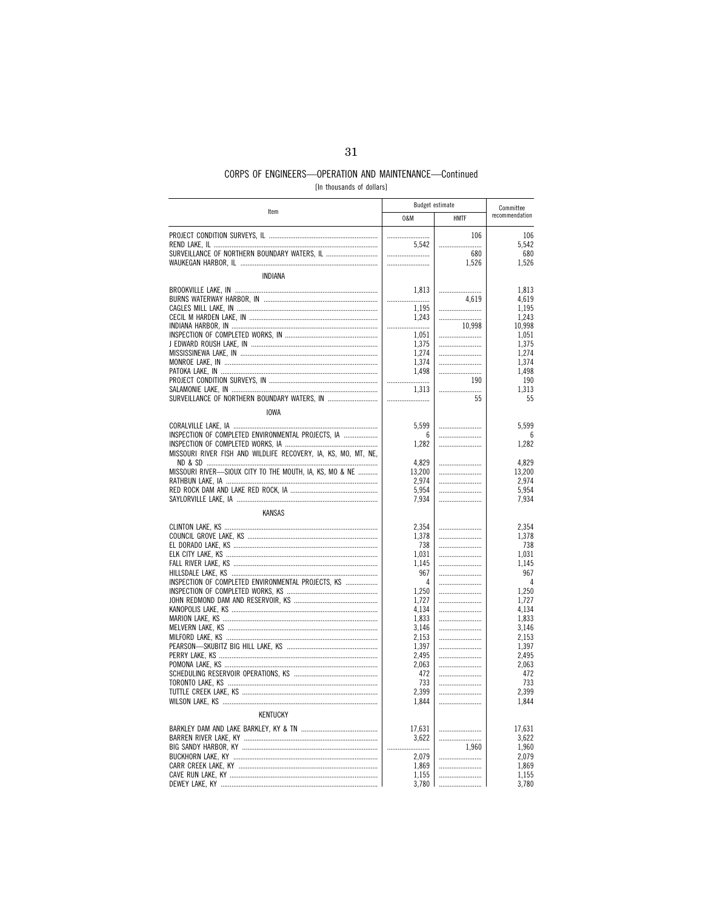CORPS OF ENGINEERS—OPERATION AND MAINTENANCE—Continued

[In thousands of dollars]

| Item | Budget estimate | | Committee recommendation |
|---|---|---|---|
| | O&M | HMTF | |
| PROJECT CONDITION SURVEYS, IL | | 106 | 106 |
| REND LAKE, IL | 5,542 | | 5,542 |
| SURVEILLANCE OF NORTHERN BOUNDARY WATERS, IL | | 680 | 680 |
| WAUKEGAN HARBOR, IL | | 1,526 | 1,526 |
| INDIANA | | | |
| BROOKVILLE LAKE, IN | 1,813 | | 1,813 |
| BURNS WATERWAY HARBOR, IN | | 4,619 | 4,619 |
| CAGLES MILL LAKE, IN | 1,195 | | 1,195 |
| CECIL M HARDEN LAKE, IN | 1,243 | | 1,243 |
| INDIANA HARBOR, IN | | 10,998 | 10,998 |
| INSPECTION OF COMPLETED WORKS, IN | 1,051 | | 1,051 |
| J EDWARD ROUSH LAKE, IN | 1,375 | | 1,375 |
| MISSISSINEWA LAKE, IN | 1,274 | | 1,274 |
| MONROE LAKE, IN | 1,374 | | 1,374 |
| PATOKA LAKE, IN | 1,498 | | 1,498 |
| PROJECT CONDITION SURVEYS, IN | | 190 | 190 |
| SALAMONIE LAKE, IN | 1,313 | | 1,313 |
| SURVEILLANCE OF NORTHERN BOUNDARY WATERS, IN | | 55 | 55 |
| IOWA | | | |
| CORALVILLE LAKE, IA | 5,599 | | 5,599 |
| INSPECTION OF COMPLETED ENVIRONMENTAL PROJECTS, IA | 6 | | 6 |
| INSPECTION OF COMPLETED WORKS, IA | 1,282 | | 1,282 |
| MISSOURI RIVER FISH AND WILDLIFE RECOVERY, IA, KS, MO, MT, NE, ND & SD | 4,829 | | 4,829 |
| MISSOURI RIVER—SIOUX CITY TO THE MOUTH, IA, KS, MO & NE | 13,200 | | 13,200 |
| RATHBUN LAKE, IA | 2,974 | | 2,974 |
| RED ROCK DAM AND LAKE RED ROCK, IA | 5,954 | | 5,954 |
| SAYLORVILLE LAKE, IA | 7,934 | | 7,934 |
| KANSAS | | | |
| CLINTON LAKE, KS | 2,354 | | 2,354 |
| COUNCIL GROVE LAKE, KS | 1,378 | | 1,378 |
| EL DORADO LAKE, KS | 738 | | 738 |
| ELK CITY LAKE, KS | 1,031 | | 1,031 |
| FALL RIVER LAKE, KS | 1,145 | | 1,145 |
| HILLSDALE LAKE, KS | 967 | | 967 |
| INSPECTION OF COMPLETED ENVIRONMENTAL PROJECTS, KS | 4 | | 4 |
| INSPECTION OF COMPLETED WORKS, KS | 1,250 | | 1,250 |
| JOHN REDMOND DAM AND RESERVOIR, KS | 1,727 | | 1,727 |
| KANOPOLIS LAKE, KS | 4,134 | | 4,134 |
| MARION LAKE, KS | 1,833 | | 1,833 |
| MELVERN LAKE, KS | 3,146 | | 3,146 |
| MILFORD LAKE, KS | 2,153 | | 2,153 |
| PEARSON—SKUBITZ BIG HILL LAKE, KS | 1,397 | | 1,397 |
| PERRY LAKE, KS | 2,495 | | 2,495 |
| POMONA LAKE, KS | 2,063 | | 2,063 |
| SCHEDULING RESERVOIR OPERATIONS, KS | 472 | | 472 |
| TORONTO LAKE, KS | 733 | | 733 |
| TUTTLE CREEK LAKE, KS | 2,399 | | 2,399 |
| WILSON LAKE, KS | 1,844 | | 1,844 |
| KENTUCKY | | | |
| BARKLEY DAM AND LAKE BARKLEY, KY & TN | 17,631 | | 17,631 |
| BARREN RIVER LAKE, KY | 3,622 | | 3,622 |
| BIG SANDY HARBOR, KY | | 1,960 | 1,960 |
| BUCKHORN LAKE, KY | 2,079 | | 2,079 |
| CARR CREEK LAKE, KY | 1,869 | | 1,869 |
| CAVE RUN LAKE, KY | 1,155 | | 1,155 |
| DEWEY LAKE, KY | 3,780 | | 3,780 |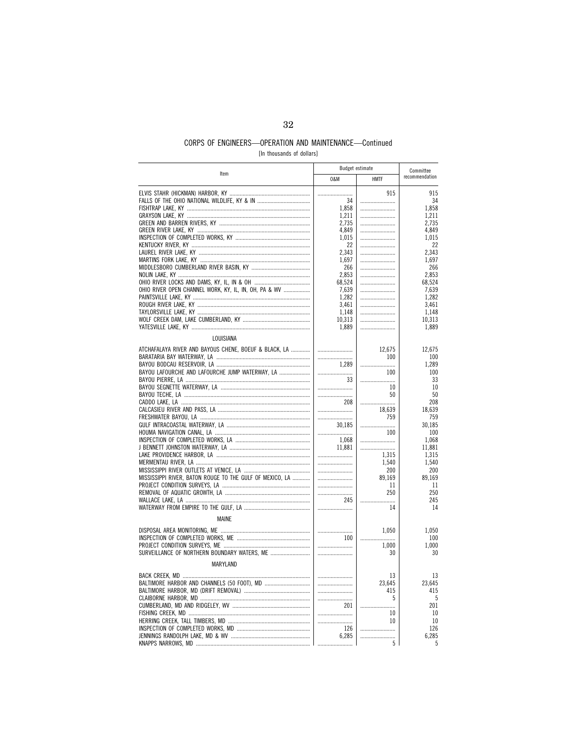## CORPS OF ENGINEERS—OPERATION AND MAINTENANCE—Continued

[In thousands of dollars]

| Item | Budget estimate | | Committee recommendation |
|---|---|---|---|
| | O&M | HMTF | |
| ELVIS STAHR (HICKMAN) HARBOR, KY | | 915 | 915 |
| FALLS OF THE OHIO NATIONAL WILDLIFE, KY & IN | 34 | | 34 |
| FISHTRAP LAKE, KY | 1,858 | | 1,858 |
| GRAYSON LAKE, KY | 1,211 | | 1,211 |
| GREEN AND BARREN RIVERS, KY | 2,735 | | 2,735 |
| GREEN RIVER LAKE, KY | 4,849 | | 4,849 |
| INSPECTION OF COMPLETED WORKS, KY | 1,015 | | 1,015 |
| KENTUCKY RIVER, KY | 22 | | 22 |
| LAUREL RIVER LAKE, KY | 2,343 | | 2,343 |
| MARTINS FORK LAKE, KY | 1,697 | | 1,697 |
| MIDDLESBORO CUMBERLAND RIVER BASIN, KY | 266 | | 266 |
| NOLIN LAKE, KY | 2,853 | | 2,853 |
| OHIO RIVER LOCKS AND DAMS, KY, IL, IN & OH | 68,524 | | 68,524 |
| OHIO RIVER OPEN CHANNEL WORK, KY, IL, IN, OH, PA & WV | 7,639 | | 7,639 |
| PAINTSVILLE LAKE, KY | 1,282 | | 1,282 |
| ROUGH RIVER LAKE, KY | 3,461 | | 3,461 |
| TAYLORSVILLE LAKE, KY | 1,148 | | 1,148 |
| WOLF CREEK DAM, LAKE CUMBERLAND, KY | 10,313 | | 10,313 |
| YATESVILLE LAKE, KY | 1,889 | | 1,889 |
| LOUISIANA | | | |
| ATCHAFALAYA RIVER AND BAYOUS CHENE, BOEUF & BLACK, LA | | 12,675 | 12,675 |
| BARATARIA BAY WATERWAY, LA | | 100 | 100 |
| BAYOU BODCAU RESERVOIR, LA | 1,289 | | 1,289 |
| BAYOU LAFOURCHE AND LAFOURCHE JUMP WATERWAY, LA | | 100 | 100 |
| BAYOU PIERRE, LA | 33 | | 33 |
| BAYOU SEGNETTE WATERWAY, LA | | 10 | 10 |
| BAYOU TECHE, LA | | 50 | 50 |
| CADDO LAKE, LA | 208 | | 208 |
| CALCASIEU RIVER AND PASS, LA | | 18,639 | 18,639 |
| FRESHWATER BAYOU, LA | | 759 | 759 |
| GULF INTRACOASTAL WATERWAY, LA | 30,185 | | 30,185 |
| HOUMA NAVIGATION CANAL, LA | | 100 | 100 |
| INSPECTION OF COMPLETED WORKS, LA | 1,068 | | 1,068 |
| J BENNETT JOHNSTON WATERWAY, LA | 11,881 | | 11,881 |
| LAKE PROVIDENCE HARBOR, LA | | 1,315 | 1,315 |
| MERMENTAU RIVER, LA | | 1,540 | 1,540 |
| MISSISSIPPI RIVER OUTLETS AT VENICE, LA | | 200 | 200 |
| MISSISSIPPI RIVER, BATON ROUGE TO THE GULF OF MEXICO, LA | | 89,169 | 89,169 |
| PROJECT CONDITION SURVEYS, LA | | 11 | 11 |
| REMOVAL OF AQUATIC GROWTH, LA | | 250 | 250 |
| WALLACE LAKE, LA | 245 | | 245 |
| WATERWAY FROM EMPIRE TO THE GULF, LA | | 14 | 14 |
| MAINE | | | |
| DISPOSAL AREA MONITORING, ME | | 1,050 | 1,050 |
| INSPECTION OF COMPLETED WORKS, ME | 100 | | 100 |
| PROJECT CONDITION SURVEYS, ME | | 1,000 | 1,000 |
| SURVEILLANCE OF NORTHERN BOUNDARY WATERS, ME | | 30 | 30 |
| MARYLAND | | | |
| BACK CREEK, MD | | 13 | 13 |
| BALTIMORE HARBOR AND CHANNELS (50 FOOT), MD | | 23,645 | 23,645 |
| BALTIMORE HARBOR, MD (DRIFT REMOVAL) | | 415 | 415 |
| CLAIBORNE HARBOR, MD | | 5 | 5 |
| CUMBERLAND, MD AND RIDGELEY, WV | 201 | | 201 |
| FISHING CREEK, MD | | 10 | 10 |
| HERRING CREEK, TALL TIMBERS, MD | | 10 | 10 |
| INSPECTION OF COMPLETED WORKS, MD | 126 | | 126 |
| JENNINGS RANDOLPH LAKE, MD & WV | 6,285 | | 6,285 |
| KNAPPS NARROWS, MD | | 5 | 5 |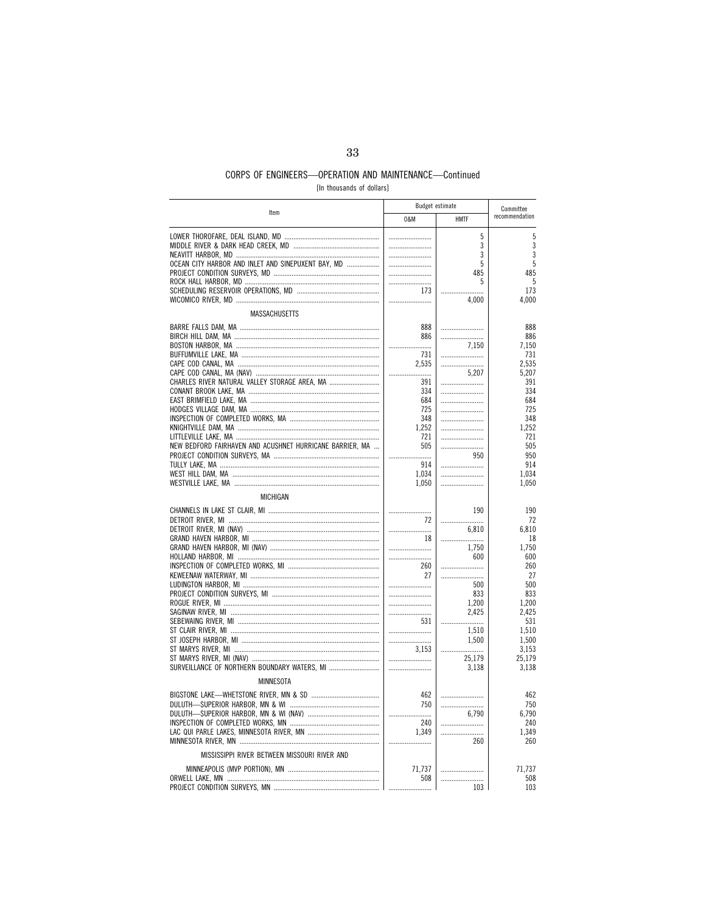## CORPS OF ENGINEERS—OPERATION AND MAINTENANCE—Continued

[In thousands of dollars]

| Item | Budget estimate | | Committee recommendation |
|---|---|---|---|
| | O&M | HMTF | |
| LOWER THOROFARE, DEAL ISLAND, MD | | 5 | 5 |
| MIDDLE RIVER & DARK HEAD CREEK, MD | | 3 | 3 |
| NEAVITT HARBOR, MD | | 3 | 3 |
| OCEAN CITY HARBOR AND INLET AND SINEPUXENT BAY, MD | | 5 | 5 |
| PROJECT CONDITION SURVEYS, MD | | 485 | 485 |
| ROCK HALL HARBOR, MD | | 5 | 5 |
| SCHEDULING RESERVOIR OPERATIONS, MD | 173 | | 173 |
| WICOMICO RIVER, MD | | 4,000 | 4,000 |
| MASSACHUSETTS | | | |
| BARRE FALLS DAM, MA | 888 | | 888 |
| BIRCH HILL DAM, MA | 886 | | 886 |
| BOSTON HARBOR, MA | | 7,150 | 7,150 |
| BUFFUMVILLE LAKE, MA | 731 | | 731 |
| CAPE COD CANAL, MA | 2,535 | | 2,535 |
| CAPE COD CANAL, MA (NAV) | | 5,207 | 5,207 |
| CHARLES RIVER NATURAL VALLEY STORAGE AREA, MA | 391 | | 391 |
| CONANT BROOK LAKE, MA | 334 | | 334 |
| EAST BRIMFIELD LAKE, MA | 684 | | 684 |
| HODGES VILLAGE DAM, MA | 725 | | 725 |
| INSPECTION OF COMPLETED WORKS, MA | 348 | | 348 |
| KNIGHTVILLE DAM, MA | 1,252 | | 1,252 |
| LITTLEVILLE LAKE, MA | 721 | | 721 |
| NEW BEDFORD FAIRHAVEN AND ACUSHNET HURRICANE BARRIER, MA | 505 | | 505 |
| PROJECT CONDITION SURVEYS, MA | | 950 | 950 |
| TULLY LAKE, MA | 914 | | 914 |
| WEST HILL DAM, MA | 1,034 | | 1,034 |
| WESTVILLE LAKE, MA | 1,050 | | 1,050 |
| MICHIGAN | | | |
| CHANNELS IN LAKE ST CLAIR, MI | | 190 | 190 |
| DETROIT RIVER, MI | 72 | | 72 |
| DETROIT RIVER, MI (NAV) | | 6,810 | 6,810 |
| GRAND HAVEN HARBOR, MI | 18 | | 18 |
| GRAND HAVEN HARBOR, MI (NAV) | | 1,750 | 1,750 |
| HOLLAND HARBOR, MI | | 600 | 600 |
| INSPECTION OF COMPLETED WORKS, MI | 260 | | 260 |
| KEWEENAW WATERWAY, MI | 27 | | 27 |
| LUDINGTON HARBOR, MI | | 500 | 500 |
| PROJECT CONDITION SURVEYS, MI | | 833 | 833 |
| ROGUE RIVER, MI | | 1,200 | 1,200 |
| SAGINAW RIVER, MI | | 2,425 | 2,425 |
| SEBEWAING RIVER, MI | 531 | | 531 |
| ST CLAIR RIVER, MI | | 1,510 | 1,510 |
| ST JOSEPH HARBOR, MI | | 1,500 | 1,500 |
| ST MARYS RIVER, MI | 3,153 | | 3,153 |
| ST MARYS RIVER, MI (NAV) | | 25,179 | 25,179 |
| SURVEILLANCE OF NORTHERN BOUNDARY WATERS, MI | | 3,138 | 3,138 |
| MINNESOTA | | | |
| BIGSTONE LAKE—WHETSTONE RIVER, MN & SD | 462 | | 462 |
| DULUTH—SUPERIOR HARBOR, MN & WI | 750 | | 750 |
| DULUTH—SUPERIOR HARBOR, MN & WI (NAV) | | 6,790 | 6,790 |
| INSPECTION OF COMPLETED WORKS, MN | 240 | | 240 |
| LAC QUI PARLE LAKES, MINNESOTA RIVER, MN | 1,349 | | 1,349 |
| MINNESOTA RIVER, MN | | 260 | 260 |
| MISSISSIPPI RIVER BETWEEN MISSOURI RIVER AND MINNEAPOLIS (MVP PORTION), MN | 71,737 | | 71,737 |
| ORWELL LAKE, MN | 508 | | 508 |
| PROJECT CONDITION SURVEYS, MN | | 103 | 103 |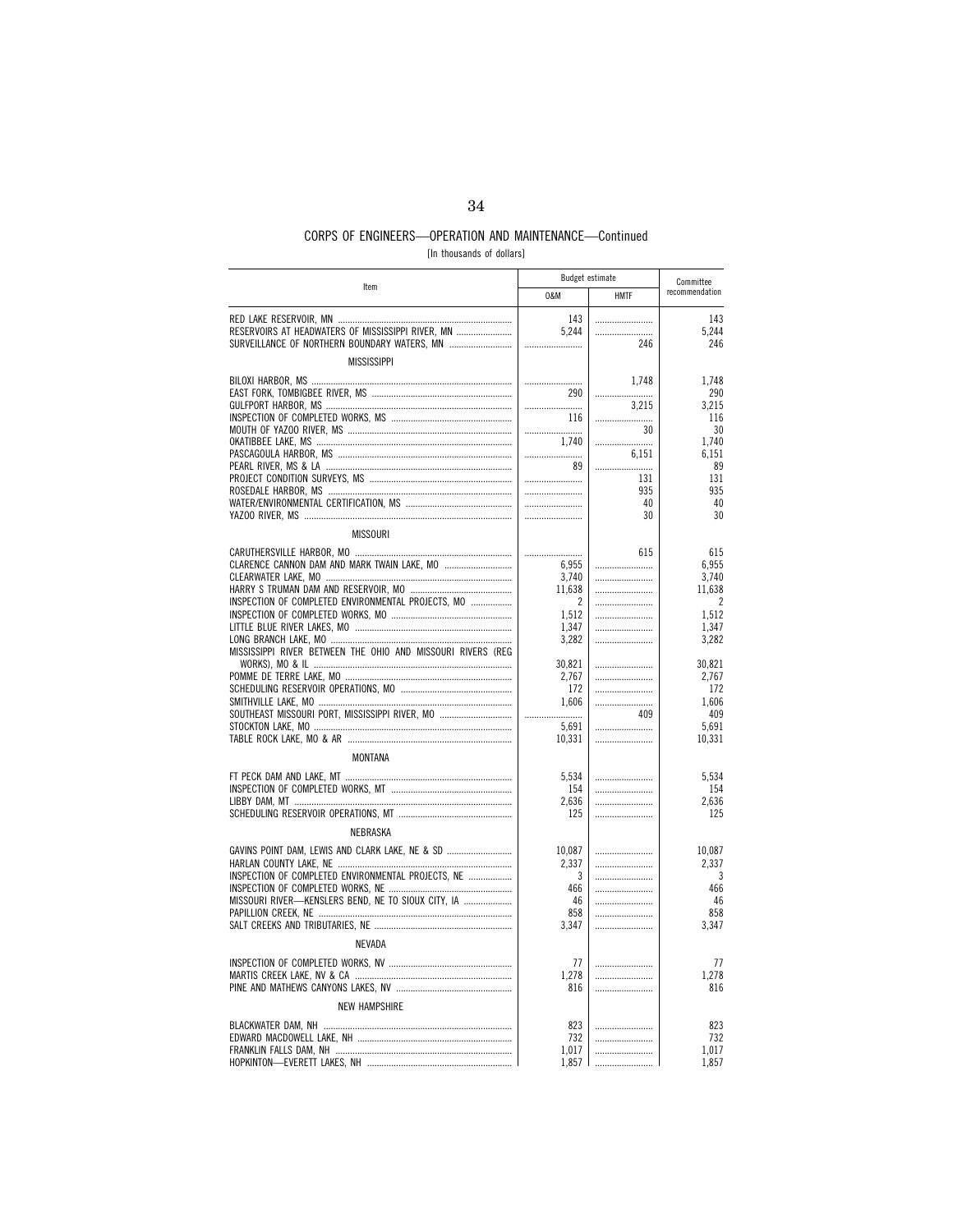## CORPS OF ENGINEERS—OPERATION AND MAINTENANCE—Continued

[In thousands of dollars]

| Item | Budget estimate | | Committee recommendation |
|---|---|---|---|
| | O&M | HMTF | |
| RED LAKE RESERVOIR, MN | 143 | | 143 |
| RESERVOIRS AT HEADWATERS OF MISSISSIPPI RIVER, MN | 5,244 | | 5,244 |
| SURVEILLANCE OF NORTHERN BOUNDARY WATERS, MN | | 246 | 246 |
| MISSISSIPPI | | | |
| BILOXI HARBOR, MS | | 1,748 | 1,748 |
| EAST FORK, TOMBIGBEE RIVER, MS | 290 | | 290 |
| GULFPORT HARBOR, MS | | 3,215 | 3,215 |
| INSPECTION OF COMPLETED WORKS, MS | 116 | | 116 |
| MOUTH OF YAZOO RIVER, MS | | 30 | 30 |
| OKATIBBEE LAKE, MS | 1,740 | | 1,740 |
| PASCAGOULA HARBOR, MS | | 6,151 | 6,151 |
| PEARL RIVER, MS & LA | 89 | | 89 |
| PROJECT CONDITION SURVEYS, MS | | 131 | 131 |
| ROSEDALE HARBOR, MS | | 935 | 935 |
| WATER/ENVIRONMENTAL CERTIFICATION, MS | | 40 | 40 |
| YAZOO RIVER, MS | | 30 | 30 |
| MISSOURI | | | |
| CARUTHERSVILLE HARBOR, MO | | 615 | 615 |
| CLARENCE CANNON DAM AND MARK TWAIN LAKE, MO | 6,955 | | 6,955 |
| CLEARWATER LAKE, MO | 3,740 | | 3,740 |
| HARRY S TRUMAN DAM AND RESERVOIR, MO | 11,638 | | 11,638 |
| INSPECTION OF COMPLETED ENVIRONMENTAL PROJECTS, MO | 2 | | 2 |
| INSPECTION OF COMPLETED WORKS, MO | 1,512 | | 1,512 |
| LITTLE BLUE RIVER LAKES, MO | 1,347 | | 1,347 |
| LONG BRANCH LAKE, MO | 3,282 | | 3,282 |
| MISSISSIPPI RIVER BETWEEN THE OHIO AND MISSOURI RIVERS (REG WORKS), MO & IL | 30,821 | | 30,821 |
| POMME DE TERRE LAKE, MO | 2,767 | | 2,767 |
| SCHEDULING RESERVOIR OPERATIONS, MO | 172 | | 172 |
| SMITHVILLE LAKE, MO | 1,606 | | 1,606 |
| SOUTHEAST MISSOURI PORT, MISSISSIPPI RIVER, MO | | 409 | 409 |
| STOCKTON LAKE, MO | 5,691 | | 5,691 |
| TABLE ROCK LAKE, MO & AR | 10,331 | | 10,331 |
| MONTANA | | | |
| FT PECK DAM AND LAKE, MT | 5,534 | | 5,534 |
| INSPECTION OF COMPLETED WORKS, MT | 154 | | 154 |
| LIBBY DAM, MT | 2,636 | | 2,636 |
| SCHEDULING RESERVOIR OPERATIONS, MT | 125 | | 125 |
| NEBRASKA | | | |
| GAVINS POINT DAM, LEWIS AND CLARK LAKE, NE & SD | 10,087 | | 10,087 |
| HARLAN COUNTY LAKE, NE | 2,337 | | 2,337 |
| INSPECTION OF COMPLETED ENVIRONMENTAL PROJECTS, NE | 3 | | 3 |
| INSPECTION OF COMPLETED WORKS, NE | 466 | | 466 |
| MISSOURI RIVER—KENSLERS BEND, NE TO SIOUX CITY, IA | 46 | | 46 |
| PAPILLION CREEK, NE | 858 | | 858 |
| SALT CREEKS AND TRIBUTARIES, NE | 3,347 | | 3,347 |
| NEVADA | | | |
| INSPECTION OF COMPLETED WORKS, NV | 77 | | 77 |
| MARTIS CREEK LAKE, NV & CA | 1,278 | | 1,278 |
| PINE AND MATHEWS CANYONS LAKES, NV | 816 | | 816 |
| NEW HAMPSHIRE | | | |
| BLACKWATER DAM, NH | 823 | | 823 |
| EDWARD MACDOWELL LAKE, NH | 732 | | 732 |
| FRANKLIN FALLS DAM, NH | 1,017 | | 1,017 |
| HOPKINTON—EVERETT LAKES, NH | 1,857 | | 1,857 |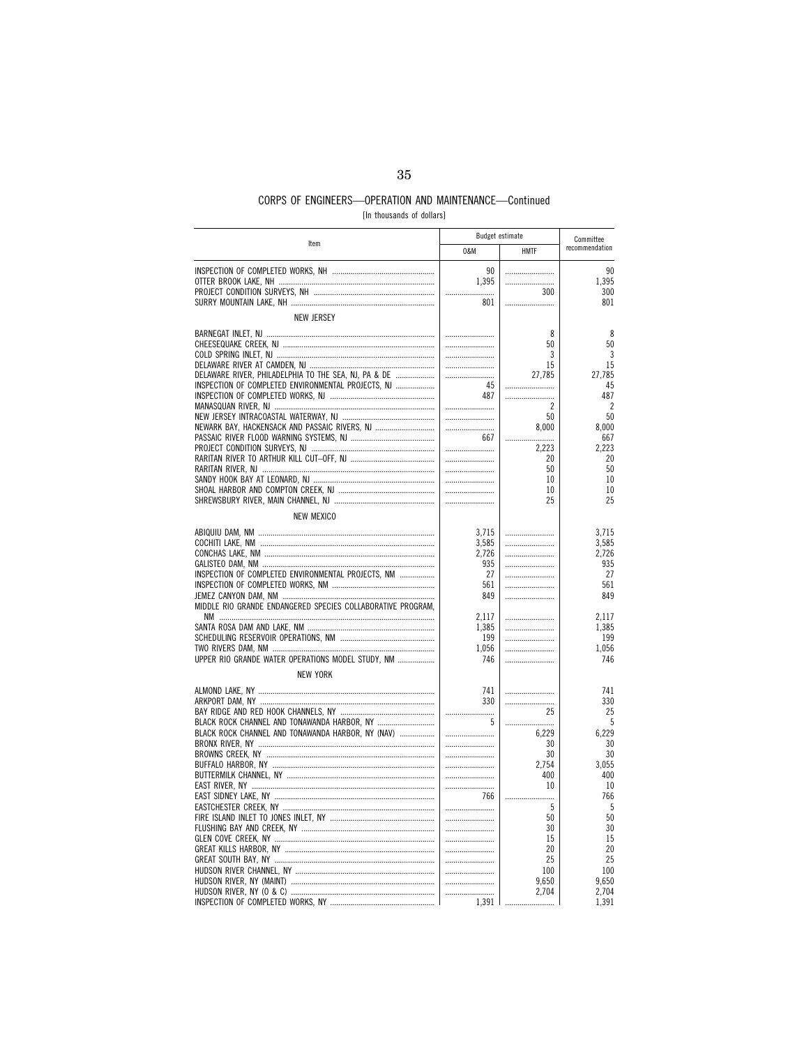## CORPS OF ENGINEERS—OPERATION AND MAINTENANCE—Continued

[In thousands of dollars]

| Item | Budget estimate | | Committee recommendation |
|---|---|---|---|
| | O&M | HMTF | |
| INSPECTION OF COMPLETED WORKS, NH | 90 | | 90 |
| OTTER BROOK LAKE, NH | 1,395 | | 1,395 |
| PROJECT CONDITION SURVEYS, NH | | 300 | 300 |
| SURRY MOUNTAIN LAKE, NH | 801 | | 801 |
| NEW JERSEY | | | |
| BARNEGAT INLET, NJ | | 8 | 8 |
| CHEESEQUAKE CREEK, NJ | | 50 | 50 |
| COLD SPRING INLET, NJ | | 3 | 3 |
| DELAWARE RIVER AT CAMDEN, NJ | | 15 | 15 |
| DELAWARE RIVER, PHILADELPHIA TO THE SEA, NJ, PA & DE | | 27,785 | 27,785 |
| INSPECTION OF COMPLETED ENVIRONMENTAL PROJECTS, NJ | 45 | | 45 |
| INSPECTION OF COMPLETED WORKS, NJ | 487 | | 487 |
| MANASQUAN RIVER, NJ | | 2 | 2 |
| NEW JERSEY INTRACOASTAL WATERWAY, NJ | | 50 | 50 |
| NEWARK BAY, HACKENSACK AND PASSAIC RIVERS, NJ | | 8,000 | 8,000 |
| PASSAIC RIVER FLOOD WARNING SYSTEMS, NJ | 667 | | 667 |
| PROJECT CONDITION SURVEYS, NJ | | 2,223 | 2,223 |
| RARITAN RIVER TO ARTHUR KILL CUT–OFF, NJ | | 20 | 20 |
| RARITAN RIVER, NJ | | 50 | 50 |
| SANDY HOOK BAY AT LEONARD, NJ | | 10 | 10 |
| SHOAL HARBOR AND COMPTON CREEK, NJ | | 10 | 10 |
| SHREWSBURY RIVER, MAIN CHANNEL, NJ | | 25 | 25 |
| NEW MEXICO | | | |
| ABIQUIU DAM, NM | 3,715 | | 3,715 |
| COCHITI LAKE, NM | 3,585 | | 3,585 |
| CONCHAS LAKE, NM | 2,726 | | 2,726 |
| GALISTEO DAM, NM | 935 | | 935 |
| INSPECTION OF COMPLETED ENVIRONMENTAL PROJECTS, NM | 27 | | 27 |
| INSPECTION OF COMPLETED WORKS, NM | 561 | | 561 |
| JEMEZ CANYON DAM, NM | 849 | | 849 |
| MIDDLE RIO GRANDE ENDANGERED SPECIES COLLABORATIVE PROGRAM, NM | 2,117 | | 2,117 |
| SANTA ROSA DAM AND LAKE, NM | 1,385 | | 1,385 |
| SCHEDULING RESERVOIR OPERATIONS, NM | 199 | | 199 |
| TWO RIVERS DAM, NM | 1,056 | | 1,056 |
| UPPER RIO GRANDE WATER OPERATIONS MODEL STUDY, NM | 746 | | 746 |
| NEW YORK | | | |
| ALMOND LAKE, NY | 741 | | 741 |
| ARKPORT DAM, NY | 330 | | 330 |
| BAY RIDGE AND RED HOOK CHANNELS, NY | | 25 | 25 |
| BLACK ROCK CHANNEL AND TONAWANDA HARBOR, NY | 5 | | 5 |
| BLACK ROCK CHANNEL AND TONAWANDA HARBOR, NY (NAV) | | 6,229 | 6,229 |
| BRONX RIVER, NY | | 30 | 30 |
| BROWNS CREEK, NY | | 30 | 30 |
| BUFFALO HARBOR, NY | | 2,754 | 3,055 |
| BUTTERMILK CHANNEL, NY | | 400 | 400 |
| EAST RIVER, NY | | 10 | 10 |
| EAST SIDNEY LAKE, NY | 766 | | 766 |
| EASTCHESTER CREEK, NY | | 5 | 5 |
| FIRE ISLAND INLET TO JONES INLET, NY | | 50 | 50 |
| FLUSHING BAY AND CREEK, NY | | 30 | 30 |
| GLEN COVE CREEK, NY | | 15 | 15 |
| GREAT KILLS HARBOR, NY | | 20 | 20 |
| GREAT SOUTH BAY, NY | | 25 | 25 |
| HUDSON RIVER CHANNEL, NY | | 100 | 100 |
| HUDSON RIVER, NY (MAINT) | | 9,650 | 9,650 |
| HUDSON RIVER, NY (O & C) | | 2,704 | 2,704 |
| INSPECTION OF COMPLETED WORKS, NY | 1,391 | | 1,391 |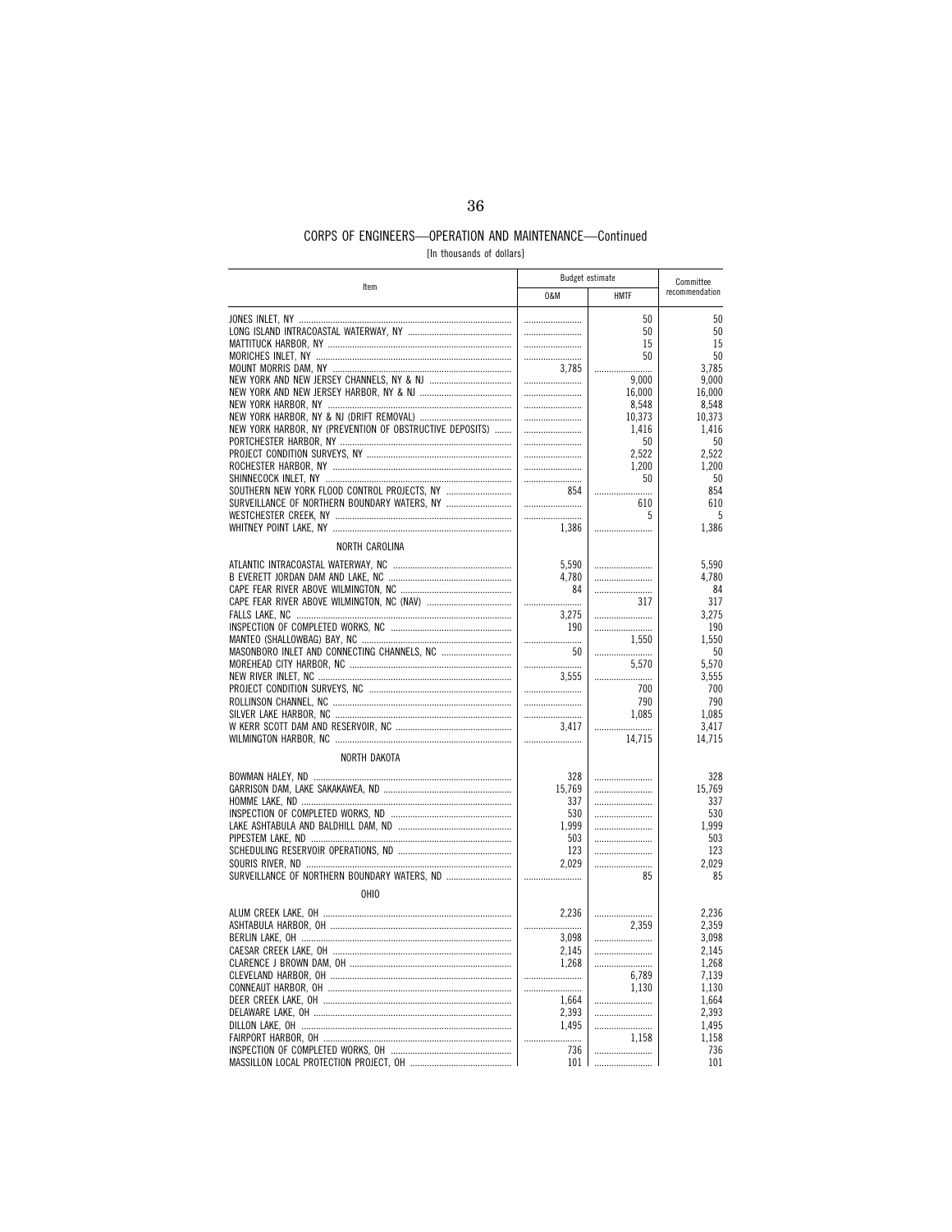## CORPS OF ENGINEERS—OPERATION AND MAINTENANCE—Continued

[In thousands of dollars]

| Item | Budget estimate | | Committee recommendation |
|---|---|---|---|
| | O&M | HMTF | |
| JONES INLET, NY | | 50 | 50 |
| LONG ISLAND INTRACOASTAL WATERWAY, NY | | 50 | 50 |
| MATTITUCK HARBOR, NY | | 15 | 15 |
| MORICHES INLET, NY | | 50 | 50 |
| MOUNT MORRIS DAM, NY | 3,785 | | 3,785 |
| NEW YORK AND NEW JERSEY CHANNELS, NY & NJ | | 9,000 | 9,000 |
| NEW YORK AND NEW JERSEY HARBOR, NY & NJ | | 16,000 | 16,000 |
| NEW YORK HARBOR, NY | | 8,548 | 8,548 |
| NEW YORK HARBOR, NY & NJ (DRIFT REMOVAL) | | 10,373 | 10,373 |
| NEW YORK HARBOR, NY (PREVENTION OF OBSTRUCTIVE DEPOSITS) | | 1,416 | 1,416 |
| PORTCHESTER HARBOR, NY | | 50 | 50 |
| PROJECT CONDITION SURVEYS, NY | | 2,522 | 2,522 |
| ROCHESTER HARBOR, NY | | 1,200 | 1,200 |
| SHINNECOCK INLET, NY | | 50 | 50 |
| SOUTHERN NEW YORK FLOOD CONTROL PROJECTS, NY | 854 | | 854 |
| SURVEILLANCE OF NORTHERN BOUNDARY WATERS, NY | | 610 | 610 |
| WESTCHESTER CREEK, NY | | 5 | 5 |
| WHITNEY POINT LAKE, NY | 1,386 | | 1,386 |
| NORTH CAROLINA | | | |
| ATLANTIC INTRACOASTAL WATERWAY, NC | 5,590 | | 5,590 |
| B EVERETT JORDAN DAM AND LAKE, NC | 4,780 | | 4,780 |
| CAPE FEAR RIVER ABOVE WILMINGTON, NC | 84 | | 84 |
| CAPE FEAR RIVER ABOVE WILMINGTON, NC (NAV) | | 317 | 317 |
| FALLS LAKE, NC | 3,275 | | 3,275 |
| INSPECTION OF COMPLETED WORKS, NC | 190 | | 190 |
| MANTEO (SHALLOWBAG) BAY, NC | | 1,550 | 1,550 |
| MASONBORO INLET AND CONNECTING CHANNELS, NC | 50 | | 50 |
| MOREHEAD CITY HARBOR, NC | | 5,570 | 5,570 |
| NEW RIVER INLET, NC | 3,555 | | 3,555 |
| PROJECT CONDITION SURVEYS, NC | | 700 | 700 |
| ROLLINSON CHANNEL, NC | | 790 | 790 |
| SILVER LAKE HARBOR, NC | | 1,085 | 1,085 |
| W KERR SCOTT DAM AND RESERVOIR, NC | 3,417 | | 3,417 |
| WILMINGTON HARBOR, NC | | 14,715 | 14,715 |
| NORTH DAKOTA | | | |
| BOWMAN HALEY, ND | 328 | | 328 |
| GARRISON DAM, LAKE SAKAKAWEA, ND | 15,769 | | 15,769 |
| HOMME LAKE, ND | 337 | | 337 |
| INSPECTION OF COMPLETED WORKS, ND | 530 | | 530 |
| LAKE ASHTABULA AND BALDHILL DAM, ND | 1,999 | | 1,999 |
| PIPESTEM LAKE, ND | 503 | | 503 |
| SCHEDULING RESERVOIR OPERATIONS, ND | 123 | | 123 |
| SOURIS RIVER, ND | 2,029 | | 2,029 |
| SURVEILLANCE OF NORTHERN BOUNDARY WATERS, ND | | 85 | 85 |
| OHIO | | | |
| ALUM CREEK LAKE, OH | 2,236 | | 2,236 |
| ASHTABULA HARBOR, OH | | 2,359 | 2,359 |
| BERLIN LAKE, OH | 3,098 | | 3,098 |
| CAESAR CREEK LAKE, OH | 2,145 | | 2,145 |
| CLARENCE J BROWN DAM, OH | 1,268 | | 1,268 |
| CLEVELAND HARBOR, OH | | 6,789 | 7,139 |
| CONNEAUT HARBOR, OH | | 1,130 | 1,130 |
| DEER CREEK LAKE, OH | 1,664 | | 1,664 |
| DELAWARE LAKE, OH | 2,393 | | 2,393 |
| DILLON LAKE, OH | 1,495 | | 1,495 |
| FAIRPORT HARBOR, OH | | 1,158 | 1,158 |
| INSPECTION OF COMPLETED WORKS, OH | 736 | | 736 |
| MASSILLON LOCAL PROTECTION PROJECT, OH | 101 | | 101 |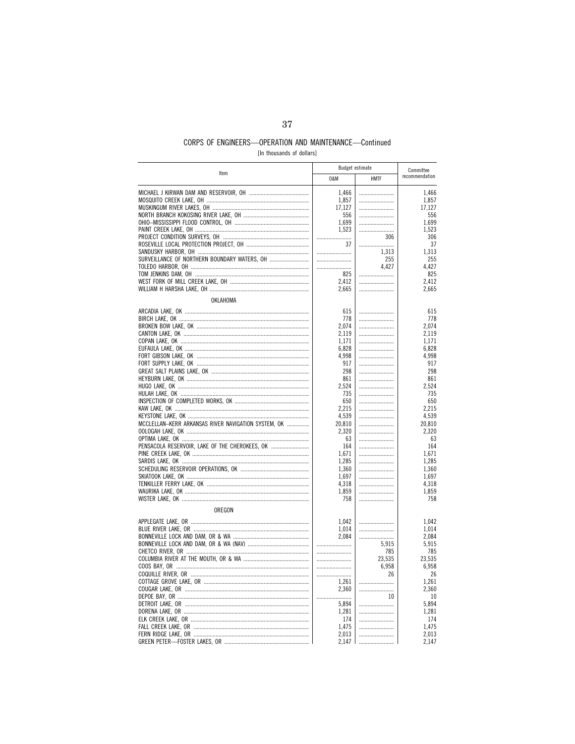## CORPS OF ENGINEERS—OPERATION AND MAINTENANCE—Continued

[In thousands of dollars]

| Item | Budget estimate | | Committee recommendation |
|---|---|---|---|
| | O&M | HMTF | |
| MICHAEL J KIRWAN DAM AND RESERVOIR, OH | 1,466 | | 1,466 |
| MOSQUITO CREEK LAKE, OH | 1,857 | | 1,857 |
| MUSKINGUM RIVER LAKES, OH | 17,127 | | 17,127 |
| NORTH BRANCH KOKOSING RIVER LAKE, OH | 556 | | 556 |
| OHIO–MISSISSIPPI FLOOD CONTROL, OH | 1,699 | | 1,699 |
| PAINT CREEK LAKE, OH | 1,523 | | 1,523 |
| PROJECT CONDITION SURVEYS, OH | | 306 | 306 |
| ROSEVILLE LOCAL PROTECTION PROJECT, OH | 37 | | 37 |
| SANDUSKY HARBOR, OH | | 1,313 | 1,313 |
| SURVEILLANCE OF NORTHERN BOUNDARY WATERS, OH | | 255 | 255 |
| TOLEDO HARBOR, OH | | 4,427 | 4,427 |
| TOM JENKINS DAM, OH | 825 | | 825 |
| WEST FORK OF MILL CREEK LAKE, OH | 2,412 | | 2,412 |
| WILLIAM H HARSHA LAKE, OH | 2,665 | | 2,665 |
| OKLAHOMA | | | |
| ARCADIA LAKE, OK | 615 | | 615 |
| BIRCH LAKE, OK | 778 | | 778 |
| BROKEN BOW LAKE, OK | 2,074 | | 2,074 |
| CANTON LAKE, OK | 2,119 | | 2,119 |
| COPAN LAKE, OK | 1,171 | | 1,171 |
| EUFAULA LAKE, OK | 6,828 | | 6,828 |
| FORT GIBSON LAKE, OK | 4,998 | | 4,998 |
| FORT SUPPLY LAKE, OK | 917 | | 917 |
| GREAT SALT PLAINS LAKE, OK | 298 | | 298 |
| HEYBURN LAKE, OK | 861 | | 861 |
| HUGO LAKE, OK | 2,524 | | 2,524 |
| HULAH LAKE, OK | 735 | | 735 |
| INSPECTION OF COMPLETED WORKS, OK | 650 | | 650 |
| KAW LAKE, OK | 2,215 | | 2,215 |
| KEYSTONE LAKE, OK | 4,539 | | 4,539 |
| MCCLELLAN–KERR ARKANSAS RIVER NAVIGATION SYSTEM, OK | 20,810 | | 20,810 |
| OOLOGAH LAKE, OK | 2,320 | | 2,320 |
| OPTIMA LAKE, OK | 63 | | 63 |
| PENSACOLA RESERVOIR, LAKE OF THE CHEROKEES, OK | 164 | | 164 |
| PINE CREEK LAKE, OK | 1,671 | | 1,671 |
| SARDIS LAKE, OK | 1,285 | | 1,285 |
| SCHEDULING RESERVOIR OPERATIONS, OK | 1,360 | | 1,360 |
| SKIATOOK LAKE, OK | 1,697 | | 1,697 |
| TENKILLER FERRY LAKE, OK | 4,318 | | 4,318 |
| WAURIKA LAKE, OK | 1,859 | | 1,859 |
| WISTER LAKE, OK | 758 | | 758 |
| OREGON | | | |
| APPLEGATE LAKE, OR | 1,042 | | 1,042 |
| BLUE RIVER LAKE, OR | 1,014 | | 1,014 |
| BONNEVILLE LOCK AND DAM, OR & WA | 2,084 | | 2,084 |
| BONNEVILLE LOCK AND DAM, OR & WA (NAV) | | 5,915 | 5,915 |
| CHETCO RIVER, OR | | 785 | 785 |
| COLUMBIA RIVER AT THE MOUTH, OR & WA | | 23,535 | 23,535 |
| COOS BAY, OR | | 6,958 | 6,958 |
| COQUILLE RIVER, OR | | 26 | 26 |
| COTTAGE GROVE LAKE, OR | 1,261 | | 1,261 |
| COUGAR LAKE, OR | 2,360 | | 2,360 |
| DEPOE BAY, OR | | 10 | 10 |
| DETROIT LAKE, OR | 5,894 | | 5,894 |
| DORENA LAKE, OR | 1,281 | | 1,281 |
| ELK CREEK LAKE, OR | 174 | | 174 |
| FALL CREEK LAKE, OR | 1,475 | | 1,475 |
| FERN RIDGE LAKE, OR | 2,013 | | 2,013 |
| GREEN PETER—FOSTER LAKES, OR | 2,147 | | 2,147 |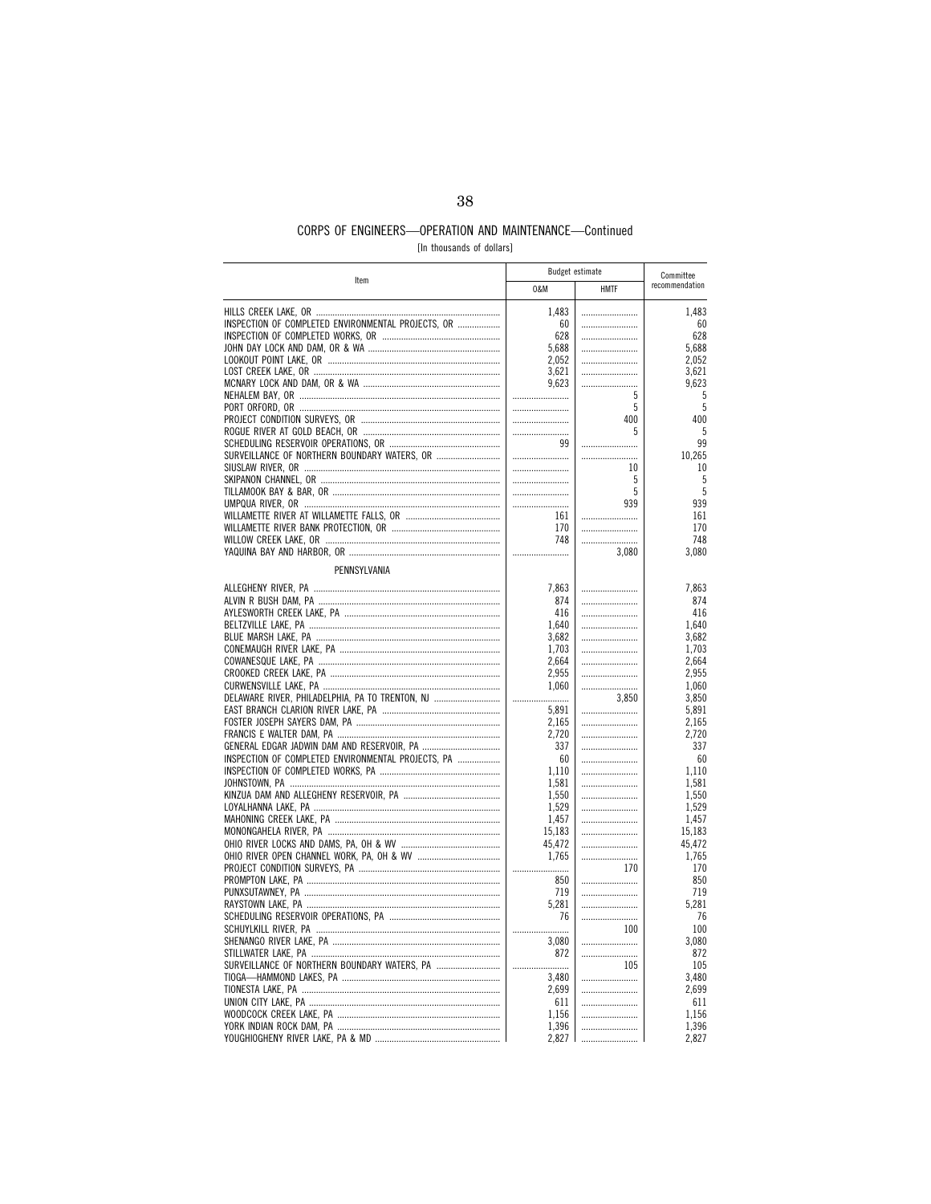## CORPS OF ENGINEERS—OPERATION AND MAINTENANCE—Continued

[In thousands of dollars]

| Item | Budget estimate | | Committee recommendation |
|---|---|---|---|
| | O&M | HMTF | |
| HILLS CREEK LAKE, OR | 1,483 | | 1,483 |
| INSPECTION OF COMPLETED ENVIRONMENTAL PROJECTS, OR | 60 | | 60 |
| INSPECTION OF COMPLETED WORKS, OR | 628 | | 628 |
| JOHN DAY LOCK AND DAM, OR & WA | 5,688 | | 5,688 |
| LOOKOUT POINT LAKE, OR | 2,052 | | 2,052 |
| LOST CREEK LAKE, OR | 3,621 | | 3,621 |
| MCNARY LOCK AND DAM, OR & WA | 9,623 | | 9,623 |
| NEHALEM BAY, OR | | 5 | 5 |
| PORT ORFORD, OR | | 5 | 5 |
| PROJECT CONDITION SURVEYS, OR | | 400 | 400 |
| ROGUE RIVER AT GOLD BEACH, OR | | 5 | 5 |
| SCHEDULING RESERVOIR OPERATIONS, OR | 99 | | 99 |
| SURVEILLANCE OF NORTHERN BOUNDARY WATERS, OR | | | 10,265 |
| SIUSLAW RIVER, OR | | 10 | 10 |
| SKIPANON CHANNEL, OR | | 5 | 5 |
| TILLAMOOK BAY & BAR, OR | | 5 | 5 |
| UMPQUA RIVER, OR | | 939 | 939 |
| WILLAMETTE RIVER AT WILLAMETTE FALLS, OR | 161 | | 161 |
| WILLAMETTE RIVER BANK PROTECTION, OR | 170 | | 170 |
| WILLOW CREEK LAKE, OR | 748 | | 748 |
| YAQUINA BAY AND HARBOR, OR | | 3,080 | 3,080 |
| PENNSYLVANIA | | | |
| ALLEGHENY RIVER, PA | 7,863 | | 7,863 |
| ALVIN R BUSH DAM, PA | 874 | | 874 |
| AYLESWORTH CREEK LAKE, PA | 416 | | 416 |
| BELTZVILLE LAKE, PA | 1,640 | | 1,640 |
| BLUE MARSH LAKE, PA | 3,682 | | 3,682 |
| CONEMAUGH RIVER LAKE, PA | 1,703 | | 1,703 |
| COWANESQUE LAKE, PA | 2,664 | | 2,664 |
| CROOKED CREEK LAKE, PA | 2,955 | | 2,955 |
| CURWENSVILLE LAKE, PA | 1,060 | | 1,060 |
| DELAWARE RIVER, PHILADELPHIA, PA TO TRENTON, NJ | | 3,850 | 3,850 |
| EAST BRANCH CLARION RIVER LAKE, PA | 5,891 | | 5,891 |
| FOSTER JOSEPH SAYERS DAM, PA | 2,165 | | 2,165 |
| FRANCIS E WALTER DAM, PA | 2,720 | | 2,720 |
| GENERAL EDGAR JADWIN DAM AND RESERVOIR, PA | 337 | | 337 |
| INSPECTION OF COMPLETED ENVIRONMENTAL PROJECTS, PA | 60 | | 60 |
| INSPECTION OF COMPLETED WORKS, PA | 1,110 | | 1,110 |
| JOHNSTOWN, PA | 1,581 | | 1,581 |
| KINZUA DAM AND ALLEGHENY RESERVOIR, PA | 1,550 | | 1,550 |
| LOYALHANNA LAKE, PA | 1,529 | | 1,529 |
| MAHONING CREEK LAKE, PA | 1,457 | | 1,457 |
| MONONGAHELA RIVER, PA | 15,183 | | 15,183 |
| OHIO RIVER LOCKS AND DAMS, PA, OH & WV | 45,472 | | 45,472 |
| OHIO RIVER OPEN CHANNEL WORK, PA, OH & WV | 1,765 | | 1,765 |
| PROJECT CONDITION SURVEYS, PA | | 170 | 170 |
| PROMPTON LAKE, PA | 850 | | 850 |
| PUNXSUTAWNEY, PA | 719 | | 719 |
| RAYSTOWN LAKE, PA | 5,281 | | 5,281 |
| SCHEDULING RESERVOIR OPERATIONS, PA | 76 | | 76 |
| SCHUYLKILL RIVER, PA | | 100 | 100 |
| SHENANGO RIVER LAKE, PA | 3,080 | | 3,080 |
| STILLWATER LAKE, PA | 872 | | 872 |
| SURVEILLANCE OF NORTHERN BOUNDARY WATERS, PA | | 105 | 105 |
| TIOGA—HAMMOND LAKES, PA | 3,480 | | 3,480 |
| TIONESTA LAKE, PA | 2,699 | | 2,699 |
| UNION CITY LAKE, PA | 611 | | 611 |
| WOODCOCK CREEK LAKE, PA | 1,156 | | 1,156 |
| YORK INDIAN ROCK DAM, PA | 1,396 | | 1,396 |
| YOUGHIOGHENY RIVER LAKE, PA & MD | 2,827 | | 2,827 |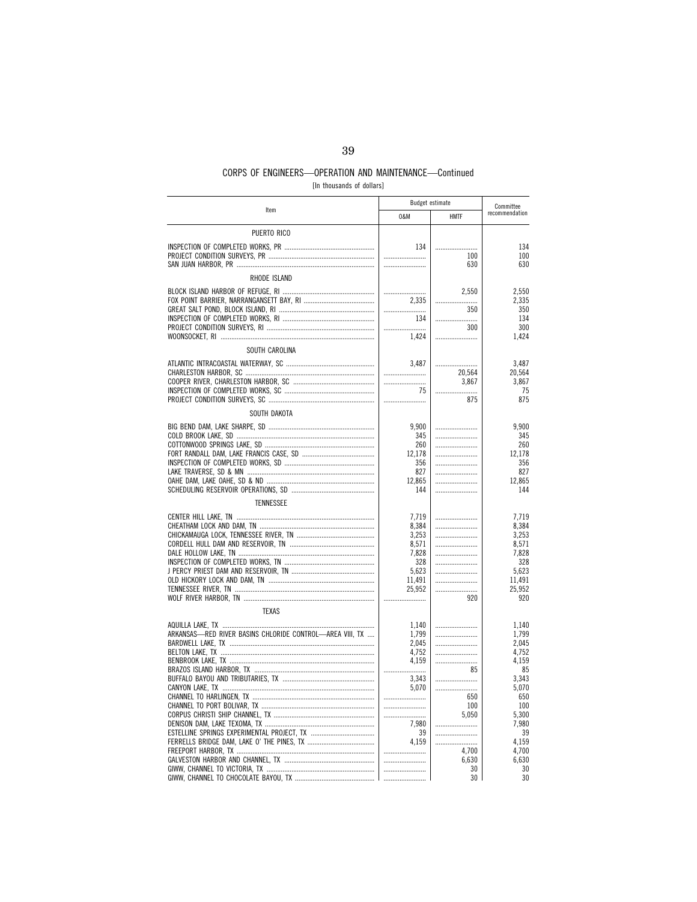## CORPS OF ENGINEERS—OPERATION AND MAINTENANCE—Continued

[In thousands of dollars]

| Item | Budget estimate | | Committee recommendation |
|---|---|---|---|
| | O&M | HMTF | |
| PUERTO RICO | | | |
| INSPECTION OF COMPLETED WORKS, PR | 134 | | 134 |
| PROJECT CONDITION SURVEYS, PR | | 100 | 100 |
| SAN JUAN HARBOR, PR | | 630 | 630 |
| RHODE ISLAND | | | |
| BLOCK ISLAND HARBOR OF REFUGE, RI | | 2,550 | 2,550 |
| FOX POINT BARRIER, NARRANGANSETT BAY, RI | 2,335 | | 2,335 |
| GREAT SALT POND, BLOCK ISLAND, RI | | 350 | 350 |
| INSPECTION OF COMPLETED WORKS, RI | 134 | | 134 |
| PROJECT CONDITION SURVEYS, RI | | 300 | 300 |
| WOONSOCKET, RI | 1,424 | | 1,424 |
| SOUTH CAROLINA | | | |
| ATLANTIC INTRACOASTAL WATERWAY, SC | 3,487 | | 3,487 |
| CHARLESTON HARBOR, SC | | 20,564 | 20,564 |
| COOPER RIVER, CHARLESTON HARBOR, SC | | 3,867 | 3,867 |
| INSPECTION OF COMPLETED WORKS, SC | 75 | | 75 |
| PROJECT CONDITION SURVEYS, SC | | 875 | 875 |
| SOUTH DAKOTA | | | |
| BIG BEND DAM, LAKE SHARPE, SD | 9,900 | | 9,900 |
| COLD BROOK LAKE, SD | 345 | | 345 |
| COTTONWOOD SPRINGS LAKE, SD | 260 | | 260 |
| FORT RANDALL DAM, LAKE FRANCIS CASE, SD | 12,178 | | 12,178 |
| INSPECTION OF COMPLETED WORKS, SD | 356 | | 356 |
| LAKE TRAVERSE, SD & MN | 827 | | 827 |
| OAHE DAM, LAKE OAHE, SD & ND | 12,865 | | 12,865 |
| SCHEDULING RESERVOIR OPERATIONS, SD | 144 | | 144 |
| TENNESSEE | | | |
| CENTER HILL LAKE, TN | 7,719 | | 7,719 |
| CHEATHAM LOCK AND DAM, TN | 8,384 | | 8,384 |
| CHICKAMAUGA LOCK, TENNESSEE RIVER, TN | 3,253 | | 3,253 |
| CORDELL HULL DAM AND RESERVOIR, TN | 8,571 | | 8,571 |
| DALE HOLLOW LAKE, TN | 7,828 | | 7,828 |
| INSPECTION OF COMPLETED WORKS, TN | 328 | | 328 |
| J PERCY PRIEST DAM AND RESERVOIR, TN | 5,623 | | 5,623 |
| OLD HICKORY LOCK AND DAM, TN | 11,491 | | 11,491 |
| TENNESSEE RIVER, TN | 25,952 | | 25,952 |
| WOLF RIVER HARBOR, TN | | 920 | 920 |
| TEXAS | | | |
| AQUILLA LAKE, TX | 1,140 | | 1,140 |
| ARKANSAS—RED RIVER BASINS CHLORIDE CONTROL—AREA VIII, TX | 1,799 | | 1,799 |
| BARDWELL LAKE, TX | 2,045 | | 2,045 |
| BELTON LAKE, TX | 4,752 | | 4,752 |
| BENBROOK LAKE, TX | 4,159 | | 4,159 |
| BRAZOS ISLAND HARBOR, TX | | 85 | 85 |
| BUFFALO BAYOU AND TRIBUTARIES, TX | 3,343 | | 3,343 |
| CANYON LAKE, TX | 5,070 | | 5,070 |
| CHANNEL TO HARLINGEN, TX | | 650 | 650 |
| CHANNEL TO PORT BOLIVAR, TX | | 100 | 100 |
| CORPUS CHRISTI SHIP CHANNEL, TX | | 5,050 | 5,300 |
| DENISON DAM, LAKE TEXOMA, TX | 7,980 | | 7,980 |
| ESTELLINE SPRINGS EXPERIMENTAL PROJECT, TX | 39 | | 39 |
| FERRELLS BRIDGE DAM, LAKE O' THE PINES, TX | 4,159 | | 4,159 |
| FREEPORT HARBOR, TX | | 4,700 | 4,700 |
| GALVESTON HARBOR AND CHANNEL, TX | | 6,630 | 6,630 |
| GIWW, CHANNEL TO VICTORIA, TX | | 30 | 30 |
| GIWW, CHANNEL TO CHOCOLATE BAYOU, TX | | 30 | 30 |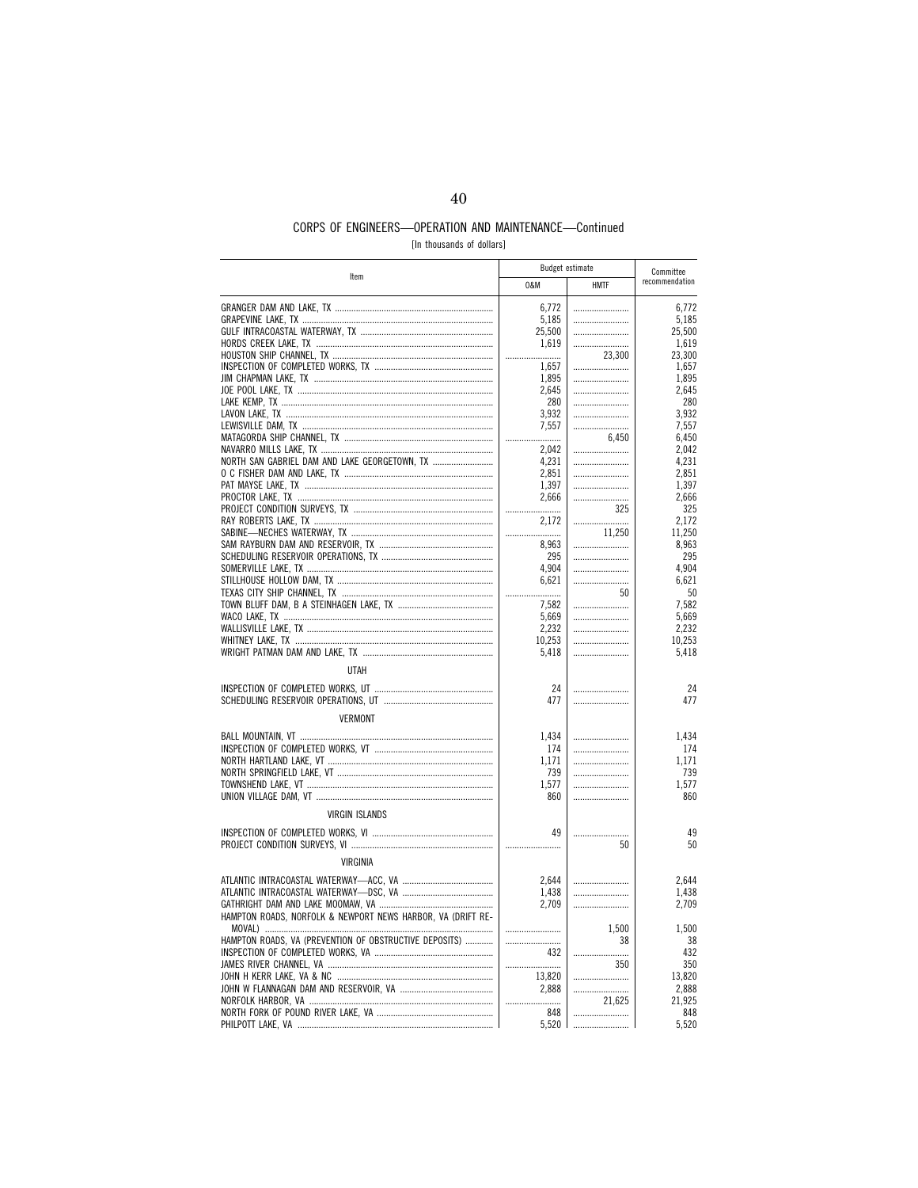## CORPS OF ENGINEERS—OPERATION AND MAINTENANCE—Continued

[In thousands of dollars]

| Item | Budget estimate | | Committee recommendation |
|---|---|---|---|
| | O&M | HMTF | |
| GRANGER DAM AND LAKE, TX | 6,772 | | 6,772 |
| GRAPEVINE LAKE, TX | 5,185 | | 5,185 |
| GULF INTRACOASTAL WATERWAY, TX | 25,500 | | 25,500 |
| HORDS CREEK LAKE, TX | 1,619 | | 1,619 |
| HOUSTON SHIP CHANNEL, TX | | 23,300 | 23,300 |
| INSPECTION OF COMPLETED WORKS, TX | 1,657 | | 1,657 |
| JIM CHAPMAN LAKE, TX | 1,895 | | 1,895 |
| JOE POOL LAKE, TX | 2,645 | | 2,645 |
| LAKE KEMP, TX | 280 | | 280 |
| LAVON LAKE, TX | 3,932 | | 3,932 |
| LEWISVILLE DAM, TX | 7,557 | | 7,557 |
| MATAGORDA SHIP CHANNEL, TX | | 6,450 | 6,450 |
| NAVARRO MILLS LAKE, TX | 2,042 | | 2,042 |
| NORTH SAN GABRIEL DAM AND LAKE GEORGETOWN, TX | 4,231 | | 4,231 |
| O C FISHER DAM AND LAKE, TX | 2,851 | | 2,851 |
| PAT MAYSE LAKE, TX | 1,397 | | 1,397 |
| PROCTOR LAKE, TX | 2,666 | | 2,666 |
| PROJECT CONDITION SURVEYS, TX | | 325 | 325 |
| RAY ROBERTS LAKE, TX | 2,172 | | 2,172 |
| SABINE—NECHES WATERWAY, TX | | 11,250 | 11,250 |
| SAM RAYBURN DAM AND RESERVOIR, TX | 8,963 | | 8,963 |
| SCHEDULING RESERVOIR OPERATIONS, TX | 295 | | 295 |
| SOMERVILLE LAKE, TX | 4,904 | | 4,904 |
| STILLHOUSE HOLLOW DAM, TX | 6,621 | | 6,621 |
| TEXAS CITY SHIP CHANNEL, TX | | 50 | 50 |
| TOWN BLUFF DAM, B A STEINHAGEN LAKE, TX | 7,582 | | 7,582 |
| WACO LAKE, TX | 5,669 | | 5,669 |
| WALLISVILLE LAKE, TX | 2,232 | | 2,232 |
| WHITNEY LAKE, TX | 10,253 | | 10,253 |
| WRIGHT PATMAN DAM AND LAKE, TX | 5,418 | | 5,418 |
| UTAH | | | |
| INSPECTION OF COMPLETED WORKS, UT | 24 | | 24 |
| SCHEDULING RESERVOIR OPERATIONS, UT | 477 | | 477 |
| VERMONT | | | |
| BALL MOUNTAIN, VT | 1,434 | | 1,434 |
| INSPECTION OF COMPLETED WORKS, VT | 174 | | 174 |
| NORTH HARTLAND LAKE, VT | 1,171 | | 1,171 |
| NORTH SPRINGFIELD LAKE, VT | 739 | | 739 |
| TOWNSHEND LAKE, VT | 1,577 | | 1,577 |
| UNION VILLAGE DAM, VT | 860 | | 860 |
| VIRGIN ISLANDS | | | |
| INSPECTION OF COMPLETED WORKS, VI | 49 | | 49 |
| PROJECT CONDITION SURVEYS, VI | | 50 | 50 |
| VIRGINIA | | | |
| ATLANTIC INTRACOASTAL WATERWAY—ACC, VA | 2,644 | | 2,644 |
| ATLANTIC INTRACOASTAL WATERWAY—DSC, VA | 1,438 | | 1,438 |
| GATHRIGHT DAM AND LAKE MOOMAW, VA | 2,709 | | 2,709 |
| HAMPTON ROADS, NORFOLK & NEWPORT NEWS HARBOR, VA (DRIFT REMOVAL) | | 1,500 | 1,500 |
| HAMPTON ROADS, VA (PREVENTION OF OBSTRUCTIVE DEPOSITS) | | 38 | 38 |
| INSPECTION OF COMPLETED WORKS, VA | 432 | | 432 |
| JAMES RIVER CHANNEL, VA | | 350 | 350 |
| JOHN H KERR LAKE, VA & NC | 13,820 | | 13,820 |
| JOHN W FLANNAGAN DAM AND RESERVOIR, VA | 2,888 | | 2,888 |
| NORFOLK HARBOR, VA | | 21,625 | 21,925 |
| NORTH FORK OF POUND RIVER LAKE, VA | 848 | | 848 |
| PHILPOTT LAKE, VA | 5,520 | | 5,520 |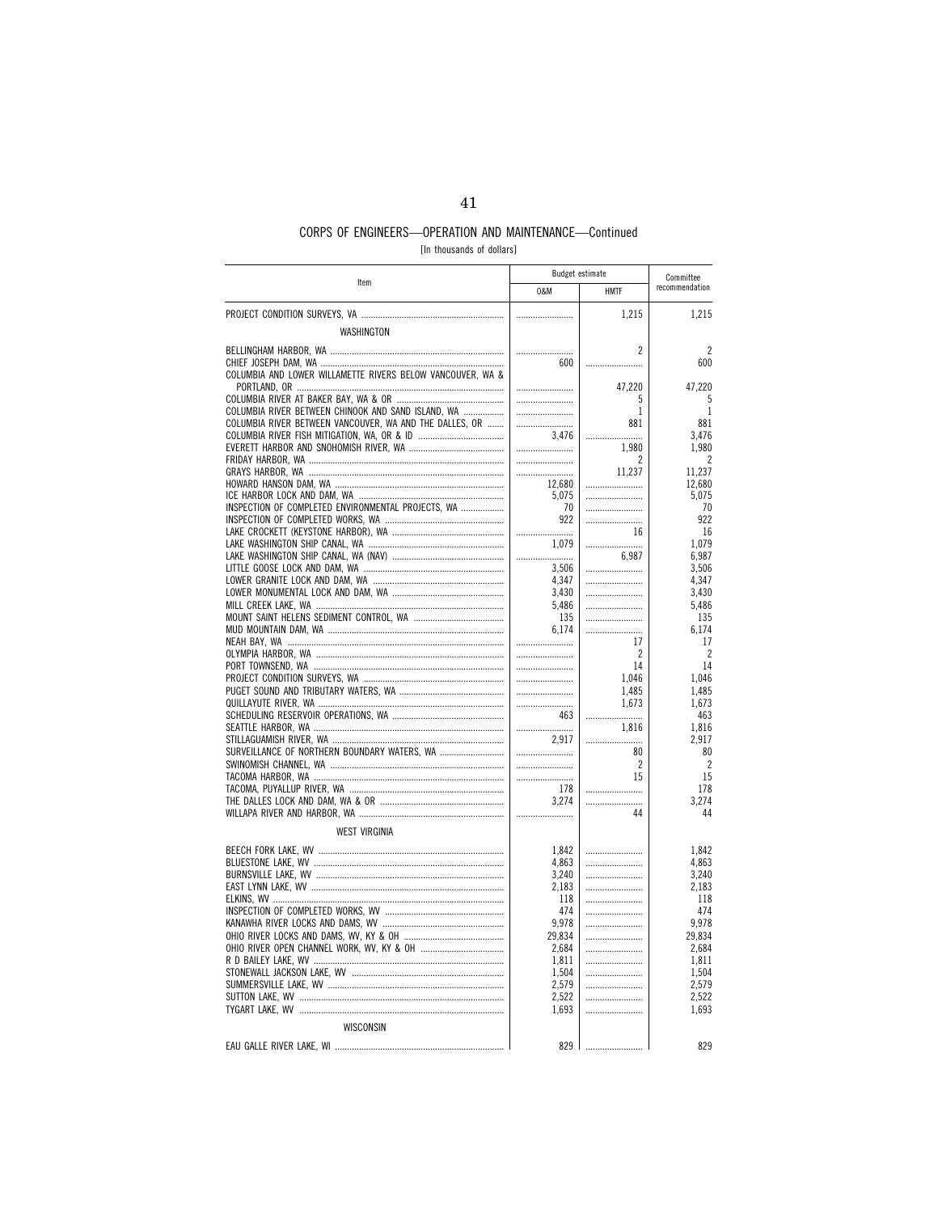CORPS OF ENGINEERS—OPERATION AND MAINTENANCE—Continued

[In thousands of dollars]

| Item | Budget estimate | | Committee recommendation |
|---|---|---|---|
| | O&M | HMTF | |
| PROJECT CONDITION SURVEYS, VA | | 1,215 | 1,215 |
| WASHINGTON | | | |
| BELLINGHAM HARBOR, WA | | 2 | 2 |
| CHIEF JOSEPH DAM, WA | 600 | | 600 |
| COLUMBIA AND LOWER WILLAMETTE RIVERS BELOW VANCOUVER, WA & PORTLAND, OR | | 47,220 | 47,220 |
| COLUMBIA RIVER AT BAKER BAY, WA & OR | | 5 | 5 |
| COLUMBIA RIVER BETWEEN CHINOOK AND SAND ISLAND, WA | | 1 | 1 |
| COLUMBIA RIVER BETWEEN VANCOUVER, WA AND THE DALLES, OR | | 881 | 881 |
| COLUMBIA RIVER FISH MITIGATION, WA, OR & ID | 3,476 | | 3,476 |
| EVERETT HARBOR AND SNOHOMISH RIVER, WA | | 1,980 | 1,980 |
| FRIDAY HARBOR, WA | | 2 | 2 |
| GRAYS HARBOR, WA | | 11,237 | 11,237 |
| HOWARD HANSON DAM, WA | 12,680 | | 12,680 |
| ICE HARBOR LOCK AND DAM, WA | 5,075 | | 5,075 |
| INSPECTION OF COMPLETED ENVIRONMENTAL PROJECTS, WA | 70 | | 70 |
| INSPECTION OF COMPLETED WORKS, WA | 922 | | 922 |
| LAKE CROCKETT (KEYSTONE HARBOR), WA | | 16 | 16 |
| LAKE WASHINGTON SHIP CANAL, WA | 1,079 | | 1,079 |
| LAKE WASHINGTON SHIP CANAL, WA (NAV) | | 6,987 | 6,987 |
| LITTLE GOOSE LOCK AND DAM, WA | 3,506 | | 3,506 |
| LOWER GRANITE LOCK AND DAM, WA | 4,347 | | 4,347 |
| LOWER MONUMENTAL LOCK AND DAM, WA | 3,430 | | 3,430 |
| MILL CREEK LAKE, WA | 5,486 | | 5,486 |
| MOUNT SAINT HELENS SEDIMENT CONTROL, WA | 135 | | 135 |
| MUD MOUNTAIN DAM, WA | 6,174 | | 6,174 |
| NEAH BAY, WA | | 17 | 17 |
| OLYMPIA HARBOR, WA | | 2 | 2 |
| PORT TOWNSEND, WA | | 14 | 14 |
| PROJECT CONDITION SURVEYS, WA | | 1,046 | 1,046 |
| PUGET SOUND AND TRIBUTARY WATERS, WA | | 1,485 | 1,485 |
| QUILLAYUTE RIVER, WA | | 1,673 | 1,673 |
| SCHEDULING RESERVOIR OPERATIONS, WA | 463 | | 463 |
| SEATTLE HARBOR, WA | | 1,816 | 1,816 |
| STILLAGUAMISH RIVER, WA | 2,917 | | 2,917 |
| SURVEILLANCE OF NORTHERN BOUNDARY WATERS, WA | | 80 | 80 |
| SWINOMISH CHANNEL, WA | | 2 | 2 |
| TACOMA HARBOR, WA | | 15 | 15 |
| TACOMA, PUYALLUP RIVER, WA | 178 | | 178 |
| THE DALLES LOCK AND DAM, WA & OR | 3,274 | | 3,274 |
| WILLAPA RIVER AND HARBOR, WA | | 44 | 44 |
| WEST VIRGINIA | | | |
| BEECH FORK LAKE, WV | 1,842 | | 1,842 |
| BLUESTONE LAKE, WV | 4,863 | | 4,863 |
| BURNSVILLE LAKE, WV | 3,240 | | 3,240 |
| EAST LYNN LAKE, WV | 2,183 | | 2,183 |
| ELKINS, WV | 118 | | 118 |
| INSPECTION OF COMPLETED WORKS, WV | 474 | | 474 |
| KANAWHA RIVER LOCKS AND DAMS, WV | 9,978 | | 9,978 |
| OHIO RIVER LOCKS AND DAMS, WV, KY & OH | 29,834 | | 29,834 |
| OHIO RIVER OPEN CHANNEL WORK, WV, KY & OH | 2,684 | | 2,684 |
| R D BAILEY LAKE, WV | 1,811 | | 1,811 |
| STONEWALL JACKSON LAKE, WV | 1,504 | | 1,504 |
| SUMMERSVILLE LAKE, WV | 2,579 | | 2,579 |
| SUTTON LAKE, WV | 2,522 | | 2,522 |
| TYGART LAKE, WV | 1,693 | | 1,693 |
| WISCONSIN | | | |
| EAU GALLE RIVER LAKE, WI | 829 | | 829 |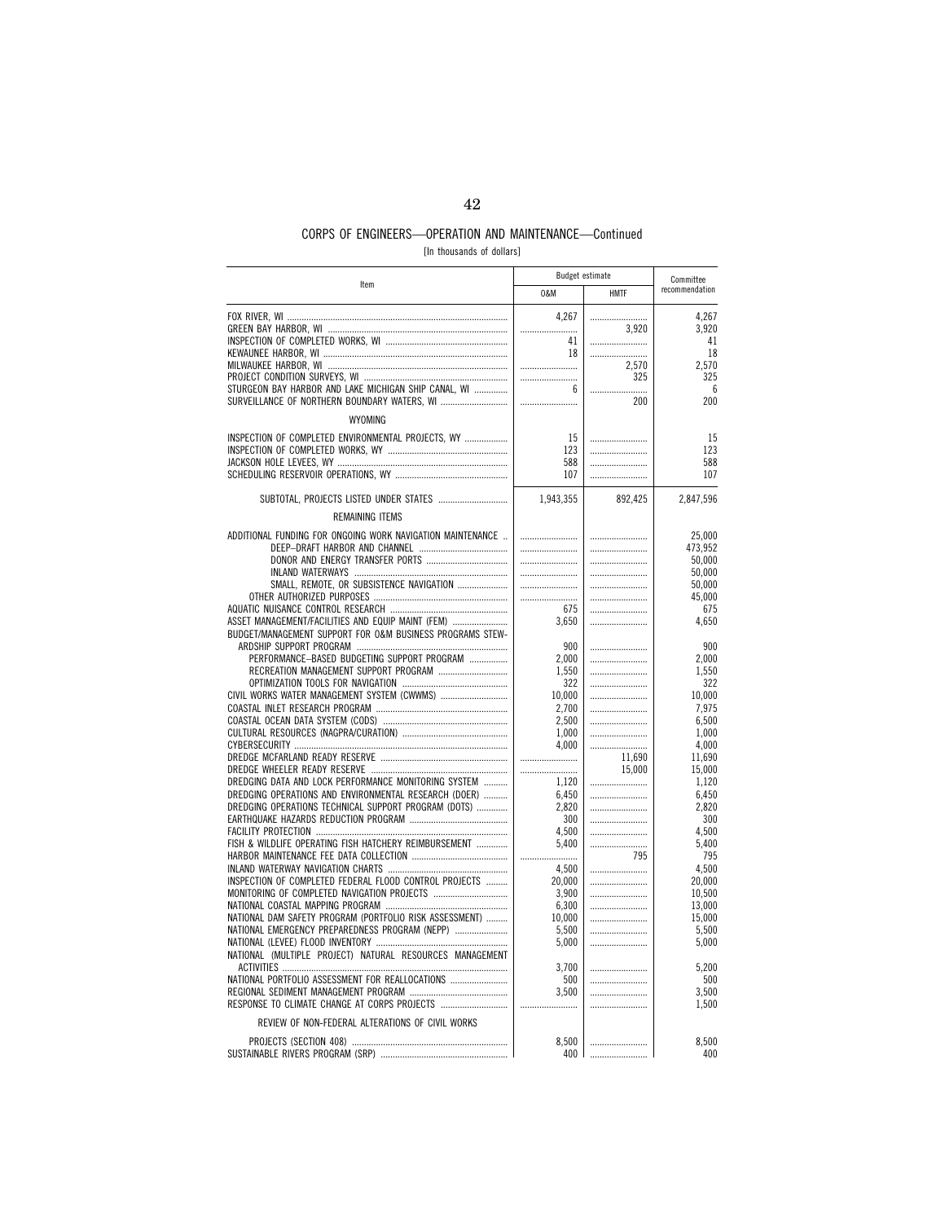## CORPS OF ENGINEERS—OPERATION AND MAINTENANCE—Continued

[In thousands of dollars]

| Item | Budget estimate | | Committee recommendation |
|---|---|---|---|
| | O&M | HMTF | |
| FOX RIVER, WI | 4,267 | | 4,267 |
| GREEN BAY HARBOR, WI | | 3,920 | 3,920 |
| INSPECTION OF COMPLETED WORKS, WI | 41 | | 41 |
| KEWAUNEE HARBOR, WI | 18 | | 18 |
| MILWAUKEE HARBOR, WI | | 2,570 | 2,570 |
| PROJECT CONDITION SURVEYS, WI | | 325 | 325 |
| STURGEON BAY HARBOR AND LAKE MICHIGAN SHIP CANAL, WI | 6 | | 6 |
| SURVEILLANCE OF NORTHERN BOUNDARY WATERS, WI | | 200 | 200 |
| WYOMING | | | |
| INSPECTION OF COMPLETED ENVIRONMENTAL PROJECTS, WY | 15 | | 15 |
| INSPECTION OF COMPLETED WORKS, WY | 123 | | 123 |
| JACKSON HOLE LEVEES, WY | 588 | | 588 |
| SCHEDULING RESERVOIR OPERATIONS, WY | 107 | | 107 |
| SUBTOTAL, PROJECTS LISTED UNDER STATES | 1,943,355 | 892,425 | 2,847,596 |
| REMAINING ITEMS | | | |
| ADDITIONAL FUNDING FOR ONGOING WORK NAVIGATION MAINTENANCE | | | 25,000 |
| DEEP–DRAFT HARBOR AND CHANNEL | | | 473,952 |
| DONOR AND ENERGY TRANSFER PORTS | | | 50,000 |
| INLAND WATERWAYS | | | 50,000 |
| SMALL, REMOTE, OR SUBSISTENCE NAVIGATION | | | 50,000 |
| OTHER AUTHORIZED PURPOSES | | | 45,000 |
| AQUATIC NUISANCE CONTROL RESEARCH | 675 | | 675 |
| ASSET MANAGEMENT/FACILITIES AND EQUIP MAINT (FEM) | 3,650 | | 4,650 |
| BUDGET/MANAGEMENT SUPPORT FOR O&M BUSINESS PROGRAMS STEWARDSHIP SUPPORT PROGRAM | 900 | | 900 |
| PERFORMANCE–BASED BUDGETING SUPPORT PROGRAM | 2,000 | | 2,000 |
| RECREATION MANAGEMENT SUPPORT PROGRAM | 1,550 | | 1,550 |
| OPTIMIZATION TOOLS FOR NAVIGATION | 322 | | 322 |
| CIVIL WORKS WATER MANAGEMENT SYSTEM (CWWMS) | 10,000 | | 10,000 |
| COASTAL INLET RESEARCH PROGRAM | 2,700 | | 7,975 |
| COASTAL OCEAN DATA SYSTEM (CODS) | 2,500 | | 6,500 |
| CULTURAL RESOURCES (NAGPRA/CURATION) | 1,000 | | 1,000 |
| CYBERSECURITY | 4,000 | | 4,000 |
| DREDGE MCFARLAND READY RESERVE | | 11,690 | 11,690 |
| DREDGE WHEELER READY RESERVE | | 15,000 | 15,000 |
| DREDGING DATA AND LOCK PERFORMANCE MONITORING SYSTEM | 1,120 | | 1,120 |
| DREDGING OPERATIONS AND ENVIRONMENTAL RESEARCH (DOER) | 6,450 | | 6,450 |
| DREDGING OPERATIONS TECHNICAL SUPPORT PROGRAM (DOTS) | 2,820 | | 2,820 |
| EARTHQUAKE HAZARDS REDUCTION PROGRAM | 300 | | 300 |
| FACILITY PROTECTION | 4,500 | | 4,500 |
| FISH & WILDLIFE OPERATING FISH HATCHERY REIMBURSEMENT | 5,400 | | 5,400 |
| HARBOR MAINTENANCE FEE DATA COLLECTION | | 795 | 795 |
| INLAND WATERWAY NAVIGATION CHARTS | 4,500 | | 4,500 |
| INSPECTION OF COMPLETED FEDERAL FLOOD CONTROL PROJECTS | 20,000 | | 20,000 |
| MONITORING OF COMPLETED NAVIGATION PROJECTS | 3,900 | | 10,500 |
| NATIONAL COASTAL MAPPING PROGRAM | 6,300 | | 13,000 |
| NATIONAL DAM SAFETY PROGRAM (PORTFOLIO RISK ASSESSMENT) | 10,000 | | 15,000 |
| NATIONAL EMERGENCY PREPAREDNESS PROGRAM (NEPP) | 5,500 | | 5,500 |
| NATIONAL (LEVEE) FLOOD INVENTORY | 5,000 | | 5,000 |
| NATIONAL (MULTIPLE PROJECT) NATURAL RESOURCES MANAGEMENT ACTIVITIES | 3,700 | | 5,200 |
| NATIONAL PORTFOLIO ASSESSMENT FOR REALLOCATIONS | 500 | | 500 |
| REGIONAL SEDIMENT MANAGEMENT PROGRAM | 3,500 | | 3,500 |
| RESPONSE TO CLIMATE CHANGE AT CORPS PROJECTS | | | 1,500 |
| REVIEW OF NON-FEDERAL ALTERATIONS OF CIVIL WORKS | | | |
| PROJECTS (SECTION 408) | 8,500 | | 8,500 |
| SUSTAINABLE RIVERS PROGRAM (SRP) | 400 | | 400 |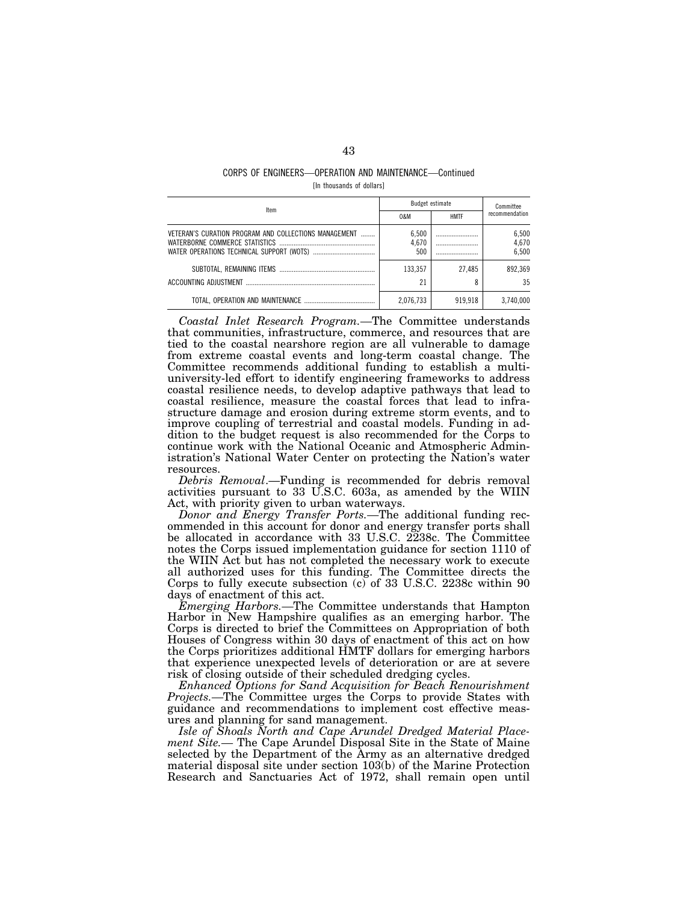CORPS OF ENGINEERS—OPERATION AND MAINTENANCE—Continued

[In thousands of dollars]

| Item | Budget estimate | | Committee recommendation |
| --- | --- | --- | --- |
| | O&M | HMTF | |
| VETERAN'S CURATION PROGRAM AND COLLECTIONS MANAGEMENT | 6,500 | | 6,500 |
| WATERBORNE COMMERCE STATISTICS | 4,670 | | 4,670 |
| WATER OPERATIONS TECHNICAL SUPPORT (WOTS) | 500 | | 6,500 |
| SUBTOTAL, REMAINING ITEMS | 133,357 | 27,485 | 892,369 |
| ACCOUNTING ADJUSTMENT | 21 | 8 | 35 |
| TOTAL, OPERATION AND MAINTENANCE | 2,076,733 | 919,918 | 3,740,000 |

*Coastal Inlet Research Program.*—The Committee understands that communities, infrastructure, commerce, and resources that are tied to the coastal nearshore region are all vulnerable to damage from extreme coastal events and long-term coastal change. The Committee recommends additional funding to establish a multi-university-led effort to identify engineering frameworks to address coastal resilience needs, to develop adaptive pathways that lead to coastal resilience, measure the coastal forces that lead to infrastructure damage and erosion during extreme storm events, and to improve coupling of terrestrial and coastal models. Funding in addition to the budget request is also recommended for the Corps to continue work with the National Oceanic and Atmospheric Administration's National Water Center on protecting the Nation's water resources.

*Debris Removal*.—Funding is recommended for debris removal activities pursuant to 33 U.S.C. 603a, as amended by the WIIN Act, with priority given to urban waterways.

*Donor and Energy Transfer Ports.*—The additional funding recommended in this account for donor and energy transfer ports shall be allocated in accordance with 33 U.S.C. 2238c. The Committee notes the Corps issued implementation guidance for section 1110 of the WIIN Act but has not completed the necessary work to execute all authorized uses for this funding. The Committee directs the Corps to fully execute subsection (c) of 33 U.S.C. 2238c within 90 days of enactment of this act.

*Emerging Harbors.*—The Committee understands that Hampton Harbor in New Hampshire qualifies as an emerging harbor. The Corps is directed to brief the Committees on Appropriation of both Houses of Congress within 30 days of enactment of this act on how the Corps prioritizes additional HMTF dollars for emerging harbors that experience unexpected levels of deterioration or are at severe risk of closing outside of their scheduled dredging cycles.

*Enhanced Options for Sand Acquisition for Beach Renourishment Projects.*—The Committee urges the Corps to provide States with guidance and recommendations to implement cost effective measures and planning for sand management.

*Isle of Shoals North and Cape Arundel Dredged Material Placement Site.*— The Cape Arundel Disposal Site in the State of Maine selected by the Department of the Army as an alternative dredged material disposal site under section 103(b) of the Marine Protection Research and Sanctuaries Act of 1972, shall remain open until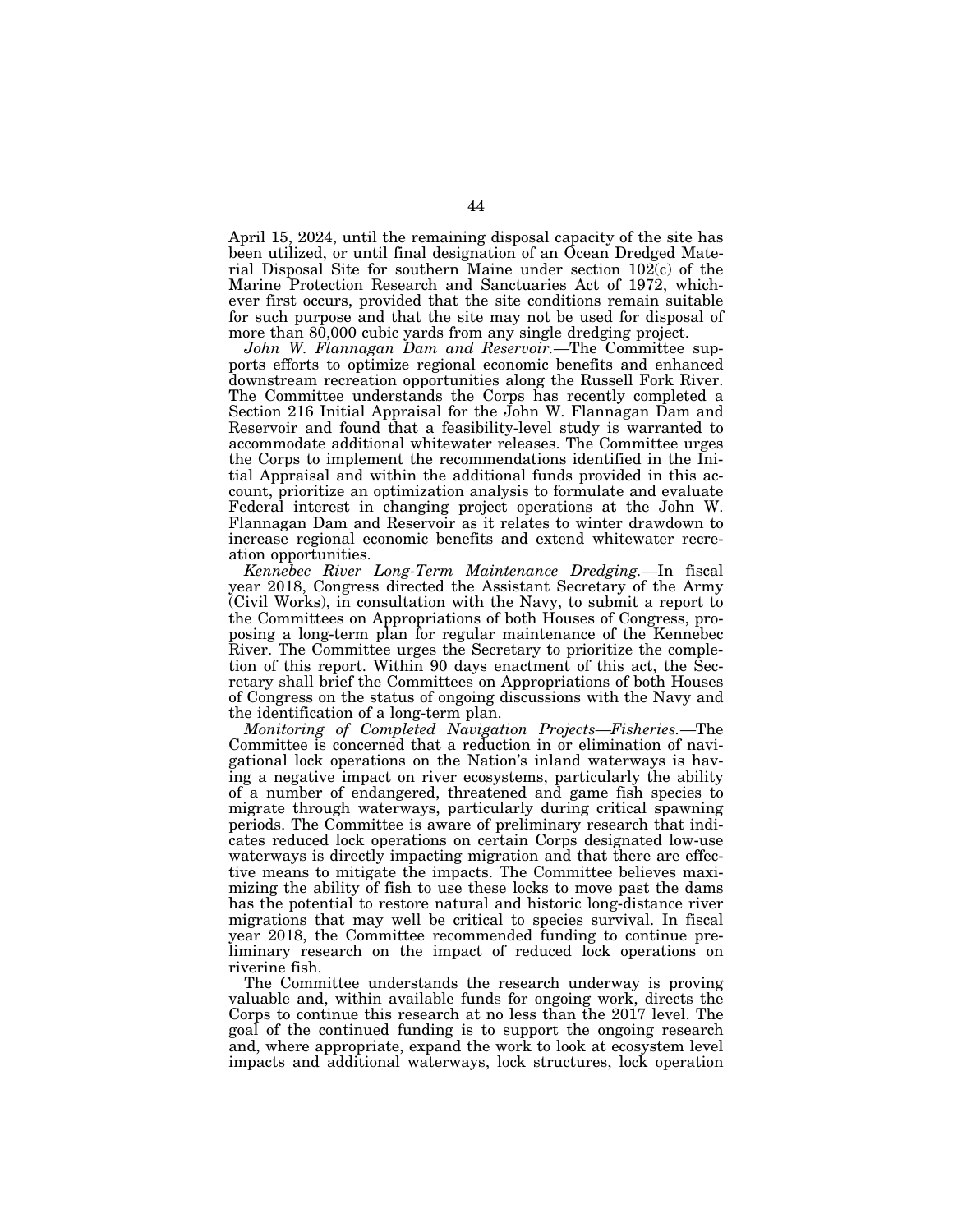April 15, 2024, until the remaining disposal capacity of the site has been utilized, or until final designation of an Ocean Dredged Material Disposal Site for southern Maine under section 102(c) of the Marine Protection Research and Sanctuaries Act of 1972, whichever first occurs, provided that the site conditions remain suitable for such purpose and that the site may not be used for disposal of more than 80,000 cubic yards from any single dredging project.

*John W. Flannagan Dam and Reservoir.*—The Committee supports efforts to optimize regional economic benefits and enhanced downstream recreation opportunities along the Russell Fork River. The Committee understands the Corps has recently completed a Section 216 Initial Appraisal for the John W. Flannagan Dam and Reservoir and found that a feasibility-level study is warranted to accommodate additional whitewater releases. The Committee urges the Corps to implement the recommendations identified in the Initial Appraisal and within the additional funds provided in this account, prioritize an optimization analysis to formulate and evaluate Federal interest in changing project operations at the John W. Flannagan Dam and Reservoir as it relates to winter drawdown to increase regional economic benefits and extend whitewater recreation opportunities.

*Kennebec River Long-Term Maintenance Dredging.*—In fiscal year 2018, Congress directed the Assistant Secretary of the Army (Civil Works), in consultation with the Navy, to submit a report to the Committees on Appropriations of both Houses of Congress, proposing a long-term plan for regular maintenance of the Kennebec River. The Committee urges the Secretary to prioritize the completion of this report. Within 90 days enactment of this act, the Secretary shall brief the Committees on Appropriations of both Houses of Congress on the status of ongoing discussions with the Navy and the identification of a long-term plan.

*Monitoring of Completed Navigation Projects—Fisheries.*—The Committee is concerned that a reduction in or elimination of navigational lock operations on the Nation's inland waterways is having a negative impact on river ecosystems, particularly the ability of a number of endangered, threatened and game fish species to migrate through waterways, particularly during critical spawning periods. The Committee is aware of preliminary research that indicates reduced lock operations on certain Corps designated low-use waterways is directly impacting migration and that there are effective means to mitigate the impacts. The Committee believes maximizing the ability of fish to use these locks to move past the dams has the potential to restore natural and historic long-distance river migrations that may well be critical to species survival. In fiscal year 2018, the Committee recommended funding to continue preliminary research on the impact of reduced lock operations on riverine fish.

The Committee understands the research underway is proving valuable and, within available funds for ongoing work, directs the Corps to continue this research at no less than the 2017 level. The goal of the continued funding is to support the ongoing research and, where appropriate, expand the work to look at ecosystem level impacts and additional waterways, lock structures, lock operation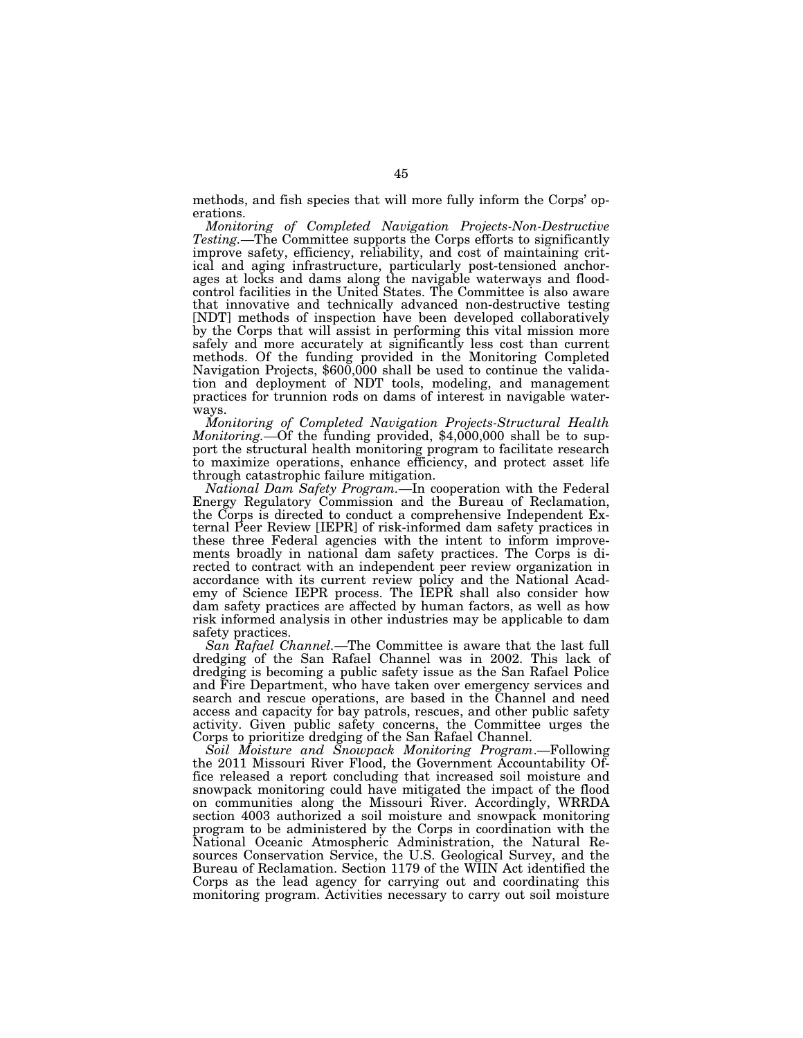methods, and fish species that will more fully inform the Corps' operations.

*Monitoring of Completed Navigation Projects-Non-Destructive Testing.*—The Committee supports the Corps efforts to significantly improve safety, efficiency, reliability, and cost of maintaining critical and aging infrastructure, particularly post-tensioned anchorages at locks and dams along the navigable waterways and flood-control facilities in the United States. The Committee is also aware that innovative and technically advanced non-destructive testing [NDT] methods of inspection have been developed collaboratively by the Corps that will assist in performing this vital mission more safely and more accurately at significantly less cost than current methods. Of the funding provided in the Monitoring Completed Navigation Projects, $600,000 shall be used to continue the validation and deployment of NDT tools, modeling, and management practices for trunnion rods on dams of interest in navigable waterways.

*Monitoring of Completed Navigation Projects-Structural Health Monitoring.*—Of the funding provided, $4,000,000 shall be to support the structural health monitoring program to facilitate research to maximize operations, enhance efficiency, and protect asset life through catastrophic failure mitigation.

*National Dam Safety Program.*—In cooperation with the Federal Energy Regulatory Commission and the Bureau of Reclamation, the Corps is directed to conduct a comprehensive Independent External Peer Review [IEPR] of risk-informed dam safety practices in these three Federal agencies with the intent to inform improvements broadly in national dam safety practices. The Corps is directed to contract with an independent peer review organization in accordance with its current review policy and the National Academy of Science IEPR process. The IEPR shall also consider how dam safety practices are affected by human factors, as well as how risk informed analysis in other industries may be applicable to dam safety practices.

*San Rafael Channel.*—The Committee is aware that the last full dredging of the San Rafael Channel was in 2002. This lack of dredging is becoming a public safety issue as the San Rafael Police and Fire Department, who have taken over emergency services and search and rescue operations, are based in the Channel and need access and capacity for bay patrols, rescues, and other public safety activity. Given public safety concerns, the Committee urges the Corps to prioritize dredging of the San Rafael Channel.

*Soil Moisture and Snowpack Monitoring Program.*—Following the 2011 Missouri River Flood, the Government Accountability Office released a report concluding that increased soil moisture and snowpack monitoring could have mitigated the impact of the flood on communities along the Missouri River. Accordingly, WRRDA section 4003 authorized a soil moisture and snowpack monitoring program to be administered by the Corps in coordination with the National Oceanic Atmospheric Administration, the Natural Resources Conservation Service, the U.S. Geological Survey, and the Bureau of Reclamation. Section 1179 of the WIIN Act identified the Corps as the lead agency for carrying out and coordinating this monitoring program. Activities necessary to carry out soil moisture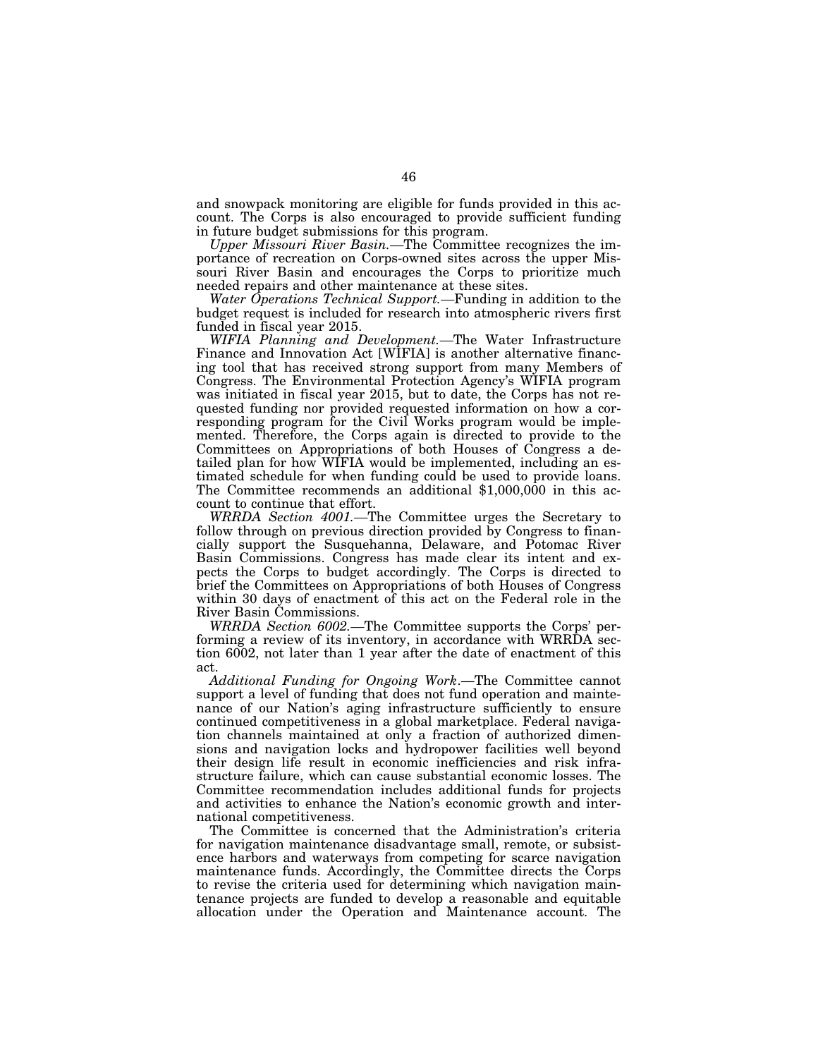and snowpack monitoring are eligible for funds provided in this account. The Corps is also encouraged to provide sufficient funding in future budget submissions for this program.

*Upper Missouri River Basin.*—The Committee recognizes the importance of recreation on Corps-owned sites across the upper Missouri River Basin and encourages the Corps to prioritize much needed repairs and other maintenance at these sites.

*Water Operations Technical Support.*—Funding in addition to the budget request is included for research into atmospheric rivers first funded in fiscal year 2015.

*WIFIA Planning and Development.*—The Water Infrastructure Finance and Innovation Act [WIFIA] is another alternative financing tool that has received strong support from many Members of Congress. The Environmental Protection Agency's WIFIA program was initiated in fiscal year 2015, but to date, the Corps has not requested funding nor provided requested information on how a corresponding program for the Civil Works program would be implemented. Therefore, the Corps again is directed to provide to the Committees on Appropriations of both Houses of Congress a detailed plan for how WIFIA would be implemented, including an estimated schedule for when funding could be used to provide loans. The Committee recommends an additional $1,000,000 in this account to continue that effort.

*WRRDA Section 4001.*—The Committee urges the Secretary to follow through on previous direction provided by Congress to financially support the Susquehanna, Delaware, and Potomac River Basin Commissions. Congress has made clear its intent and expects the Corps to budget accordingly. The Corps is directed to brief the Committees on Appropriations of both Houses of Congress within 30 days of enactment of this act on the Federal role in the River Basin Commissions.

*WRRDA Section 6002.*—The Committee supports the Corps' performing a review of its inventory, in accordance with WRRDA section 6002, not later than 1 year after the date of enactment of this act.

*Additional Funding for Ongoing Work*.—The Committee cannot support a level of funding that does not fund operation and maintenance of our Nation's aging infrastructure sufficiently to ensure continued competitiveness in a global marketplace. Federal navigation channels maintained at only a fraction of authorized dimensions and navigation locks and hydropower facilities well beyond their design life result in economic inefficiencies and risk infrastructure failure, which can cause substantial economic losses. The Committee recommendation includes additional funds for projects and activities to enhance the Nation's economic growth and international competitiveness.

The Committee is concerned that the Administration's criteria for navigation maintenance disadvantage small, remote, or subsistence harbors and waterways from competing for scarce navigation maintenance funds. Accordingly, the Committee directs the Corps to revise the criteria used for determining which navigation maintenance projects are funded to develop a reasonable and equitable allocation under the Operation and Maintenance account. The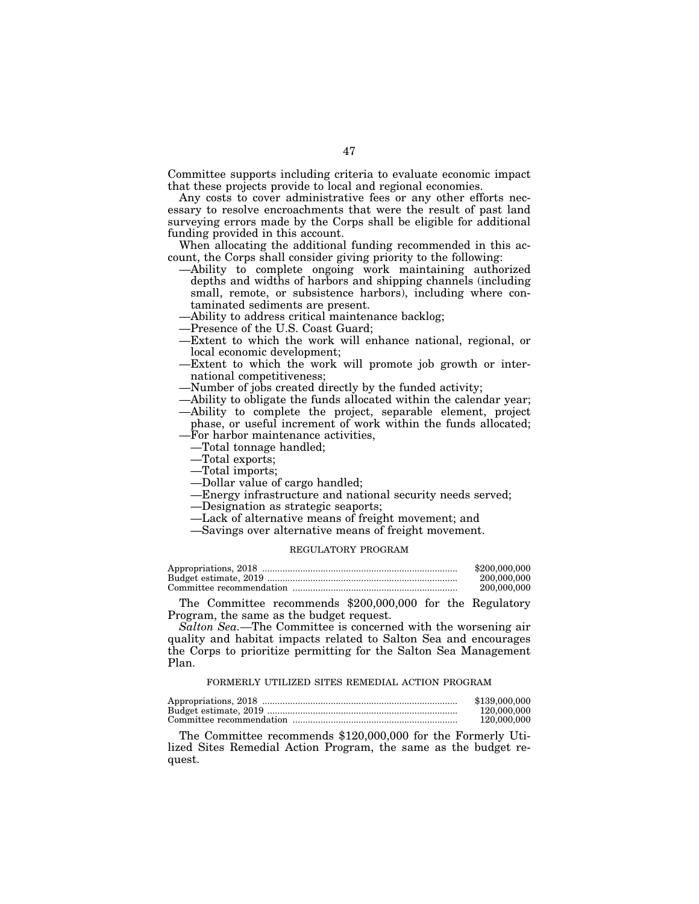Committee supports including criteria to evaluate economic impact that these projects provide to local and regional economies.

Any costs to cover administrative fees or any other efforts necessary to resolve encroachments that were the result of past land surveying errors made by the Corps shall be eligible for additional funding provided in this account.

When allocating the additional funding recommended in this account, the Corps shall consider giving priority to the following:

- —Ability to complete ongoing work maintaining authorized depths and widths of harbors and shipping channels (including small, remote, or subsistence harbors), including where contaminated sediments are present.
- —Ability to address critical maintenance backlog;
- —Presence of the U.S. Coast Guard;
- —Extent to which the work will enhance national, regional, or local economic development;
- —Extent to which the work will promote job growth or international competitiveness;
- —Number of jobs created directly by the funded activity;
- —Ability to obligate the funds allocated within the calendar year;
- —Ability to complete the project, separable element, project phase, or useful increment of work within the funds allocated;
- —For harbor maintenance activities,
  - —Total tonnage handled;
  - —Total exports;
  - —Total imports;
  - —Dollar value of cargo handled;
  - —Energy infrastructure and national security needs served;
  - —Designation as strategic seaports;
  - —Lack of alternative means of freight movement; and
  - —Savings over alternative means of freight movement.

## REGULATORY PROGRAM

| | |
|---|---|
| Appropriations, 2018 | $200,000,000 |
| Budget estimate, 2019 | 200,000,000 |
| Committee recommendation | 200,000,000 |

The Committee recommends $200,000,000 for the Regulatory Program, the same as the budget request.

*Salton Sea.*—The Committee is concerned with the worsening air quality and habitat impacts related to Salton Sea and encourages the Corps to prioritize permitting for the Salton Sea Management Plan.

## FORMERLY UTILIZED SITES REMEDIAL ACTION PROGRAM

| | |
|---|---|
| Appropriations, 2018 | $139,000,000 |
| Budget estimate, 2019 | 120,000,000 |
| Committee recommendation | 120,000,000 |

The Committee recommends $120,000,000 for the Formerly Utilized Sites Remedial Action Program, the same as the budget request.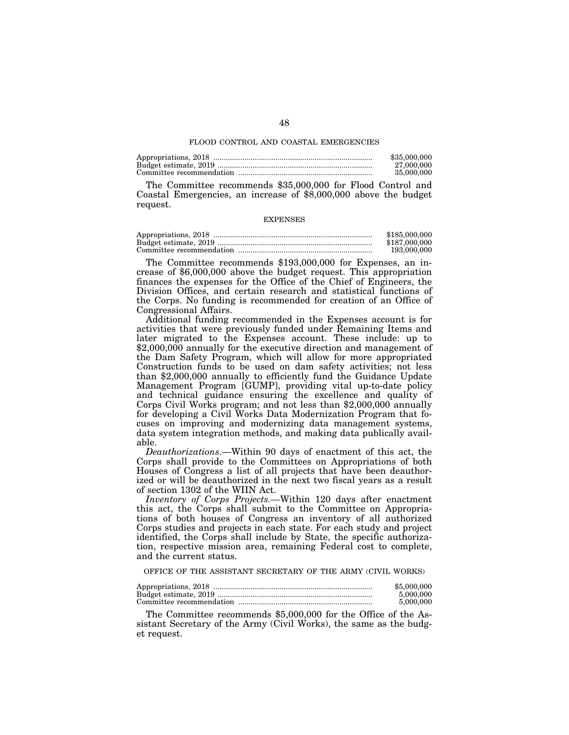## FLOOD CONTROL AND COASTAL EMERGENCIES

| | |
|---|---|
| Appropriations, 2018 | $35,000,000 |
| Budget estimate, 2019 | 27,000,000 |
| Committee recommendation | 35,000,000 |

The Committee recommends $35,000,000 for Flood Control and Coastal Emergencies, an increase of $8,000,000 above the budget request.

## EXPENSES

| | |
|---|---|
| Appropriations, 2018 | $185,000,000 |
| Budget estimate, 2019 | $187,000,000 |
| Committee recommendation | 193,000,000 |

The Committee recommends $193,000,000 for Expenses, an increase of $6,000,000 above the budget request. This appropriation finances the expenses for the Office of the Chief of Engineers, the Division Offices, and certain research and statistical functions of the Corps. No funding is recommended for creation of an Office of Congressional Affairs.

Additional funding recommended in the Expenses account is for activities that were previously funded under Remaining Items and later migrated to the Expenses account. These include: up to $2,000,000 annually for the executive direction and management of the Dam Safety Program, which will allow for more appropriated Construction funds to be used on dam safety activities; not less than $2,000,000 annually to efficiently fund the Guidance Update Management Program [GUMP], providing vital up-to-date policy and technical guidance ensuring the excellence and quality of Corps Civil Works program; and not less than $2,000,000 annually for developing a Civil Works Data Modernization Program that focuses on improving and modernizing data management systems, data system integration methods, and making data publically available.

*Deauthorizations*.—Within 90 days of enactment of this act, the Corps shall provide to the Committees on Appropriations of both Houses of Congress a list of all projects that have been deauthorized or will be deauthorized in the next two fiscal years as a result of section 1302 of the WIIN Act.

*Inventory of Corps Projects.*—Within 120 days after enactment this act, the Corps shall submit to the Committee on Appropriations of both houses of Congress an inventory of all authorized Corps studies and projects in each state. For each study and project identified, the Corps shall include by State, the specific authorization, respective mission area, remaining Federal cost to complete, and the current status.

## OFFICE OF THE ASSISTANT SECRETARY OF THE ARMY (CIVIL WORKS)

| | |
|---|---|
| Appropriations, 2018 | $5,000,000 |
| Budget estimate, 2019 | 5,000,000 |
| Committee recommendation | 5,000,000 |

The Committee recommends $5,000,000 for the Office of the Assistant Secretary of the Army (Civil Works), the same as the budget request.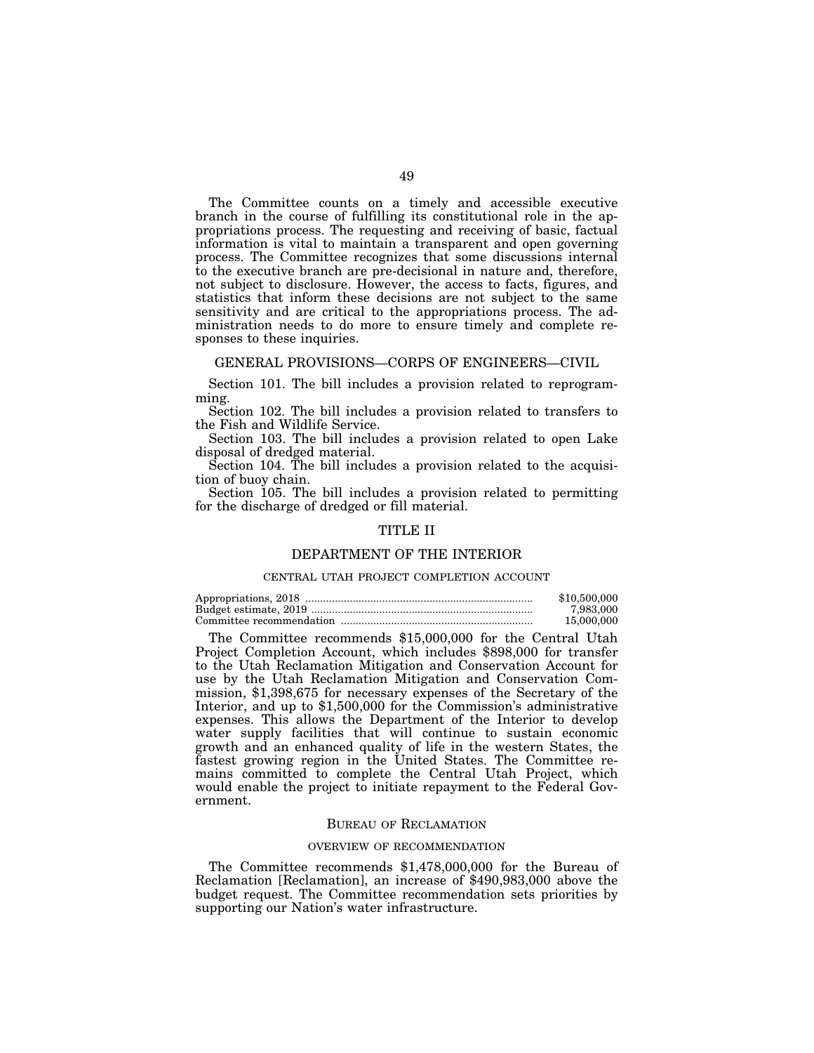The Committee counts on a timely and accessible executive branch in the course of fulfilling its constitutional role in the appropriations process. The requesting and receiving of basic, factual information is vital to maintain a transparent and open governing process. The Committee recognizes that some discussions internal to the executive branch are pre-decisional in nature and, therefore, not subject to disclosure. However, the access to facts, figures, and statistics that inform these decisions are not subject to the same sensitivity and are critical to the appropriations process. The administration needs to do more to ensure timely and complete responses to these inquiries.

## GENERAL PROVISIONS—CORPS OF ENGINEERS—CIVIL

Section 101. The bill includes a provision related to reprogramming.

Section 102. The bill includes a provision related to transfers to the Fish and Wildlife Service.

Section 103. The bill includes a provision related to open Lake disposal of dredged material.

Section 104. The bill includes a provision related to the acquisition of buoy chain.

Section 105. The bill includes a provision related to permitting for the discharge of dredged or fill material.

# TITLE II

# DEPARTMENT OF THE INTERIOR

### CENTRAL UTAH PROJECT COMPLETION ACCOUNT

| | |
|---|---|
| Appropriations, 2018 | $10,500,000 |
| Budget estimate, 2019 | 7,983,000 |
| Committee recommendation | 15,000,000 |

The Committee recommends $15,000,000 for the Central Utah Project Completion Account, which includes $898,000 for transfer to the Utah Reclamation Mitigation and Conservation Account for use by the Utah Reclamation Mitigation and Conservation Commission, $1,398,675 for necessary expenses of the Secretary of the Interior, and up to $1,500,000 for the Commission's administrative expenses. This allows the Department of the Interior to develop water supply facilities that will continue to sustain economic growth and an enhanced quality of life in the western States, the fastest growing region in the United States. The Committee remains committed to complete the Central Utah Project, which would enable the project to initiate repayment to the Federal Government.

## BUREAU OF RECLAMATION

### OVERVIEW OF RECOMMENDATION

The Committee recommends $1,478,000,000 for the Bureau of Reclamation [Reclamation], an increase of $490,983,000 above the budget request. The Committee recommendation sets priorities by supporting our Nation's water infrastructure.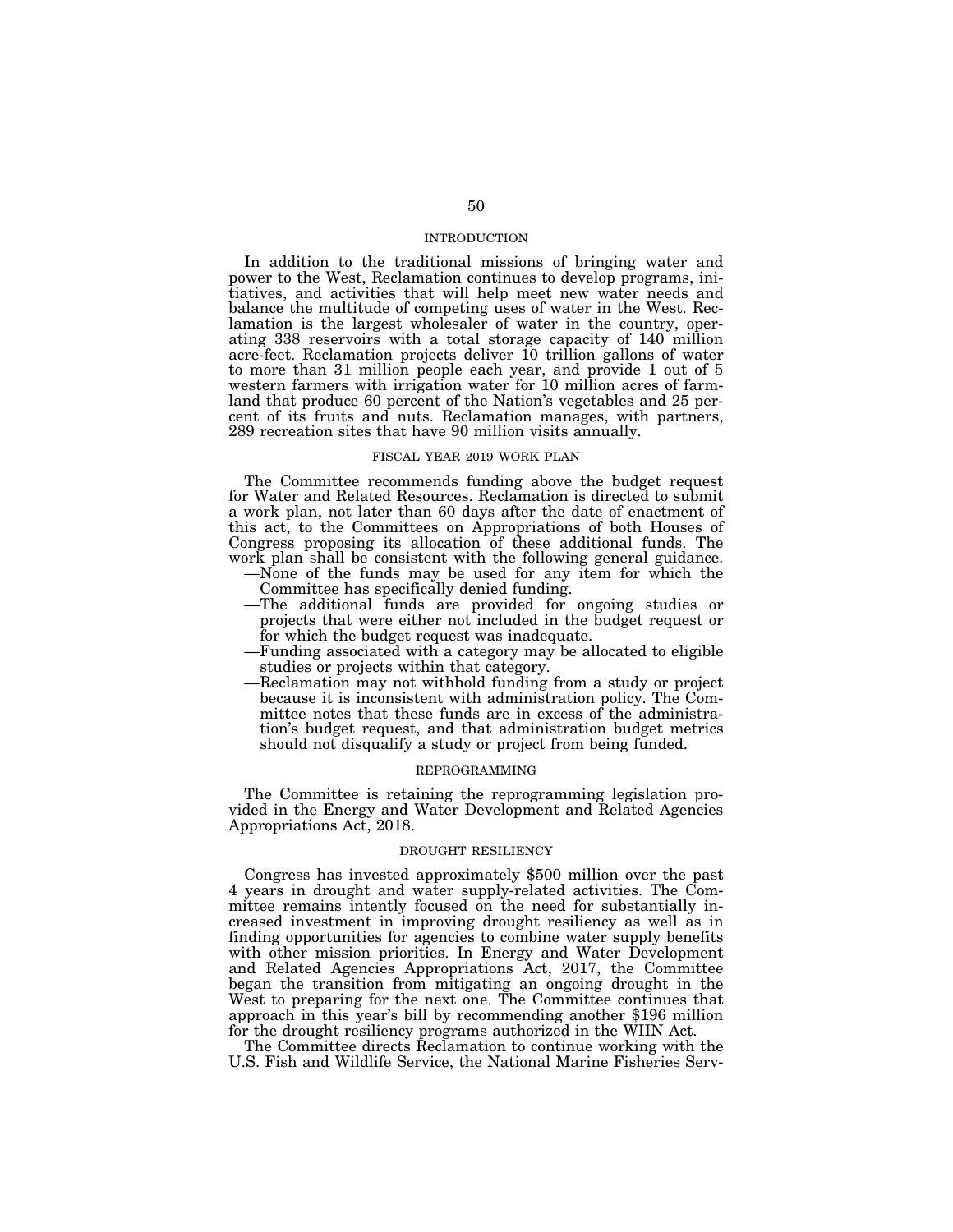## INTRODUCTION

In addition to the traditional missions of bringing water and power to the West, Reclamation continues to develop programs, initiatives, and activities that will help meet new water needs and balance the multitude of competing uses of water in the West. Reclamation is the largest wholesaler of water in the country, operating 338 reservoirs with a total storage capacity of 140 million acre-feet. Reclamation projects deliver 10 trillion gallons of water to more than 31 million people each year, and provide 1 out of 5 western farmers with irrigation water for 10 million acres of farmland that produce 60 percent of the Nation's vegetables and 25 percent of its fruits and nuts. Reclamation manages, with partners, 289 recreation sites that have 90 million visits annually.

## FISCAL YEAR 2019 WORK PLAN

The Committee recommends funding above the budget request for Water and Related Resources. Reclamation is directed to submit a work plan, not later than 60 days after the date of enactment of this act, to the Committees on Appropriations of both Houses of Congress proposing its allocation of these additional funds. The work plan shall be consistent with the following general guidance.

- —None of the funds may be used for any item for which the Committee has specifically denied funding.
- —The additional funds are provided for ongoing studies or projects that were either not included in the budget request or for which the budget request was inadequate.
- —Funding associated with a category may be allocated to eligible studies or projects within that category.
- —Reclamation may not withhold funding from a study or project because it is inconsistent with administration policy. The Committee notes that these funds are in excess of the administration's budget request, and that administration budget metrics should not disqualify a study or project from being funded.

## REPROGRAMMING

The Committee is retaining the reprogramming legislation provided in the Energy and Water Development and Related Agencies Appropriations Act, 2018.

## DROUGHT RESILIENCY

Congress has invested approximately $500 million over the past 4 years in drought and water supply-related activities. The Committee remains intently focused on the need for substantially increased investment in improving drought resiliency as well as in finding opportunities for agencies to combine water supply benefits with other mission priorities. In Energy and Water Development and Related Agencies Appropriations Act, 2017, the Committee began the transition from mitigating an ongoing drought in the West to preparing for the next one. The Committee continues that approach in this year's bill by recommending another $196 million for the drought resiliency programs authorized in the WIIN Act.

The Committee directs Reclamation to continue working with the U.S. Fish and Wildlife Service, the National Marine Fisheries Serv-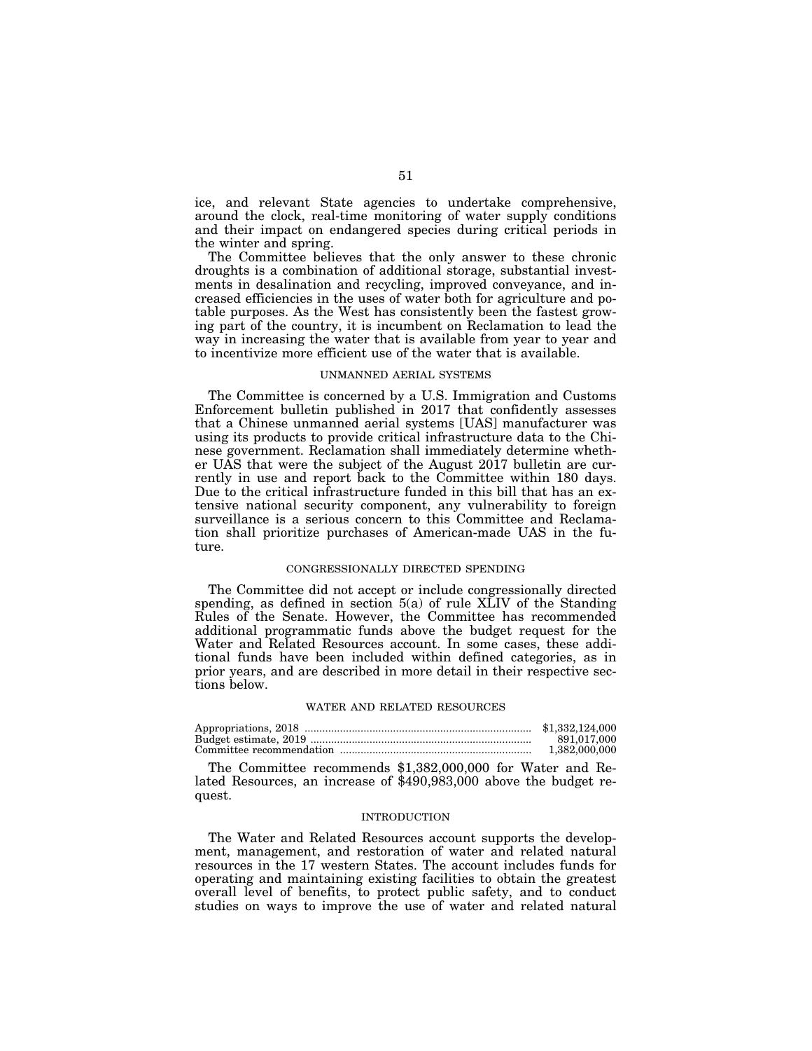ice, and relevant State agencies to undertake comprehensive, around the clock, real-time monitoring of water supply conditions and their impact on endangered species during critical periods in the winter and spring.

The Committee believes that the only answer to these chronic droughts is a combination of additional storage, substantial investments in desalination and recycling, improved conveyance, and increased efficiencies in the uses of water both for agriculture and potable purposes. As the West has consistently been the fastest growing part of the country, it is incumbent on Reclamation to lead the way in increasing the water that is available from year to year and to incentivize more efficient use of the water that is available.

### UNMANNED AERIAL SYSTEMS

The Committee is concerned by a U.S. Immigration and Customs Enforcement bulletin published in 2017 that confidently assesses that a Chinese unmanned aerial systems [UAS] manufacturer was using its products to provide critical infrastructure data to the Chinese government. Reclamation shall immediately determine whether UAS that were the subject of the August 2017 bulletin are currently in use and report back to the Committee within 180 days. Due to the critical infrastructure funded in this bill that has an extensive national security component, any vulnerability to foreign surveillance is a serious concern to this Committee and Reclamation shall prioritize purchases of American-made UAS in the future.

### CONGRESSIONALLY DIRECTED SPENDING

The Committee did not accept or include congressionally directed spending, as defined in section 5(a) of rule XLIV of the Standing Rules of the Senate. However, the Committee has recommended additional programmatic funds above the budget request for the Water and Related Resources account. In some cases, these additional funds have been included within defined categories, as in prior years, and are described in more detail in their respective sections below.

### WATER AND RELATED RESOURCES

| | |
|---|---|
| Appropriations, 2018 | $1,332,124,000 |
| Budget estimate, 2019 | 891,017,000 |
| Committee recommendation | 1,382,000,000 |

The Committee recommends $1,382,000,000 for Water and Related Resources, an increase of $490,983,000 above the budget request.

### INTRODUCTION

The Water and Related Resources account supports the development, management, and restoration of water and related natural resources in the 17 western States. The account includes funds for operating and maintaining existing facilities to obtain the greatest overall level of benefits, to protect public safety, and to conduct studies on ways to improve the use of water and related natural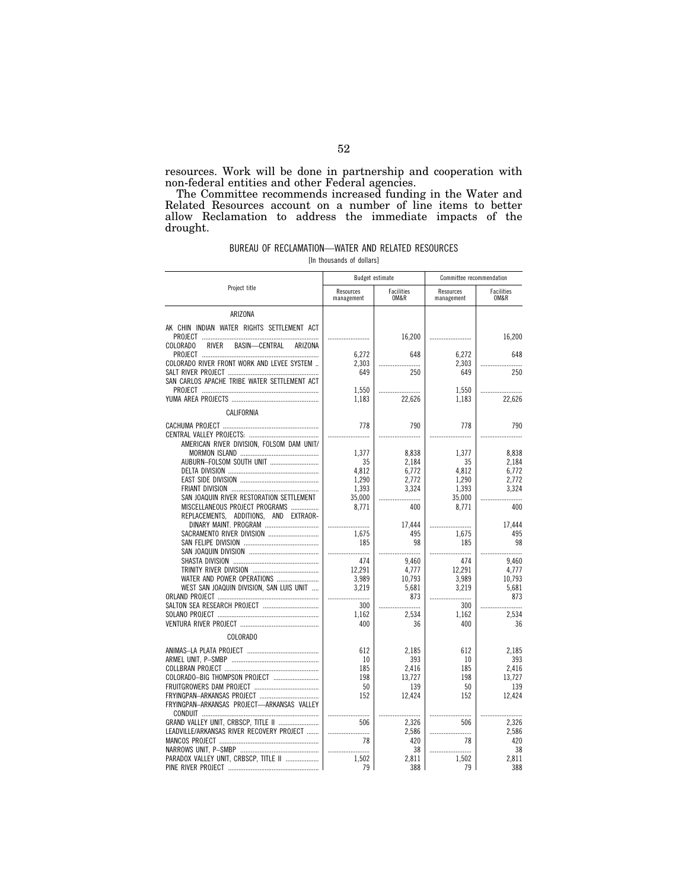resources. Work will be done in partnership and cooperation with non-federal entities and other Federal agencies.

The Committee recommends increased funding in the Water and Related Resources account on a number of line items to better allow Reclamation to address the immediate impacts of the drought.

BUREAU OF RECLAMATION—WATER AND RELATED RESOURCES

[In thousands of dollars]

| Project title | Budget estimate | | Committee recommendation | |
|---|---|---|---|---|
| | Resources management | Facilities OM&R | Resources management | Facilities OM&R |
| ARIZONA | | | | |
| AK CHIN INDIAN WATER RIGHTS SETTLEMENT ACT PROJECT | | 16,200 | | 16,200 |
| COLORADO RIVER BASIN—CENTRAL ARIZONA PROJECT | 6,272 | 648 | 6,272 | 648 |
| COLORADO RIVER FRONT WORK AND LEVEE SYSTEM | 2,303 | | 2,303 | |
| SALT RIVER PROJECT | 649 | 250 | 649 | 250 |
| SAN CARLOS APACHE TRIBE WATER SETTLEMENT ACT PROJECT | 1,550 | | 1,550 | |
| YUMA AREA PROJECTS | 1,183 | 22,626 | 1,183 | 22,626 |
| CALIFORNIA | | | | |
| CACHUMA PROJECT | 778 | 790 | 778 | 790 |
| CENTRAL VALLEY PROJECTS: | | | | |
| AMERICAN RIVER DIVISION, FOLSOM DAM UNIT/ MORMON ISLAND | 1,377 | 8,838 | 1,377 | 8,838 |
| AUBURN–FOLSOM SOUTH UNIT | 35 | 2,184 | 35 | 2,184 |
| DELTA DIVISION | 4,812 | 6,772 | 4,812 | 6,772 |
| EAST SIDE DIVISION | 1,290 | 2,772 | 1,290 | 2,772 |
| FRIANT DIVISION | 1,393 | 3,324 | 1,393 | 3,324 |
| SAN JOAQUIN RIVER RESTORATION SETTLEMENT | 35,000 | | 35,000 | |
| MISCELLANEOUS PROJECT PROGRAMS | 8,771 | 400 | 8,771 | 400 |
| REPLACEMENTS, ADDITIONS, AND EXTRAORDINARY MAINT. PROGRAM | | 17,444 | | 17,444 |
| SACRAMENTO RIVER DIVISION | 1,675 | 495 | 1,675 | 495 |
| SAN FELIPE DIVISION | 185 | 98 | 185 | 98 |
| SAN JOAQUIN DIVISION | | | | |
| SHASTA DIVISION | 474 | 9,460 | 474 | 9,460 |
| TRINITY RIVER DIVISION | 12,291 | 4,777 | 12,291 | 4,777 |
| WATER AND POWER OPERATIONS | 3,989 | 10,793 | 3,989 | 10,793 |
| WEST SAN JOAQUIN DIVISION, SAN LUIS UNIT | 3,219 | 5,681 | 3,219 | 5,681 |
| ORLAND PROJECT | | 873 | | 873 |
| SALTON SEA RESEARCH PROJECT | 300 | | 300 | |
| SOLANO PROJECT | 1,162 | 2,534 | 1,162 | 2,534 |
| VENTURA RIVER PROJECT | 400 | 36 | 400 | 36 |
| COLORADO | | | | |
| ANIMAS–LA PLATA PROJECT | 612 | 2,185 | 612 | 2,185 |
| ARMEL UNIT, P–SMBP | 10 | 393 | 10 | 393 |
| COLLBRAN PROJECT | 185 | 2,416 | 185 | 2,416 |
| COLORADO–BIG THOMPSON PROJECT | 198 | 13,727 | 198 | 13,727 |
| FRUITGROWERS DAM PROJECT | 50 | 139 | 50 | 139 |
| FRYINGPAN–ARKANSAS PROJECT | 152 | 12,424 | 152 | 12,424 |
| FRYINGPAN–ARKANSAS PROJECT—ARKANSAS VALLEY CONDUIT | | | | |
| GRAND VALLEY UNIT, CRBSCP, TITLE II | 506 | 2,326 | 506 | 2,326 |
| LEADVILLE/ARKANSAS RIVER RECOVERY PROJECT | | 2,586 | | 2,586 |
| MANCOS PROJECT | 78 | 420 | 78 | 420 |
| NARROWS UNIT, P–SMBP | | 38 | | 38 |
| PARADOX VALLEY UNIT, CRBSCP, TITLE II | 1,502 | 2,811 | 1,502 | 2,811 |
| PINE RIVER PROJECT | 79 | 388 | 79 | 388 |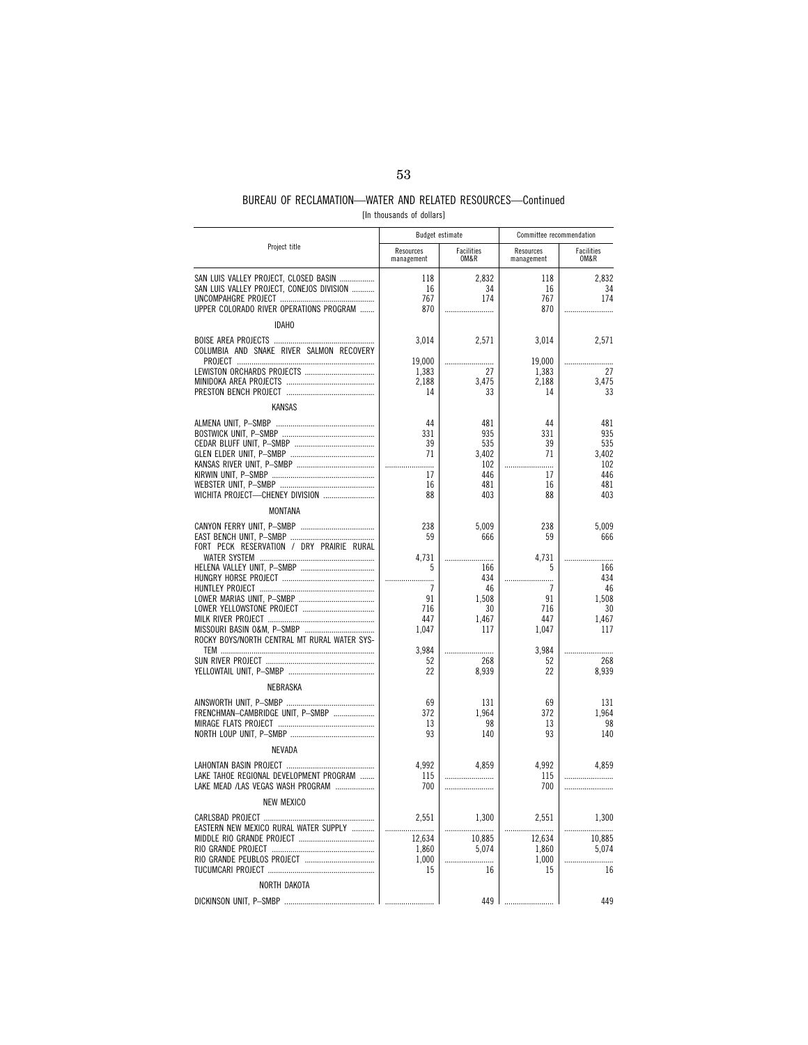## BUREAU OF RECLAMATION—WATER AND RELATED RESOURCES—Continued

[In thousands of dollars]

| Project title | Budget estimate | | Committee recommendation | |
|---|---|---|---|---|
| | Resources management | Facilities OM&R | Resources management | Facilities OM&R |
| SAN LUIS VALLEY PROJECT, CLOSED BASIN | 118 | 2,832 | 118 | 2,832 |
| SAN LUIS VALLEY PROJECT, CONEJOS DIVISION | 16 | 34 | 16 | 34 |
| UNCOMPAHGRE PROJECT | 767 | 174 | 767 | 174 |
| UPPER COLORADO RIVER OPERATIONS PROGRAM | 870 | | 870 | |
| IDAHO | | | | |
| BOISE AREA PROJECTS | 3,014 | 2,571 | 3,014 | 2,571 |
| COLUMBIA AND SNAKE RIVER SALMON RECOVERY PROJECT | 19,000 | | 19,000 | |
| LEWISTON ORCHARDS PROJECTS | 1,383 | 27 | 1,383 | 27 |
| MINIDOKA AREA PROJECTS | 2,188 | 3,475 | 2,188 | 3,475 |
| PRESTON BENCH PROJECT | 14 | 33 | 14 | 33 |
| KANSAS | | | | |
| ALMENA UNIT, P–SMBP | 44 | 481 | 44 | 481 |
| BOSTWICK UNIT, P–SMBP | 331 | 935 | 331 | 935 |
| CEDAR BLUFF UNIT, P–SMBP | 39 | 535 | 39 | 535 |
| GLEN ELDER UNIT, P–SMBP | 71 | 3,402 | 71 | 3,402 |
| KANSAS RIVER UNIT, P–SMBP | | 102 | | 102 |
| KIRWIN UNIT, P–SMBP | 17 | 446 | 17 | 446 |
| WEBSTER UNIT, P–SMBP | 16 | 481 | 16 | 481 |
| WICHITA PROJECT—CHENEY DIVISION | 88 | 403 | 88 | 403 |
| MONTANA | | | | |
| CANYON FERRY UNIT, P–SMBP | 238 | 5,009 | 238 | 5,009 |
| EAST BENCH UNIT, P–SMBP | 59 | 666 | 59 | 666 |
| FORT PECK RESERVATION / DRY PRAIRIE RURAL WATER SYSTEM | 4,731 | | 4,731 | |
| HELENA VALLEY UNIT, P–SMBP | 5 | 166 | 5 | 166 |
| HUNGRY HORSE PROJECT | | 434 | | 434 |
| HUNTLEY PROJECT | 7 | 46 | 7 | 46 |
| LOWER MARIAS UNIT, P–SMBP | 91 | 1,508 | 91 | 1,508 |
| LOWER YELLOWSTONE PROJECT | 716 | 30 | 716 | 30 |
| MILK RIVER PROJECT | 447 | 1,467 | 447 | 1,467 |
| MISSOURI BASIN O&M, P–SMBP | 1,047 | 117 | 1,047 | 117 |
| ROCKY BOYS/NORTH CENTRAL MT RURAL WATER SYSTEM | 3,984 | | 3,984 | |
| SUN RIVER PROJECT | 52 | 268 | 52 | 268 |
| YELLOWTAIL UNIT, P–SMBP | 22 | 8,939 | 22 | 8,939 |
| NEBRASKA | | | | |
| AINSWORTH UNIT, P–SMBP | 69 | 131 | 69 | 131 |
| FRENCHMAN–CAMBRIDGE UNIT, P–SMBP | 372 | 1,964 | 372 | 1,964 |
| MIRAGE FLATS PROJECT | 13 | 98 | 13 | 98 |
| NORTH LOUP UNIT, P–SMBP | 93 | 140 | 93 | 140 |
| NEVADA | | | | |
| LAHONTAN BASIN PROJECT | 4,992 | 4,859 | 4,992 | 4,859 |
| LAKE TAHOE REGIONAL DEVELOPMENT PROGRAM | 115 | | 115 | |
| LAKE MEAD /LAS VEGAS WASH PROGRAM | 700 | | 700 | |
| NEW MEXICO | | | | |
| CARLSBAD PROJECT | 2,551 | 1,300 | 2,551 | 1,300 |
| EASTERN NEW MEXICO RURAL WATER SUPPLY | | | | |
| MIDDLE RIO GRANDE PROJECT | 12,634 | 10,885 | 12,634 | 10,885 |
| RIO GRANDE PROJECT | 1,860 | 5,074 | 1,860 | 5,074 |
| RIO GRANDE PEUBLOS PROJECT | 1,000 | | 1,000 | |
| TUCUMCARI PROJECT | 15 | 16 | 15 | 16 |
| NORTH DAKOTA | | | | |
| DICKINSON UNIT, P–SMBP | | 449 | | 449 |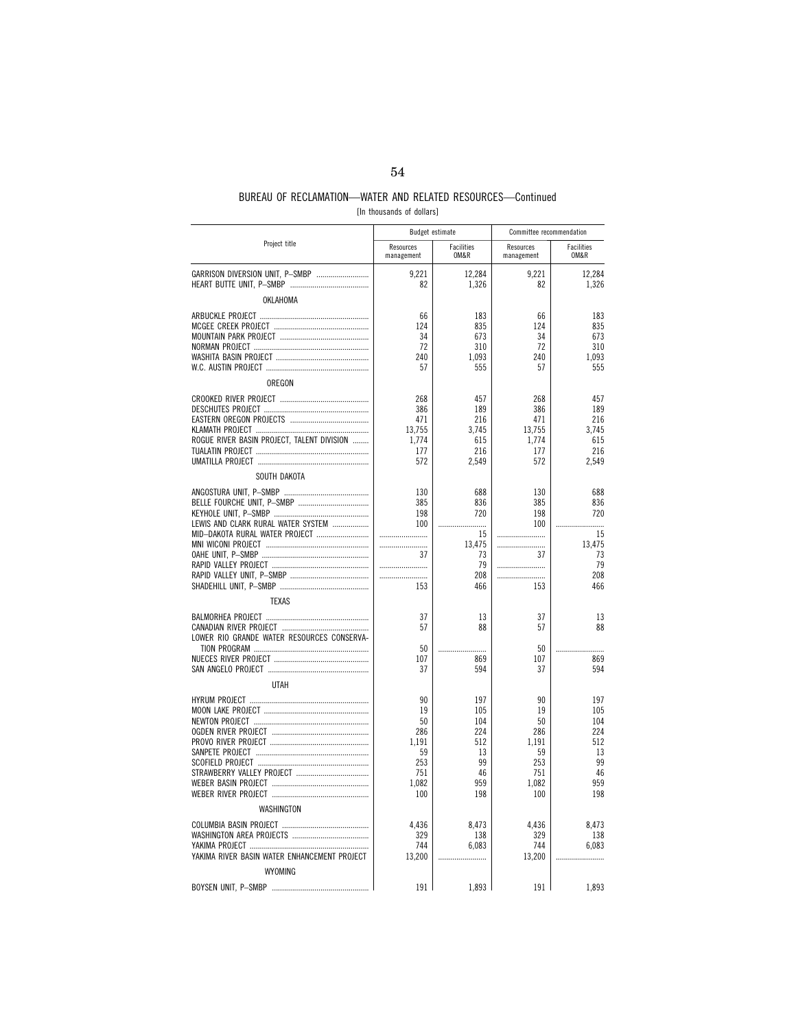## BUREAU OF RECLAMATION—WATER AND RELATED RESOURCES—Continued

[In thousands of dollars]

| Project title | Budget estimate | | Committee recommendation | |
|---|---|---|---|---|
| | Resources management | Facilities OM&R | Resources management | Facilities OM&R |
| GARRISON DIVERSION UNIT, P–SMBP | 9,221 | 12,284 | 9,221 | 12,284 |
| HEART BUTTE UNIT, P–SMBP | 82 | 1,326 | 82 | 1,326 |
| OKLAHOMA | | | | |
| ARBUCKLE PROJECT | 66 | 183 | 66 | 183 |
| MCGEE CREEK PROJECT | 124 | 835 | 124 | 835 |
| MOUNTAIN PARK PROJECT | 34 | 673 | 34 | 673 |
| NORMAN PROJECT | 72 | 310 | 72 | 310 |
| WASHITA BASIN PROJECT | 240 | 1,093 | 240 | 1,093 |
| W.C. AUSTIN PROJECT | 57 | 555 | 57 | 555 |
| OREGON | | | | |
| CROOKED RIVER PROJECT | 268 | 457 | 268 | 457 |
| DESCHUTES PROJECT | 386 | 189 | 386 | 189 |
| EASTERN OREGON PROJECTS | 471 | 216 | 471 | 216 |
| KLAMATH PROJECT | 13,755 | 3,745 | 13,755 | 3,745 |
| ROGUE RIVER BASIN PROJECT, TALENT DIVISION | 1,774 | 615 | 1,774 | 615 |
| TUALATIN PROJECT | 177 | 216 | 177 | 216 |
| UMATILLA PROJECT | 572 | 2,549 | 572 | 2,549 |
| SOUTH DAKOTA | | | | |
| ANGOSTURA UNIT, P–SMBP | 130 | 688 | 130 | 688 |
| BELLE FOURCHE UNIT, P–SMBP | 385 | 836 | 385 | 836 |
| KEYHOLE UNIT, P–SMBP | 198 | 720 | 198 | 720 |
| LEWIS AND CLARK RURAL WATER SYSTEM | 100 | | 100 | |
| MID–DAKOTA RURAL WATER PROJECT | | 15 | | 15 |
| MNI WICONI PROJECT | | 13,475 | | 13,475 |
| OAHE UNIT, P–SMBP | 37 | 73 | 37 | 73 |
| RAPID VALLEY PROJECT | | 79 | | 79 |
| RAPID VALLEY UNIT, P–SMBP | | 208 | | 208 |
| SHADEHILL UNIT, P–SMBP | 153 | 466 | 153 | 466 |
| TEXAS | | | | |
| BALMORHEA PROJECT | 37 | 13 | 37 | 13 |
| CANADIAN RIVER PROJECT | 57 | 88 | 57 | 88 |
| LOWER RIO GRANDE WATER RESOURCES CONSERVATION PROGRAM | 50 | | 50 | |
| NUECES RIVER PROJECT | 107 | 869 | 107 | 869 |
| SAN ANGELO PROJECT | 37 | 594 | 37 | 594 |
| UTAH | | | | |
| HYRUM PROJECT | 90 | 197 | 90 | 197 |
| MOON LAKE PROJECT | 19 | 105 | 19 | 105 |
| NEWTON PROJECT | 50 | 104 | 50 | 104 |
| OGDEN RIVER PROJECT | 286 | 224 | 286 | 224 |
| PROVO RIVER PROJECT | 1,191 | 512 | 1,191 | 512 |
| SANPETE PROJECT | 59 | 13 | 59 | 13 |
| SCOFIELD PROJECT | 253 | 99 | 253 | 99 |
| STRAWBERRY VALLEY PROJECT | 751 | 46 | 751 | 46 |
| WEBER BASIN PROJECT | 1,082 | 959 | 1,082 | 959 |
| WEBER RIVER PROJECT | 100 | 198 | 100 | 198 |
| WASHINGTON | | | | |
| COLUMBIA BASIN PROJECT | 4,436 | 8,473 | 4,436 | 8,473 |
| WASHINGTON AREA PROJECTS | 329 | 138 | 329 | 138 |
| YAKIMA PROJECT | 744 | 6,083 | 744 | 6,083 |
| YAKIMA RIVER BASIN WATER ENHANCEMENT PROJECT | 13,200 | | 13,200 | |
| WYOMING | | | | |
| BOYSEN UNIT, P–SMBP | 191 | 1,893 | 191 | 1,893 |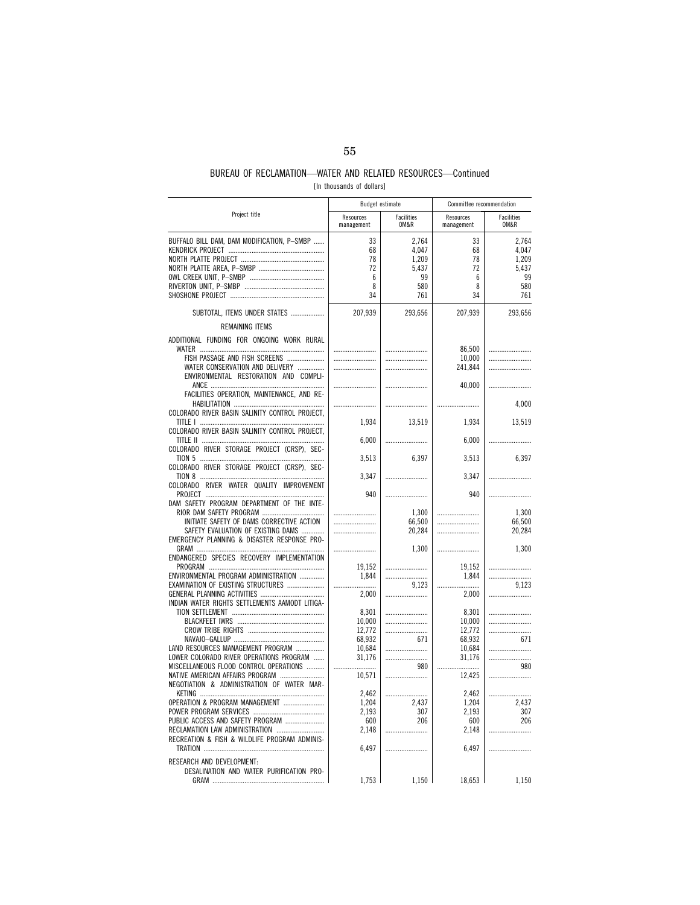BUREAU OF RECLAMATION—WATER AND RELATED RESOURCES—Continued

[In thousands of dollars]

| Project title | Budget estimate | | Committee recommendation | |
|---|---|---|---|---|
| | Resources management | Facilities OM&R | Resources management | Facilities OM&R |
| BUFFALO BILL DAM, DAM MODIFICATION, P–SMBP | 33 | 2,764 | 33 | 2,764 |
| KENDRICK PROJECT | 68 | 4,047 | 68 | 4,047 |
| NORTH PLATTE PROJECT | 78 | 1,209 | 78 | 1,209 |
| NORTH PLATTE AREA, P–SMBP | 72 | 5,437 | 72 | 5,437 |
| OWL CREEK UNIT, P–SMBP | 6 | 99 | 6 | 99 |
| RIVERTON UNIT, P–SMBP | 8 | 580 | 8 | 580 |
| SHOSHONE PROJECT | 34 | 761 | 34 | 761 |
| SUBTOTAL, ITEMS UNDER STATES | 207,939 | 293,656 | 207,939 | 293,656 |
| REMAINING ITEMS | | | | |
| ADDITIONAL FUNDING FOR ONGOING WORK RURAL WATER | | | 86,500 | |
| FISH PASSAGE AND FISH SCREENS | | | 10,000 | |
| WATER CONSERVATION AND DELIVERY | | | 241,844 | |
| ENVIRONMENTAL RESTORATION AND COMPLIANCE | | | 40,000 | |
| FACILITIES OPERATION, MAINTENANCE, AND REHABILITATION | | | | 4,000 |
| COLORADO RIVER BASIN SALINITY CONTROL PROJECT, TITLE I | 1,934 | 13,519 | 1,934 | 13,519 |
| COLORADO RIVER BASIN SALINITY CONTROL PROJECT, TITLE II | 6,000 | | 6,000 | |
| COLORADO RIVER STORAGE PROJECT (CRSP), SECTION 5 | 3,513 | 6,397 | 3,513 | 6,397 |
| COLORADO RIVER STORAGE PROJECT (CRSP), SECTION 8 | 3,347 | | 3,347 | |
| COLORADO RIVER WATER QUALITY IMPROVEMENT PROJECT | 940 | | 940 | |
| DAM SAFETY PROGRAM DEPARTMENT OF THE INTERIOR DAM SAFETY PROGRAM | | 1,300 | | 1,300 |
| INITIATE SAFETY OF DAMS CORRECTIVE ACTION | | 66,500 | | 66,500 |
| SAFETY EVALUATION OF EXISTING DAMS | | 20,284 | | 20,284 |
| EMERGENCY PLANNING & DISASTER RESPONSE PROGRAM | | 1,300 | | 1,300 |
| ENDANGERED SPECIES RECOVERY IMPLEMENTATION PROGRAM | 19,152 | | 19,152 | |
| ENVIRONMENTAL PROGRAM ADMINISTRATION | 1,844 | | 1,844 | |
| EXAMINATION OF EXISTING STRUCTURES | | 9,123 | | 9,123 |
| GENERAL PLANNING ACTIVITIES | 2,000 | | 2,000 | |
| INDIAN WATER RIGHTS SETTLEMENTS AAMODT LITIGATION SETTLEMENT | 8,301 | | 8,301 | |
| BLACKFEET IWRS | 10,000 | | 10,000 | |
| CROW TRIBE RIGHTS | 12,772 | | 12,772 | |
| NAVAJO–GALLUP | 68,932 | 671 | 68,932 | 671 |
| LAND RESOURCES MANAGEMENT PROGRAM | 10,684 | | 10,684 | |
| LOWER COLORADO RIVER OPERATIONS PROGRAM | 31,176 | | 31,176 | |
| MISCELLANEOUS FLOOD CONTROL OPERATIONS | | 980 | | 980 |
| NATIVE AMERICAN AFFAIRS PROGRAM | 10,571 | | 12,425 | |
| NEGOTIATION & ADMINISTRATION OF WATER MARKETING | 2,462 | | 2,462 | |
| OPERATION & PROGRAM MANAGEMENT | 1,204 | 2,437 | 1,204 | 2,437 |
| POWER PROGRAM SERVICES | 2,193 | 307 | 2,193 | 307 |
| PUBLIC ACCESS AND SAFETY PROGRAM | 600 | 206 | 600 | 206 |
| RECLAMATION LAW ADMINISTRATION | 2,148 | | 2,148 | |
| RECREATION & FISH & WILDLIFE PROGRAM ADMINISTRATION | 6,497 | | 6,497 | |
| RESEARCH AND DEVELOPMENT: | | | | |
| DESALINATION AND WATER PURIFICATION PROGRAM | 1,753 | 1,150 | 18,653 | 1,150 |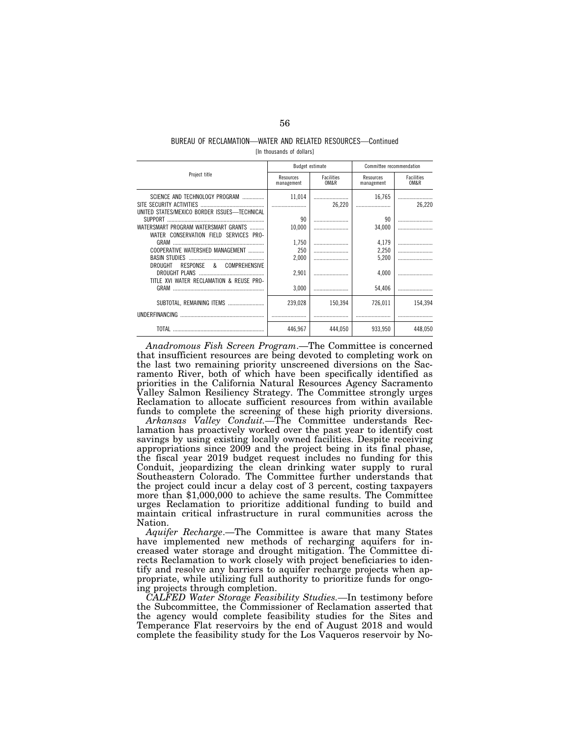BUREAU OF RECLAMATION—WATER AND RELATED RESOURCES—Continued

[In thousands of dollars]

| Project title | Budget estimate | | Committee recommendation | |
|---|---|---|---|---|
| | Resources management | Facilities OM&R | Resources management | Facilities OM&R |
| SCIENCE AND TECHNOLOGY PROGRAM | 11,014 | | 16,765 | |
| SITE SECURITY ACTIVITIES | | 26,220 | | 26,220 |
| UNITED STATES/MEXICO BORDER ISSUES—TECHNICAL SUPPORT | 90 | | 90 | |
| WATERSMART PROGRAM WATERSMART GRANTS | 10,000 | | 34,000 | |
| WATER CONSERVATION FIELD SERVICES PROGRAM | 1,750 | | 4,179 | |
| COOPERATIVE WATERSHED MANAGEMENT | 250 | | 2,250 | |
| BASIN STUDIES | 2,000 | | 5,200 | |
| DROUGHT RESPONSE & COMPREHENSIVE DROUGHT PLANS | 2,901 | | 4,000 | |
| TITLE XVI WATER RECLAMATION & REUSE PROGRAM | 3,000 | | 54,406 | |
| SUBTOTAL, REMAINING ITEMS | 239,028 | 150,394 | 726,011 | 154,394 |
| UNDERFINANCING | | | | |
| TOTAL | 446,967 | 444,050 | 933,950 | 448,050 |

*Anadromous Fish Screen Program*.—The Committee is concerned that insufficient resources are being devoted to completing work on the last two remaining priority unscreened diversions on the Sacramento River, both of which have been specifically identified as priorities in the California Natural Resources Agency Sacramento Valley Salmon Resiliency Strategy. The Committee strongly urges Reclamation to allocate sufficient resources from within available funds to complete the screening of these high priority diversions.

*Arkansas Valley Conduit.*—The Committee understands Reclamation has proactively worked over the past year to identify cost savings by using existing locally owned facilities. Despite receiving appropriations since 2009 and the project being in its final phase, the fiscal year 2019 budget request includes no funding for this Conduit, jeopardizing the clean drinking water supply to rural Southeastern Colorado. The Committee further understands that the project could incur a delay cost of 3 percent, costing taxpayers more than $1,000,000 to achieve the same results. The Committee urges Reclamation to prioritize additional funding to build and maintain critical infrastructure in rural communities across the Nation.

*Aquifer Recharge*.—The Committee is aware that many States have implemented new methods of recharging aquifers for increased water storage and drought mitigation. The Committee directs Reclamation to work closely with project beneficiaries to identify and resolve any barriers to aquifer recharge projects when appropriate, while utilizing full authority to prioritize funds for ongoing projects through completion.

*CALFED Water Storage Feasibility Studies.*—In testimony before the Subcommittee, the Commissioner of Reclamation asserted that the agency would complete feasibility studies for the Sites and Temperance Flat reservoirs by the end of August 2018 and would complete the feasibility study for the Los Vaqueros reservoir by No-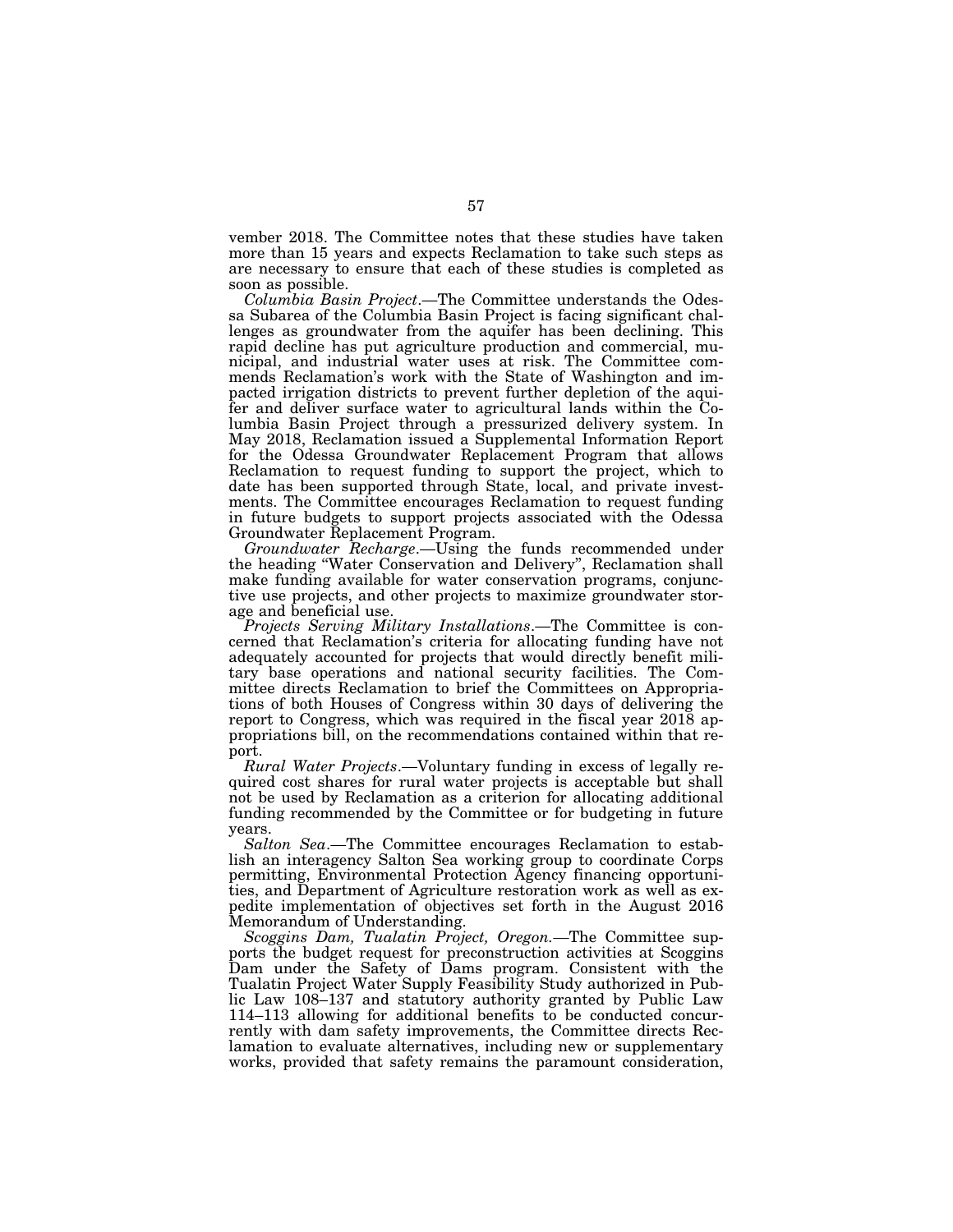vember 2018. The Committee notes that these studies have taken more than 15 years and expects Reclamation to take such steps as are necessary to ensure that each of these studies is completed as soon as possible.

*Columbia Basin Project*.—The Committee understands the Odessa Subarea of the Columbia Basin Project is facing significant challenges as groundwater from the aquifer has been declining. This rapid decline has put agriculture production and commercial, municipal, and industrial water uses at risk. The Committee commends Reclamation's work with the State of Washington and impacted irrigation districts to prevent further depletion of the aquifer and deliver surface water to agricultural lands within the Columbia Basin Project through a pressurized delivery system. In May 2018, Reclamation issued a Supplemental Information Report for the Odessa Groundwater Replacement Program that allows Reclamation to request funding to support the project, which to date has been supported through State, local, and private investments. The Committee encourages Reclamation to request funding in future budgets to support projects associated with the Odessa Groundwater Replacement Program.

*Groundwater Recharge*.—Using the funds recommended under the heading "Water Conservation and Delivery", Reclamation shall make funding available for water conservation programs, conjunctive use projects, and other projects to maximize groundwater storage and beneficial use.

*Projects Serving Military Installations*.—The Committee is concerned that Reclamation's criteria for allocating funding have not adequately accounted for projects that would directly benefit military base operations and national security facilities. The Committee directs Reclamation to brief the Committees on Appropriations of both Houses of Congress within 30 days of delivering the report to Congress, which was required in the fiscal year 2018 appropriations bill, on the recommendations contained within that report.

*Rural Water Projects*.—Voluntary funding in excess of legally required cost shares for rural water projects is acceptable but shall not be used by Reclamation as a criterion for allocating additional funding recommended by the Committee or for budgeting in future years.

*Salton Sea*.—The Committee encourages Reclamation to establish an interagency Salton Sea working group to coordinate Corps permitting, Environmental Protection Agency financing opportunities, and Department of Agriculture restoration work as well as expedite implementation of objectives set forth in the August 2016 Memorandum of Understanding.

*Scoggins Dam, Tualatin Project, Oregon*.—The Committee supports the budget request for preconstruction activities at Scoggins Dam under the Safety of Dams program. Consistent with the Tualatin Project Water Supply Feasibility Study authorized in Public Law 108–137 and statutory authority granted by Public Law 114–113 allowing for additional benefits to be conducted concurrently with dam safety improvements, the Committee directs Reclamation to evaluate alternatives, including new or supplementary works, provided that safety remains the paramount consideration,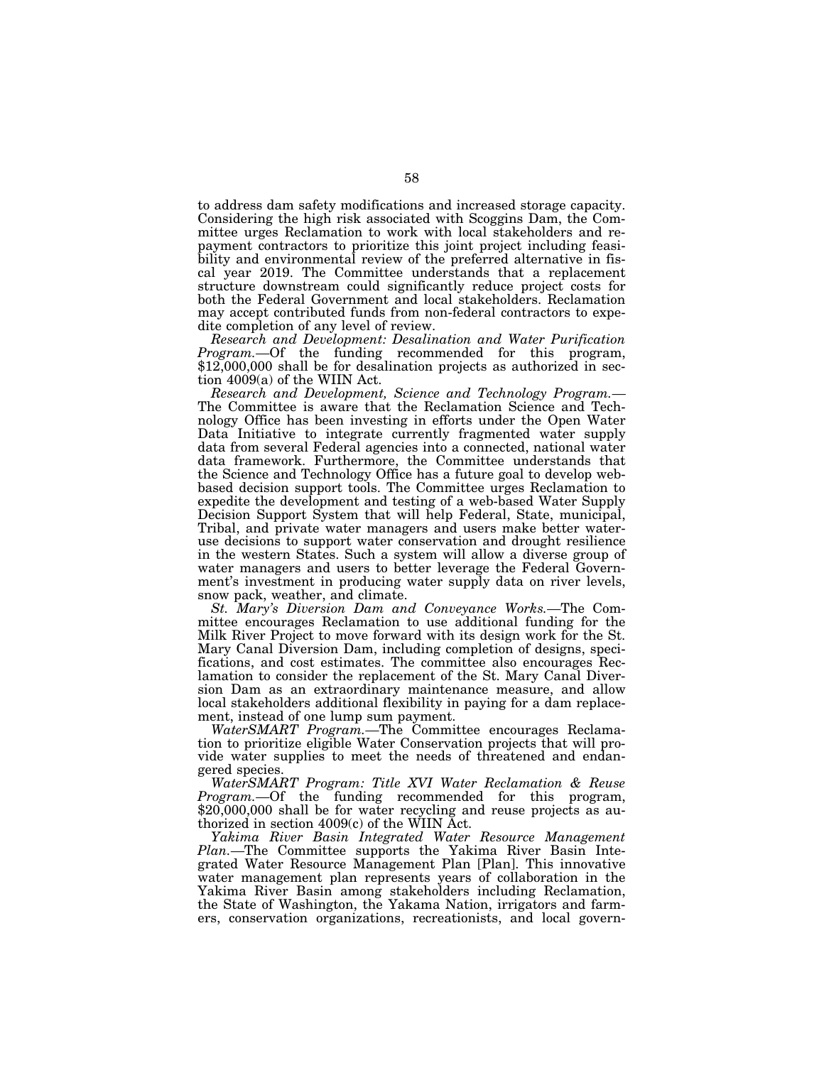to address dam safety modifications and increased storage capacity. Considering the high risk associated with Scoggins Dam, the Committee urges Reclamation to work with local stakeholders and repayment contractors to prioritize this joint project including feasibility and environmental review of the preferred alternative in fiscal year 2019. The Committee understands that a replacement structure downstream could significantly reduce project costs for both the Federal Government and local stakeholders. Reclamation may accept contributed funds from non-federal contractors to expedite completion of any level of review.

*Research and Development: Desalination and Water Purification Program.*—Of the funding recommended for this program, $12,000,000 shall be for desalination projects as authorized in section 4009(a) of the WIIN Act.

*Research and Development, Science and Technology Program.*—The Committee is aware that the Reclamation Science and Technology Office has been investing in efforts under the Open Water Data Initiative to integrate currently fragmented water supply data from several Federal agencies into a connected, national water data framework. Furthermore, the Committee understands that the Science and Technology Office has a future goal to develop web-based decision support tools. The Committee urges Reclamation to expedite the development and testing of a web-based Water Supply Decision Support System that will help Federal, State, municipal, Tribal, and private water managers and users make better water-use decisions to support water conservation and drought resilience in the western States. Such a system will allow a diverse group of water managers and users to better leverage the Federal Government's investment in producing water supply data on river levels, snow pack, weather, and climate.

*St. Mary's Diversion Dam and Conveyance Works.*—The Committee encourages Reclamation to use additional funding for the Milk River Project to move forward with its design work for the St. Mary Canal Diversion Dam, including completion of designs, specifications, and cost estimates. The committee also encourages Reclamation to consider the replacement of the St. Mary Canal Diversion Dam as an extraordinary maintenance measure, and allow local stakeholders additional flexibility in paying for a dam replacement, instead of one lump sum payment.

*WaterSMART Program.*—The Committee encourages Reclamation to prioritize eligible Water Conservation projects that will provide water supplies to meet the needs of threatened and endangered species.

*WaterSMART Program: Title XVI Water Reclamation & Reuse Program.*—Of the funding recommended for this program, $20,000,000 shall be for water recycling and reuse projects as authorized in section 4009(c) of the WIIN Act.

*Yakima River Basin Integrated Water Resource Management Plan.*—The Committee supports the Yakima River Basin Integrated Water Resource Management Plan [Plan]. This innovative water management plan represents years of collaboration in the Yakima River Basin among stakeholders including Reclamation, the State of Washington, the Yakama Nation, irrigators and farmers, conservation organizations, recreationists, and local govern-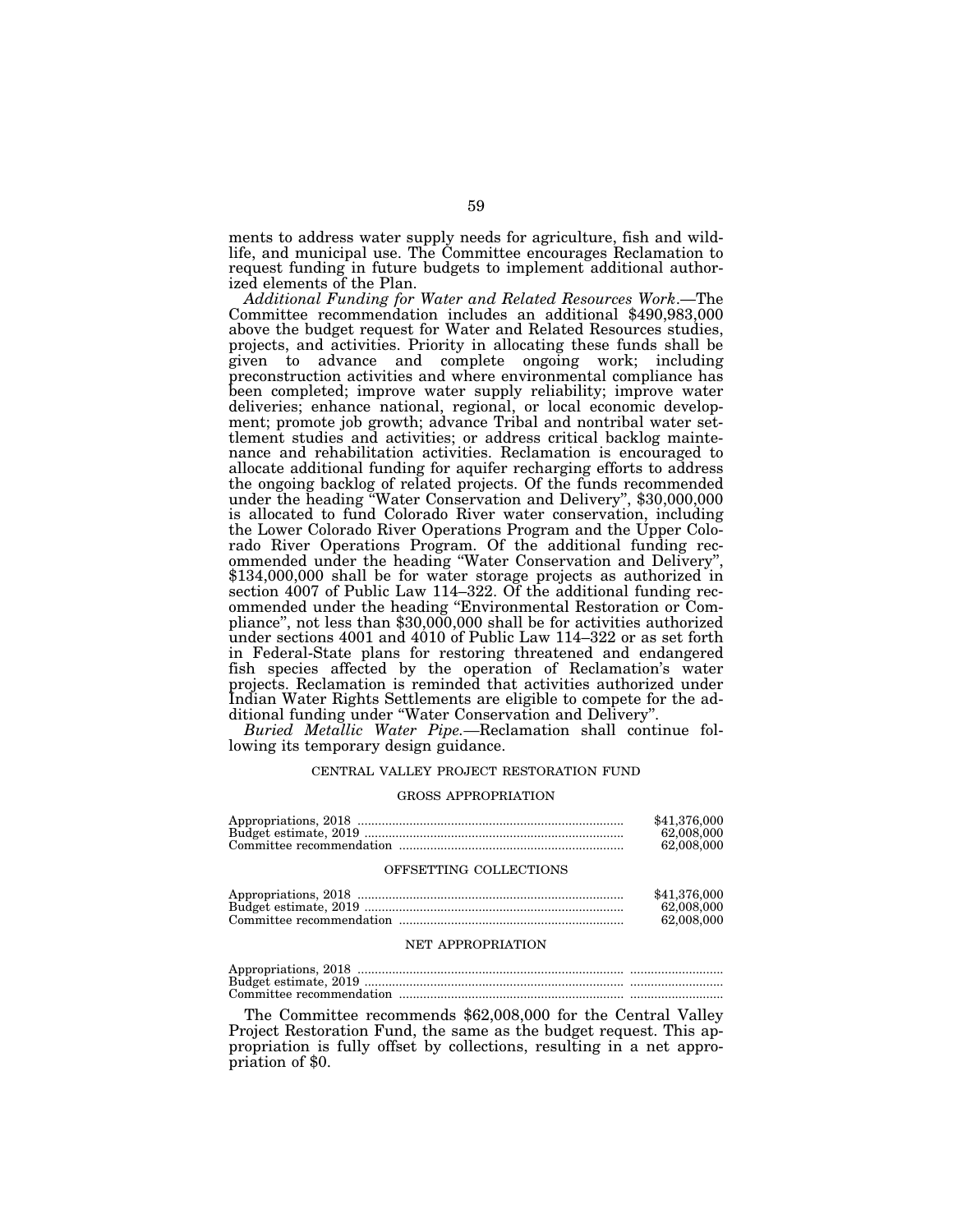ments to address water supply needs for agriculture, fish and wildlife, and municipal use. The Committee encourages Reclamation to request funding in future budgets to implement additional authorized elements of the Plan.

*Additional Funding for Water and Related Resources Work*.—The Committee recommendation includes an additional $490,983,000 above the budget request for Water and Related Resources studies, projects, and activities. Priority in allocating these funds shall be given to advance and complete ongoing work; including preconstruction activities and where environmental compliance has been completed; improve water supply reliability; improve water deliveries; enhance national, regional, or local economic development; promote job growth; advance Tribal and nontribal water settlement studies and activities; or address critical backlog maintenance and rehabilitation activities. Reclamation is encouraged to allocate additional funding for aquifer recharging efforts to address the ongoing backlog of related projects. Of the funds recommended under the heading "Water Conservation and Delivery", $30,000,000 is allocated to fund Colorado River water conservation, including the Lower Colorado River Operations Program and the Upper Colorado River Operations Program. Of the additional funding recommended under the heading "Water Conservation and Delivery", $134,000,000 shall be for water storage projects as authorized in section 4007 of Public Law 114–322. Of the additional funding recommended under the heading "Environmental Restoration or Compliance", not less than $30,000,000 shall be for activities authorized under sections 4001 and 4010 of Public Law 114–322 or as set forth in Federal-State plans for restoring threatened and endangered fish species affected by the operation of Reclamation's water projects. Reclamation is reminded that activities authorized under Indian Water Rights Settlements are eligible to compete for the additional funding under "Water Conservation and Delivery".

*Buried Metallic Water Pipe*.—Reclamation shall continue following its temporary design guidance.

## CENTRAL VALLEY PROJECT RESTORATION FUND

### GROSS APPROPRIATION

| | |
|---|---|
| Appropriations, 2018 | $41,376,000 |
| Budget estimate, 2019 | 62,008,000 |
| Committee recommendation | 62,008,000 |

### OFFSETTING COLLECTIONS

| | |
|---|---|
| Appropriations, 2018 | $41,376,000 |
| Budget estimate, 2019 | 62,008,000 |
| Committee recommendation | 62,008,000 |

### NET APPROPRIATION

| | |
|---|---|
| Appropriations, 2018 | |
| Budget estimate, 2019 | |
| Committee recommendation | |

The Committee recommends $62,008,000 for the Central Valley Project Restoration Fund, the same as the budget request. This appropriation is fully offset by collections, resulting in a net appropriation of $0.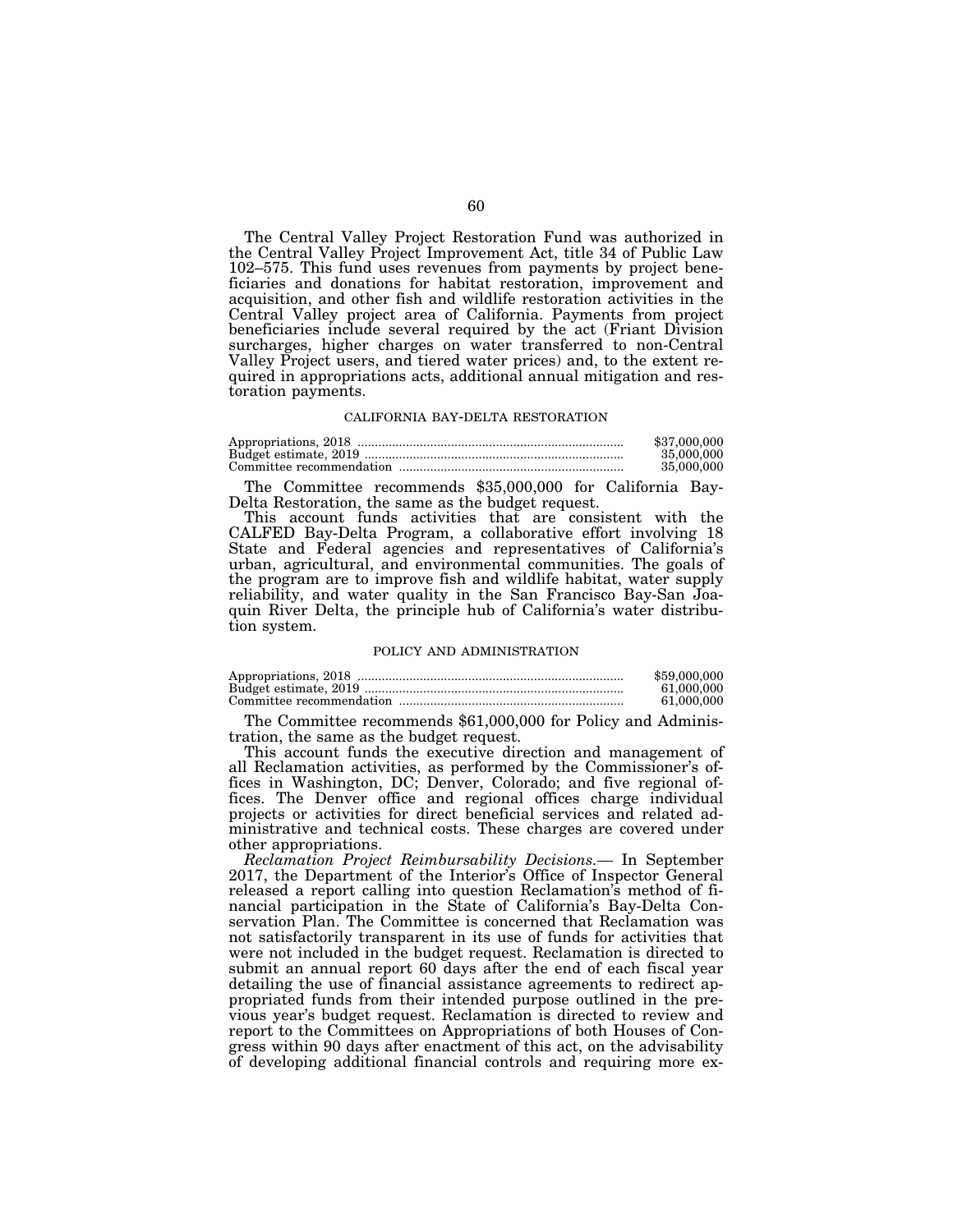The Central Valley Project Restoration Fund was authorized in the Central Valley Project Improvement Act, title 34 of Public Law 102–575. This fund uses revenues from payments by project beneficiaries and donations for habitat restoration, improvement and acquisition, and other fish and wildlife restoration activities in the Central Valley project area of California. Payments from project beneficiaries include several required by the act (Friant Division surcharges, higher charges on water transferred to non-Central Valley Project users, and tiered water prices) and, to the extent required in appropriations acts, additional annual mitigation and restoration payments.

### CALIFORNIA BAY-DELTA RESTORATION

| | |
|---|---|
| Appropriations, 2018 | $37,000,000 |
| Budget estimate, 2019 | 35,000,000 |
| Committee recommendation | 35,000,000 |

The Committee recommends $35,000,000 for California Bay-Delta Restoration, the same as the budget request.

This account funds activities that are consistent with the CALFED Bay-Delta Program, a collaborative effort involving 18 State and Federal agencies and representatives of California's urban, agricultural, and environmental communities. The goals of the program are to improve fish and wildlife habitat, water supply reliability, and water quality in the San Francisco Bay-San Joaquin River Delta, the principle hub of California's water distribution system.

### POLICY AND ADMINISTRATION

| | |
|---|---|
| Appropriations, 2018 | $59,000,000 |
| Budget estimate, 2019 | 61,000,000 |
| Committee recommendation | 61,000,000 |

The Committee recommends $61,000,000 for Policy and Administration, the same as the budget request.

This account funds the executive direction and management of all Reclamation activities, as performed by the Commissioner's offices in Washington, DC; Denver, Colorado; and five regional offices. The Denver office and regional offices charge individual projects or activities for direct beneficial services and related administrative and technical costs. These charges are covered under other appropriations.

*Reclamation Project Reimbursability Decisions.*— In September 2017, the Department of the Interior's Office of Inspector General released a report calling into question Reclamation's method of financial participation in the State of California's Bay-Delta Conservation Plan. The Committee is concerned that Reclamation was not satisfactorily transparent in its use of funds for activities that were not included in the budget request. Reclamation is directed to submit an annual report 60 days after the end of each fiscal year detailing the use of financial assistance agreements to redirect appropriated funds from their intended purpose outlined in the previous year's budget request. Reclamation is directed to review and report to the Committees on Appropriations of both Houses of Congress within 90 days after enactment of this act, on the advisability of developing additional financial controls and requiring more ex-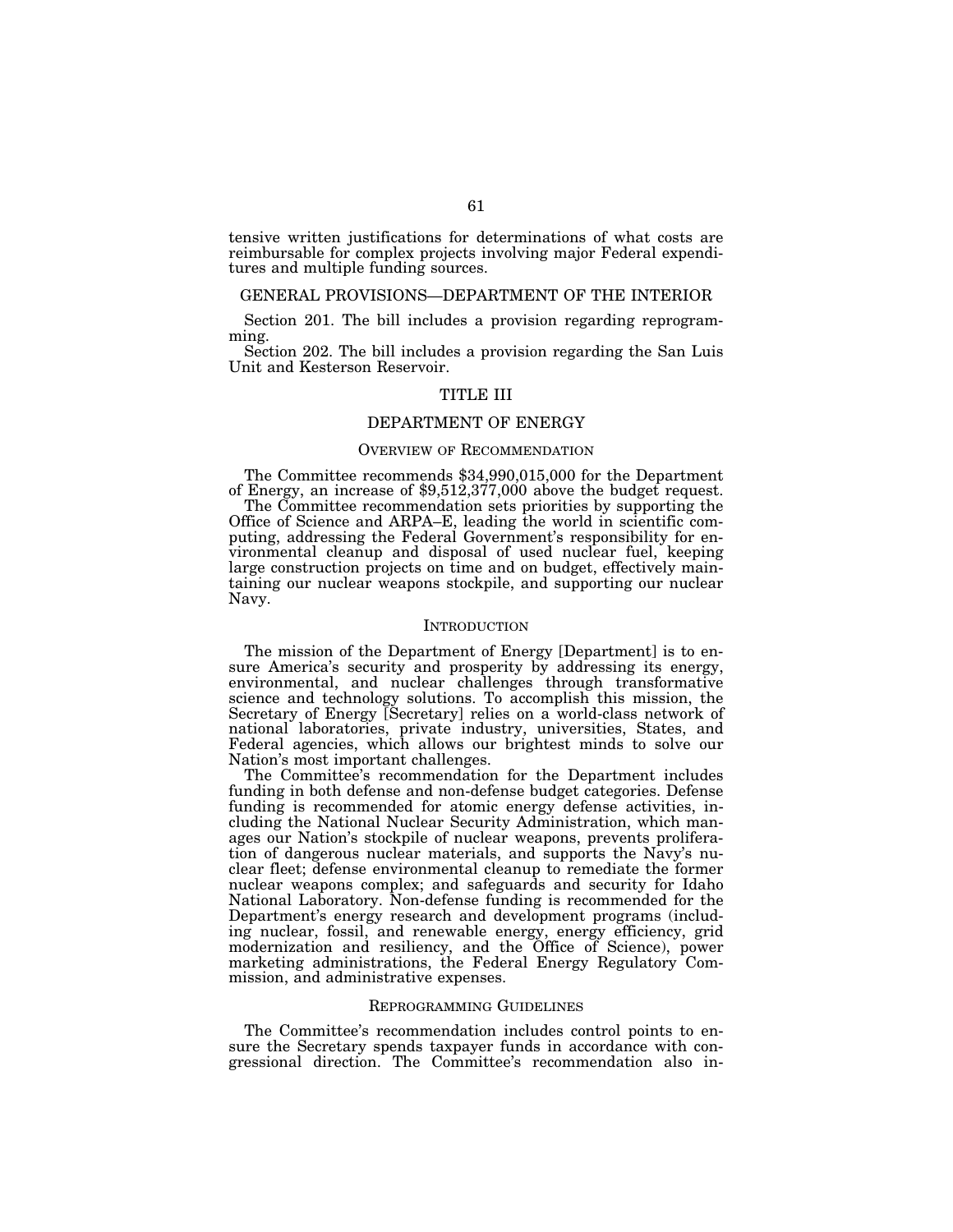tensive written justifications for determinations of what costs are reimbursable for complex projects involving major Federal expenditures and multiple funding sources.

## GENERAL PROVISIONS—DEPARTMENT OF THE INTERIOR

Section 201. The bill includes a provision regarding reprogramming.

Section 202. The bill includes a provision regarding the San Luis Unit and Kesterson Reservoir.

# TITLE III

## DEPARTMENT OF ENERGY

### OVERVIEW OF RECOMMENDATION

The Committee recommends $34,990,015,000 for the Department of Energy, an increase of $9,512,377,000 above the budget request.

The Committee recommendation sets priorities by supporting the Office of Science and ARPA–E, leading the world in scientific computing, addressing the Federal Government's responsibility for environmental cleanup and disposal of used nuclear fuel, keeping large construction projects on time and on budget, effectively maintaining our nuclear weapons stockpile, and supporting our nuclear Navy.

### INTRODUCTION

The mission of the Department of Energy [Department] is to ensure America's security and prosperity by addressing its energy, environmental, and nuclear challenges through transformative science and technology solutions. To accomplish this mission, the Secretary of Energy [Secretary] relies on a world-class network of national laboratories, private industry, universities, States, and Federal agencies, which allows our brightest minds to solve our Nation's most important challenges.

The Committee's recommendation for the Department includes funding in both defense and non-defense budget categories. Defense funding is recommended for atomic energy defense activities, including the National Nuclear Security Administration, which manages our Nation's stockpile of nuclear weapons, prevents proliferation of dangerous nuclear materials, and supports the Navy's nuclear fleet; defense environmental cleanup to remediate the former nuclear weapons complex; and safeguards and security for Idaho National Laboratory. Non-defense funding is recommended for the Department's energy research and development programs (including nuclear, fossil, and renewable energy, energy efficiency, grid modernization and resiliency, and the Office of Science), power marketing administrations, the Federal Energy Regulatory Commission, and administrative expenses.

### REPROGRAMMING GUIDELINES

The Committee's recommendation includes control points to ensure the Secretary spends taxpayer funds in accordance with congressional direction. The Committee's recommendation also in-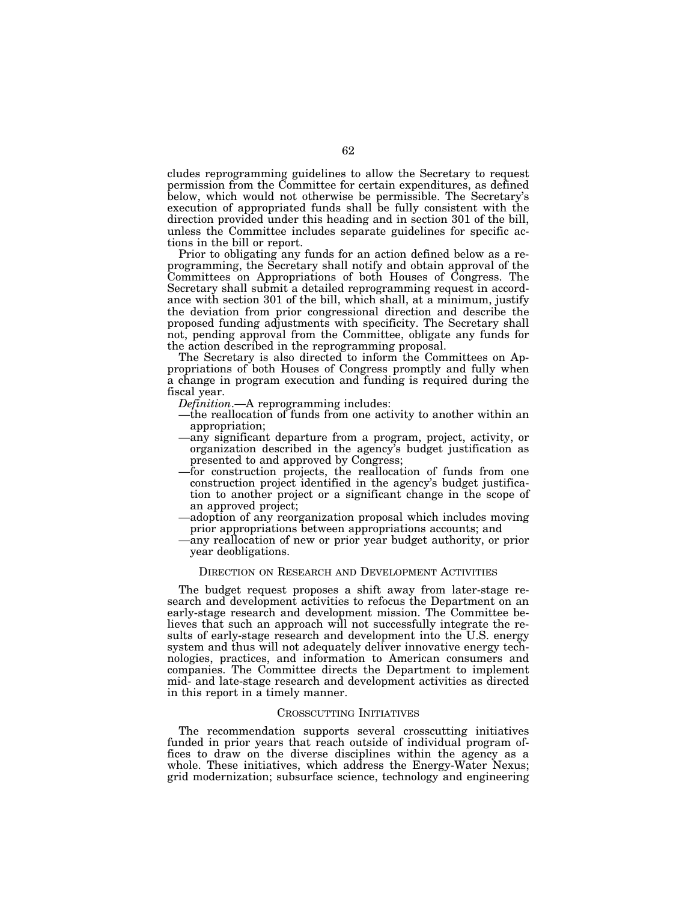cludes reprogramming guidelines to allow the Secretary to request permission from the Committee for certain expenditures, as defined below, which would not otherwise be permissible. The Secretary's execution of appropriated funds shall be fully consistent with the direction provided under this heading and in section 301 of the bill, unless the Committee includes separate guidelines for specific actions in the bill or report.

Prior to obligating any funds for an action defined below as a reprogramming, the Secretary shall notify and obtain approval of the Committees on Appropriations of both Houses of Congress. The Secretary shall submit a detailed reprogramming request in accordance with section 301 of the bill, which shall, at a minimum, justify the deviation from prior congressional direction and describe the proposed funding adjustments with specificity. The Secretary shall not, pending approval from the Committee, obligate any funds for the action described in the reprogramming proposal.

The Secretary is also directed to inform the Committees on Appropriations of both Houses of Congress promptly and fully when a change in program execution and funding is required during the fiscal year.

*Definition*.—A reprogramming includes:

—the reallocation of funds from one activity to another within an appropriation;

—any significant departure from a program, project, activity, or organization described in the agency's budget justification as presented to and approved by Congress;

—for construction projects, the reallocation of funds from one construction project identified in the agency's budget justification to another project or a significant change in the scope of an approved project;

—adoption of any reorganization proposal which includes moving prior appropriations between appropriations accounts; and

—any reallocation of new or prior year budget authority, or prior year deobligations.

## Direction on Research and Development Activities

The budget request proposes a shift away from later-stage research and development activities to refocus the Department on an early-stage research and development mission. The Committee believes that such an approach will not successfully integrate the results of early-stage research and development into the U.S. energy system and thus will not adequately deliver innovative energy technologies, practices, and information to American consumers and companies. The Committee directs the Department to implement mid- and late-stage research and development activities as directed in this report in a timely manner.

## Crosscutting Initiatives

The recommendation supports several crosscutting initiatives funded in prior years that reach outside of individual program offices to draw on the diverse disciplines within the agency as a whole. These initiatives, which address the Energy-Water Nexus; grid modernization; subsurface science, technology and engineering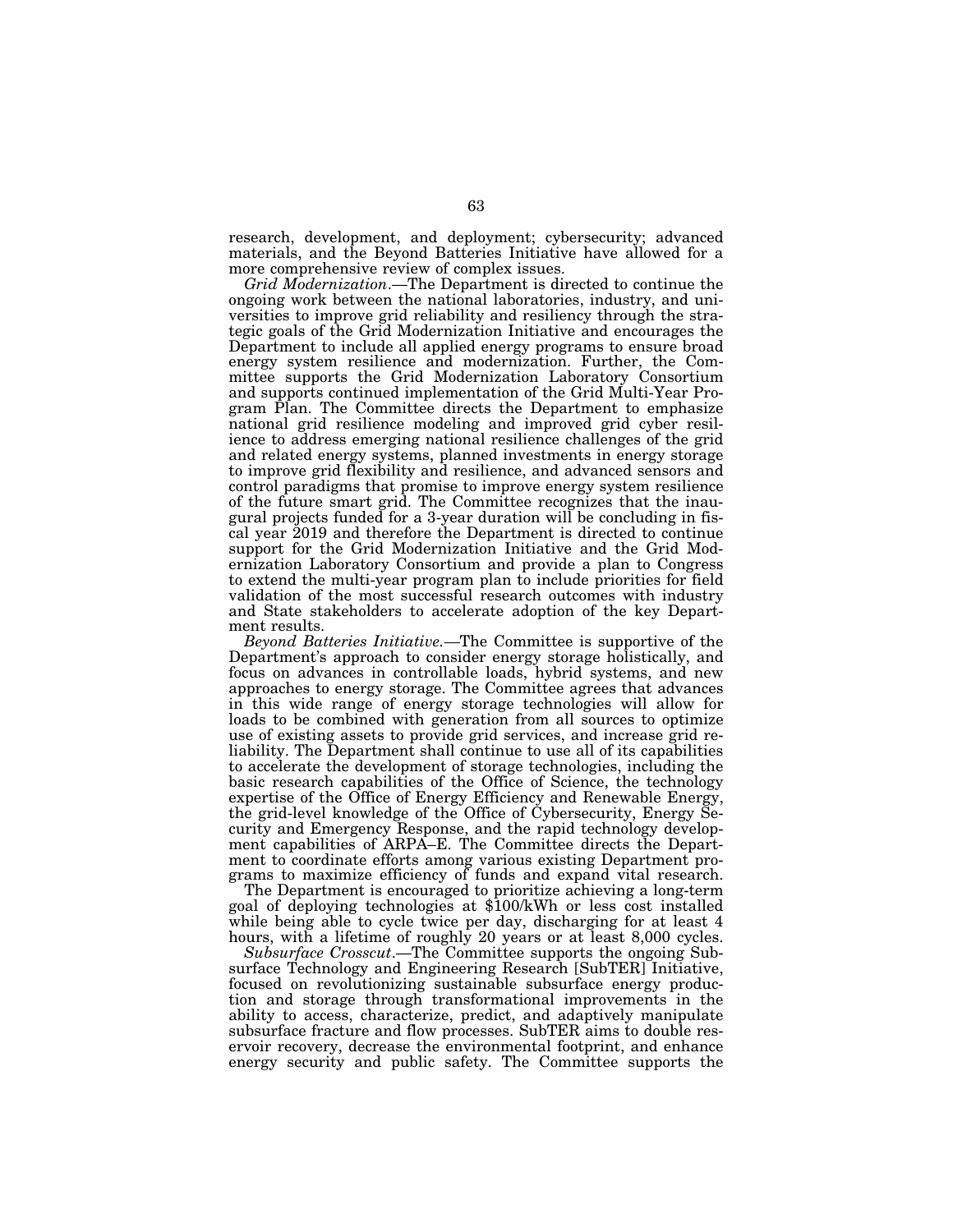research, development, and deployment; cybersecurity; advanced materials, and the Beyond Batteries Initiative have allowed for a more comprehensive review of complex issues.

*Grid Modernization*.—The Department is directed to continue the ongoing work between the national laboratories, industry, and universities to improve grid reliability and resiliency through the strategic goals of the Grid Modernization Initiative and encourages the Department to include all applied energy programs to ensure broad energy system resilience and modernization. Further, the Committee supports the Grid Modernization Laboratory Consortium and supports continued implementation of the Grid Multi-Year Program Plan. The Committee directs the Department to emphasize national grid resilience modeling and improved grid cyber resilience to address emerging national resilience challenges of the grid and related energy systems, planned investments in energy storage to improve grid flexibility and resilience, and advanced sensors and control paradigms that promise to improve energy system resilience of the future smart grid. The Committee recognizes that the inaugural projects funded for a 3-year duration will be concluding in fiscal year 2019 and therefore the Department is directed to continue support for the Grid Modernization Initiative and the Grid Modernization Laboratory Consortium and provide a plan to Congress to extend the multi-year program plan to include priorities for field validation of the most successful research outcomes with industry and State stakeholders to accelerate adoption of the key Department results.

*Beyond Batteries Initiative*.—The Committee is supportive of the Department's approach to consider energy storage holistically, and focus on advances in controllable loads, hybrid systems, and new approaches to energy storage. The Committee agrees that advances in this wide range of energy storage technologies will allow for loads to be combined with generation from all sources to optimize use of existing assets to provide grid services, and increase grid reliability. The Department shall continue to use all of its capabilities to accelerate the development of storage technologies, including the basic research capabilities of the Office of Science, the technology expertise of the Office of Energy Efficiency and Renewable Energy, the grid-level knowledge of the Office of Cybersecurity, Energy Security and Emergency Response, and the rapid technology development capabilities of ARPA–E. The Committee directs the Department to coordinate efforts among various existing Department programs to maximize efficiency of funds and expand vital research.

The Department is encouraged to prioritize achieving a long-term goal of deploying technologies at $100/kWh or less cost installed while being able to cycle twice per day, discharging for at least 4 hours, with a lifetime of roughly 20 years or at least 8,000 cycles.

*Subsurface Crosscut*.—The Committee supports the ongoing Subsurface Technology and Engineering Research [SubTER] Initiative, focused on revolutionizing sustainable subsurface energy production and storage through transformational improvements in the ability to access, characterize, predict, and adaptively manipulate subsurface fracture and flow processes. SubTER aims to double reservoir recovery, decrease the environmental footprint, and enhance energy security and public safety. The Committee supports the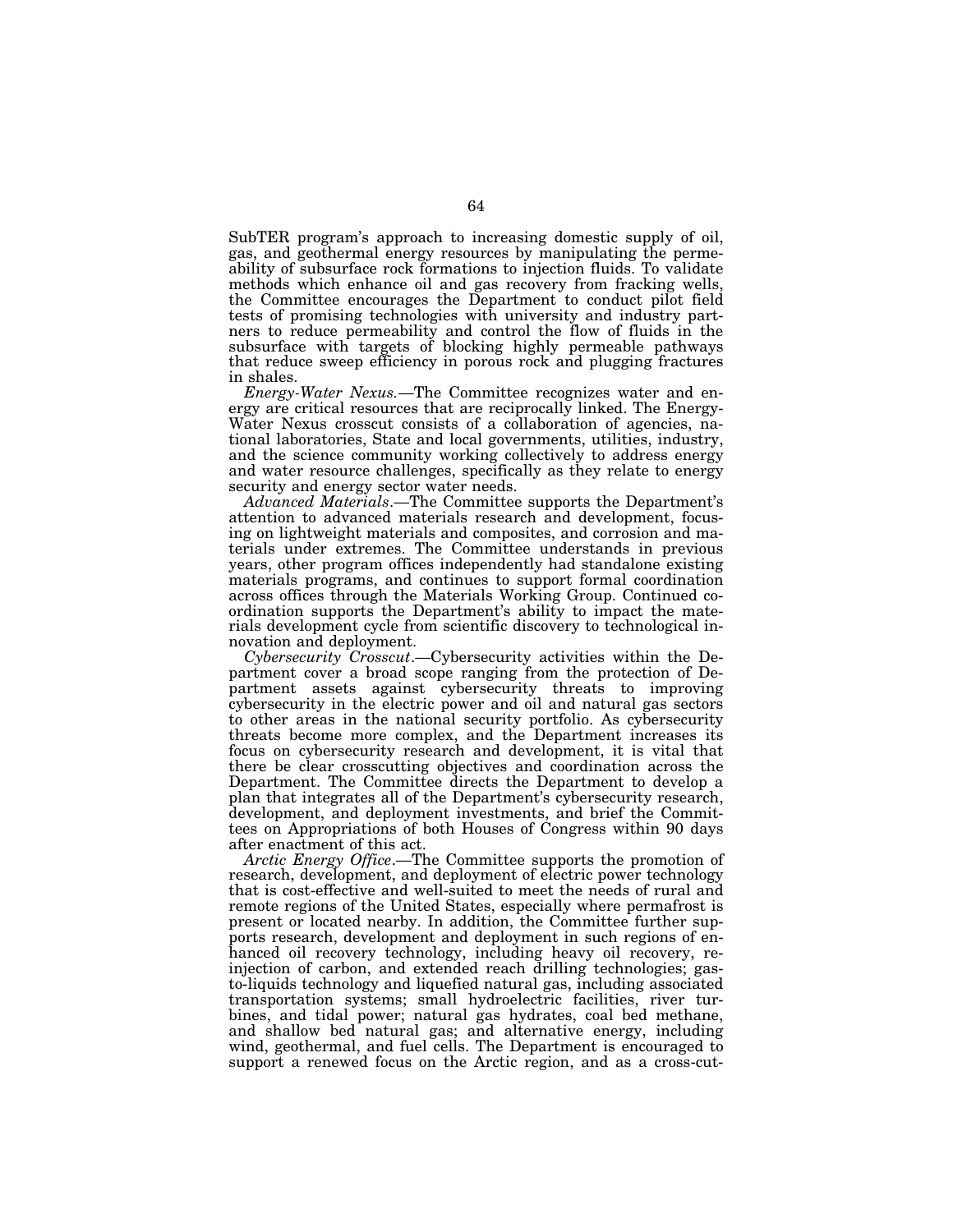SubTER program's approach to increasing domestic supply of oil, gas, and geothermal energy resources by manipulating the permeability of subsurface rock formations to injection fluids. To validate methods which enhance oil and gas recovery from fracking wells, the Committee encourages the Department to conduct pilot field tests of promising technologies with university and industry partners to reduce permeability and control the flow of fluids in the subsurface with targets of blocking highly permeable pathways that reduce sweep efficiency in porous rock and plugging fractures in shales.

*Energy-Water Nexus.*—The Committee recognizes water and energy are critical resources that are reciprocally linked. The Energy-Water Nexus crosscut consists of a collaboration of agencies, national laboratories, State and local governments, utilities, industry, and the science community working collectively to address energy and water resource challenges, specifically as they relate to energy security and energy sector water needs.

*Advanced Materials*.—The Committee supports the Department's attention to advanced materials research and development, focusing on lightweight materials and composites, and corrosion and materials under extremes. The Committee understands in previous years, other program offices independently had standalone existing materials programs, and continues to support formal coordination across offices through the Materials Working Group. Continued coordination supports the Department's ability to impact the materials development cycle from scientific discovery to technological innovation and deployment.

*Cybersecurity Crosscut*.—Cybersecurity activities within the Department cover a broad scope ranging from the protection of Department assets against cybersecurity threats to improving cybersecurity in the electric power and oil and natural gas sectors to other areas in the national security portfolio. As cybersecurity threats become more complex, and the Department increases its focus on cybersecurity research and development, it is vital that there be clear crosscutting objectives and coordination across the Department. The Committee directs the Department to develop a plan that integrates all of the Department's cybersecurity research, development, and deployment investments, and brief the Committees on Appropriations of both Houses of Congress within 90 days after enactment of this act.

*Arctic Energy Office*.—The Committee supports the promotion of research, development, and deployment of electric power technology that is cost-effective and well-suited to meet the needs of rural and remote regions of the United States, especially where permafrost is present or located nearby. In addition, the Committee further supports research, development and deployment in such regions of enhanced oil recovery technology, including heavy oil recovery, reinjection of carbon, and extended reach drilling technologies; gas-to-liquids technology and liquefied natural gas, including associated transportation systems; small hydroelectric facilities, river turbines, and tidal power; natural gas hydrates, coal bed methane, and shallow bed natural gas; and alternative energy, including wind, geothermal, and fuel cells. The Department is encouraged to support a renewed focus on the Arctic region, and as a cross-cut-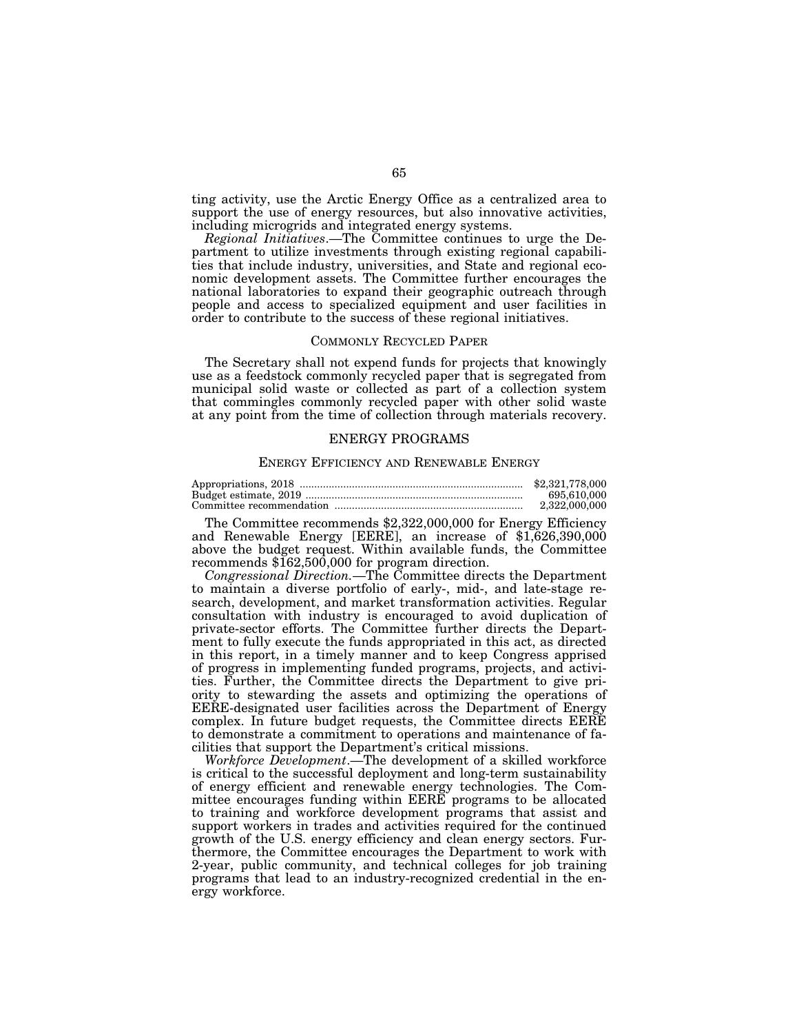ting activity, use the Arctic Energy Office as a centralized area to support the use of energy resources, but also innovative activities, including microgrids and integrated energy systems.

*Regional Initiatives*.—The Committee continues to urge the Department to utilize investments through existing regional capabilities that include industry, universities, and State and regional economic development assets. The Committee further encourages the national laboratories to expand their geographic outreach through people and access to specialized equipment and user facilities in order to contribute to the success of these regional initiatives.

### COMMONLY RECYCLED PAPER

The Secretary shall not expend funds for projects that knowingly use as a feedstock commonly recycled paper that is segregated from municipal solid waste or collected as part of a collection system that commingles commonly recycled paper with other solid waste at any point from the time of collection through materials recovery.

## ENERGY PROGRAMS

### ENERGY EFFICIENCY AND RENEWABLE ENERGY

| | |
|---|---|
| Appropriations, 2018 | $2,321,778,000 |
| Budget estimate, 2019 | 695,610,000 |
| Committee recommendation | 2,322,000,000 |

The Committee recommends $2,322,000,000 for Energy Efficiency and Renewable Energy [EERE], an increase of $1,626,390,000 above the budget request. Within available funds, the Committee recommends $162,500,000 for program direction.

*Congressional Direction.*—The Committee directs the Department to maintain a diverse portfolio of early-, mid-, and late-stage research, development, and market transformation activities. Regular consultation with industry is encouraged to avoid duplication of private-sector efforts. The Committee further directs the Department to fully execute the funds appropriated in this act, as directed in this report, in a timely manner and to keep Congress apprised of progress in implementing funded programs, projects, and activities. Further, the Committee directs the Department to give priority to stewarding the assets and optimizing the operations of EERE-designated user facilities across the Department of Energy complex. In future budget requests, the Committee directs EERE to demonstrate a commitment to operations and maintenance of facilities that support the Department's critical missions.

*Workforce Development*.—The development of a skilled workforce is critical to the successful deployment and long-term sustainability of energy efficient and renewable energy technologies. The Committee encourages funding within EERE programs to be allocated to training and workforce development programs that assist and support workers in trades and activities required for the continued growth of the U.S. energy efficiency and clean energy sectors. Furthermore, the Committee encourages the Department to work with 2-year, public community, and technical colleges for job training programs that lead to an industry-recognized credential in the energy workforce.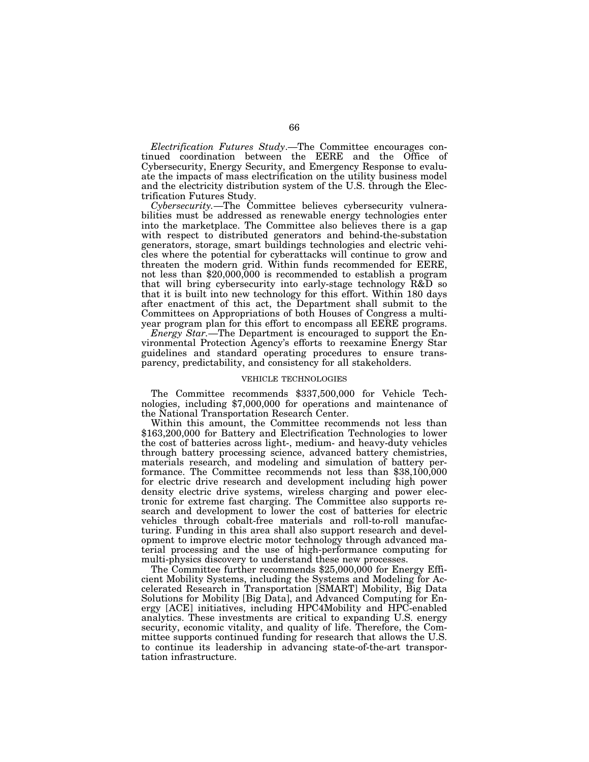*Electrification Futures Study*.—The Committee encourages continued coordination between the EERE and the Office of Cybersecurity, Energy Security, and Emergency Response to evaluate the impacts of mass electrification on the utility business model and the electricity distribution system of the U.S. through the Electrification Futures Study.

*Cybersecurity.*—The Committee believes cybersecurity vulnerabilities must be addressed as renewable energy technologies enter into the marketplace. The Committee also believes there is a gap with respect to distributed generators and behind-the-substation generators, storage, smart buildings technologies and electric vehicles where the potential for cyberattacks will continue to grow and threaten the modern grid. Within funds recommended for EERE, not less than $20,000,000 is recommended to establish a program that will bring cybersecurity into early-stage technology R&D so that it is built into new technology for this effort. Within 180 days after enactment of this act, the Department shall submit to the Committees on Appropriations of both Houses of Congress a multi-year program plan for this effort to encompass all EERE programs.

*Energy Star.*—The Department is encouraged to support the Environmental Protection Agency's efforts to reexamine Energy Star guidelines and standard operating procedures to ensure transparency, predictability, and consistency for all stakeholders.

VEHICLE TECHNOLOGIES

The Committee recommends $337,500,000 for Vehicle Technologies, including $7,000,000 for operations and maintenance of the National Transportation Research Center.

Within this amount, the Committee recommends not less than $163,200,000 for Battery and Electrification Technologies to lower the cost of batteries across light-, medium- and heavy-duty vehicles through battery processing science, advanced battery chemistries, materials research, and modeling and simulation of battery performance. The Committee recommends not less than $38,100,000 for electric drive research and development including high power density electric drive systems, wireless charging and power electronic for extreme fast charging. The Committee also supports research and development to lower the cost of batteries for electric vehicles through cobalt-free materials and roll-to-roll manufacturing. Funding in this area shall also support research and development to improve electric motor technology through advanced material processing and the use of high-performance computing for multi-physics discovery to understand these new processes.

The Committee further recommends $25,000,000 for Energy Efficient Mobility Systems, including the Systems and Modeling for Accelerated Research in Transportation [SMART] Mobility, Big Data Solutions for Mobility [Big Data], and Advanced Computing for Energy [ACE] initiatives, including HPC4Mobility and HPC-enabled analytics. These investments are critical to expanding U.S. energy security, economic vitality, and quality of life. Therefore, the Committee supports continued funding for research that allows the U.S. to continue its leadership in advancing state-of-the-art transportation infrastructure.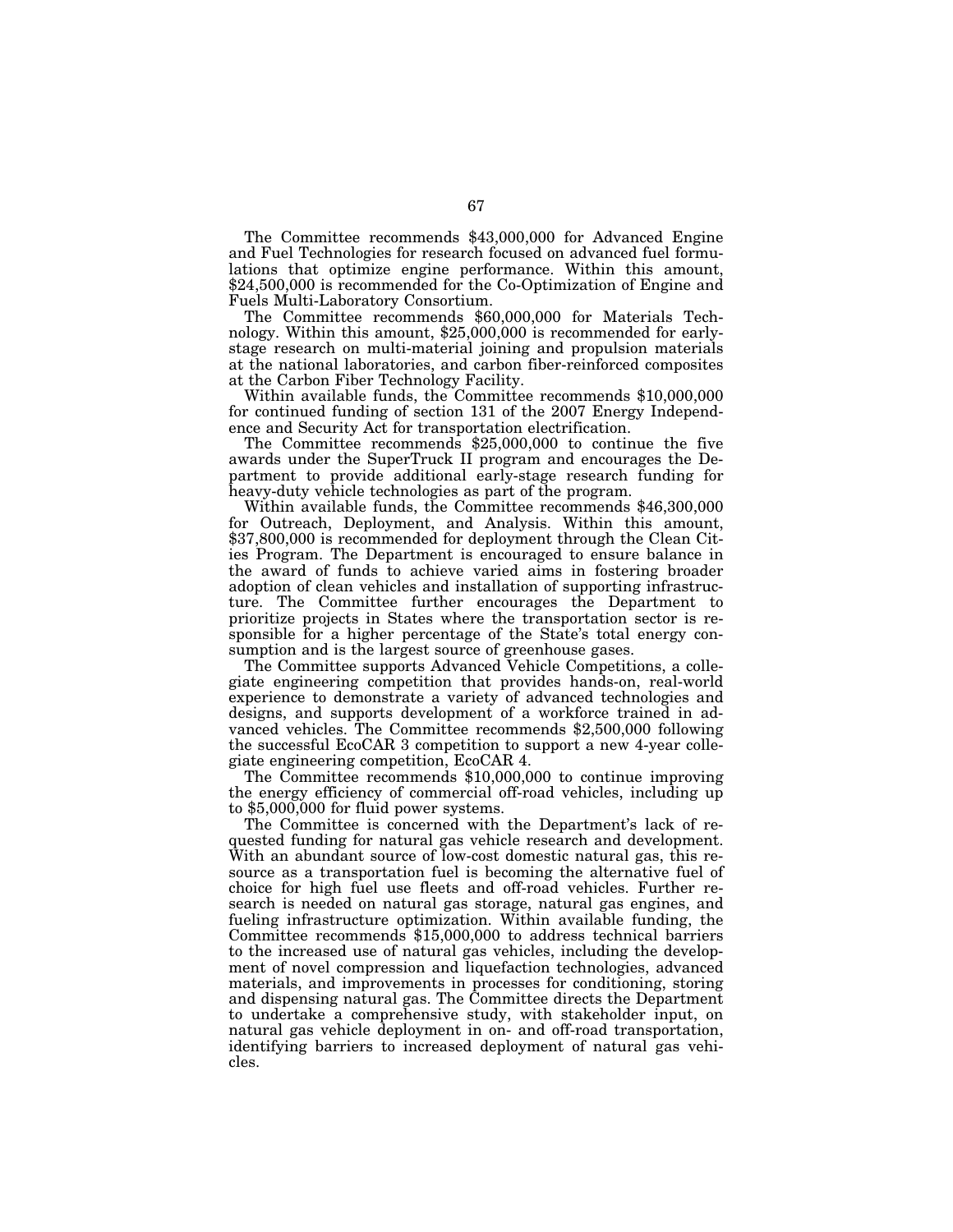The Committee recommends $43,000,000 for Advanced Engine and Fuel Technologies for research focused on advanced fuel formulations that optimize engine performance. Within this amount, $24,500,000 is recommended for the Co-Optimization of Engine and Fuels Multi-Laboratory Consortium.

The Committee recommends $60,000,000 for Materials Technology. Within this amount, $25,000,000 is recommended for early-stage research on multi-material joining and propulsion materials at the national laboratories, and carbon fiber-reinforced composites at the Carbon Fiber Technology Facility.

Within available funds, the Committee recommends $10,000,000 for continued funding of section 131 of the 2007 Energy Independence and Security Act for transportation electrification.

The Committee recommends $25,000,000 to continue the five awards under the SuperTruck II program and encourages the Department to provide additional early-stage research funding for heavy-duty vehicle technologies as part of the program.

Within available funds, the Committee recommends $46,300,000 for Outreach, Deployment, and Analysis. Within this amount, $37,800,000 is recommended for deployment through the Clean Cities Program. The Department is encouraged to ensure balance in the award of funds to achieve varied aims in fostering broader adoption of clean vehicles and installation of supporting infrastructure. The Committee further encourages the Department to prioritize projects in States where the transportation sector is responsible for a higher percentage of the State's total energy consumption and is the largest source of greenhouse gases.

The Committee supports Advanced Vehicle Competitions, a collegiate engineering competition that provides hands-on, real-world experience to demonstrate a variety of advanced technologies and designs, and supports development of a workforce trained in advanced vehicles. The Committee recommends $2,500,000 following the successful EcoCAR 3 competition to support a new 4-year collegiate engineering competition, EcoCAR 4.

The Committee recommends $10,000,000 to continue improving the energy efficiency of commercial off-road vehicles, including up to $5,000,000 for fluid power systems.

The Committee is concerned with the Department's lack of requested funding for natural gas vehicle research and development. With an abundant source of low-cost domestic natural gas, this resource as a transportation fuel is becoming the alternative fuel of choice for high fuel use fleets and off-road vehicles. Further research is needed on natural gas storage, natural gas engines, and fueling infrastructure optimization. Within available funding, the Committee recommends $15,000,000 to address technical barriers to the increased use of natural gas vehicles, including the development of novel compression and liquefaction technologies, advanced materials, and improvements in processes for conditioning, storing and dispensing natural gas. The Committee directs the Department to undertake a comprehensive study, with stakeholder input, on natural gas vehicle deployment in on- and off-road transportation, identifying barriers to increased deployment of natural gas vehicles.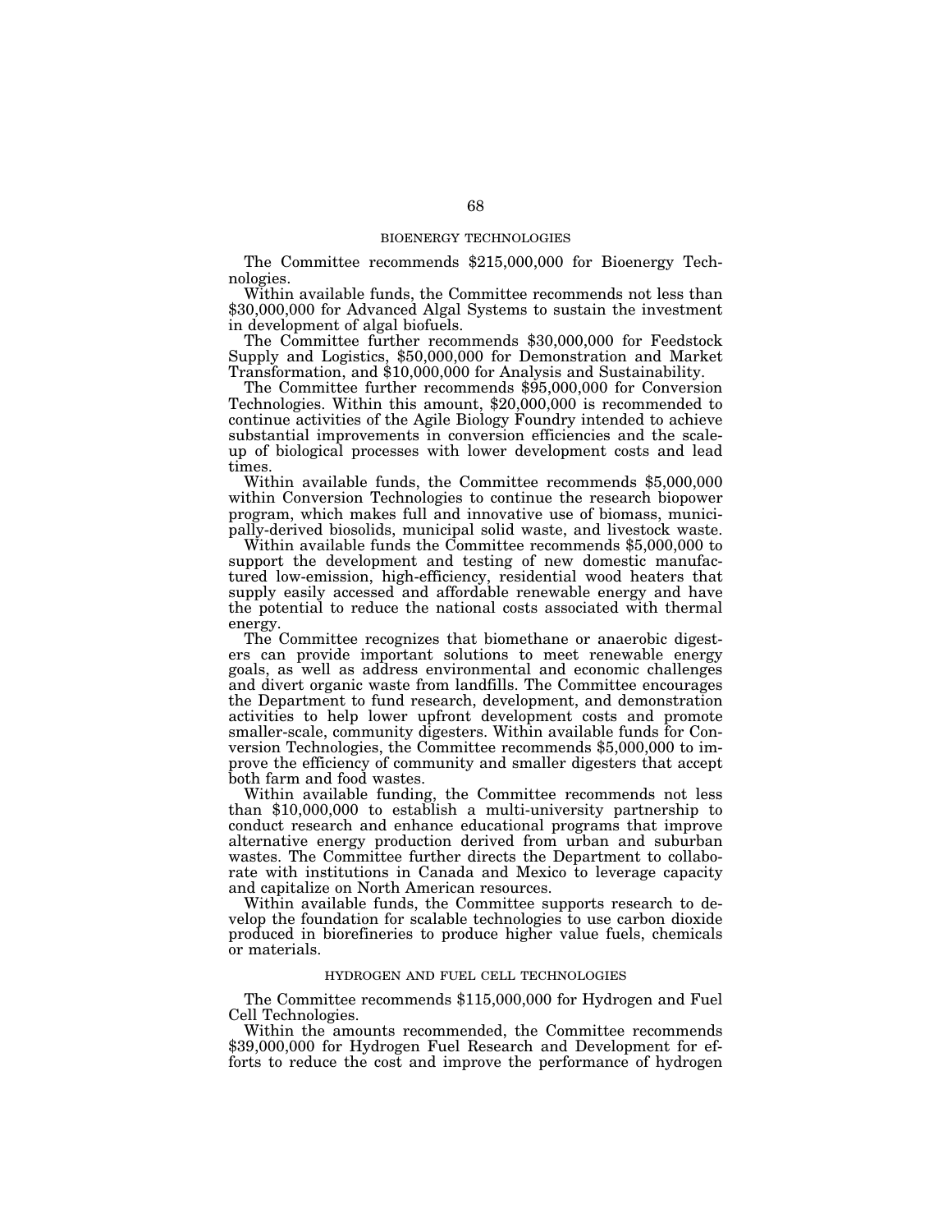## BIOENERGY TECHNOLOGIES

The Committee recommends $215,000,000 for Bioenergy Technologies.

Within available funds, the Committee recommends not less than $30,000,000 for Advanced Algal Systems to sustain the investment in development of algal biofuels.

The Committee further recommends $30,000,000 for Feedstock Supply and Logistics, $50,000,000 for Demonstration and Market Transformation, and $10,000,000 for Analysis and Sustainability.

The Committee further recommends $95,000,000 for Conversion Technologies. Within this amount, $20,000,000 is recommended to continue activities of the Agile Biology Foundry intended to achieve substantial improvements in conversion efficiencies and the scale-up of biological processes with lower development costs and lead times.

Within available funds, the Committee recommends $5,000,000 within Conversion Technologies to continue the research biopower program, which makes full and innovative use of biomass, municipally-derived biosolids, municipal solid waste, and livestock waste.

Within available funds the Committee recommends $5,000,000 to support the development and testing of new domestic manufactured low-emission, high-efficiency, residential wood heaters that supply easily accessed and affordable renewable energy and have the potential to reduce the national costs associated with thermal energy.

The Committee recognizes that biomethane or anaerobic digesters can provide important solutions to meet renewable energy goals, as well as address environmental and economic challenges and divert organic waste from landfills. The Committee encourages the Department to fund research, development, and demonstration activities to help lower upfront development costs and promote smaller-scale, community digesters. Within available funds for Conversion Technologies, the Committee recommends $5,000,000 to improve the efficiency of community and smaller digesters that accept both farm and food wastes.

Within available funding, the Committee recommends not less than $10,000,000 to establish a multi-university partnership to conduct research and enhance educational programs that improve alternative energy production derived from urban and suburban wastes. The Committee further directs the Department to collaborate with institutions in Canada and Mexico to leverage capacity and capitalize on North American resources.

Within available funds, the Committee supports research to develop the foundation for scalable technologies to use carbon dioxide produced in biorefineries to produce higher value fuels, chemicals or materials.

## HYDROGEN AND FUEL CELL TECHNOLOGIES

The Committee recommends $115,000,000 for Hydrogen and Fuel Cell Technologies.

Within the amounts recommended, the Committee recommends $39,000,000 for Hydrogen Fuel Research and Development for efforts to reduce the cost and improve the performance of hydrogen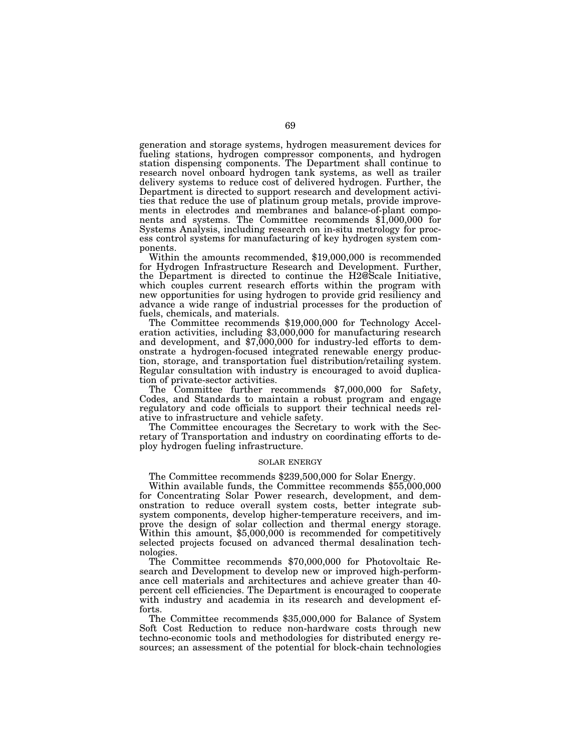generation and storage systems, hydrogen measurement devices for fueling stations, hydrogen compressor components, and hydrogen station dispensing components. The Department shall continue to research novel onboard hydrogen tank systems, as well as trailer delivery systems to reduce cost of delivered hydrogen. Further, the Department is directed to support research and development activities that reduce the use of platinum group metals, provide improvements in electrodes and membranes and balance-of-plant components and systems. The Committee recommends $1,000,000 for Systems Analysis, including research on in-situ metrology for process control systems for manufacturing of key hydrogen system components.

Within the amounts recommended, $19,000,000 is recommended for Hydrogen Infrastructure Research and Development. Further, the Department is directed to continue the H2@Scale Initiative, which couples current research efforts within the program with new opportunities for using hydrogen to provide grid resiliency and advance a wide range of industrial processes for the production of fuels, chemicals, and materials.

The Committee recommends $19,000,000 for Technology Acceleration activities, including $3,000,000 for manufacturing research and development, and $7,000,000 for industry-led efforts to demonstrate a hydrogen-focused integrated renewable energy production, storage, and transportation fuel distribution/retailing system. Regular consultation with industry is encouraged to avoid duplication of private-sector activities.

The Committee further recommends $7,000,000 for Safety, Codes, and Standards to maintain a robust program and engage regulatory and code officials to support their technical needs relative to infrastructure and vehicle safety.

The Committee encourages the Secretary to work with the Secretary of Transportation and industry on coordinating efforts to deploy hydrogen fueling infrastructure.

SOLAR ENERGY

The Committee recommends $239,500,000 for Solar Energy.

Within available funds, the Committee recommends $55,000,000 for Concentrating Solar Power research, development, and demonstration to reduce overall system costs, better integrate subsystem components, develop higher-temperature receivers, and improve the design of solar collection and thermal energy storage. Within this amount, $5,000,000 is recommended for competitively selected projects focused on advanced thermal desalination technologies.

The Committee recommends $70,000,000 for Photovoltaic Research and Development to develop new or improved high-performance cell materials and architectures and achieve greater than 40-percent cell efficiencies. The Department is encouraged to cooperate with industry and academia in its research and development efforts.

The Committee recommends $35,000,000 for Balance of System Soft Cost Reduction to reduce non-hardware costs through new techno-economic tools and methodologies for distributed energy resources; an assessment of the potential for block-chain technologies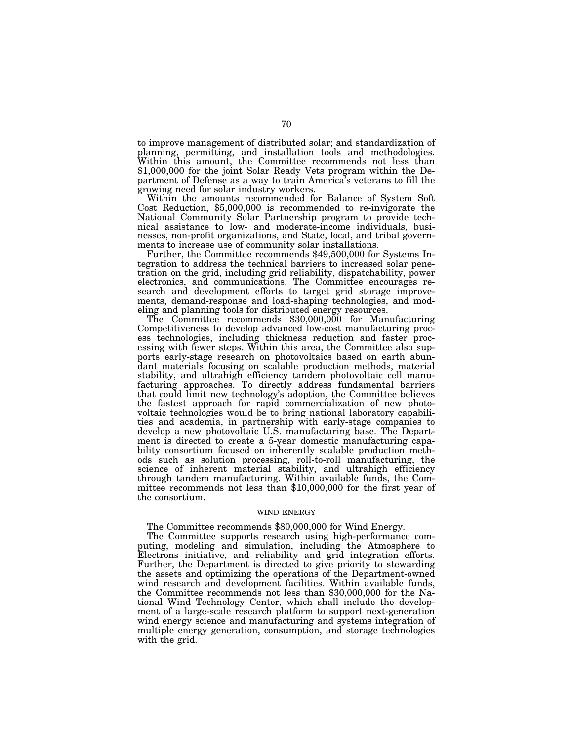to improve management of distributed solar; and standardization of planning, permitting, and installation tools and methodologies. Within this amount, the Committee recommends not less than $1,000,000 for the joint Solar Ready Vets program within the Department of Defense as a way to train America's veterans to fill the growing need for solar industry workers.

Within the amounts recommended for Balance of System Soft Cost Reduction, $5,000,000 is recommended to re-invigorate the National Community Solar Partnership program to provide technical assistance to low- and moderate-income individuals, businesses, non-profit organizations, and State, local, and tribal governments to increase use of community solar installations.

Further, the Committee recommends $49,500,000 for Systems Integration to address the technical barriers to increased solar penetration on the grid, including grid reliability, dispatchability, power electronics, and communications. The Committee encourages research and development efforts to target grid storage improvements, demand-response and load-shaping technologies, and modeling and planning tools for distributed energy resources.

The Committee recommends $30,000,000 for Manufacturing Competitiveness to develop advanced low-cost manufacturing process technologies, including thickness reduction and faster processing with fewer steps. Within this area, the Committee also supports early-stage research on photovoltaics based on earth abundant materials focusing on scalable production methods, material stability, and ultrahigh efficiency tandem photovoltaic cell manufacturing approaches. To directly address fundamental barriers that could limit new technology's adoption, the Committee believes the fastest approach for rapid commercialization of new photovoltaic technologies would be to bring national laboratory capabilities and academia, in partnership with early-stage companies to develop a new photovoltaic U.S. manufacturing base. The Department is directed to create a 5-year domestic manufacturing capability consortium focused on inherently scalable production methods such as solution processing, roll-to-roll manufacturing, the science of inherent material stability, and ultrahigh efficiency through tandem manufacturing. Within available funds, the Committee recommends not less than $10,000,000 for the first year of the consortium.

## WIND ENERGY

The Committee recommends $80,000,000 for Wind Energy.

The Committee supports research using high-performance computing, modeling and simulation, including the Atmosphere to Electrons initiative, and reliability and grid integration efforts. Further, the Department is directed to give priority to stewarding the assets and optimizing the operations of the Department-owned wind research and development facilities. Within available funds, the Committee recommends not less than $30,000,000 for the National Wind Technology Center, which shall include the development of a large-scale research platform to support next-generation wind energy science and manufacturing and systems integration of multiple energy generation, consumption, and storage technologies with the grid.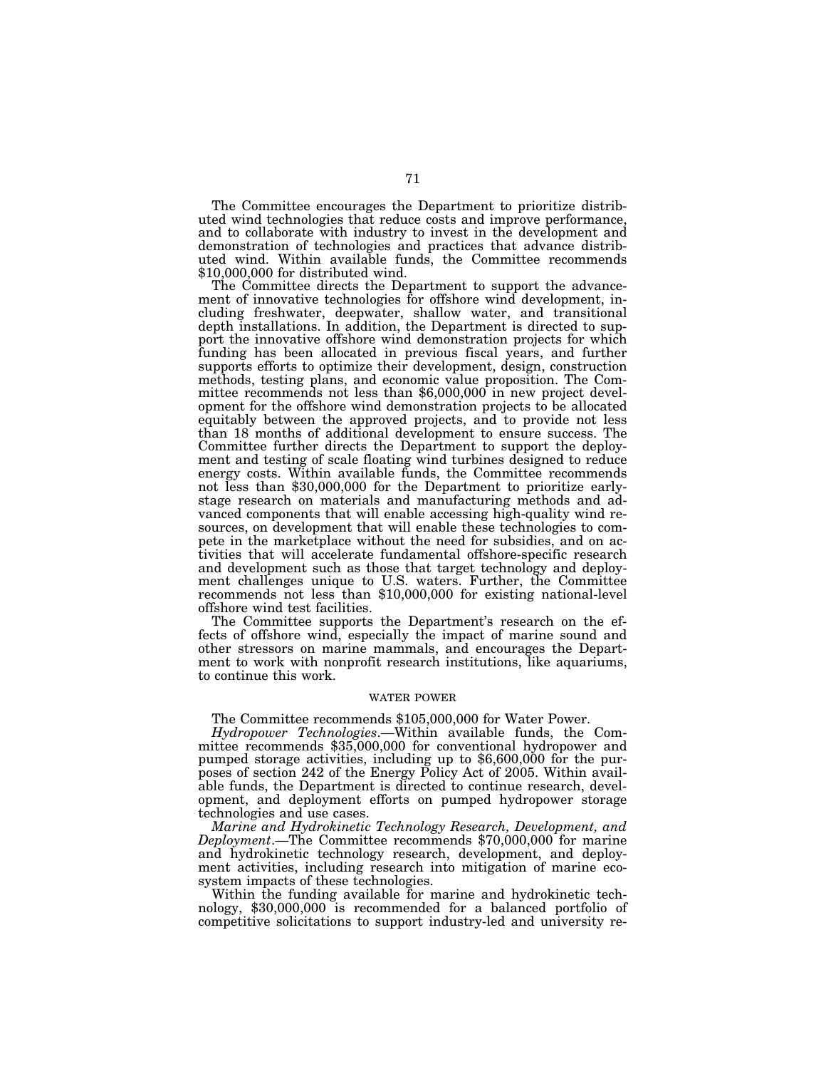The Committee encourages the Department to prioritize distributed wind technologies that reduce costs and improve performance, and to collaborate with industry to invest in the development and demonstration of technologies and practices that advance distributed wind. Within available funds, the Committee recommends $10,000,000 for distributed wind.

The Committee directs the Department to support the advancement of innovative technologies for offshore wind development, including freshwater, deepwater, shallow water, and transitional depth installations. In addition, the Department is directed to support the innovative offshore wind demonstration projects for which funding has been allocated in previous fiscal years, and further supports efforts to optimize their development, design, construction methods, testing plans, and economic value proposition. The Committee recommends not less than $6,000,000 in new project development for the offshore wind demonstration projects to be allocated equitably between the approved projects, and to provide not less than 18 months of additional development to ensure success. The Committee further directs the Department to support the deployment and testing of scale floating wind turbines designed to reduce energy costs. Within available funds, the Committee recommends not less than $30,000,000 for the Department to prioritize early-stage research on materials and manufacturing methods and advanced components that will enable accessing high-quality wind resources, on development that will enable these technologies to compete in the marketplace without the need for subsidies, and on activities that will accelerate fundamental offshore-specific research and development such as those that target technology and deployment challenges unique to U.S. waters. Further, the Committee recommends not less than $10,000,000 for existing national-level offshore wind test facilities.

The Committee supports the Department's research on the effects of offshore wind, especially the impact of marine sound and other stressors on marine mammals, and encourages the Department to work with nonprofit research institutions, like aquariums, to continue this work.

## WATER POWER

The Committee recommends $105,000,000 for Water Power.

*Hydropower Technologies*.—Within available funds, the Committee recommends $35,000,000 for conventional hydropower and pumped storage activities, including up to $6,600,000 for the purposes of section 242 of the Energy Policy Act of 2005. Within available funds, the Department is directed to continue research, development, and deployment efforts on pumped hydropower storage technologies and use cases.

*Marine and Hydrokinetic Technology Research, Development, and Deployment*.—The Committee recommends $70,000,000 for marine and hydrokinetic technology research, development, and deployment activities, including research into mitigation of marine ecosystem impacts of these technologies.

Within the funding available for marine and hydrokinetic technology, $30,000,000 is recommended for a balanced portfolio of competitive solicitations to support industry-led and university re-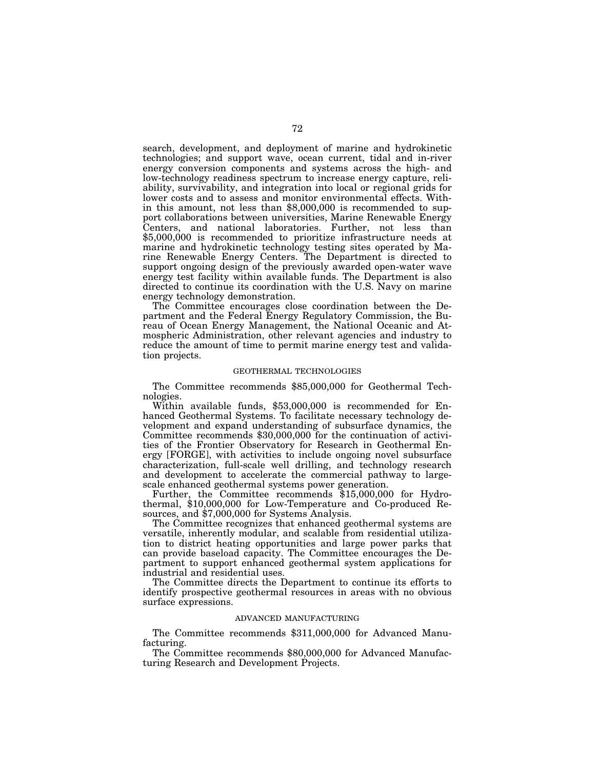search, development, and deployment of marine and hydrokinetic technologies; and support wave, ocean current, tidal and in-river energy conversion components and systems across the high- and low-technology readiness spectrum to increase energy capture, reliability, survivability, and integration into local or regional grids for lower costs and to assess and monitor environmental effects. Within this amount, not less than $8,000,000 is recommended to support collaborations between universities, Marine Renewable Energy Centers, and national laboratories. Further, not less than $5,000,000 is recommended to prioritize infrastructure needs at marine and hydrokinetic technology testing sites operated by Marine Renewable Energy Centers. The Department is directed to support ongoing design of the previously awarded open-water wave energy test facility within available funds. The Department is also directed to continue its coordination with the U.S. Navy on marine energy technology demonstration.

The Committee encourages close coordination between the Department and the Federal Energy Regulatory Commission, the Bureau of Ocean Energy Management, the National Oceanic and Atmospheric Administration, other relevant agencies and industry to reduce the amount of time to permit marine energy test and validation projects.

### GEOTHERMAL TECHNOLOGIES

The Committee recommends $85,000,000 for Geothermal Technologies.

Within available funds, $53,000,000 is recommended for Enhanced Geothermal Systems. To facilitate necessary technology development and expand understanding of subsurface dynamics, the Committee recommends $30,000,000 for the continuation of activities of the Frontier Observatory for Research in Geothermal Energy [FORGE], with activities to include ongoing novel subsurface characterization, full-scale well drilling, and technology research and development to accelerate the commercial pathway to large-scale enhanced geothermal systems power generation.

Further, the Committee recommends $15,000,000 for Hydrothermal, $10,000,000 for Low-Temperature and Co-produced Resources, and $7,000,000 for Systems Analysis.

The Committee recognizes that enhanced geothermal systems are versatile, inherently modular, and scalable from residential utilization to district heating opportunities and large power parks that can provide baseload capacity. The Committee encourages the Department to support enhanced geothermal system applications for industrial and residential uses.

The Committee directs the Department to continue its efforts to identify prospective geothermal resources in areas with no obvious surface expressions.

### ADVANCED MANUFACTURING

The Committee recommends $311,000,000 for Advanced Manufacturing.

The Committee recommends $80,000,000 for Advanced Manufacturing Research and Development Projects.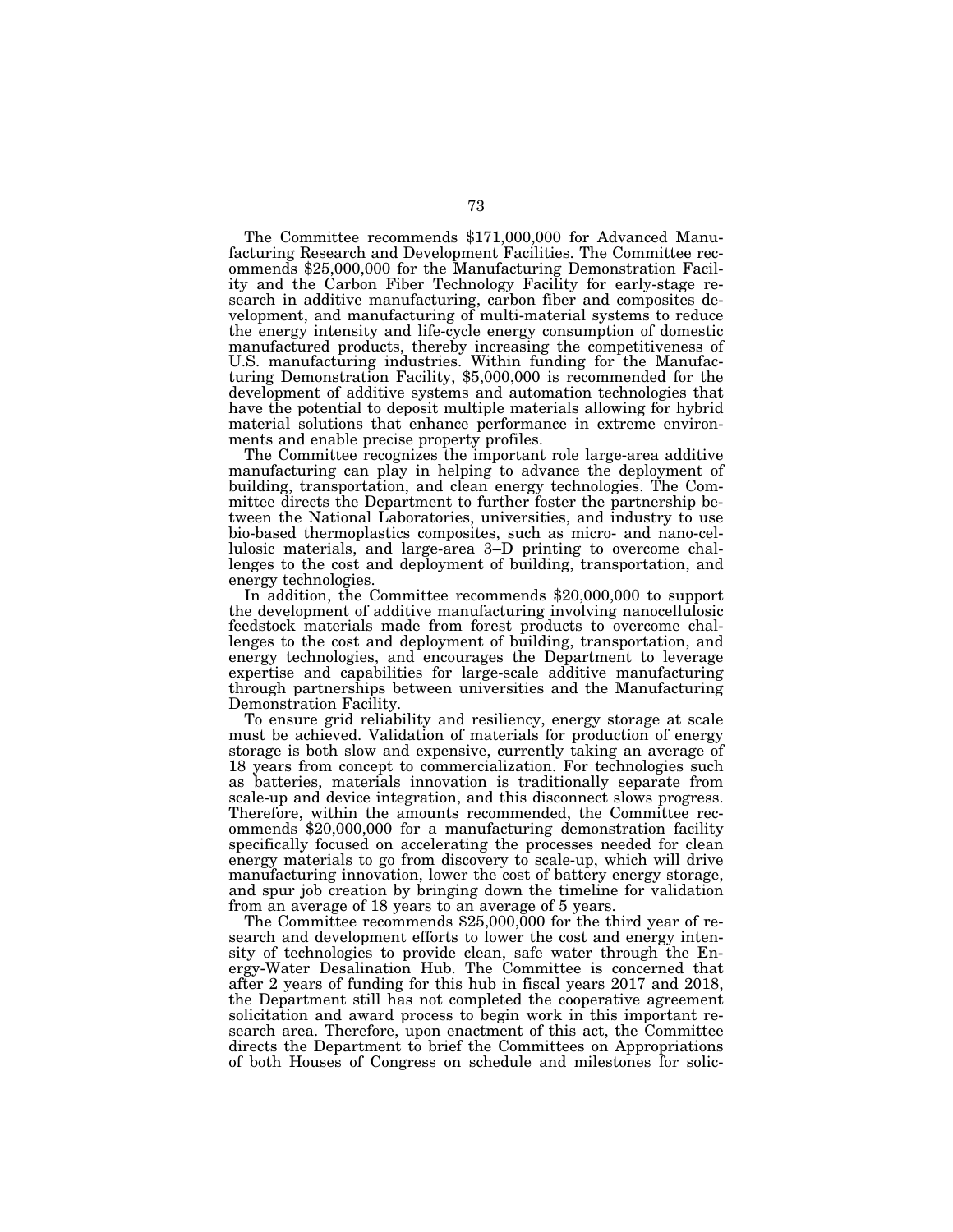The Committee recommends $171,000,000 for Advanced Manufacturing Research and Development Facilities. The Committee recommends $25,000,000 for the Manufacturing Demonstration Facility and the Carbon Fiber Technology Facility for early-stage research in additive manufacturing, carbon fiber and composites development, and manufacturing of multi-material systems to reduce the energy intensity and life-cycle energy consumption of domestic manufactured products, thereby increasing the competitiveness of U.S. manufacturing industries. Within funding for the Manufacturing Demonstration Facility, $5,000,000 is recommended for the development of additive systems and automation technologies that have the potential to deposit multiple materials allowing for hybrid material solutions that enhance performance in extreme environments and enable precise property profiles.

The Committee recognizes the important role large-area additive manufacturing can play in helping to advance the deployment of building, transportation, and clean energy technologies. The Committee directs the Department to further foster the partnership between the National Laboratories, universities, and industry to use bio-based thermoplastics composites, such as micro- and nano-cellulosic materials, and large-area 3–D printing to overcome challenges to the cost and deployment of building, transportation, and energy technologies.

In addition, the Committee recommends $20,000,000 to support the development of additive manufacturing involving nanocellulosic feedstock materials made from forest products to overcome challenges to the cost and deployment of building, transportation, and energy technologies, and encourages the Department to leverage expertise and capabilities for large-scale additive manufacturing through partnerships between universities and the Manufacturing Demonstration Facility.

To ensure grid reliability and resiliency, energy storage at scale must be achieved. Validation of materials for production of energy storage is both slow and expensive, currently taking an average of 18 years from concept to commercialization. For technologies such as batteries, materials innovation is traditionally separate from scale-up and device integration, and this disconnect slows progress. Therefore, within the amounts recommended, the Committee recommends $20,000,000 for a manufacturing demonstration facility specifically focused on accelerating the processes needed for clean energy materials to go from discovery to scale-up, which will drive manufacturing innovation, lower the cost of battery energy storage, and spur job creation by bringing down the timeline for validation from an average of 18 years to an average of 5 years.

The Committee recommends $25,000,000 for the third year of research and development efforts to lower the cost and energy intensity of technologies to provide clean, safe water through the Energy-Water Desalination Hub. The Committee is concerned that after 2 years of funding for this hub in fiscal years 2017 and 2018, the Department still has not completed the cooperative agreement solicitation and award process to begin work in this important research area. Therefore, upon enactment of this act, the Committee directs the Department to brief the Committees on Appropriations of both Houses of Congress on schedule and milestones for solic-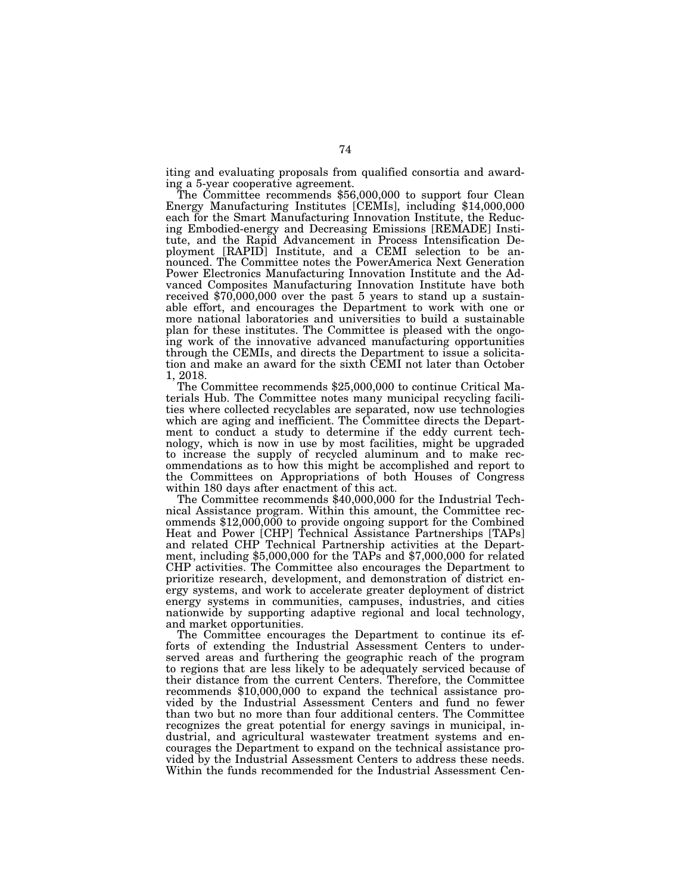iting and evaluating proposals from qualified consortia and awarding a 5-year cooperative agreement.

The Committee recommends $56,000,000 to support four Clean Energy Manufacturing Institutes [CEMIs], including $14,000,000 each for the Smart Manufacturing Innovation Institute, the Reducing Embodied-energy and Decreasing Emissions [REMADE] Institute, and the Rapid Advancement in Process Intensification Deployment [RAPID] Institute, and a CEMI selection to be announced. The Committee notes the PowerAmerica Next Generation Power Electronics Manufacturing Innovation Institute and the Advanced Composites Manufacturing Innovation Institute have both received $70,000,000 over the past 5 years to stand up a sustainable effort, and encourages the Department to work with one or more national laboratories and universities to build a sustainable plan for these institutes. The Committee is pleased with the ongoing work of the innovative advanced manufacturing opportunities through the CEMIs, and directs the Department to issue a solicitation and make an award for the sixth CEMI not later than October 1, 2018.

The Committee recommends $25,000,000 to continue Critical Materials Hub. The Committee notes many municipal recycling facilities where collected recyclables are separated, now use technologies which are aging and inefficient. The Committee directs the Department to conduct a study to determine if the eddy current technology, which is now in use by most facilities, might be upgraded to increase the supply of recycled aluminum and to make recommendations as to how this might be accomplished and report to the Committees on Appropriations of both Houses of Congress within 180 days after enactment of this act.

The Committee recommends $40,000,000 for the Industrial Technical Assistance program. Within this amount, the Committee recommends $12,000,000 to provide ongoing support for the Combined Heat and Power [CHP] Technical Assistance Partnerships [TAPs] and related CHP Technical Partnership activities at the Department, including $5,000,000 for the TAPs and $7,000,000 for related CHP activities. The Committee also encourages the Department to prioritize research, development, and demonstration of district energy systems, and work to accelerate greater deployment of district energy systems in communities, campuses, industries, and cities nationwide by supporting adaptive regional and local technology, and market opportunities.

The Committee encourages the Department to continue its efforts of extending the Industrial Assessment Centers to underserved areas and furthering the geographic reach of the program to regions that are less likely to be adequately serviced because of their distance from the current Centers. Therefore, the Committee recommends $10,000,000 to expand the technical assistance provided by the Industrial Assessment Centers and fund no fewer than two but no more than four additional centers. The Committee recognizes the great potential for energy savings in municipal, industrial, and agricultural wastewater treatment systems and encourages the Department to expand on the technical assistance provided by the Industrial Assessment Centers to address these needs. Within the funds recommended for the Industrial Assessment Cen-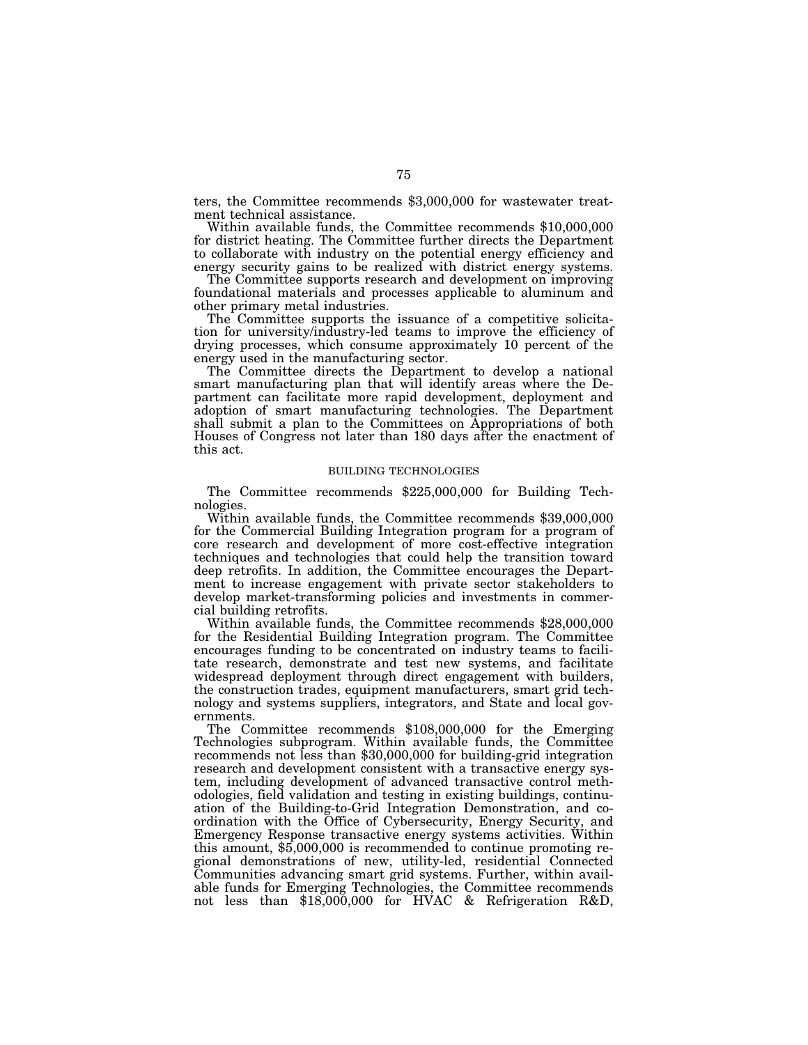ters, the Committee recommends $3,000,000 for wastewater treatment technical assistance.

Within available funds, the Committee recommends $10,000,000 for district heating. The Committee further directs the Department to collaborate with industry on the potential energy efficiency and energy security gains to be realized with district energy systems.

The Committee supports research and development on improving foundational materials and processes applicable to aluminum and other primary metal industries.

The Committee supports the issuance of a competitive solicitation for university/industry-led teams to improve the efficiency of drying processes, which consume approximately 10 percent of the energy used in the manufacturing sector.

The Committee directs the Department to develop a national smart manufacturing plan that will identify areas where the Department can facilitate more rapid development, deployment and adoption of smart manufacturing technologies. The Department shall submit a plan to the Committees on Appropriations of both Houses of Congress not later than 180 days after the enactment of this act.

BUILDING TECHNOLOGIES

The Committee recommends $225,000,000 for Building Technologies.

Within available funds, the Committee recommends $39,000,000 for the Commercial Building Integration program for a program of core research and development of more cost-effective integration techniques and technologies that could help the transition toward deep retrofits. In addition, the Committee encourages the Department to increase engagement with private sector stakeholders to develop market-transforming policies and investments in commercial building retrofits.

Within available funds, the Committee recommends $28,000,000 for the Residential Building Integration program. The Committee encourages funding to be concentrated on industry teams to facilitate research, demonstrate and test new systems, and facilitate widespread deployment through direct engagement with builders, the construction trades, equipment manufacturers, smart grid technology and systems suppliers, integrators, and State and local governments.

The Committee recommends $108,000,000 for the Emerging Technologies subprogram. Within available funds, the Committee recommends not less than $30,000,000 for building-grid integration research and development consistent with a transactive energy system, including development of advanced transactive control methodologies, field validation and testing in existing buildings, continuation of the Building-to-Grid Integration Demonstration, and coordination with the Office of Cybersecurity, Energy Security, and Emergency Response transactive energy systems activities. Within this amount, $5,000,000 is recommended to continue promoting regional demonstrations of new, utility-led, residential Connected Communities advancing smart grid systems. Further, within available funds for Emerging Technologies, the Committee recommends not less than $18,000,000 for HVAC & Refrigeration R&D,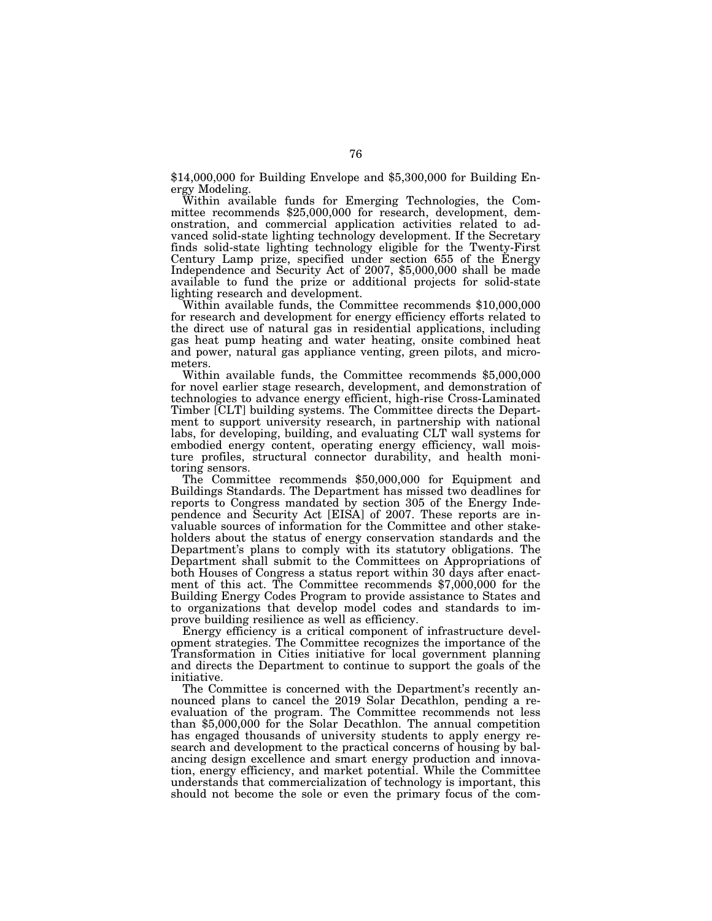$14,000,000 for Building Envelope and $5,300,000 for Building Energy Modeling.

Within available funds for Emerging Technologies, the Committee recommends $25,000,000 for research, development, demonstration, and commercial application activities related to advanced solid-state lighting technology development. If the Secretary finds solid-state lighting technology eligible for the Twenty-First Century Lamp prize, specified under section 655 of the Energy Independence and Security Act of 2007, $5,000,000 shall be made available to fund the prize or additional projects for solid-state lighting research and development.

Within available funds, the Committee recommends $10,000,000 for research and development for energy efficiency efforts related to the direct use of natural gas in residential applications, including gas heat pump heating and water heating, onsite combined heat and power, natural gas appliance venting, green pilots, and micrometers.

Within available funds, the Committee recommends $5,000,000 for novel earlier stage research, development, and demonstration of technologies to advance energy efficient, high-rise Cross-Laminated Timber [CLT] building systems. The Committee directs the Department to support university research, in partnership with national labs, for developing, building, and evaluating CLT wall systems for embodied energy content, operating energy efficiency, wall moisture profiles, structural connector durability, and health monitoring sensors.

The Committee recommends $50,000,000 for Equipment and Buildings Standards. The Department has missed two deadlines for reports to Congress mandated by section 305 of the Energy Independence and Security Act [EISA] of 2007. These reports are invaluable sources of information for the Committee and other stakeholders about the status of energy conservation standards and the Department's plans to comply with its statutory obligations. The Department shall submit to the Committees on Appropriations of both Houses of Congress a status report within 30 days after enactment of this act. The Committee recommends $7,000,000 for the Building Energy Codes Program to provide assistance to States and to organizations that develop model codes and standards to improve building resilience as well as efficiency.

Energy efficiency is a critical component of infrastructure development strategies. The Committee recognizes the importance of the Transformation in Cities initiative for local government planning and directs the Department to continue to support the goals of the initiative.

The Committee is concerned with the Department's recently announced plans to cancel the 2019 Solar Decathlon, pending a re-evaluation of the program. The Committee recommends not less than $5,000,000 for the Solar Decathlon. The annual competition has engaged thousands of university students to apply energy research and development to the practical concerns of housing by balancing design excellence and smart energy production and innovation, energy efficiency, and market potential. While the Committee understands that commercialization of technology is important, this should not become the sole or even the primary focus of the com-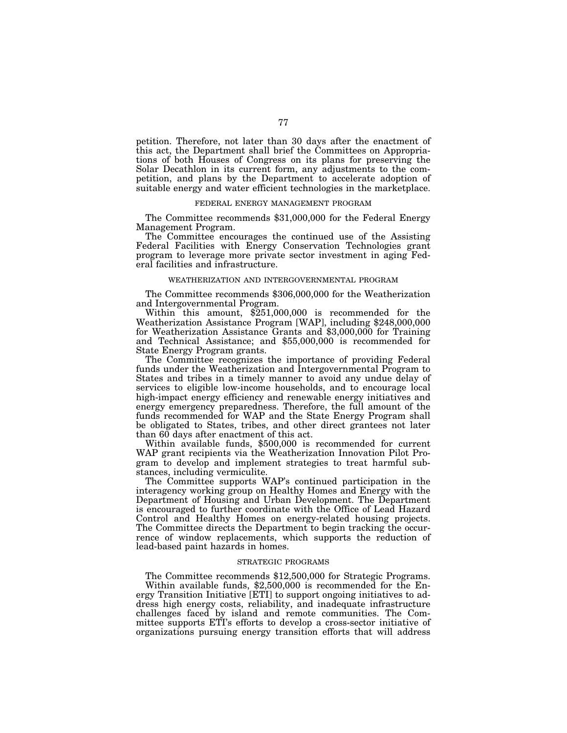petition. Therefore, not later than 30 days after the enactment of this act, the Department shall brief the Committees on Appropriations of both Houses of Congress on its plans for preserving the Solar Decathlon in its current form, any adjustments to the competition, and plans by the Department to accelerate adoption of suitable energy and water efficient technologies in the marketplace.

### FEDERAL ENERGY MANAGEMENT PROGRAM

The Committee recommends $31,000,000 for the Federal Energy Management Program.

The Committee encourages the continued use of the Assisting Federal Facilities with Energy Conservation Technologies grant program to leverage more private sector investment in aging Federal facilities and infrastructure.

### WEATHERIZATION AND INTERGOVERNMENTAL PROGRAM

The Committee recommends $306,000,000 for the Weatherization and Intergovernmental Program.

Within this amount, $251,000,000 is recommended for the Weatherization Assistance Program [WAP], including $248,000,000 for Weatherization Assistance Grants and $3,000,000 for Training and Technical Assistance; and $55,000,000 is recommended for State Energy Program grants.

The Committee recognizes the importance of providing Federal funds under the Weatherization and Intergovernmental Program to States and tribes in a timely manner to avoid any undue delay of services to eligible low-income households, and to encourage local high-impact energy efficiency and renewable energy initiatives and energy emergency preparedness. Therefore, the full amount of the funds recommended for WAP and the State Energy Program shall be obligated to States, tribes, and other direct grantees not later than 60 days after enactment of this act.

Within available funds, $500,000 is recommended for current WAP grant recipients via the Weatherization Innovation Pilot Program to develop and implement strategies to treat harmful substances, including vermiculite.

The Committee supports WAP's continued participation in the interagency working group on Healthy Homes and Energy with the Department of Housing and Urban Development. The Department is encouraged to further coordinate with the Office of Lead Hazard Control and Healthy Homes on energy-related housing projects. The Committee directs the Department to begin tracking the occurrence of window replacements, which supports the reduction of lead-based paint hazards in homes.

### STRATEGIC PROGRAMS

The Committee recommends $12,500,000 for Strategic Programs.

Within available funds, $2,500,000 is recommended for the Energy Transition Initiative [ETI] to support ongoing initiatives to address high energy costs, reliability, and inadequate infrastructure challenges faced by island and remote communities. The Committee supports ETI's efforts to develop a cross-sector initiative of organizations pursuing energy transition efforts that will address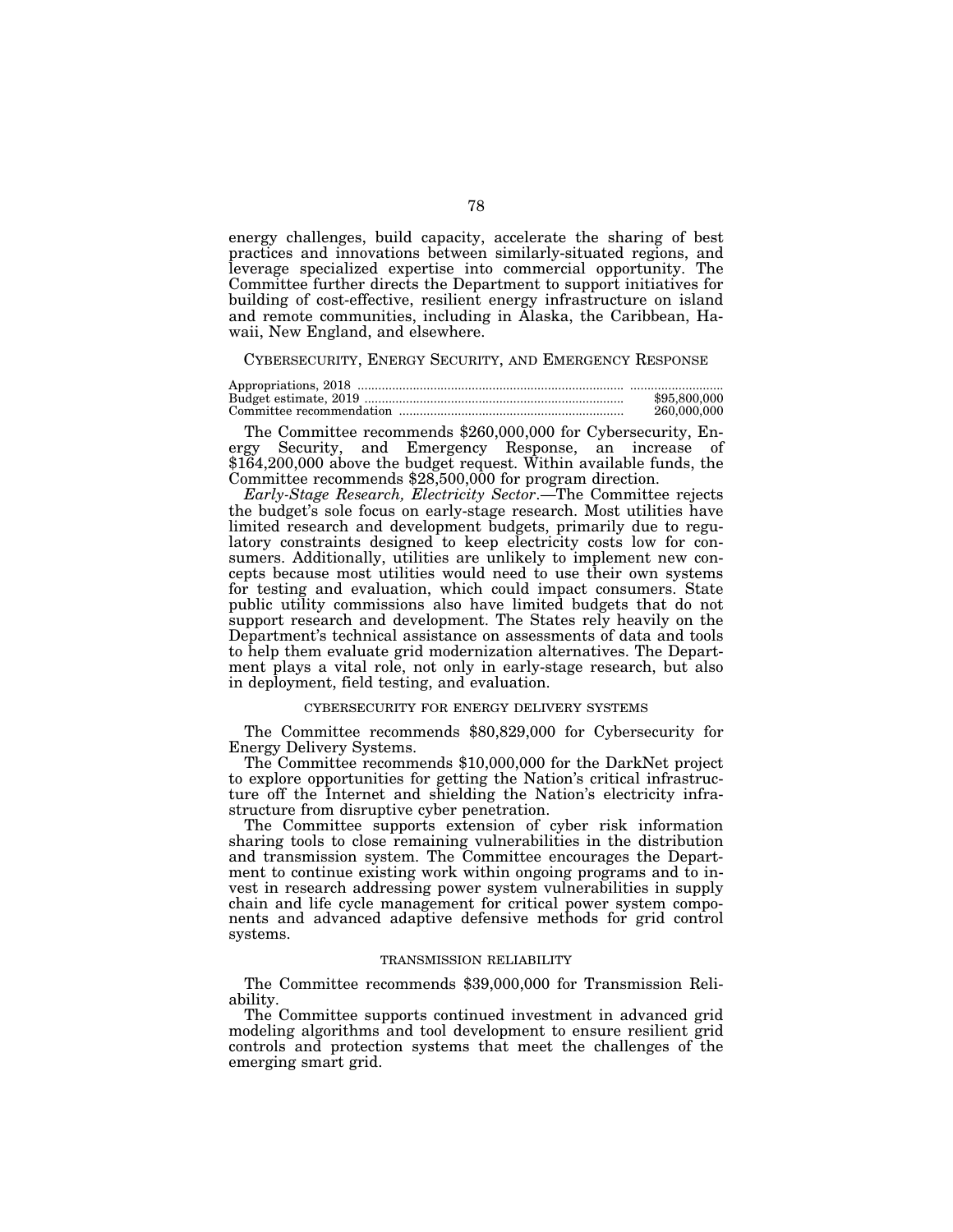energy challenges, build capacity, accelerate the sharing of best practices and innovations between similarly-situated regions, and leverage specialized expertise into commercial opportunity. The Committee further directs the Department to support initiatives for building of cost-effective, resilient energy infrastructure on island and remote communities, including in Alaska, the Caribbean, Hawaii, New England, and elsewhere.

## CYBERSECURITY, ENERGY SECURITY, AND EMERGENCY RESPONSE

| | |
|---|---|
| Appropriations, 2018 | ........................... |
| Budget estimate, 2019 | $95,800,000 |
| Committee recommendation | 260,000,000 |

The Committee recommends $260,000,000 for Cybersecurity, Energy Security, and Emergency Response, an increase of $164,200,000 above the budget request. Within available funds, the Committee recommends $28,500,000 for program direction.

*Early-Stage Research, Electricity Sector*.—The Committee rejects the budget's sole focus on early-stage research. Most utilities have limited research and development budgets, primarily due to regulatory constraints designed to keep electricity costs low for consumers. Additionally, utilities are unlikely to implement new concepts because most utilities would need to use their own systems for testing and evaluation, which could impact consumers. State public utility commissions also have limited budgets that do not support research and development. The States rely heavily on the Department's technical assistance on assessments of data and tools to help them evaluate grid modernization alternatives. The Department plays a vital role, not only in early-stage research, but also in deployment, field testing, and evaluation.

### CYBERSECURITY FOR ENERGY DELIVERY SYSTEMS

The Committee recommends $80,829,000 for Cybersecurity for Energy Delivery Systems.

The Committee recommends $10,000,000 for the DarkNet project to explore opportunities for getting the Nation's critical infrastructure off the Internet and shielding the Nation's electricity infrastructure from disruptive cyber penetration.

The Committee supports extension of cyber risk information sharing tools to close remaining vulnerabilities in the distribution and transmission system. The Committee encourages the Department to continue existing work within ongoing programs and to invest in research addressing power system vulnerabilities in supply chain and life cycle management for critical power system components and advanced adaptive defensive methods for grid control systems.

### TRANSMISSION RELIABILITY

The Committee recommends $39,000,000 for Transmission Reliability.

The Committee supports continued investment in advanced grid modeling algorithms and tool development to ensure resilient grid controls and protection systems that meet the challenges of the emerging smart grid.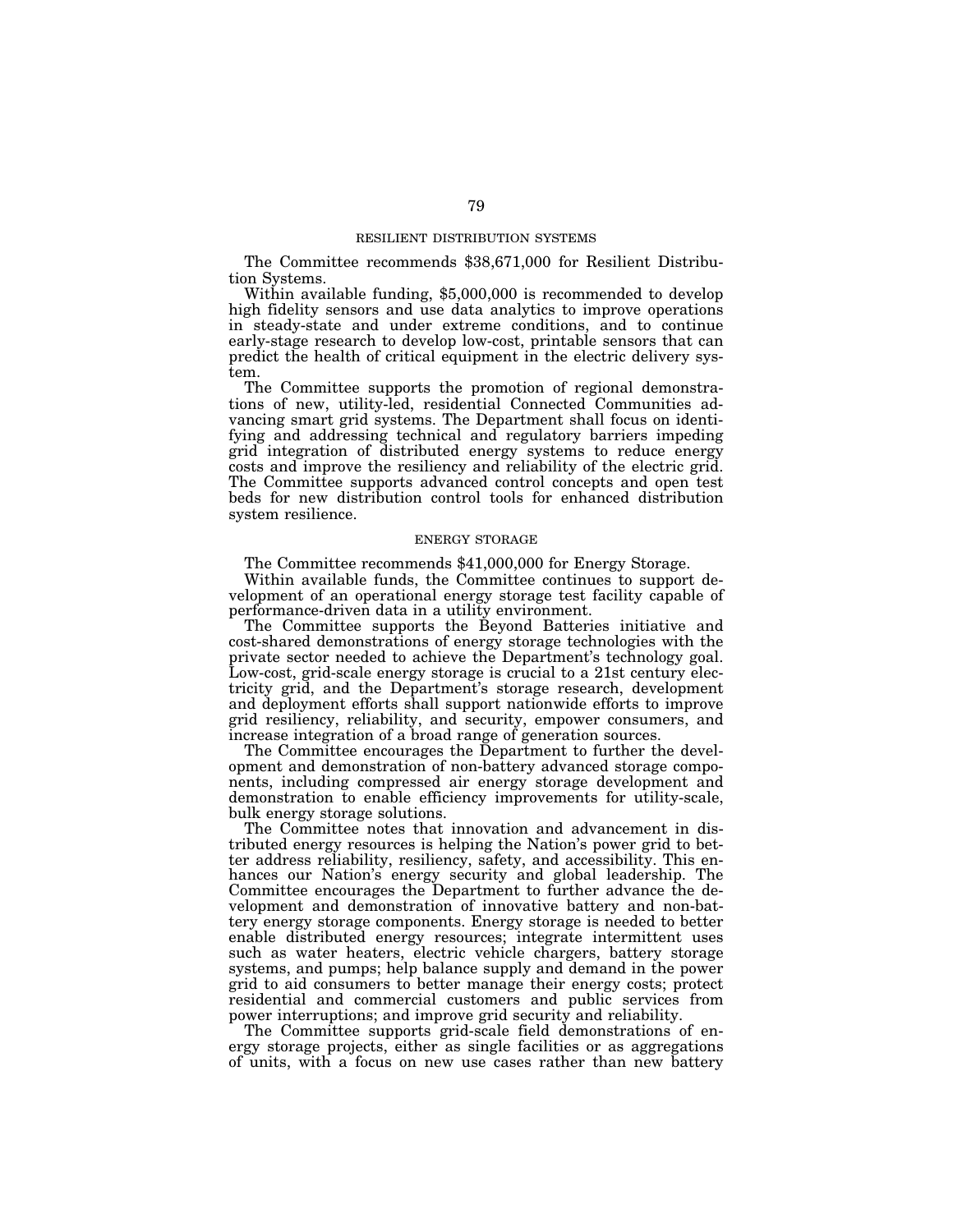## RESILIENT DISTRIBUTION SYSTEMS

The Committee recommends $38,671,000 for Resilient Distribution Systems.

Within available funding, $5,000,000 is recommended to develop high fidelity sensors and use data analytics to improve operations in steady-state and under extreme conditions, and to continue early-stage research to develop low-cost, printable sensors that can predict the health of critical equipment in the electric delivery system.

The Committee supports the promotion of regional demonstrations of new, utility-led, residential Connected Communities advancing smart grid systems. The Department shall focus on identifying and addressing technical and regulatory barriers impeding grid integration of distributed energy systems to reduce energy costs and improve the resiliency and reliability of the electric grid. The Committee supports advanced control concepts and open test beds for new distribution control tools for enhanced distribution system resilience.

## ENERGY STORAGE

The Committee recommends $41,000,000 for Energy Storage.

Within available funds, the Committee continues to support development of an operational energy storage test facility capable of performance-driven data in a utility environment.

The Committee supports the Beyond Batteries initiative and cost-shared demonstrations of energy storage technologies with the private sector needed to achieve the Department's technology goal. Low-cost, grid-scale energy storage is crucial to a 21st century electricity grid, and the Department's storage research, development and deployment efforts shall support nationwide efforts to improve grid resiliency, reliability, and security, empower consumers, and increase integration of a broad range of generation sources.

The Committee encourages the Department to further the development and demonstration of non-battery advanced storage components, including compressed air energy storage development and demonstration to enable efficiency improvements for utility-scale, bulk energy storage solutions.

The Committee notes that innovation and advancement in distributed energy resources is helping the Nation's power grid to better address reliability, resiliency, safety, and accessibility. This enhances our Nation's energy security and global leadership. The Committee encourages the Department to further advance the development and demonstration of innovative battery and non-battery energy storage components. Energy storage is needed to better enable distributed energy resources; integrate intermittent uses such as water heaters, electric vehicle chargers, battery storage systems, and pumps; help balance supply and demand in the power grid to aid consumers to better manage their energy costs; protect residential and commercial customers and public services from power interruptions; and improve grid security and reliability.

The Committee supports grid-scale field demonstrations of energy storage projects, either as single facilities or as aggregations of units, with a focus on new use cases rather than new battery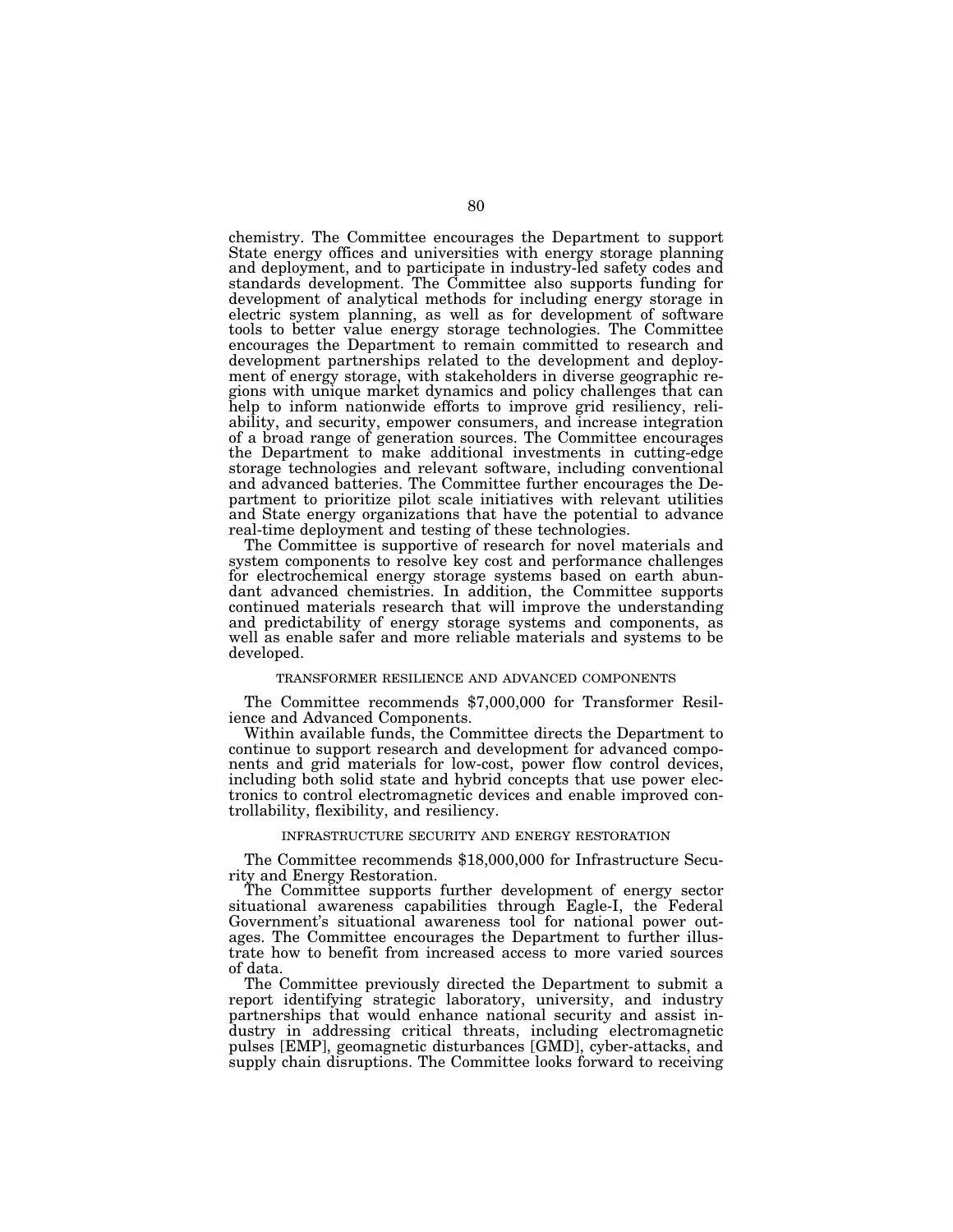chemistry. The Committee encourages the Department to support State energy offices and universities with energy storage planning and deployment, and to participate in industry-led safety codes and standards development. The Committee also supports funding for development of analytical methods for including energy storage in electric system planning, as well as for development of software tools to better value energy storage technologies. The Committee encourages the Department to remain committed to research and development partnerships related to the development and deployment of energy storage, with stakeholders in diverse geographic regions with unique market dynamics and policy challenges that can help to inform nationwide efforts to improve grid resiliency, reliability, and security, empower consumers, and increase integration of a broad range of generation sources. The Committee encourages the Department to make additional investments in cutting-edge storage technologies and relevant software, including conventional and advanced batteries. The Committee further encourages the Department to prioritize pilot scale initiatives with relevant utilities and State energy organizations that have the potential to advance real-time deployment and testing of these technologies.

The Committee is supportive of research for novel materials and system components to resolve key cost and performance challenges for electrochemical energy storage systems based on earth abundant advanced chemistries. In addition, the Committee supports continued materials research that will improve the understanding and predictability of energy storage systems and components, as well as enable safer and more reliable materials and systems to be developed.

### TRANSFORMER RESILIENCE AND ADVANCED COMPONENTS

The Committee recommends $7,000,000 for Transformer Resilience and Advanced Components.

Within available funds, the Committee directs the Department to continue to support research and development for advanced components and grid materials for low-cost, power flow control devices, including both solid state and hybrid concepts that use power electronics to control electromagnetic devices and enable improved controllability, flexibility, and resiliency.

### INFRASTRUCTURE SECURITY AND ENERGY RESTORATION

The Committee recommends $18,000,000 for Infrastructure Security and Energy Restoration.

The Committee supports further development of energy sector situational awareness capabilities through Eagle-I, the Federal Government's situational awareness tool for national power outages. The Committee encourages the Department to further illustrate how to benefit from increased access to more varied sources of data.

The Committee previously directed the Department to submit a report identifying strategic laboratory, university, and industry partnerships that would enhance national security and assist industry in addressing critical threats, including electromagnetic pulses [EMP], geomagnetic disturbances [GMD], cyber-attacks, and supply chain disruptions. The Committee looks forward to receiving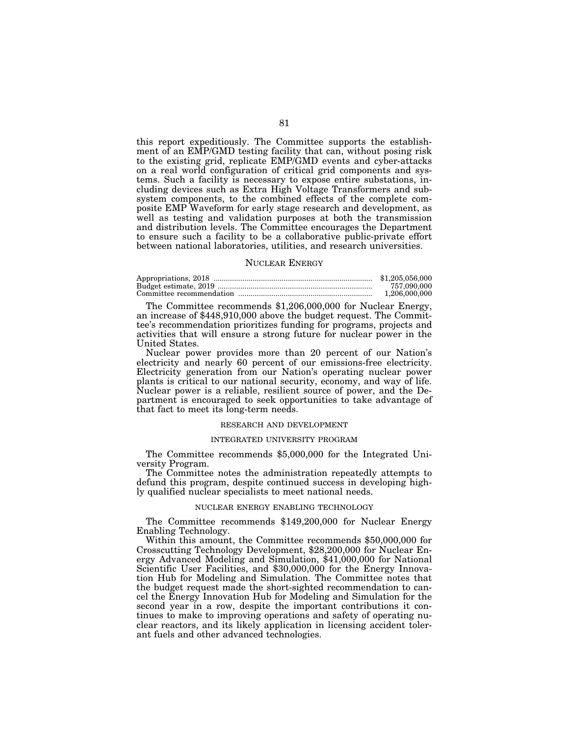this report expeditiously. The Committee supports the establishment of an EMP/GMD testing facility that can, without posing risk to the existing grid, replicate EMP/GMD events and cyber-attacks on a real world configuration of critical grid components and systems. Such a facility is necessary to expose entire substations, including devices such as Extra High Voltage Transformers and subsystem components, to the combined effects of the complete composite EMP Waveform for early stage research and development, as well as testing and validation purposes at both the transmission and distribution levels. The Committee encourages the Department to ensure such a facility to be a collaborative public-private effort between national laboratories, utilities, and research universities.

## NUCLEAR ENERGY

| | |
|---|---|
| Appropriations, 2018 | $1,205,056,000 |
| Budget estimate, 2019 | 757,090,000 |
| Committee recommendation | 1,206,000,000 |

The Committee recommends $1,206,000,000 for Nuclear Energy, an increase of $448,910,000 above the budget request. The Committee's recommendation prioritizes funding for programs, projects and activities that will ensure a strong future for nuclear power in the United States.

Nuclear power provides more than 20 percent of our Nation's electricity and nearly 60 percent of our emissions-free electricity. Electricity generation from our Nation's operating nuclear power plants is critical to our national security, economy, and way of life. Nuclear power is a reliable, resilient source of power, and the Department is encouraged to seek opportunities to take advantage of that fact to meet its long-term needs.

### RESEARCH AND DEVELOPMENT

#### INTEGRATED UNIVERSITY PROGRAM

The Committee recommends $5,000,000 for the Integrated University Program.

The Committee notes the administration repeatedly attempts to defund this program, despite continued success in developing highly qualified nuclear specialists to meet national needs.

#### NUCLEAR ENERGY ENABLING TECHNOLOGY

The Committee recommends $149,200,000 for Nuclear Energy Enabling Technology.

Within this amount, the Committee recommends $50,000,000 for Crosscutting Technology Development, $28,200,000 for Nuclear Energy Advanced Modeling and Simulation, $41,000,000 for National Scientific User Facilities, and $30,000,000 for the Energy Innovation Hub for Modeling and Simulation. The Committee notes that the budget request made the short-sighted recommendation to cancel the Energy Innovation Hub for Modeling and Simulation for the second year in a row, despite the important contributions it continues to make to improving operations and safety of operating nuclear reactors, and its likely application in licensing accident tolerant fuels and other advanced technologies.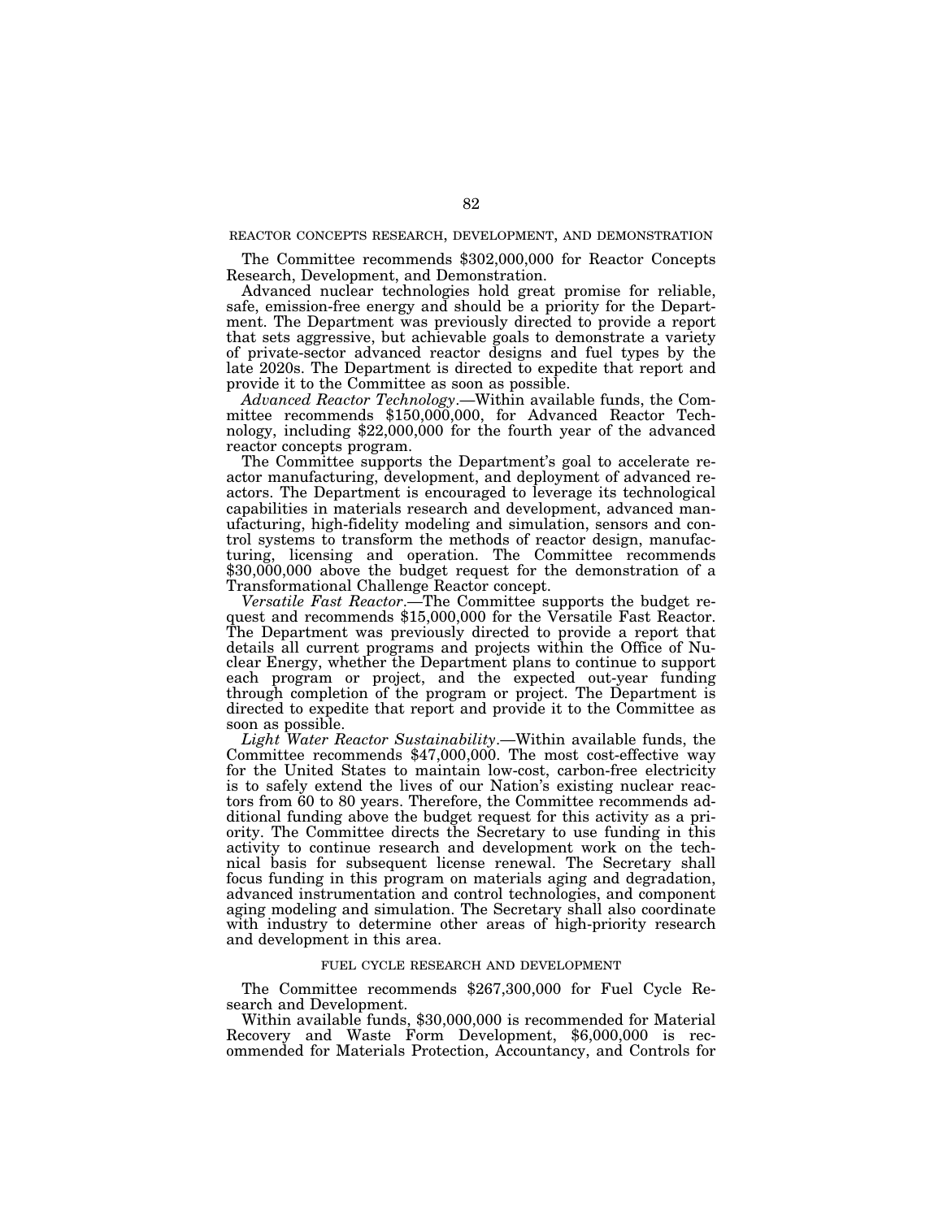## REACTOR CONCEPTS RESEARCH, DEVELOPMENT, AND DEMONSTRATION

The Committee recommends $302,000,000 for Reactor Concepts Research, Development, and Demonstration.

Advanced nuclear technologies hold great promise for reliable, safe, emission-free energy and should be a priority for the Department. The Department was previously directed to provide a report that sets aggressive, but achievable goals to demonstrate a variety of private-sector advanced reactor designs and fuel types by the late 2020s. The Department is directed to expedite that report and provide it to the Committee as soon as possible.

*Advanced Reactor Technology*.—Within available funds, the Committee recommends $150,000,000, for Advanced Reactor Technology, including $22,000,000 for the fourth year of the advanced reactor concepts program.

The Committee supports the Department's goal to accelerate reactor manufacturing, development, and deployment of advanced reactors. The Department is encouraged to leverage its technological capabilities in materials research and development, advanced manufacturing, high-fidelity modeling and simulation, sensors and control systems to transform the methods of reactor design, manufacturing, licensing and operation. The Committee recommends $30,000,000 above the budget request for the demonstration of a Transformational Challenge Reactor concept.

*Versatile Fast Reactor*.—The Committee supports the budget request and recommends $15,000,000 for the Versatile Fast Reactor. The Department was previously directed to provide a report that details all current programs and projects within the Office of Nuclear Energy, whether the Department plans to continue to support each program or project, and the expected out-year funding through completion of the program or project. The Department is directed to expedite that report and provide it to the Committee as soon as possible.

*Light Water Reactor Sustainability*.—Within available funds, the Committee recommends $47,000,000. The most cost-effective way for the United States to maintain low-cost, carbon-free electricity is to safely extend the lives of our Nation's existing nuclear reactors from 60 to 80 years. Therefore, the Committee recommends additional funding above the budget request for this activity as a priority. The Committee directs the Secretary to use funding in this activity to continue research and development work on the technical basis for subsequent license renewal. The Secretary shall focus funding in this program on materials aging and degradation, advanced instrumentation and control technologies, and component aging modeling and simulation. The Secretary shall also coordinate with industry to determine other areas of high-priority research and development in this area.

## FUEL CYCLE RESEARCH AND DEVELOPMENT

The Committee recommends $267,300,000 for Fuel Cycle Research and Development.

Within available funds, $30,000,000 is recommended for Material Recovery and Waste Form Development, $6,000,000 is recommended for Materials Protection, Accountancy, and Controls for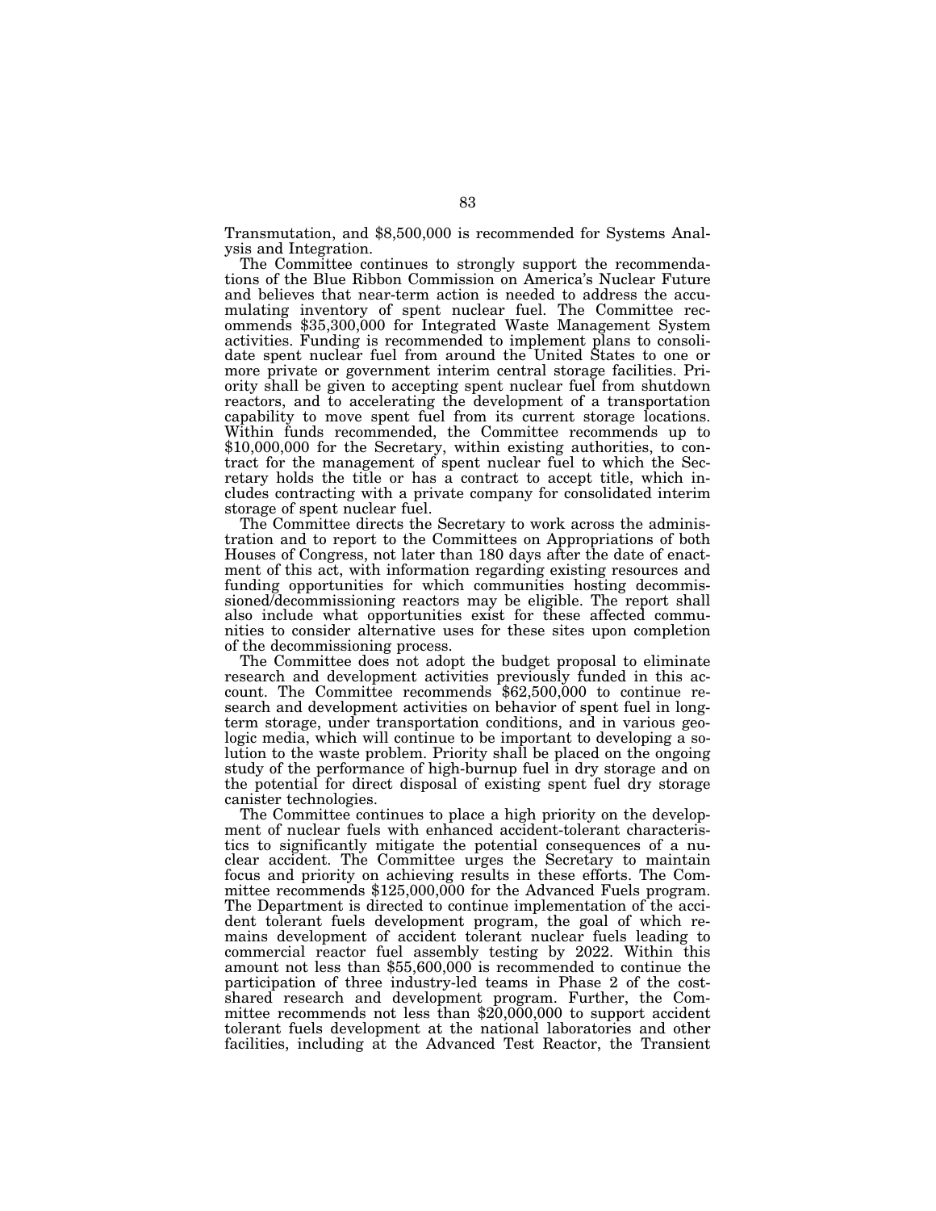Transmutation, and $8,500,000 is recommended for Systems Analysis and Integration.

The Committee continues to strongly support the recommendations of the Blue Ribbon Commission on America's Nuclear Future and believes that near-term action is needed to address the accumulating inventory of spent nuclear fuel. The Committee recommends $35,300,000 for Integrated Waste Management System activities. Funding is recommended to implement plans to consolidate spent nuclear fuel from around the United States to one or more private or government interim central storage facilities. Priority shall be given to accepting spent nuclear fuel from shutdown reactors, and to accelerating the development of a transportation capability to move spent fuel from its current storage locations. Within funds recommended, the Committee recommends up to $10,000,000 for the Secretary, within existing authorities, to contract for the management of spent nuclear fuel to which the Secretary holds the title or has a contract to accept title, which includes contracting with a private company for consolidated interim storage of spent nuclear fuel.

The Committee directs the Secretary to work across the administration and to report to the Committees on Appropriations of both Houses of Congress, not later than 180 days after the date of enactment of this act, with information regarding existing resources and funding opportunities for which communities hosting decommissioned/decommissioning reactors may be eligible. The report shall also include what opportunities exist for these affected communities to consider alternative uses for these sites upon completion of the decommissioning process.

The Committee does not adopt the budget proposal to eliminate research and development activities previously funded in this account. The Committee recommends $62,500,000 to continue research and development activities on behavior of spent fuel in long-term storage, under transportation conditions, and in various geologic media, which will continue to be important to developing a solution to the waste problem. Priority shall be placed on the ongoing study of the performance of high-burnup fuel in dry storage and on the potential for direct disposal of existing spent fuel dry storage canister technologies.

The Committee continues to place a high priority on the development of nuclear fuels with enhanced accident-tolerant characteristics to significantly mitigate the potential consequences of a nuclear accident. The Committee urges the Secretary to maintain focus and priority on achieving results in these efforts. The Committee recommends $125,000,000 for the Advanced Fuels program. The Department is directed to continue implementation of the accident tolerant fuels development program, the goal of which remains development of accident tolerant nuclear fuels leading to commercial reactor fuel assembly testing by 2022. Within this amount not less than $55,600,000 is recommended to continue the participation of three industry-led teams in Phase 2 of the cost-shared research and development program. Further, the Committee recommends not less than $20,000,000 to support accident tolerant fuels development at the national laboratories and other facilities, including at the Advanced Test Reactor, the Transient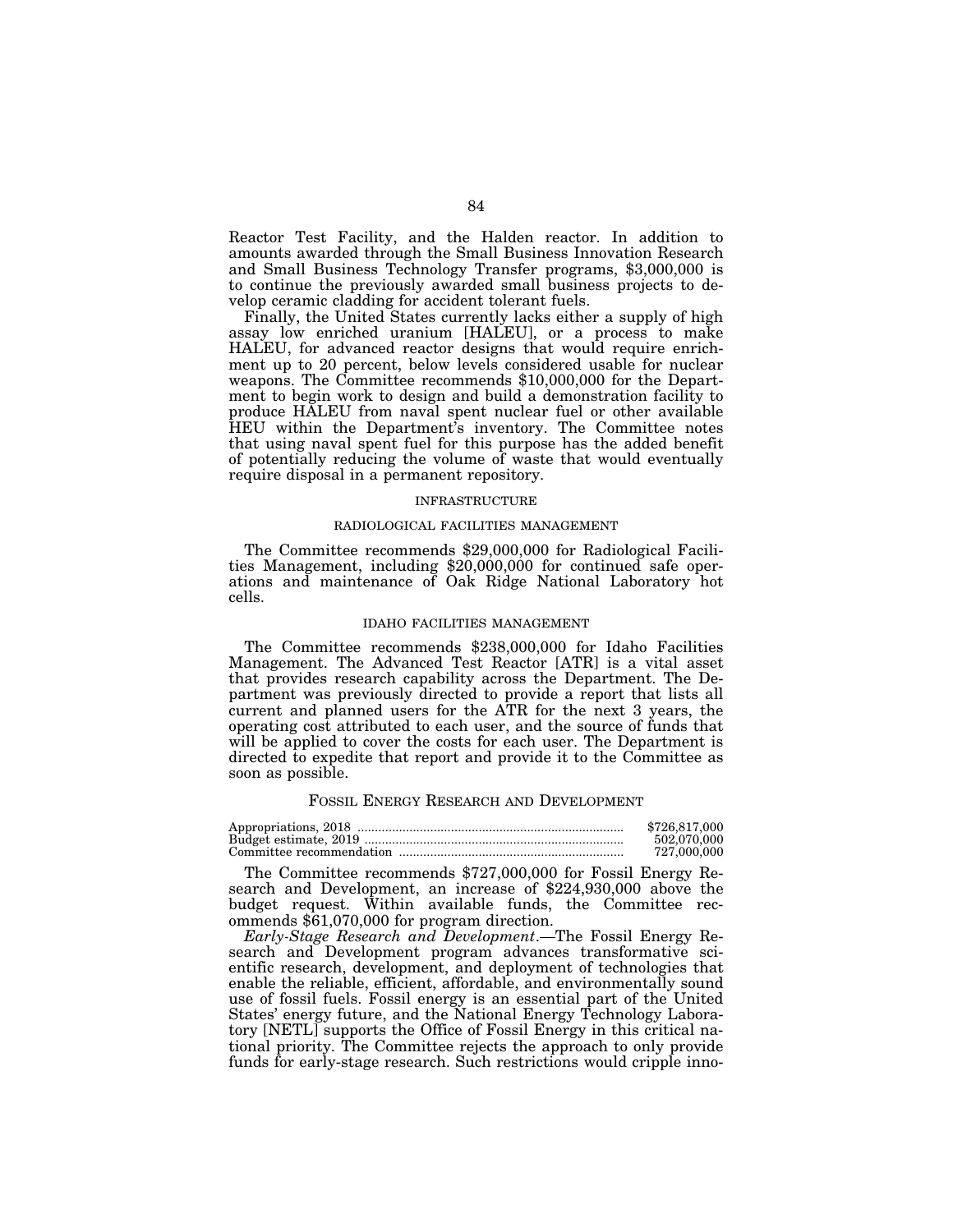Reactor Test Facility, and the Halden reactor. In addition to amounts awarded through the Small Business Innovation Research and Small Business Technology Transfer programs, $3,000,000 is to continue the previously awarded small business projects to develop ceramic cladding for accident tolerant fuels.

Finally, the United States currently lacks either a supply of high assay low enriched uranium [HALEU], or a process to make HALEU, for advanced reactor designs that would require enrichment up to 20 percent, below levels considered usable for nuclear weapons. The Committee recommends $10,000,000 for the Department to begin work to design and build a demonstration facility to produce HALEU from naval spent nuclear fuel or other available HEU within the Department's inventory. The Committee notes that using naval spent fuel for this purpose has the added benefit of potentially reducing the volume of waste that would eventually require disposal in a permanent repository.

#### INFRASTRUCTURE

##### RADIOLOGICAL FACILITIES MANAGEMENT

The Committee recommends $29,000,000 for Radiological Facilities Management, including $20,000,000 for continued safe operations and maintenance of Oak Ridge National Laboratory hot cells.

##### IDAHO FACILITIES MANAGEMENT

The Committee recommends $238,000,000 for Idaho Facilities Management. The Advanced Test Reactor [ATR] is a vital asset that provides research capability across the Department. The Department was previously directed to provide a report that lists all current and planned users for the ATR for the next 3 years, the operating cost attributed to each user, and the source of funds that will be applied to cover the costs for each user. The Department is directed to expedite that report and provide it to the Committee as soon as possible.

### FOSSIL ENERGY RESEARCH AND DEVELOPMENT

| | |
|---|---|
| Appropriations, 2018 | $726,817,000 |
| Budget estimate, 2019 | 502,070,000 |
| Committee recommendation | 727,000,000 |

The Committee recommends $727,000,000 for Fossil Energy Research and Development, an increase of $224,930,000 above the budget request. Within available funds, the Committee recommends $61,070,000 for program direction.

*Early-Stage Research and Development*.—The Fossil Energy Research and Development program advances transformative scientific research, development, and deployment of technologies that enable the reliable, efficient, affordable, and environmentally sound use of fossil fuels. Fossil energy is an essential part of the United States' energy future, and the National Energy Technology Laboratory [NETL] supports the Office of Fossil Energy in this critical national priority. The Committee rejects the approach to only provide funds for early-stage research. Such restrictions would cripple inno-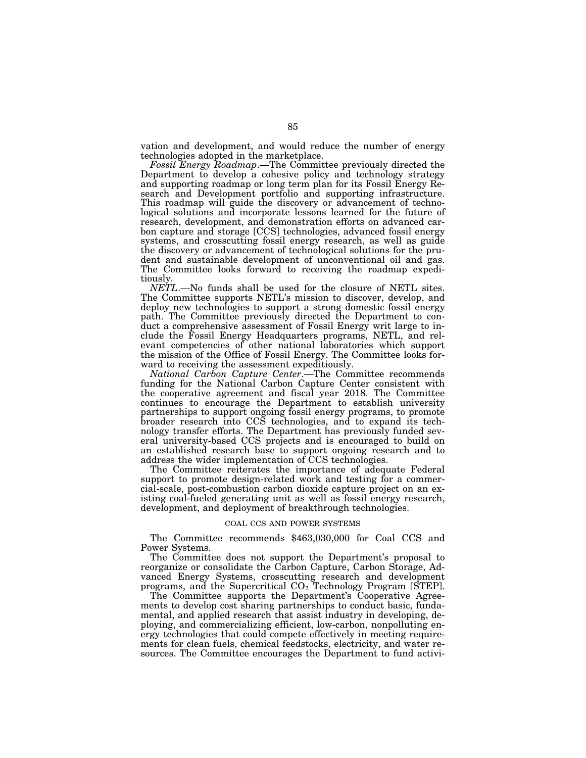vation and development, and would reduce the number of energy technologies adopted in the marketplace.

*Fossil Energy Roadmap*.—The Committee previously directed the Department to develop a cohesive policy and technology strategy and supporting roadmap or long term plan for its Fossil Energy Research and Development portfolio and supporting infrastructure. This roadmap will guide the discovery or advancement of technological solutions and incorporate lessons learned for the future of research, development, and demonstration efforts on advanced carbon capture and storage [CCS] technologies, advanced fossil energy systems, and crosscutting fossil energy research, as well as guide the discovery or advancement of technological solutions for the prudent and sustainable development of unconventional oil and gas. The Committee looks forward to receiving the roadmap expeditiously.

*NETL*.—No funds shall be used for the closure of NETL sites. The Committee supports NETL's mission to discover, develop, and deploy new technologies to support a strong domestic fossil energy path. The Committee previously directed the Department to conduct a comprehensive assessment of Fossil Energy writ large to include the Fossil Energy Headquarters programs, NETL, and relevant competencies of other national laboratories which support the mission of the Office of Fossil Energy. The Committee looks forward to receiving the assessment expeditiously.

*National Carbon Capture Center*.—The Committee recommends funding for the National Carbon Capture Center consistent with the cooperative agreement and fiscal year 2018. The Committee continues to encourage the Department to establish university partnerships to support ongoing fossil energy programs, to promote broader research into CCS technologies, and to expand its technology transfer efforts. The Department has previously funded several university-based CCS projects and is encouraged to build on an established research base to support ongoing research and to address the wider implementation of CCS technologies.

The Committee reiterates the importance of adequate Federal support to promote design-related work and testing for a commercial-scale, post-combustion carbon dioxide capture project on an existing coal-fueled generating unit as well as fossil energy research, development, and deployment of breakthrough technologies.

## COAL CCS AND POWER SYSTEMS

The Committee recommends $463,030,000 for Coal CCS and Power Systems.

The Committee does not support the Department's proposal to reorganize or consolidate the Carbon Capture, Carbon Storage, Advanced Energy Systems, crosscutting research and development programs, and the Supercritical $CO_2$ Technology Program [STEP].

The Committee supports the Department's Cooperative Agreements to develop cost sharing partnerships to conduct basic, fundamental, and applied research that assist industry in developing, deploying, and commercializing efficient, low-carbon, nonpolluting energy technologies that could compete effectively in meeting requirements for clean fuels, chemical feedstocks, electricity, and water resources. The Committee encourages the Department to fund activi-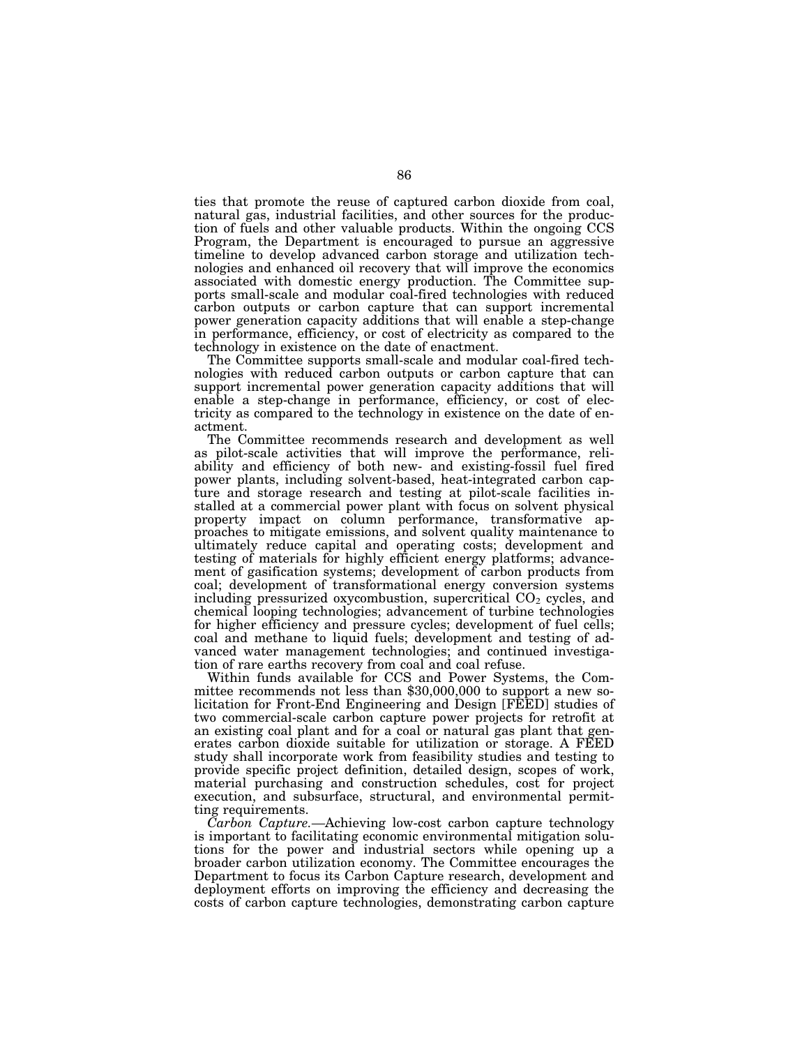ties that promote the reuse of captured carbon dioxide from coal, natural gas, industrial facilities, and other sources for the production of fuels and other valuable products. Within the ongoing CCS Program, the Department is encouraged to pursue an aggressive timeline to develop advanced carbon storage and utilization technologies and enhanced oil recovery that will improve the economics associated with domestic energy production. The Committee supports small-scale and modular coal-fired technologies with reduced carbon outputs or carbon capture that can support incremental power generation capacity additions that will enable a step-change in performance, efficiency, or cost of electricity as compared to the technology in existence on the date of enactment.

The Committee supports small-scale and modular coal-fired technologies with reduced carbon outputs or carbon capture that can support incremental power generation capacity additions that will enable a step-change in performance, efficiency, or cost of electricity as compared to the technology in existence on the date of enactment.

The Committee recommends research and development as well as pilot-scale activities that will improve the performance, reliability and efficiency of both new- and existing-fossil fuel fired power plants, including solvent-based, heat-integrated carbon capture and storage research and testing at pilot-scale facilities installed at a commercial power plant with focus on solvent physical property impact on column performance, transformative approaches to mitigate emissions, and solvent quality maintenance to ultimately reduce capital and operating costs; development and testing of materials for highly efficient energy platforms; advancement of gasification systems; development of carbon products from coal; development of transformational energy conversion systems including pressurized oxycombustion, supercritical $CO_2$ cycles, and chemical looping technologies; advancement of turbine technologies for higher efficiency and pressure cycles; development of fuel cells; coal and methane to liquid fuels; development and testing of advanced water management technologies; and continued investigation of rare earths recovery from coal and coal refuse.

Within funds available for CCS and Power Systems, the Committee recommends not less than $30,000,000 to support a new solicitation for Front-End Engineering and Design [FEED] studies of two commercial-scale carbon capture power projects for retrofit at an existing coal plant and for a coal or natural gas plant that generates carbon dioxide suitable for utilization or storage. A FEED study shall incorporate work from feasibility studies and testing to provide specific project definition, detailed design, scopes of work, material purchasing and construction schedules, cost for project execution, and subsurface, structural, and environmental permitting requirements.

*Carbon Capture.*—Achieving low-cost carbon capture technology is important to facilitating economic environmental mitigation solutions for the power and industrial sectors while opening up a broader carbon utilization economy. The Committee encourages the Department to focus its Carbon Capture research, development and deployment efforts on improving the efficiency and decreasing the costs of carbon capture technologies, demonstrating carbon capture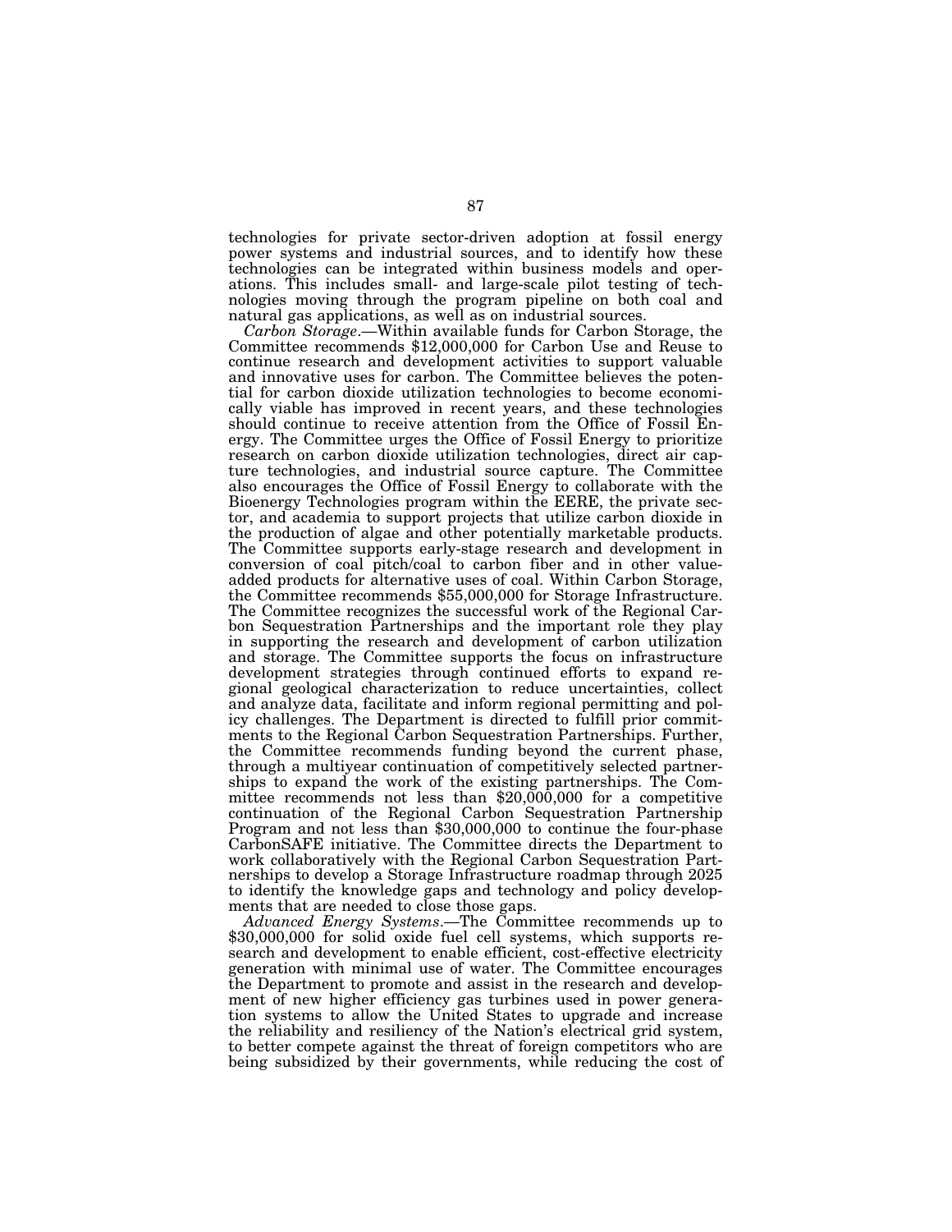technologies for private sector-driven adoption at fossil energy power systems and industrial sources, and to identify how these technologies can be integrated within business models and operations. This includes small- and large-scale pilot testing of technologies moving through the program pipeline on both coal and natural gas applications, as well as on industrial sources.

*Carbon Storage*.—Within available funds for Carbon Storage, the Committee recommends $12,000,000 for Carbon Use and Reuse to continue research and development activities to support valuable and innovative uses for carbon. The Committee believes the potential for carbon dioxide utilization technologies to become economically viable has improved in recent years, and these technologies should continue to receive attention from the Office of Fossil Energy. The Committee urges the Office of Fossil Energy to prioritize research on carbon dioxide utilization technologies, direct air capture technologies, and industrial source capture. The Committee also encourages the Office of Fossil Energy to collaborate with the Bioenergy Technologies program within the EERE, the private sector, and academia to support projects that utilize carbon dioxide in the production of algae and other potentially marketable products. The Committee supports early-stage research and development in conversion of coal pitch/coal to carbon fiber and in other value-added products for alternative uses of coal. Within Carbon Storage, the Committee recommends $55,000,000 for Storage Infrastructure. The Committee recognizes the successful work of the Regional Carbon Sequestration Partnerships and the important role they play in supporting the research and development of carbon utilization and storage. The Committee supports the focus on infrastructure development strategies through continued efforts to expand regional geological characterization to reduce uncertainties, collect and analyze data, facilitate and inform regional permitting and policy challenges. The Department is directed to fulfill prior commitments to the Regional Carbon Sequestration Partnerships. Further, the Committee recommends funding beyond the current phase, through a multiyear continuation of competitively selected partnerships to expand the work of the existing partnerships. The Committee recommends not less than $20,000,000 for a competitive continuation of the Regional Carbon Sequestration Partnership Program and not less than $30,000,000 to continue the four-phase CarbonSAFE initiative. The Committee directs the Department to work collaboratively with the Regional Carbon Sequestration Partnerships to develop a Storage Infrastructure roadmap through 2025 to identify the knowledge gaps and technology and policy developments that are needed to close those gaps.

*Advanced Energy Systems*.—The Committee recommends up to $30,000,000 for solid oxide fuel cell systems, which supports research and development to enable efficient, cost-effective electricity generation with minimal use of water. The Committee encourages the Department to promote and assist in the research and development of new higher efficiency gas turbines used in power generation systems to allow the United States to upgrade and increase the reliability and resiliency of the Nation's electrical grid system, to better compete against the threat of foreign competitors who are being subsidized by their governments, while reducing the cost of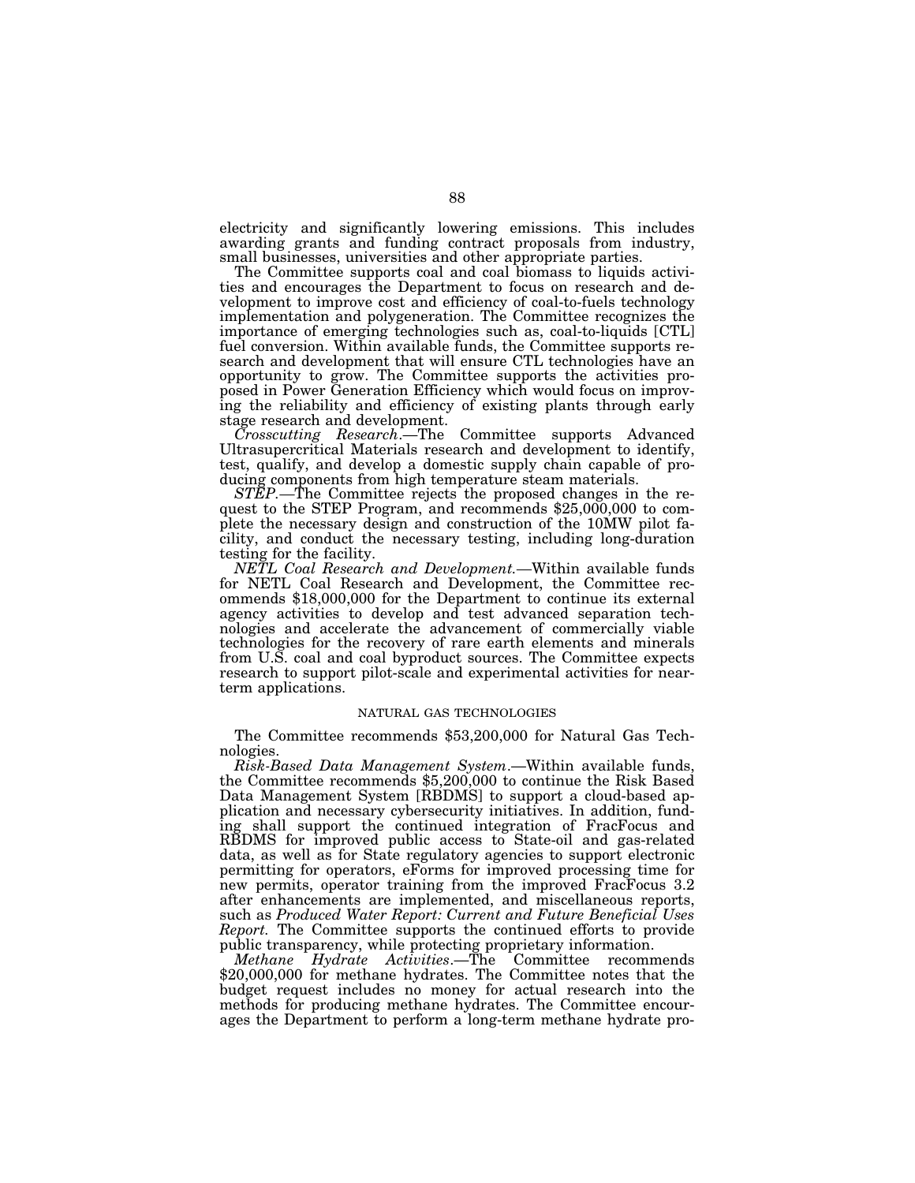electricity and significantly lowering emissions. This includes awarding grants and funding contract proposals from industry, small businesses, universities and other appropriate parties.

The Committee supports coal and coal biomass to liquids activities and encourages the Department to focus on research and development to improve cost and efficiency of coal-to-fuels technology implementation and polygeneration. The Committee recognizes the importance of emerging technologies such as, coal-to-liquids [CTL] fuel conversion. Within available funds, the Committee supports research and development that will ensure CTL technologies have an opportunity to grow. The Committee supports the activities proposed in Power Generation Efficiency which would focus on improving the reliability and efficiency of existing plants through early stage research and development.

*Crosscutting Research*.—The Committee supports Advanced Ultrasupercritical Materials research and development to identify, test, qualify, and develop a domestic supply chain capable of producing components from high temperature steam materials.

*STEP*.—The Committee rejects the proposed changes in the request to the STEP Program, and recommends $25,000,000 to complete the necessary design and construction of the 10MW pilot facility, and conduct the necessary testing, including long-duration testing for the facility.

*NETL Coal Research and Development.*—Within available funds for NETL Coal Research and Development, the Committee recommends $18,000,000 for the Department to continue its external agency activities to develop and test advanced separation technologies and accelerate the advancement of commercially viable technologies for the recovery of rare earth elements and minerals from U.S. coal and coal byproduct sources. The Committee expects research to support pilot-scale and experimental activities for near-term applications.

NATURAL GAS TECHNOLOGIES

The Committee recommends $53,200,000 for Natural Gas Technologies.

*Risk-Based Data Management System*.—Within available funds, the Committee recommends $5,200,000 to continue the Risk Based Data Management System [RBDMS] to support a cloud-based application and necessary cybersecurity initiatives. In addition, funding shall support the continued integration of FracFocus and RBDMS for improved public access to State-oil and gas-related data, as well as for State regulatory agencies to support electronic permitting for operators, eForms for improved processing time for new permits, operator training from the improved FracFocus 3.2 after enhancements are implemented, and miscellaneous reports, such as *Produced Water Report: Current and Future Beneficial Uses Report.* The Committee supports the continued efforts to provide public transparency, while protecting proprietary information.

*Methane Hydrate Activities*.—The Committee recommends $20,000,000 for methane hydrates. The Committee notes that the budget request includes no money for actual research into the methods for producing methane hydrates. The Committee encourages the Department to perform a long-term methane hydrate pro-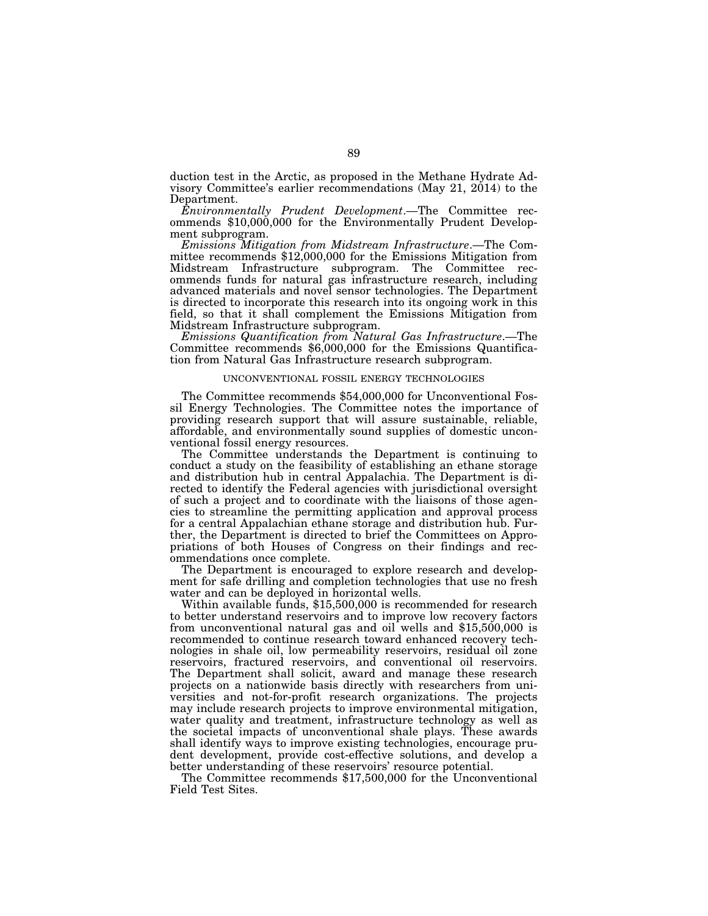duction test in the Arctic, as proposed in the Methane Hydrate Advisory Committee's earlier recommendations (May 21, 2014) to the Department.

*Environmentally Prudent Development*.—The Committee recommends $10,000,000 for the Environmentally Prudent Development subprogram.

*Emissions Mitigation from Midstream Infrastructure*.—The Committee recommends $12,000,000 for the Emissions Mitigation from Midstream Infrastructure subprogram. The Committee recommends funds for natural gas infrastructure research, including advanced materials and novel sensor technologies. The Department is directed to incorporate this research into its ongoing work in this field, so that it shall complement the Emissions Mitigation from Midstream Infrastructure subprogram.

*Emissions Quantification from Natural Gas Infrastructure*.—The Committee recommends $6,000,000 for the Emissions Quantification from Natural Gas Infrastructure research subprogram.

UNCONVENTIONAL FOSSIL ENERGY TECHNOLOGIES

The Committee recommends $54,000,000 for Unconventional Fossil Energy Technologies. The Committee notes the importance of providing research support that will assure sustainable, reliable, affordable, and environmentally sound supplies of domestic unconventional fossil energy resources.

The Committee understands the Department is continuing to conduct a study on the feasibility of establishing an ethane storage and distribution hub in central Appalachia. The Department is directed to identify the Federal agencies with jurisdictional oversight of such a project and to coordinate with the liaisons of those agencies to streamline the permitting application and approval process for a central Appalachian ethane storage and distribution hub. Further, the Department is directed to brief the Committees on Appropriations of both Houses of Congress on their findings and recommendations once complete.

The Department is encouraged to explore research and development for safe drilling and completion technologies that use no fresh water and can be deployed in horizontal wells.

Within available funds, $15,500,000 is recommended for research to better understand reservoirs and to improve low recovery factors from unconventional natural gas and oil wells and $15,500,000 is recommended to continue research toward enhanced recovery technologies in shale oil, low permeability reservoirs, residual oil zone reservoirs, fractured reservoirs, and conventional oil reservoirs. The Department shall solicit, award and manage these research projects on a nationwide basis directly with researchers from universities and not-for-profit research organizations. The projects may include research projects to improve environmental mitigation, water quality and treatment, infrastructure technology as well as the societal impacts of unconventional shale plays. These awards shall identify ways to improve existing technologies, encourage prudent development, provide cost-effective solutions, and develop a better understanding of these reservoirs' resource potential.

The Committee recommends $17,500,000 for the Unconventional Field Test Sites.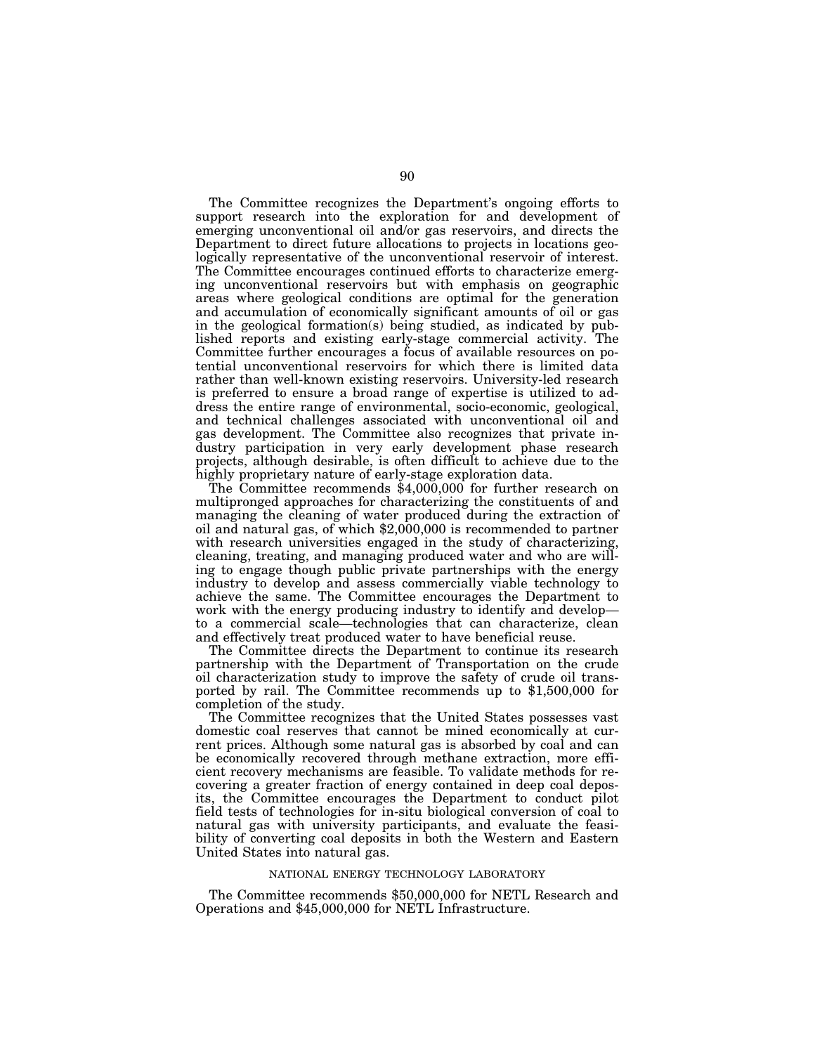The Committee recognizes the Department's ongoing efforts to support research into the exploration for and development of emerging unconventional oil and/or gas reservoirs, and directs the Department to direct future allocations to projects in locations geologically representative of the unconventional reservoir of interest. The Committee encourages continued efforts to characterize emerging unconventional reservoirs but with emphasis on geographic areas where geological conditions are optimal for the generation and accumulation of economically significant amounts of oil or gas in the geological formation(s) being studied, as indicated by published reports and existing early-stage commercial activity. The Committee further encourages a focus of available resources on potential unconventional reservoirs for which there is limited data rather than well-known existing reservoirs. University-led research is preferred to ensure a broad range of expertise is utilized to address the entire range of environmental, socio-economic, geological, and technical challenges associated with unconventional oil and gas development. The Committee also recognizes that private industry participation in very early development phase research projects, although desirable, is often difficult to achieve due to the highly proprietary nature of early-stage exploration data.

The Committee recommends $4,000,000 for further research on multipronged approaches for characterizing the constituents of and managing the cleaning of water produced during the extraction of oil and natural gas, of which $2,000,000 is recommended to partner with research universities engaged in the study of characterizing, cleaning, treating, and managing produced water and who are willing to engage though public private partnerships with the energy industry to develop and assess commercially viable technology to achieve the same. The Committee encourages the Department to work with the energy producing industry to identify and develop—to a commercial scale—technologies that can characterize, clean and effectively treat produced water to have beneficial reuse.

The Committee directs the Department to continue its research partnership with the Department of Transportation on the crude oil characterization study to improve the safety of crude oil transported by rail. The Committee recommends up to $1,500,000 for completion of the study.

The Committee recognizes that the United States possesses vast domestic coal reserves that cannot be mined economically at current prices. Although some natural gas is absorbed by coal and can be economically recovered through methane extraction, more efficient recovery mechanisms are feasible. To validate methods for recovering a greater fraction of energy contained in deep coal deposits, the Committee encourages the Department to conduct pilot field tests of technologies for in-situ biological conversion of coal to natural gas with university participants, and evaluate the feasibility of converting coal deposits in both the Western and Eastern United States into natural gas.

### NATIONAL ENERGY TECHNOLOGY LABORATORY

The Committee recommends $50,000,000 for NETL Research and Operations and $45,000,000 for NETL Infrastructure.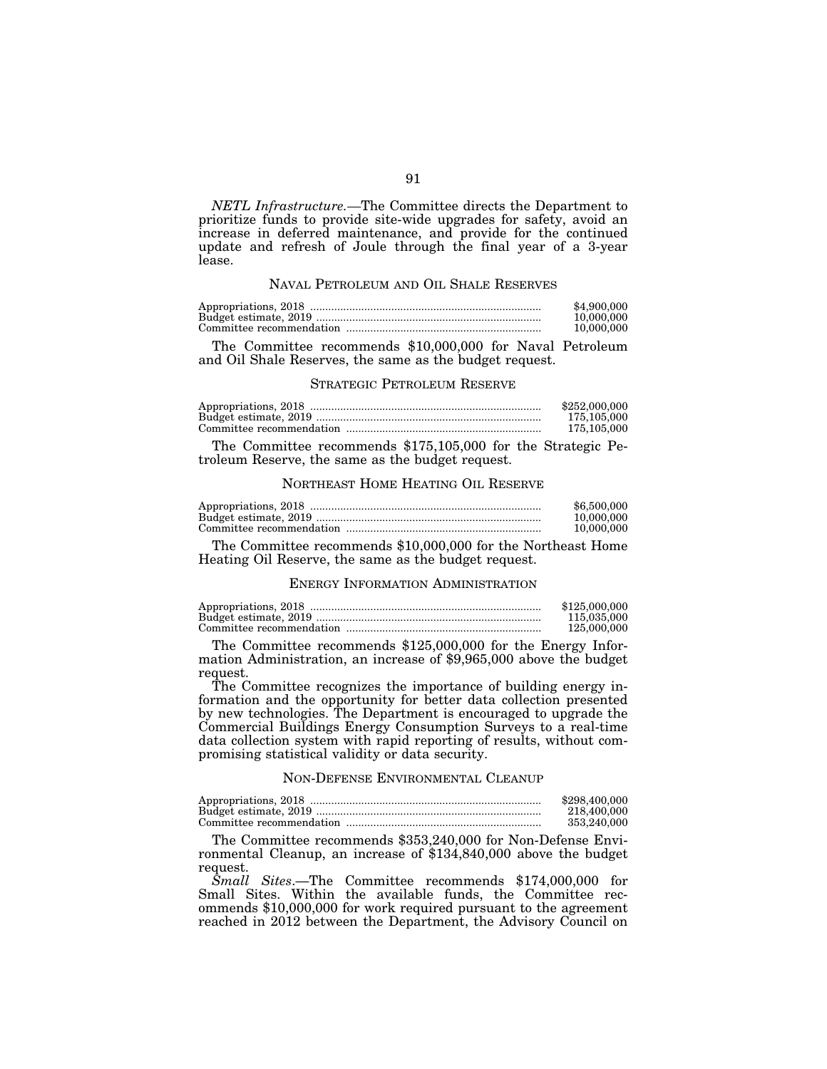*NETL Infrastructure*.—The Committee directs the Department to prioritize funds to provide site-wide upgrades for safety, avoid an increase in deferred maintenance, and provide for the continued update and refresh of Joule through the final year of a 3-year lease.

## NAVAL PETROLEUM AND OIL SHALE RESERVES

| | |
|---|---|
| Appropriations, 2018 | $4,900,000 |
| Budget estimate, 2019 | 10,000,000 |
| Committee recommendation | 10,000,000 |

The Committee recommends $10,000,000 for Naval Petroleum and Oil Shale Reserves, the same as the budget request.

## STRATEGIC PETROLEUM RESERVE

| | |
|---|---|
| Appropriations, 2018 | $252,000,000 |
| Budget estimate, 2019 | 175,105,000 |
| Committee recommendation | 175,105,000 |

The Committee recommends $175,105,000 for the Strategic Petroleum Reserve, the same as the budget request.

## NORTHEAST HOME HEATING OIL RESERVE

| | |
|---|---|
| Appropriations, 2018 | $6,500,000 |
| Budget estimate, 2019 | 10,000,000 |
| Committee recommendation | 10,000,000 |

The Committee recommends $10,000,000 for the Northeast Home Heating Oil Reserve, the same as the budget request.

## ENERGY INFORMATION ADMINISTRATION

| | |
|---|---|
| Appropriations, 2018 | $125,000,000 |
| Budget estimate, 2019 | 115,035,000 |
| Committee recommendation | 125,000,000 |

The Committee recommends $125,000,000 for the Energy Information Administration, an increase of $9,965,000 above the budget request.

The Committee recognizes the importance of building energy information and the opportunity for better data collection presented by new technologies. The Department is encouraged to upgrade the Commercial Buildings Energy Consumption Surveys to a real-time data collection system with rapid reporting of results, without compromising statistical validity or data security.

## NON-DEFENSE ENVIRONMENTAL CLEANUP

| | |
|---|---|
| Appropriations, 2018 | $298,400,000 |
| Budget estimate, 2019 | 218,400,000 |
| Committee recommendation | 353,240,000 |

The Committee recommends $353,240,000 for Non-Defense Environmental Cleanup, an increase of $134,840,000 above the budget request.

*Small Sites*.—The Committee recommends $174,000,000 for Small Sites. Within the available funds, the Committee recommends $10,000,000 for work required pursuant to the agreement reached in 2012 between the Department, the Advisory Council on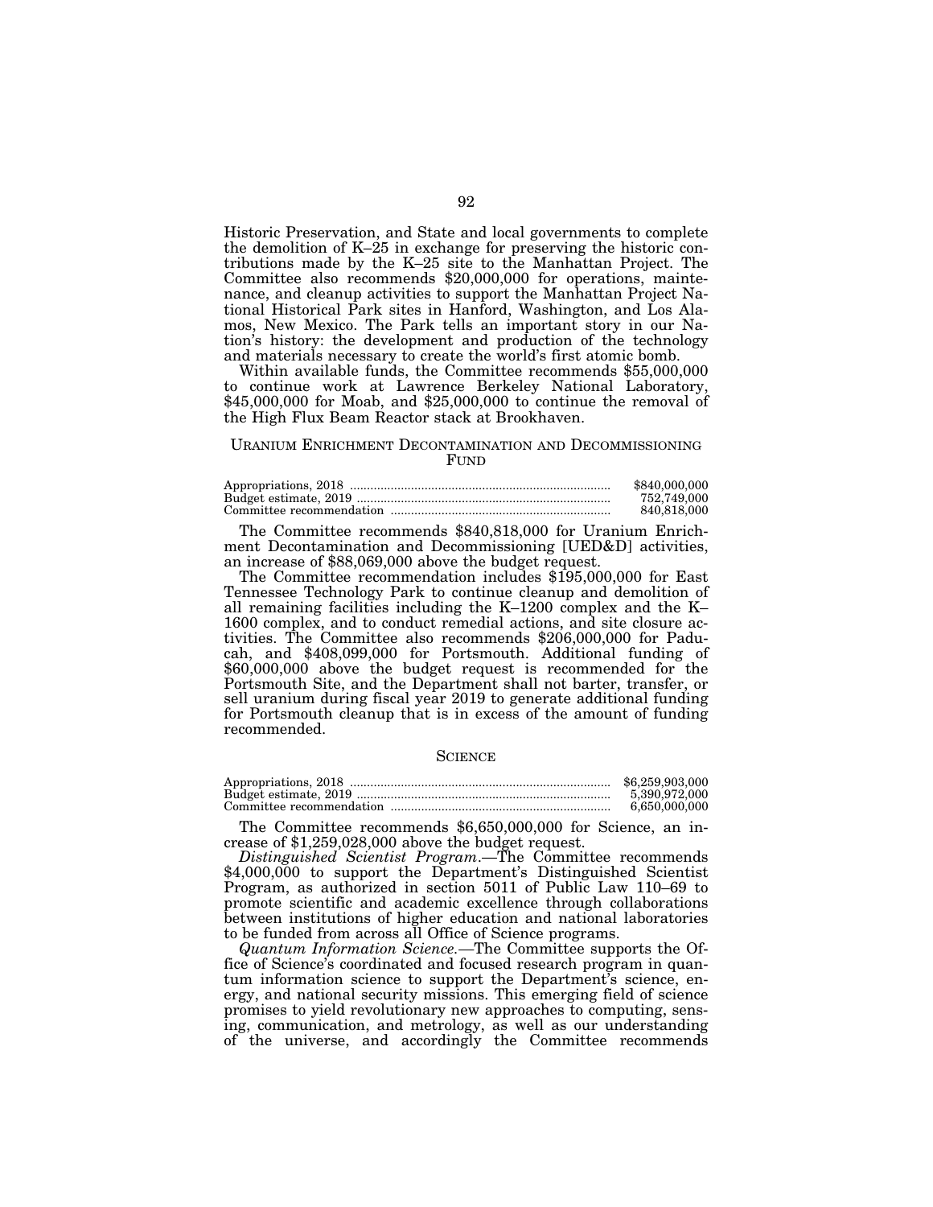Historic Preservation, and State and local governments to complete the demolition of K–25 in exchange for preserving the historic contributions made by the K–25 site to the Manhattan Project. The Committee also recommends $20,000,000 for operations, maintenance, and cleanup activities to support the Manhattan Project National Historical Park sites in Hanford, Washington, and Los Alamos, New Mexico. The Park tells an important story in our Nation's history: the development and production of the technology and materials necessary to create the world's first atomic bomb.

Within available funds, the Committee recommends $55,000,000 to continue work at Lawrence Berkeley National Laboratory, $45,000,000 for Moab, and $25,000,000 to continue the removal of the High Flux Beam Reactor stack at Brookhaven.

## URANIUM ENRICHMENT DECONTAMINATION AND DECOMMISSIONING FUND

| | |
|---|---|
| Appropriations, 2018 | $840,000,000 |
| Budget estimate, 2019 | 752,749,000 |
| Committee recommendation | 840,818,000 |

The Committee recommends $840,818,000 for Uranium Enrichment Decontamination and Decommissioning [UED&D] activities, an increase of $88,069,000 above the budget request.

The Committee recommendation includes $195,000,000 for East Tennessee Technology Park to continue cleanup and demolition of all remaining facilities including the K–1200 complex and the K–1600 complex, and to conduct remedial actions, and site closure activities. The Committee also recommends $206,000,000 for Paducah, and $408,099,000 for Portsmouth. Additional funding of $60,000,000 above the budget request is recommended for the Portsmouth Site, and the Department shall not barter, transfer, or sell uranium during fiscal year 2019 to generate additional funding for Portsmouth cleanup that is in excess of the amount of funding recommended.

## SCIENCE

| | |
|---|---|
| Appropriations, 2018 | $6,259,903,000 |
| Budget estimate, 2019 | 5,390,972,000 |
| Committee recommendation | 6,650,000,000 |

The Committee recommends $6,650,000,000 for Science, an increase of $1,259,028,000 above the budget request.

*Distinguished Scientist Program*.—The Committee recommends $4,000,000 to support the Department's Distinguished Scientist Program, as authorized in section 5011 of Public Law 110–69 to promote scientific and academic excellence through collaborations between institutions of higher education and national laboratories to be funded from across all Office of Science programs.

*Quantum Information Science*.—The Committee supports the Office of Science's coordinated and focused research program in quantum information science to support the Department's science, energy, and national security missions. This emerging field of science promises to yield revolutionary new approaches to computing, sensing, communication, and metrology, as well as our understanding of the universe, and accordingly the Committee recommends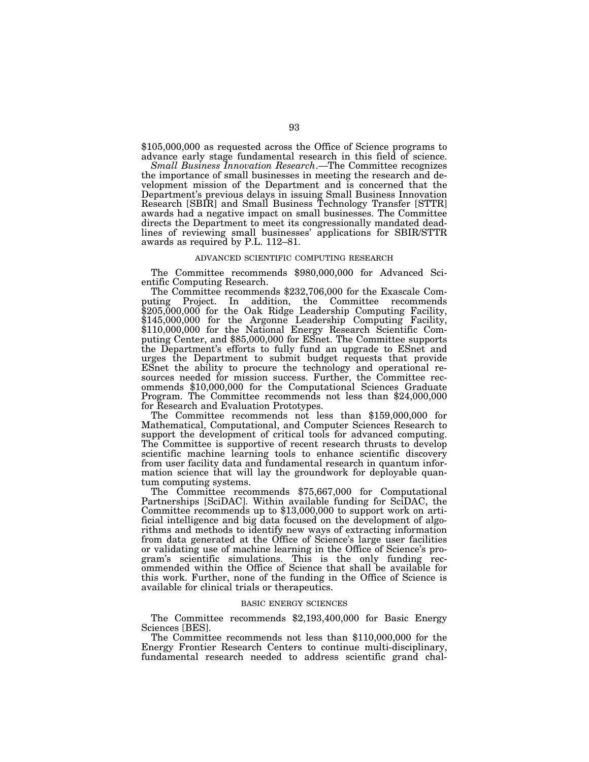$105,000,000 as requested across the Office of Science programs to advance early stage fundamental research in this field of science.

*Small Business Innovation Research*.—The Committee recognizes the importance of small businesses in meeting the research and development mission of the Department and is concerned that the Department's previous delays in issuing Small Business Innovation Research [SBIR] and Small Business Technology Transfer [STTR] awards had a negative impact on small businesses. The Committee directs the Department to meet its congressionally mandated deadlines of reviewing small businesses' applications for SBIR/STTR awards as required by P.L. 112–81.

## ADVANCED SCIENTIFIC COMPUTING RESEARCH

The Committee recommends $980,000,000 for Advanced Scientific Computing Research.

The Committee recommends $232,706,000 for the Exascale Computing Project. In addition, the Committee recommends $205,000,000 for the Oak Ridge Leadership Computing Facility, $145,000,000 for the Argonne Leadership Computing Facility, $110,000,000 for the National Energy Research Scientific Computing Center, and $85,000,000 for ESnet. The Committee supports the Department's efforts to fully fund an upgrade to ESnet and urges the Department to submit budget requests that provide ESnet the ability to procure the technology and operational resources needed for mission success. Further, the Committee recommends $10,000,000 for the Computational Sciences Graduate Program. The Committee recommends not less than $24,000,000 for Research and Evaluation Prototypes.

The Committee recommends not less than $159,000,000 for Mathematical, Computational, and Computer Sciences Research to support the development of critical tools for advanced computing. The Committee is supportive of recent research thrusts to develop scientific machine learning tools to enhance scientific discovery from user facility data and fundamental research in quantum information science that will lay the groundwork for deployable quantum computing systems.

The Committee recommends $75,667,000 for Computational Partnerships [SciDAC]. Within available funding for SciDAC, the Committee recommends up to $13,000,000 to support work on artificial intelligence and big data focused on the development of algorithms and methods to identify new ways of extracting information from data generated at the Office of Science's large user facilities or validating use of machine learning in the Office of Science's program's scientific simulations. This is the only funding recommended within the Office of Science that shall be available for this work. Further, none of the funding in the Office of Science is available for clinical trials or therapeutics.

## BASIC ENERGY SCIENCES

The Committee recommends $2,193,400,000 for Basic Energy Sciences [BES].

The Committee recommends not less than $110,000,000 for the Energy Frontier Research Centers to continue multi-disciplinary, fundamental research needed to address scientific grand chal-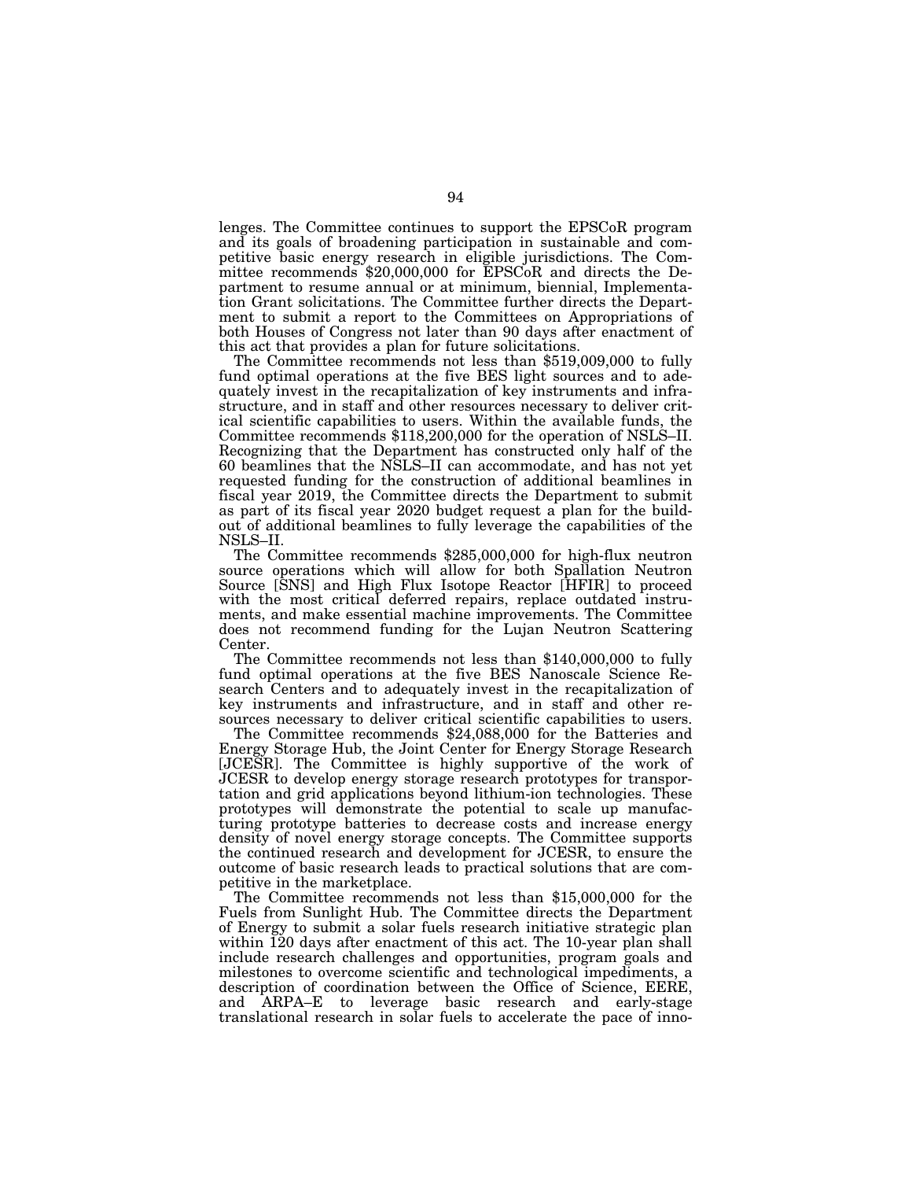lenges. The Committee continues to support the EPSCoR program and its goals of broadening participation in sustainable and competitive basic energy research in eligible jurisdictions. The Committee recommends $20,000,000 for EPSCoR and directs the Department to resume annual or at minimum, biennial, Implementation Grant solicitations. The Committee further directs the Department to submit a report to the Committees on Appropriations of both Houses of Congress not later than 90 days after enactment of this act that provides a plan for future solicitations.

The Committee recommends not less than $519,009,000 to fully fund optimal operations at the five BES light sources and to adequately invest in the recapitalization of key instruments and infrastructure, and in staff and other resources necessary to deliver critical scientific capabilities to users. Within the available funds, the Committee recommends $118,200,000 for the operation of NSLS–II. Recognizing that the Department has constructed only half of the 60 beamlines that the NSLS–II can accommodate, and has not yet requested funding for the construction of additional beamlines in fiscal year 2019, the Committee directs the Department to submit as part of its fiscal year 2020 budget request a plan for the buildout of additional beamlines to fully leverage the capabilities of the NSLS–II.

The Committee recommends $285,000,000 for high-flux neutron source operations which will allow for both Spallation Neutron Source [SNS] and High Flux Isotope Reactor [HFIR] to proceed with the most critical deferred repairs, replace outdated instruments, and make essential machine improvements. The Committee does not recommend funding for the Lujan Neutron Scattering Center.

The Committee recommends not less than $140,000,000 to fully fund optimal operations at the five BES Nanoscale Science Research Centers and to adequately invest in the recapitalization of key instruments and infrastructure, and in staff and other resources necessary to deliver critical scientific capabilities to users.

The Committee recommends $24,088,000 for the Batteries and Energy Storage Hub, the Joint Center for Energy Storage Research [JCESR]. The Committee is highly supportive of the work of JCESR to develop energy storage research prototypes for transportation and grid applications beyond lithium-ion technologies. These prototypes will demonstrate the potential to scale up manufacturing prototype batteries to decrease costs and increase energy density of novel energy storage concepts. The Committee supports the continued research and development for JCESR, to ensure the outcome of basic research leads to practical solutions that are competitive in the marketplace.

The Committee recommends not less than $15,000,000 for the Fuels from Sunlight Hub. The Committee directs the Department of Energy to submit a solar fuels research initiative strategic plan within 120 days after enactment of this act. The 10-year plan shall include research challenges and opportunities, program goals and milestones to overcome scientific and technological impediments, a description of coordination between the Office of Science, EERE, and ARPA–E to leverage basic research and early-stage translational research in solar fuels to accelerate the pace of inno-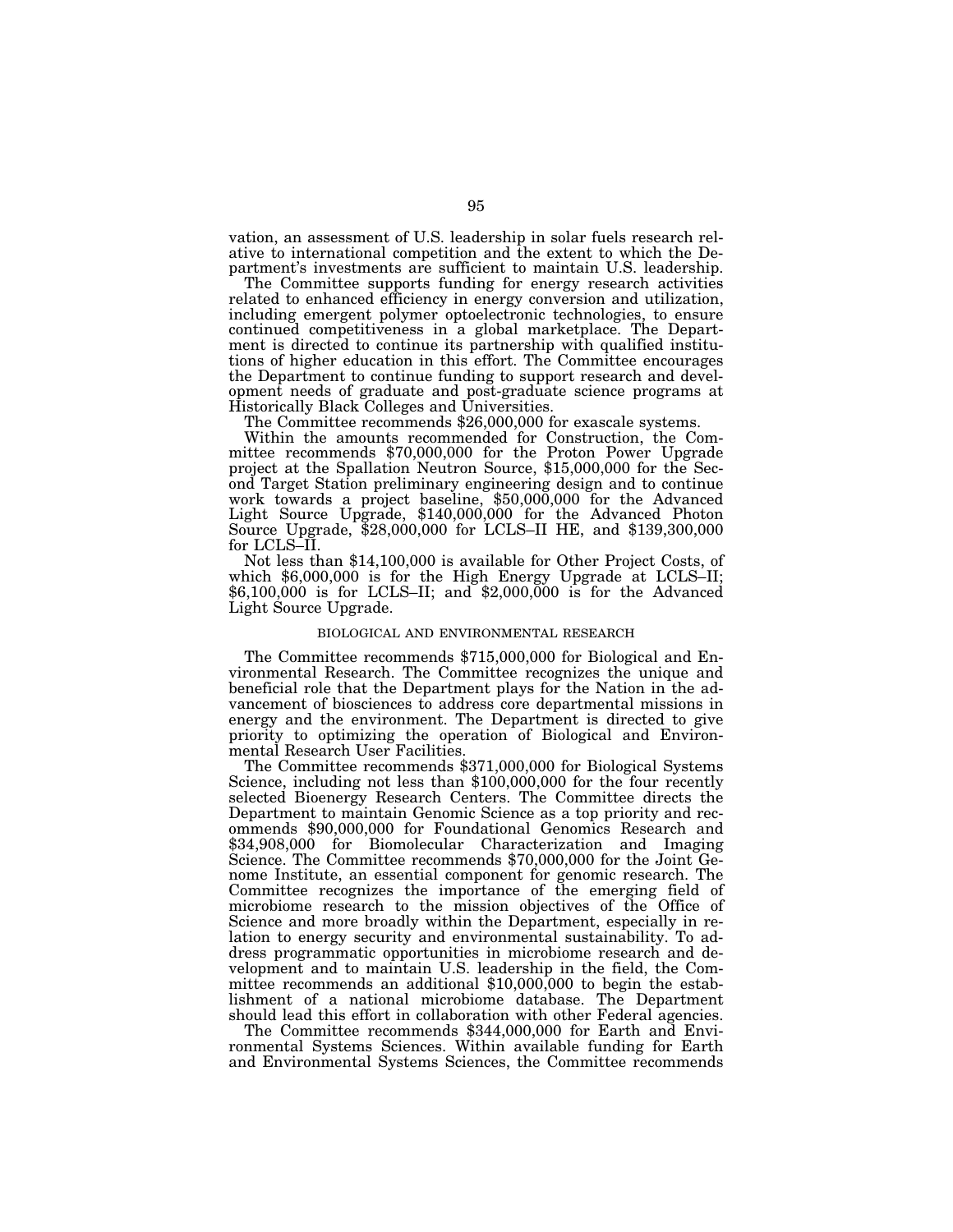vation, an assessment of U.S. leadership in solar fuels research relative to international competition and the extent to which the Department's investments are sufficient to maintain U.S. leadership.

The Committee supports funding for energy research activities related to enhanced efficiency in energy conversion and utilization, including emergent polymer optoelectronic technologies, to ensure continued competitiveness in a global marketplace. The Department is directed to continue its partnership with qualified institutions of higher education in this effort. The Committee encourages the Department to continue funding to support research and development needs of graduate and post-graduate science programs at Historically Black Colleges and Universities.

The Committee recommends $26,000,000 for exascale systems.

Within the amounts recommended for Construction, the Committee recommends $70,000,000 for the Proton Power Upgrade project at the Spallation Neutron Source, $15,000,000 for the Second Target Station preliminary engineering design and to continue work towards a project baseline, $50,000,000 for the Advanced Light Source Upgrade, $140,000,000 for the Advanced Photon Source Upgrade, $28,000,000 for LCLS–II HE, and $139,300,000 for LCLS–II.

Not less than $14,100,000 is available for Other Project Costs, of which $6,000,000 is for the High Energy Upgrade at LCLS–II; $6,100,000 is for LCLS–II; and $2,000,000 is for the Advanced Light Source Upgrade.

## BIOLOGICAL AND ENVIRONMENTAL RESEARCH

The Committee recommends $715,000,000 for Biological and Environmental Research. The Committee recognizes the unique and beneficial role that the Department plays for the Nation in the advancement of biosciences to address core departmental missions in energy and the environment. The Department is directed to give priority to optimizing the operation of Biological and Environmental Research User Facilities.

The Committee recommends $371,000,000 for Biological Systems Science, including not less than $100,000,000 for the four recently selected Bioenergy Research Centers. The Committee directs the Department to maintain Genomic Science as a top priority and recommends $90,000,000 for Foundational Genomics Research and $34,908,000 for Biomolecular Characterization and Imaging Science. The Committee recommends $70,000,000 for the Joint Genome Institute, an essential component for genomic research. The Committee recognizes the importance of the emerging field of microbiome research to the mission objectives of the Office of Science and more broadly within the Department, especially in relation to energy security and environmental sustainability. To address programmatic opportunities in microbiome research and development and to maintain U.S. leadership in the field, the Committee recommends an additional $10,000,000 to begin the establishment of a national microbiome database. The Department should lead this effort in collaboration with other Federal agencies.

The Committee recommends $344,000,000 for Earth and Environmental Systems Sciences. Within available funding for Earth and Environmental Systems Sciences, the Committee recommends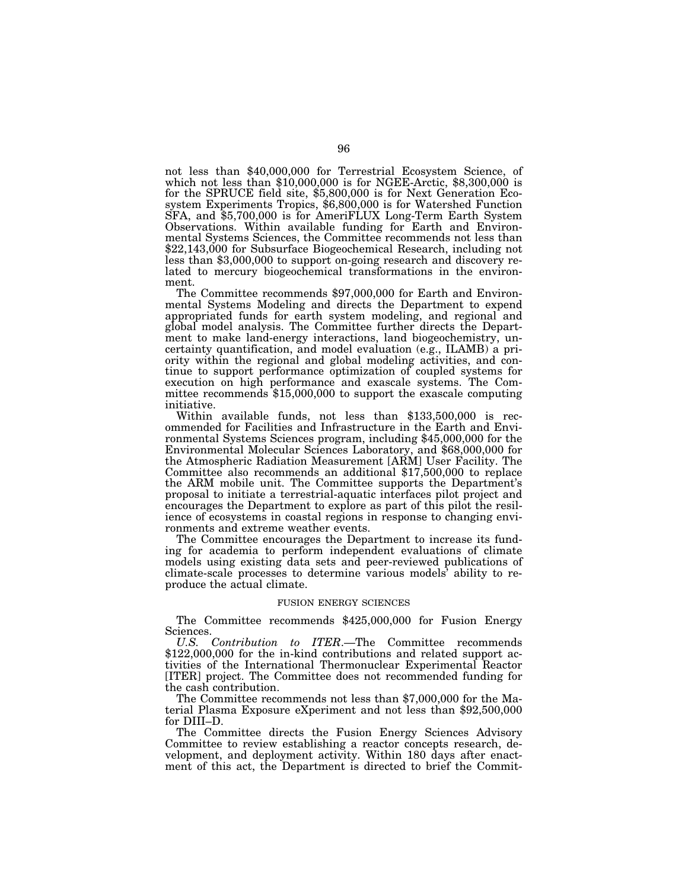not less than $40,000,000 for Terrestrial Ecosystem Science, of which not less than $10,000,000 is for NGEE-Arctic, $8,300,000 is for the SPRUCE field site, $5,800,000 is for Next Generation Ecosystem Experiments Tropics, $6,800,000 is for Watershed Function SFA, and $5,700,000 is for AmeriFLUX Long-Term Earth System Observations. Within available funding for Earth and Environmental Systems Sciences, the Committee recommends not less than $22,143,000 for Subsurface Biogeochemical Research, including not less than $3,000,000 to support on-going research and discovery related to mercury biogeochemical transformations in the environment.

The Committee recommends $97,000,000 for Earth and Environmental Systems Modeling and directs the Department to expend appropriated funds for earth system modeling, and regional and global model analysis. The Committee further directs the Department to make land-energy interactions, land biogeochemistry, uncertainty quantification, and model evaluation (e.g., ILAMB) a priority within the regional and global modeling activities, and continue to support performance optimization of coupled systems for execution on high performance and exascale systems. The Committee recommends $15,000,000 to support the exascale computing initiative.

Within available funds, not less than $133,500,000 is recommended for Facilities and Infrastructure in the Earth and Environmental Systems Sciences program, including $45,000,000 for the Environmental Molecular Sciences Laboratory, and $68,000,000 for the Atmospheric Radiation Measurement [ARM] User Facility. The Committee also recommends an additional $17,500,000 to replace the ARM mobile unit. The Committee supports the Department's proposal to initiate a terrestrial-aquatic interfaces pilot project and encourages the Department to explore as part of this pilot the resilience of ecosystems in coastal regions in response to changing environments and extreme weather events.

The Committee encourages the Department to increase its funding for academia to perform independent evaluations of climate models using existing data sets and peer-reviewed publications of climate-scale processes to determine various models' ability to reproduce the actual climate.

## FUSION ENERGY SCIENCES

The Committee recommends $425,000,000 for Fusion Energy Sciences.

*U.S. Contribution to ITER*.—The Committee recommends $122,000,000 for the in-kind contributions and related support activities of the International Thermonuclear Experimental Reactor [ITER] project. The Committee does not recommended funding for the cash contribution.

The Committee recommends not less than $7,000,000 for the Material Plasma Exposure eXperiment and not less than $92,500,000 for DIII–D.

The Committee directs the Fusion Energy Sciences Advisory Committee to review establishing a reactor concepts research, development, and deployment activity. Within 180 days after enactment of this act, the Department is directed to brief the Commit-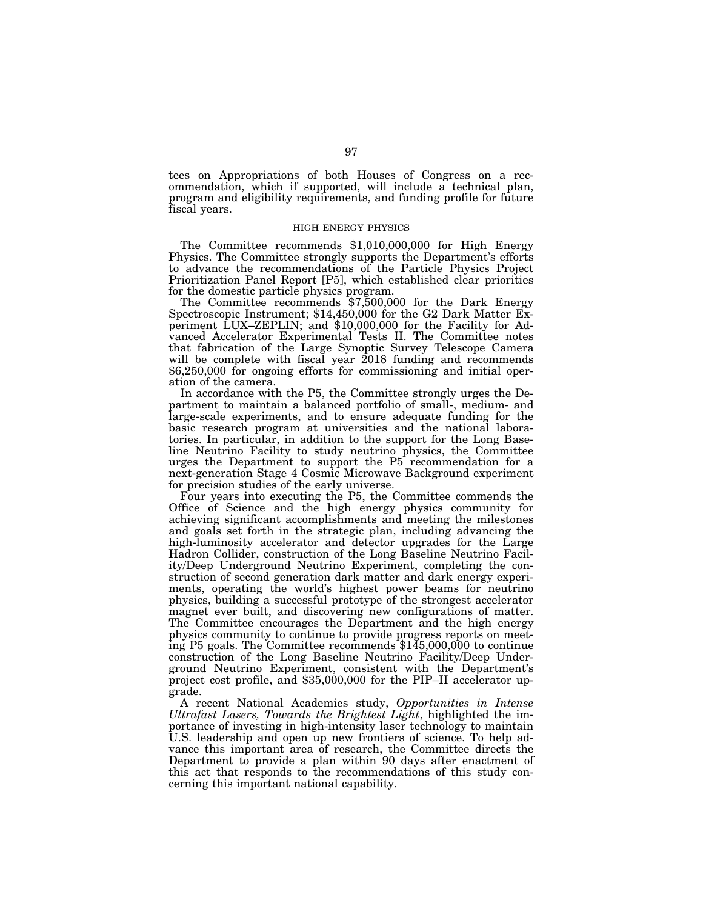tees on Appropriations of both Houses of Congress on a recommendation, which if supported, will include a technical plan, program and eligibility requirements, and funding profile for future fiscal years.

### HIGH ENERGY PHYSICS

The Committee recommends $1,010,000,000 for High Energy Physics. The Committee strongly supports the Department's efforts to advance the recommendations of the Particle Physics Project Prioritization Panel Report [P5], which established clear priorities for the domestic particle physics program.

The Committee recommends $7,500,000 for the Dark Energy Spectroscopic Instrument; $14,450,000 for the G2 Dark Matter Experiment LUX–ZEPLIN; and $10,000,000 for the Facility for Advanced Accelerator Experimental Tests II. The Committee notes that fabrication of the Large Synoptic Survey Telescope Camera will be complete with fiscal year 2018 funding and recommends $6,250,000 for ongoing efforts for commissioning and initial operation of the camera.

In accordance with the P5, the Committee strongly urges the Department to maintain a balanced portfolio of small-, medium- and large-scale experiments, and to ensure adequate funding for the basic research program at universities and the national laboratories. In particular, in addition to the support for the Long Baseline Neutrino Facility to study neutrino physics, the Committee urges the Department to support the P5 recommendation for a next-generation Stage 4 Cosmic Microwave Background experiment for precision studies of the early universe.

Four years into executing the P5, the Committee commends the Office of Science and the high energy physics community for achieving significant accomplishments and meeting the milestones and goals set forth in the strategic plan, including advancing the high-luminosity accelerator and detector upgrades for the Large Hadron Collider, construction of the Long Baseline Neutrino Facility/Deep Underground Neutrino Experiment, completing the construction of second generation dark matter and dark energy experiments, operating the world's highest power beams for neutrino physics, building a successful prototype of the strongest accelerator magnet ever built, and discovering new configurations of matter. The Committee encourages the Department and the high energy physics community to continue to provide progress reports on meeting P5 goals. The Committee recommends $145,000,000 to continue construction of the Long Baseline Neutrino Facility/Deep Underground Neutrino Experiment, consistent with the Department's project cost profile, and $35,000,000 for the PIP–II accelerator upgrade.

A recent National Academies study, *Opportunities in Intense Ultrafast Lasers, Towards the Brightest Light*, highlighted the importance of investing in high-intensity laser technology to maintain U.S. leadership and open up new frontiers of science. To help advance this important area of research, the Committee directs the Department to provide a plan within 90 days after enactment of this act that responds to the recommendations of this study concerning this important national capability.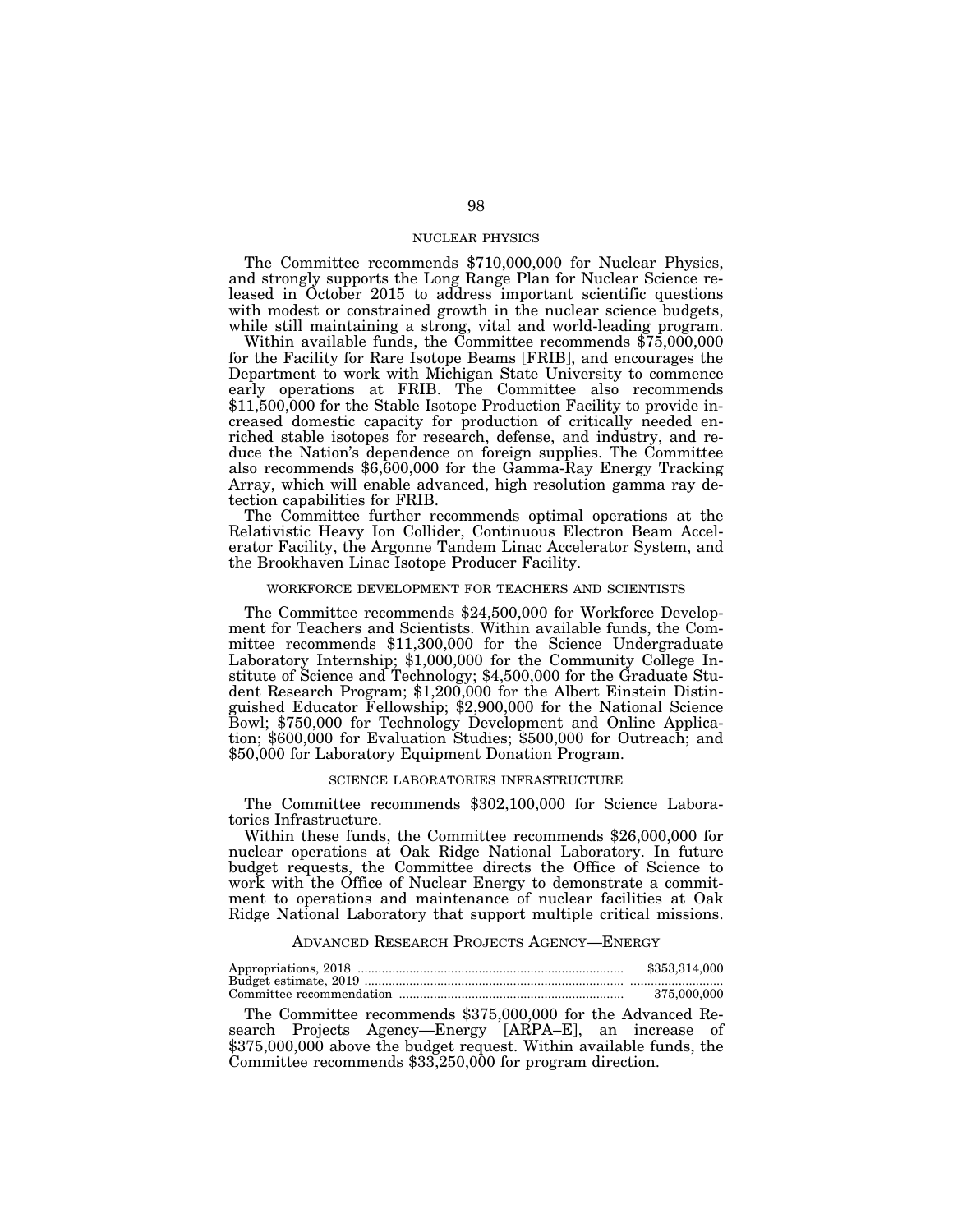## NUCLEAR PHYSICS

The Committee recommends $710,000,000 for Nuclear Physics, and strongly supports the Long Range Plan for Nuclear Science released in October 2015 to address important scientific questions with modest or constrained growth in the nuclear science budgets, while still maintaining a strong, vital and world-leading program.

Within available funds, the Committee recommends $75,000,000 for the Facility for Rare Isotope Beams [FRIB], and encourages the Department to work with Michigan State University to commence early operations at FRIB. The Committee also recommends $11,500,000 for the Stable Isotope Production Facility to provide increased domestic capacity for production of critically needed enriched stable isotopes for research, defense, and industry, and reduce the Nation's dependence on foreign supplies. The Committee also recommends $6,600,000 for the Gamma-Ray Energy Tracking Array, which will enable advanced, high resolution gamma ray detection capabilities for FRIB.

The Committee further recommends optimal operations at the Relativistic Heavy Ion Collider, Continuous Electron Beam Accelerator Facility, the Argonne Tandem Linac Accelerator System, and the Brookhaven Linac Isotope Producer Facility.

## WORKFORCE DEVELOPMENT FOR TEACHERS AND SCIENTISTS

The Committee recommends $24,500,000 for Workforce Development for Teachers and Scientists. Within available funds, the Committee recommends $11,300,000 for the Science Undergraduate Laboratory Internship; $1,000,000 for the Community College Institute of Science and Technology; $4,500,000 for the Graduate Student Research Program; $1,200,000 for the Albert Einstein Distinguished Educator Fellowship; $2,900,000 for the National Science Bowl; $750,000 for Technology Development and Online Application; $600,000 for Evaluation Studies; $500,000 for Outreach; and $50,000 for Laboratory Equipment Donation Program.

## SCIENCE LABORATORIES INFRASTRUCTURE

The Committee recommends $302,100,000 for Science Laboratories Infrastructure.

Within these funds, the Committee recommends $26,000,000 for nuclear operations at Oak Ridge National Laboratory. In future budget requests, the Committee directs the Office of Science to work with the Office of Nuclear Energy to demonstrate a commitment to operations and maintenance of nuclear facilities at Oak Ridge National Laboratory that support multiple critical missions.

## ADVANCED RESEARCH PROJECTS AGENCY—ENERGY

| | |
|---|---|
| Appropriations, 2018 | $353,314,000 |
| Budget estimate, 2019 | ........................... |
| Committee recommendation | 375,000,000 |

The Committee recommends $375,000,000 for the Advanced Research Projects Agency—Energy [ARPA–E], an increase of $375,000,000 above the budget request. Within available funds, the Committee recommends $33,250,000 for program direction.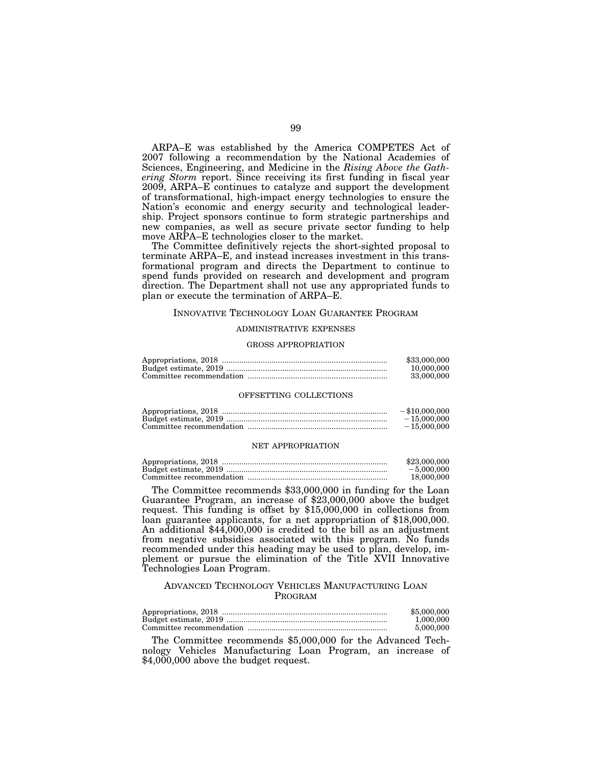ARPA–E was established by the America COMPETES Act of 2007 following a recommendation by the National Academies of Sciences, Engineering, and Medicine in the *Rising Above the Gathering Storm* report. Since receiving its first funding in fiscal year 2009, ARPA–E continues to catalyze and support the development of transformational, high-impact energy technologies to ensure the Nation's economic and energy security and technological leadership. Project sponsors continue to form strategic partnerships and new companies, as well as secure private sector funding to help move ARPA–E technologies closer to the market.

The Committee definitively rejects the short-sighted proposal to terminate ARPA–E, and instead increases investment in this transformational program and directs the Department to continue to spend funds provided on research and development and program direction. The Department shall not use any appropriated funds to plan or execute the termination of ARPA–E.

## INNOVATIVE TECHNOLOGY LOAN GUARANTEE PROGRAM

### ADMINISTRATIVE EXPENSES

#### GROSS APPROPRIATION

| | |
|---|---|
| Appropriations, 2018 | $33,000,000 |
| Budget estimate, 2019 | 10,000,000 |
| Committee recommendation | 33,000,000 |

#### OFFSETTING COLLECTIONS

| | |
|---|---|
| Appropriations, 2018 | −$10,000,000 |
| Budget estimate, 2019 | −15,000,000 |
| Committee recommendation | −15,000,000 |

#### NET APPROPRIATION

| | |
|---|---|
| Appropriations, 2018 | $23,000,000 |
| Budget estimate, 2019 | −5,000,000 |
| Committee recommendation | 18,000,000 |

The Committee recommends $33,000,000 in funding for the Loan Guarantee Program, an increase of $23,000,000 above the budget request. This funding is offset by $15,000,000 in collections from loan guarantee applicants, for a net appropriation of $18,000,000. An additional $44,000,000 is credited to the bill as an adjustment from negative subsidies associated with this program. No funds recommended under this heading may be used to plan, develop, implement or pursue the elimination of the Title XVII Innovative Technologies Loan Program.

## ADVANCED TECHNOLOGY VEHICLES MANUFACTURING LOAN PROGRAM

| | |
|---|---|
| Appropriations, 2018 | $5,000,000 |
| Budget estimate, 2019 | 1,000,000 |
| Committee recommendation | 5,000,000 |

The Committee recommends $5,000,000 for the Advanced Technology Vehicles Manufacturing Loan Program, an increase of $4,000,000 above the budget request.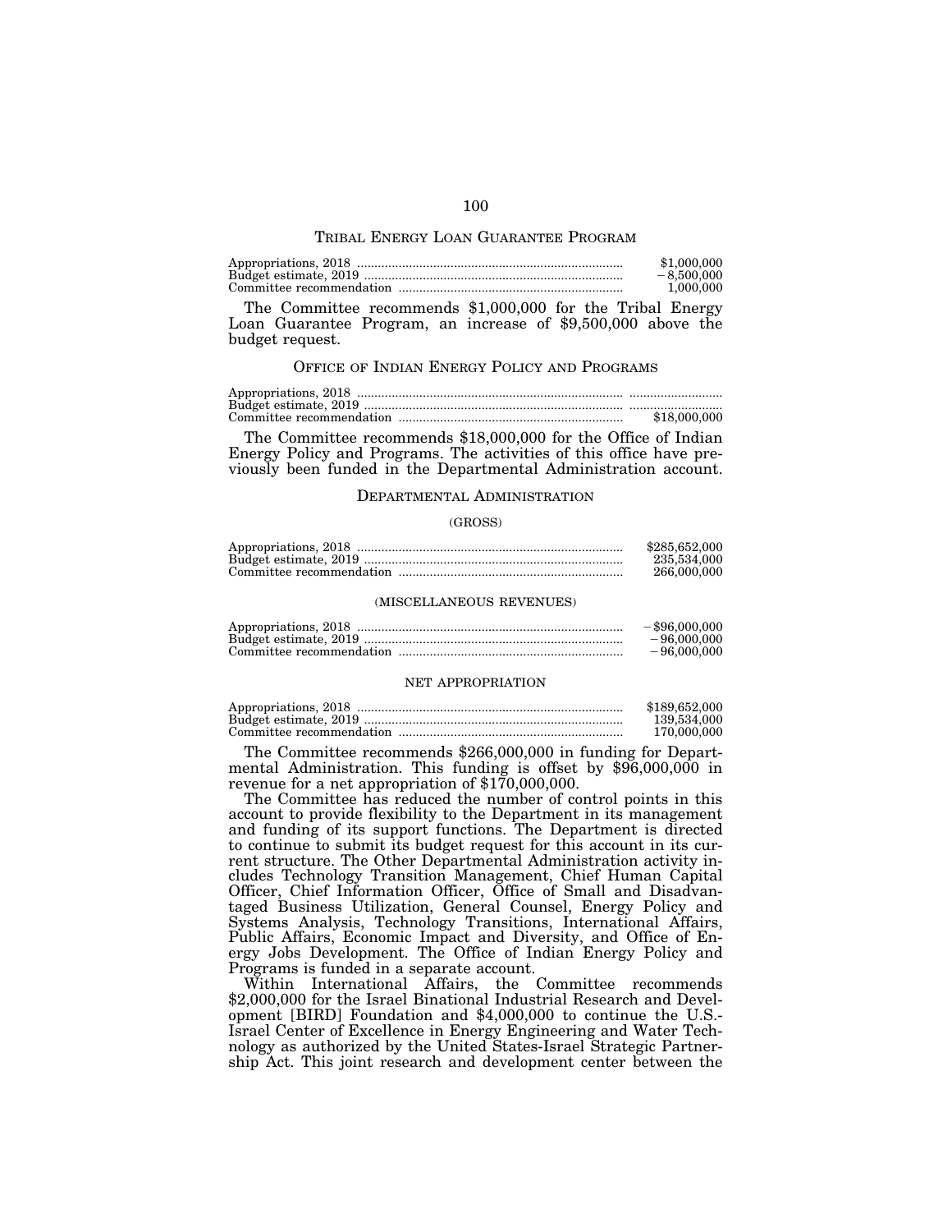## TRIBAL ENERGY LOAN GUARANTEE PROGRAM

| | |
|---|---|
| Appropriations, 2018 | $1,000,000 |
| Budget estimate, 2019 | −8,500,000 |
| Committee recommendation | 1,000,000 |

The Committee recommends $1,000,000 for the Tribal Energy Loan Guarantee Program, an increase of $9,500,000 above the budget request.

## OFFICE OF INDIAN ENERGY POLICY AND PROGRAMS

| | |
|---|---|
| Appropriations, 2018 | .......................... |
| Budget estimate, 2019 | .......................... |
| Committee recommendation | $18,000,000 |

The Committee recommends $18,000,000 for the Office of Indian Energy Policy and Programs. The activities of this office have previously been funded in the Departmental Administration account.

## DEPARTMENTAL ADMINISTRATION

### (GROSS)

| | |
|---|---|
| Appropriations, 2018 | $285,652,000 |
| Budget estimate, 2019 | 235,534,000 |
| Committee recommendation | 266,000,000 |

### (MISCELLANEOUS REVENUES)

| | |
|---|---|
| Appropriations, 2018 | −$96,000,000 |
| Budget estimate, 2019 | −96,000,000 |
| Committee recommendation | −96,000,000 |

### NET APPROPRIATION

| | |
|---|---|
| Appropriations, 2018 | $189,652,000 |
| Budget estimate, 2019 | 139,534,000 |
| Committee recommendation | 170,000,000 |

The Committee recommends $266,000,000 in funding for Departmental Administration. This funding is offset by $96,000,000 in revenue for a net appropriation of $170,000,000.

The Committee has reduced the number of control points in this account to provide flexibility to the Department in its management and funding of its support functions. The Department is directed to continue to submit its budget request for this account in its current structure. The Other Departmental Administration activity includes Technology Transition Management, Chief Human Capital Officer, Chief Information Officer, Office of Small and Disadvantaged Business Utilization, General Counsel, Energy Policy and Systems Analysis, Technology Transitions, International Affairs, Public Affairs, Economic Impact and Diversity, and Office of Energy Jobs Development. The Office of Indian Energy Policy and Programs is funded in a separate account.

Within International Affairs, the Committee recommends $2,000,000 for the Israel Binational Industrial Research and Development [BIRD] Foundation and $4,000,000 to continue the U.S.-Israel Center of Excellence in Energy Engineering and Water Technology as authorized by the United States-Israel Strategic Partnership Act. This joint research and development center between the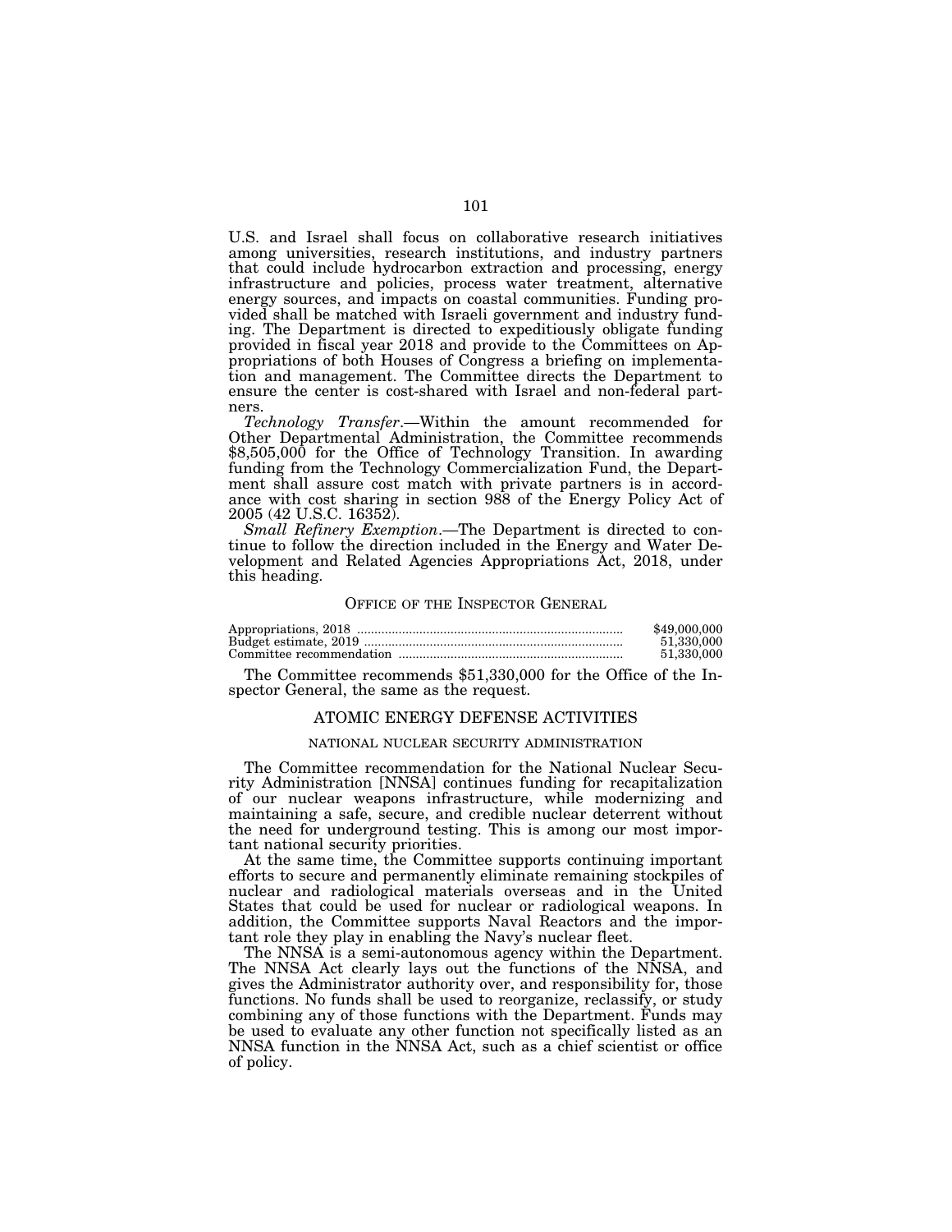U.S. and Israel shall focus on collaborative research initiatives among universities, research institutions, and industry partners that could include hydrocarbon extraction and processing, energy infrastructure and policies, process water treatment, alternative energy sources, and impacts on coastal communities. Funding provided shall be matched with Israeli government and industry funding. The Department is directed to expeditiously obligate funding provided in fiscal year 2018 and provide to the Committees on Appropriations of both Houses of Congress a briefing on implementation and management. The Committee directs the Department to ensure the center is cost-shared with Israel and non-federal partners.

*Technology Transfer*.—Within the amount recommended for Other Departmental Administration, the Committee recommends $8,505,000 for the Office of Technology Transition. In awarding funding from the Technology Commercialization Fund, the Department shall assure cost match with private partners is in accordance with cost sharing in section 988 of the Energy Policy Act of 2005 (42 U.S.C. 16352).

*Small Refinery Exemption*.—The Department is directed to continue to follow the direction included in the Energy and Water Development and Related Agencies Appropriations Act, 2018, under this heading.

## OFFICE OF THE INSPECTOR GENERAL

| | |
|---|---|
| Appropriations, 2018 | $49,000,000 |
| Budget estimate, 2019 | 51,330,000 |
| Committee recommendation | 51,330,000 |

The Committee recommends $51,330,000 for the Office of the Inspector General, the same as the request.

## ATOMIC ENERGY DEFENSE ACTIVITIES

### NATIONAL NUCLEAR SECURITY ADMINISTRATION

The Committee recommendation for the National Nuclear Security Administration [NNSA] continues funding for recapitalization of our nuclear weapons infrastructure, while modernizing and maintaining a safe, secure, and credible nuclear deterrent without the need for underground testing. This is among our most important national security priorities.

At the same time, the Committee supports continuing important efforts to secure and permanently eliminate remaining stockpiles of nuclear and radiological materials overseas and in the United States that could be used for nuclear or radiological weapons. In addition, the Committee supports Naval Reactors and the important role they play in enabling the Navy's nuclear fleet.

The NNSA is a semi-autonomous agency within the Department. The NNSA Act clearly lays out the functions of the NNSA, and gives the Administrator authority over, and responsibility for, those functions. No funds shall be used to reorganize, reclassify, or study combining any of those functions with the Department. Funds may be used to evaluate any other function not specifically listed as an NNSA function in the NNSA Act, such as a chief scientist or office of policy.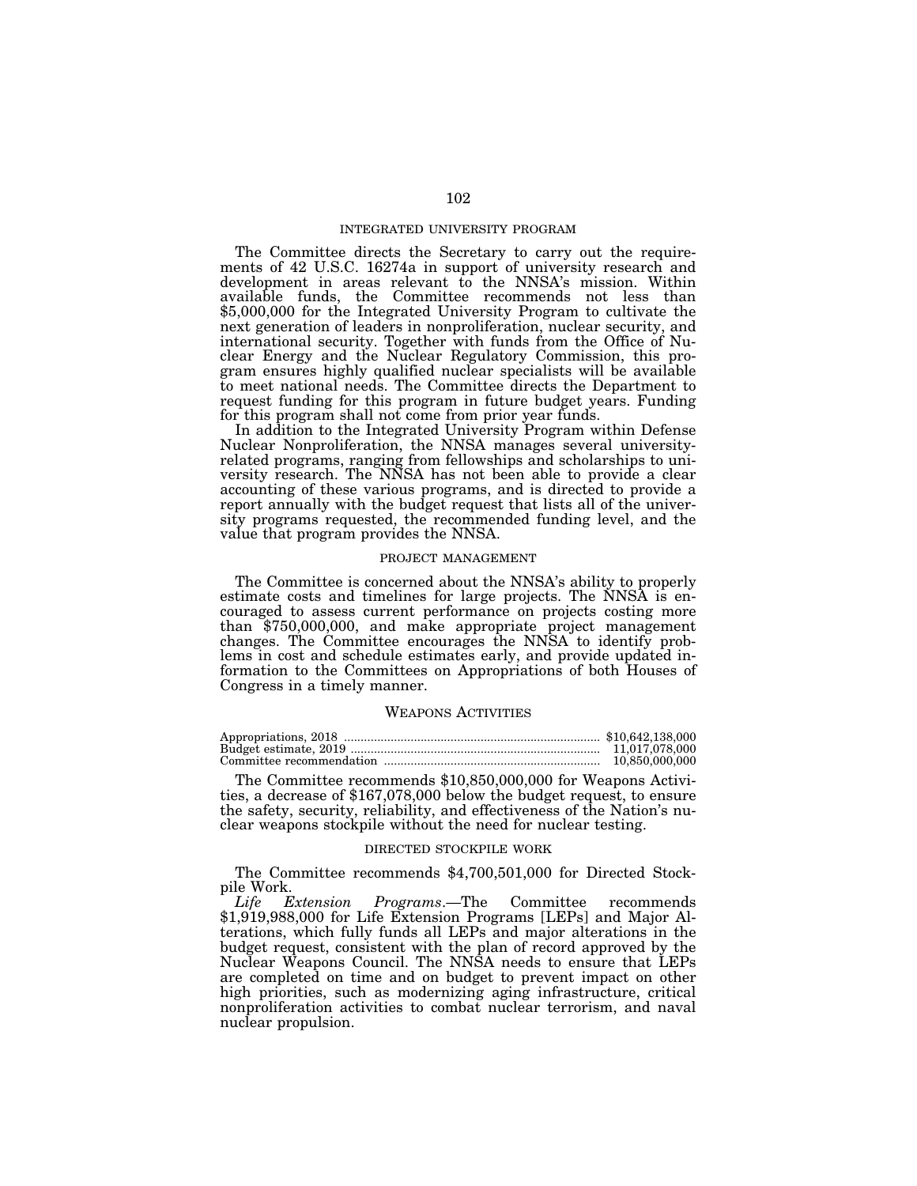### INTEGRATED UNIVERSITY PROGRAM

The Committee directs the Secretary to carry out the requirements of 42 U.S.C. 16274a in support of university research and development in areas relevant to the NNSA's mission. Within available funds, the Committee recommends not less than $5,000,000 for the Integrated University Program to cultivate the next generation of leaders in nonproliferation, nuclear security, and international security. Together with funds from the Office of Nuclear Energy and the Nuclear Regulatory Commission, this program ensures highly qualified nuclear specialists will be available to meet national needs. The Committee directs the Department to request funding for this program in future budget years. Funding for this program shall not come from prior year funds.

In addition to the Integrated University Program within Defense Nuclear Nonproliferation, the NNSA manages several university-related programs, ranging from fellowships and scholarships to university research. The NNSA has not been able to provide a clear accounting of these various programs, and is directed to provide a report annually with the budget request that lists all of the university programs requested, the recommended funding level, and the value that program provides the NNSA.

### PROJECT MANAGEMENT

The Committee is concerned about the NNSA's ability to properly estimate costs and timelines for large projects. The NNSA is encouraged to assess current performance on projects costing more than $750,000,000, and make appropriate project management changes. The Committee encourages the NNSA to identify problems in cost and schedule estimates early, and provide updated information to the Committees on Appropriations of both Houses of Congress in a timely manner.

## WEAPONS ACTIVITIES

| | |
|---|---|
| Appropriations, 2018 | $10,642,138,000 |
| Budget estimate, 2019 | 11,017,078,000 |
| Committee recommendation | 10,850,000,000 |

The Committee recommends $10,850,000,000 for Weapons Activities, a decrease of $167,078,000 below the budget request, to ensure the safety, security, reliability, and effectiveness of the Nation's nuclear weapons stockpile without the need for nuclear testing.

### DIRECTED STOCKPILE WORK

The Committee recommends $4,700,501,000 for Directed Stockpile Work.

*Life Extension Programs*.—The Committee recommends $1,919,988,000 for Life Extension Programs [LEPs] and Major Alterations, which fully funds all LEPs and major alterations in the budget request, consistent with the plan of record approved by the Nuclear Weapons Council. The NNSA needs to ensure that LEPs are completed on time and on budget to prevent impact on other high priorities, such as modernizing aging infrastructure, critical nonproliferation activities to combat nuclear terrorism, and naval nuclear propulsion.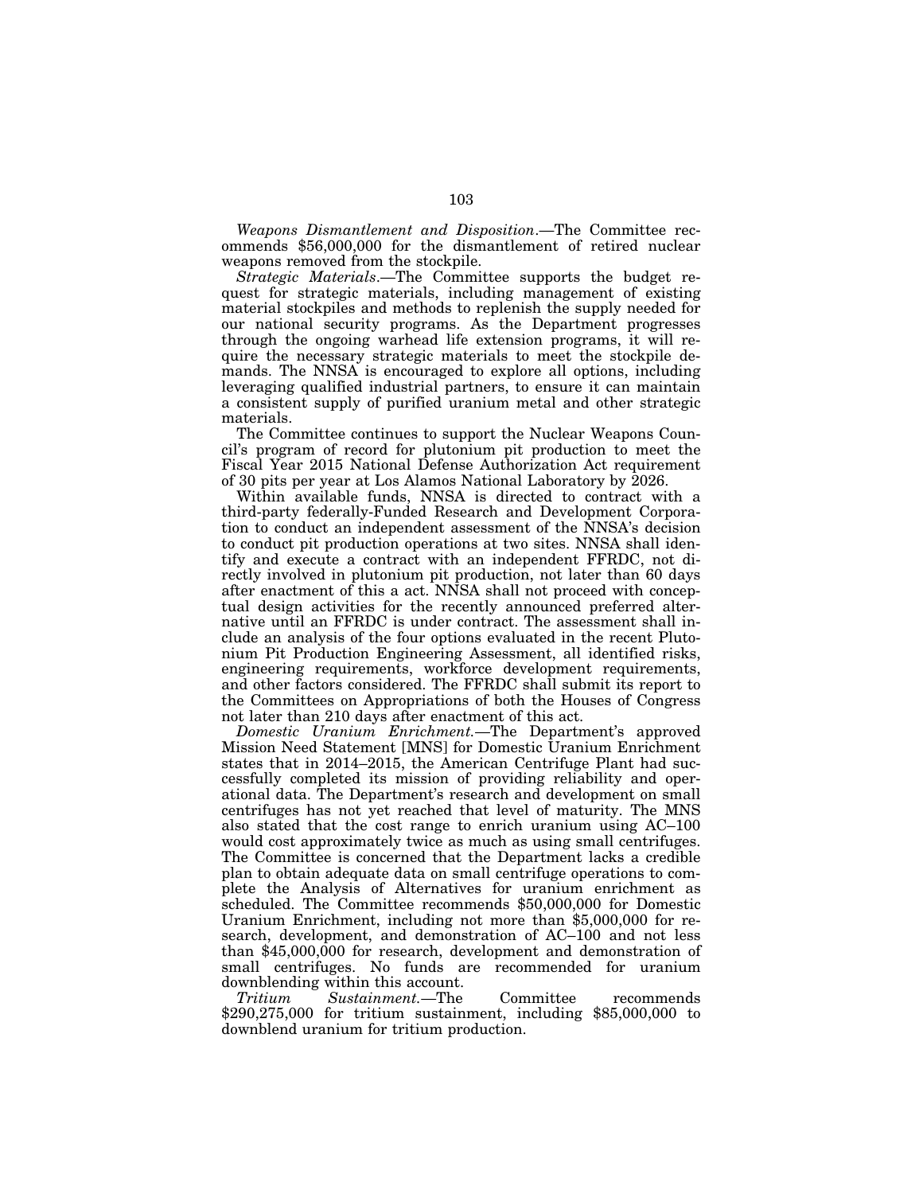*Weapons Dismantlement and Disposition*.—The Committee recommends $56,000,000 for the dismantlement of retired nuclear weapons removed from the stockpile.

*Strategic Materials*.—The Committee supports the budget request for strategic materials, including management of existing material stockpiles and methods to replenish the supply needed for our national security programs. As the Department progresses through the ongoing warhead life extension programs, it will require the necessary strategic materials to meet the stockpile demands. The NNSA is encouraged to explore all options, including leveraging qualified industrial partners, to ensure it can maintain a consistent supply of purified uranium metal and other strategic materials.

The Committee continues to support the Nuclear Weapons Council's program of record for plutonium pit production to meet the Fiscal Year 2015 National Defense Authorization Act requirement of 30 pits per year at Los Alamos National Laboratory by 2026.

Within available funds, NNSA is directed to contract with a third-party federally-Funded Research and Development Corporation to conduct an independent assessment of the NNSA's decision to conduct pit production operations at two sites. NNSA shall identify and execute a contract with an independent FFRDC, not directly involved in plutonium pit production, not later than 60 days after enactment of this a act. NNSA shall not proceed with conceptual design activities for the recently announced preferred alternative until an FFRDC is under contract. The assessment shall include an analysis of the four options evaluated in the recent Plutonium Pit Production Engineering Assessment, all identified risks, engineering requirements, workforce development requirements, and other factors considered. The FFRDC shall submit its report to the Committees on Appropriations of both the Houses of Congress not later than 210 days after enactment of this act.

*Domestic Uranium Enrichment.*—The Department's approved Mission Need Statement [MNS] for Domestic Uranium Enrichment states that in 2014–2015, the American Centrifuge Plant had successfully completed its mission of providing reliability and operational data. The Department's research and development on small centrifuges has not yet reached that level of maturity. The MNS also stated that the cost range to enrich uranium using AC–100 would cost approximately twice as much as using small centrifuges. The Committee is concerned that the Department lacks a credible plan to obtain adequate data on small centrifuge operations to complete the Analysis of Alternatives for uranium enrichment as scheduled. The Committee recommends $50,000,000 for Domestic Uranium Enrichment, including not more than $5,000,000 for research, development, and demonstration of AC–100 and not less than $45,000,000 for research, development and demonstration of small centrifuges. No funds are recommended for uranium downblending within this account.

*Tritium Sustainment.*—The Committee recommends $290,275,000 for tritium sustainment, including $85,000,000 to downblend uranium for tritium production.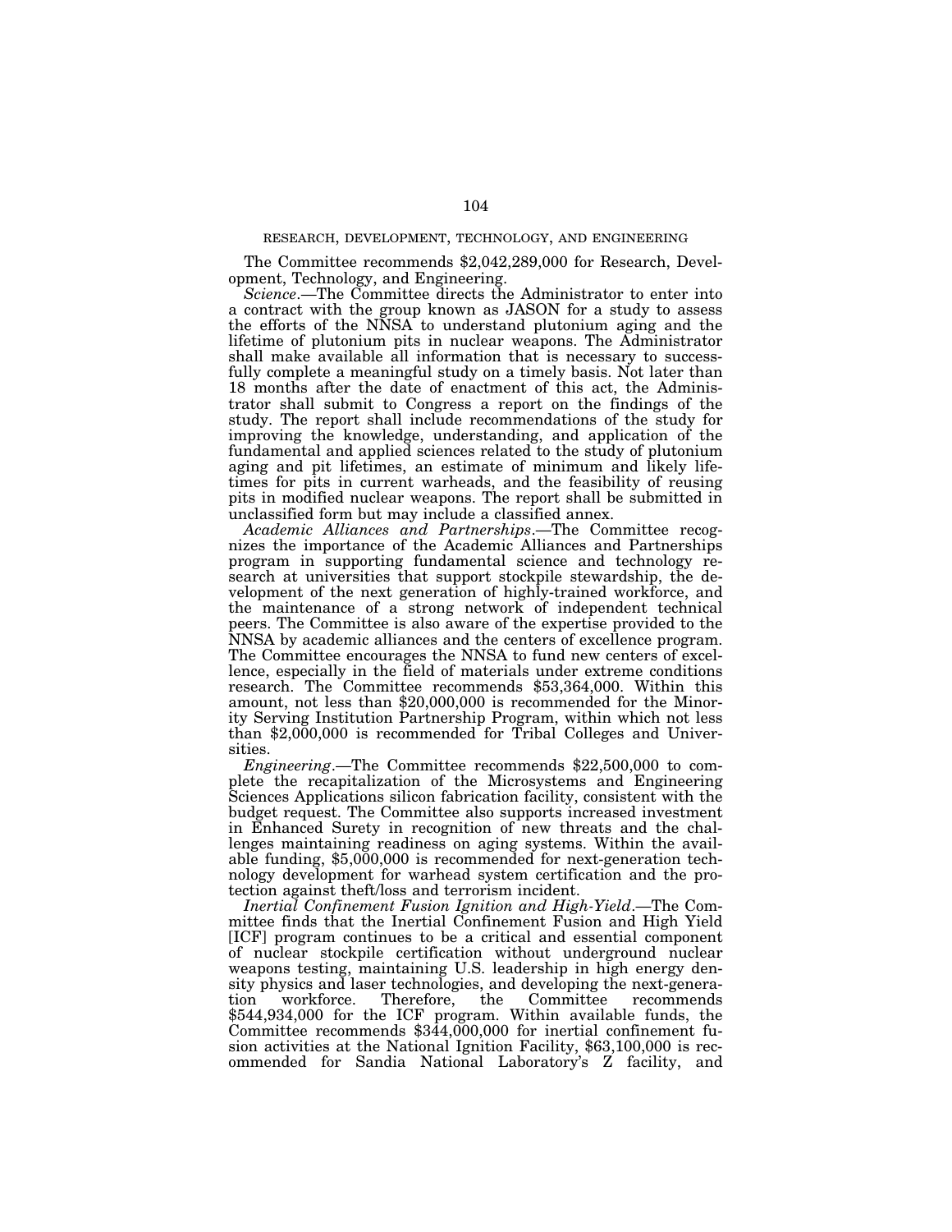## RESEARCH, DEVELOPMENT, TECHNOLOGY, AND ENGINEERING

The Committee recommends $2,042,289,000 for Research, Development, Technology, and Engineering.

*Science*.—The Committee directs the Administrator to enter into a contract with the group known as JASON for a study to assess the efforts of the NNSA to understand plutonium aging and the lifetime of plutonium pits in nuclear weapons. The Administrator shall make available all information that is necessary to successfully complete a meaningful study on a timely basis. Not later than 18 months after the date of enactment of this act, the Administrator shall submit to Congress a report on the findings of the study. The report shall include recommendations of the study for improving the knowledge, understanding, and application of the fundamental and applied sciences related to the study of plutonium aging and pit lifetimes, an estimate of minimum and likely lifetimes for pits in current warheads, and the feasibility of reusing pits in modified nuclear weapons. The report shall be submitted in unclassified form but may include a classified annex.

*Academic Alliances and Partnerships*.—The Committee recognizes the importance of the Academic Alliances and Partnerships program in supporting fundamental science and technology research at universities that support stockpile stewardship, the development of the next generation of highly-trained workforce, and the maintenance of a strong network of independent technical peers. The Committee is also aware of the expertise provided to the NNSA by academic alliances and the centers of excellence program. The Committee encourages the NNSA to fund new centers of excellence, especially in the field of materials under extreme conditions research. The Committee recommends $53,364,000. Within this amount, not less than $20,000,000 is recommended for the Minority Serving Institution Partnership Program, within which not less than $2,000,000 is recommended for Tribal Colleges and Universities.

*Engineering*.—The Committee recommends $22,500,000 to complete the recapitalization of the Microsystems and Engineering Sciences Applications silicon fabrication facility, consistent with the budget request. The Committee also supports increased investment in Enhanced Surety in recognition of new threats and the challenges maintaining readiness on aging systems. Within the available funding, $5,000,000 is recommended for next-generation technology development for warhead system certification and the protection against theft/loss and terrorism incident.

*Inertial Confinement Fusion Ignition and High-Yield*.—The Committee finds that the Inertial Confinement Fusion and High Yield [ICF] program continues to be a critical and essential component of nuclear stockpile certification without underground nuclear weapons testing, maintaining U.S. leadership in high energy density physics and laser technologies, and developing the next-generation workforce. Therefore, the Committee recommends $544,934,000 for the ICF program. Within available funds, the Committee recommends $344,000,000 for inertial confinement fusion activities at the National Ignition Facility, $63,100,000 is recommended for Sandia National Laboratory's Z facility, and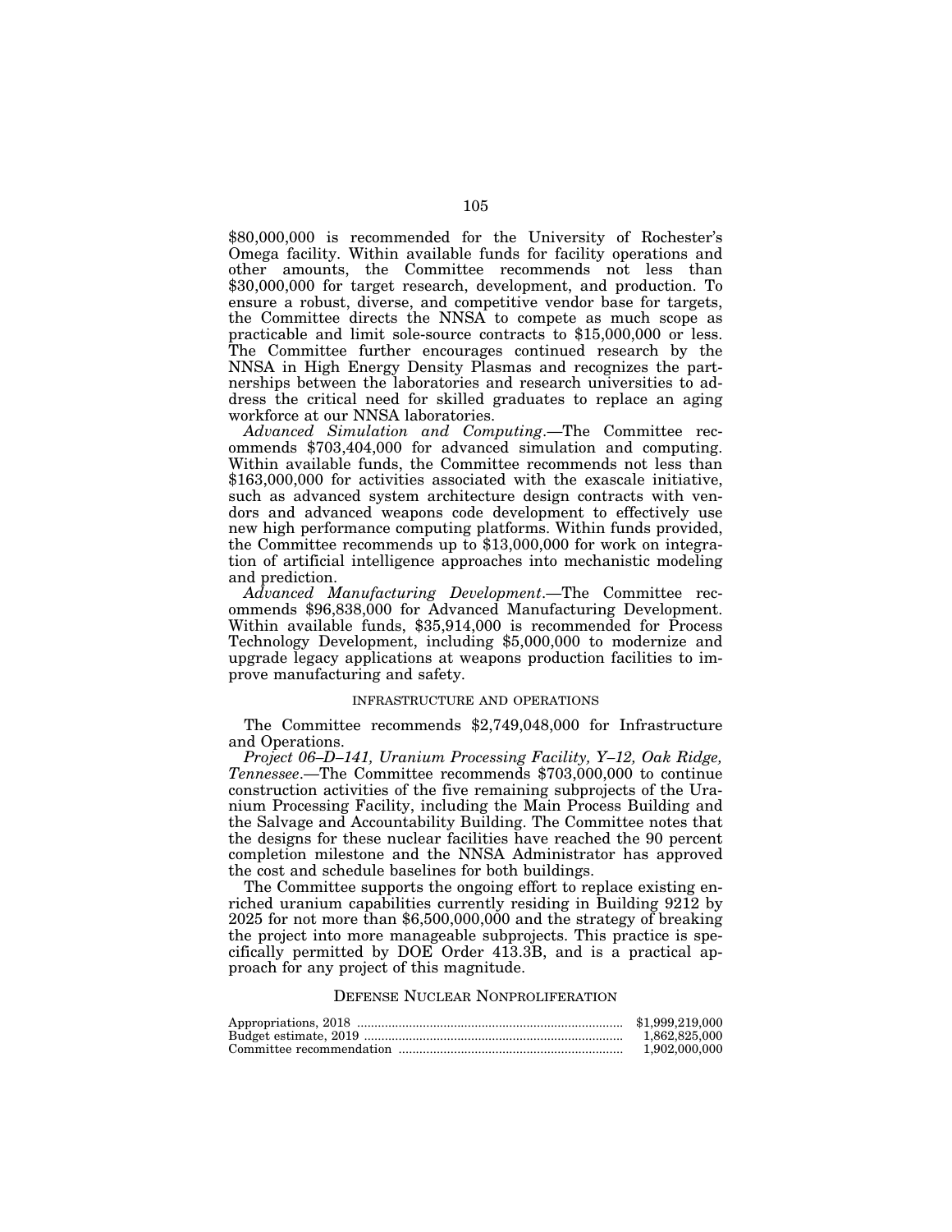$80,000,000 is recommended for the University of Rochester's Omega facility. Within available funds for facility operations and other amounts, the Committee recommends not less than $30,000,000 for target research, development, and production. To ensure a robust, diverse, and competitive vendor base for targets, the Committee directs the NNSA to compete as much scope as practicable and limit sole-source contracts to $15,000,000 or less. The Committee further encourages continued research by the NNSA in High Energy Density Plasmas and recognizes the partnerships between the laboratories and research universities to address the critical need for skilled graduates to replace an aging workforce at our NNSA laboratories.

*Advanced Simulation and Computing*.—The Committee recommends $703,404,000 for advanced simulation and computing. Within available funds, the Committee recommends not less than $163,000,000 for activities associated with the exascale initiative, such as advanced system architecture design contracts with vendors and advanced weapons code development to effectively use new high performance computing platforms. Within funds provided, the Committee recommends up to $13,000,000 for work on integration of artificial intelligence approaches into mechanistic modeling and prediction.

*Advanced Manufacturing Development*.—The Committee recommends $96,838,000 for Advanced Manufacturing Development. Within available funds, $35,914,000 is recommended for Process Technology Development, including $5,000,000 to modernize and upgrade legacy applications at weapons production facilities to improve manufacturing and safety.

### INFRASTRUCTURE AND OPERATIONS

The Committee recommends $2,749,048,000 for Infrastructure and Operations.

*Project 06–D–141, Uranium Processing Facility, Y–12, Oak Ridge, Tennessee*.—The Committee recommends $703,000,000 to continue construction activities of the five remaining subprojects of the Uranium Processing Facility, including the Main Process Building and the Salvage and Accountability Building. The Committee notes that the designs for these nuclear facilities have reached the 90 percent completion milestone and the NNSA Administrator has approved the cost and schedule baselines for both buildings.

The Committee supports the ongoing effort to replace existing enriched uranium capabilities currently residing in Building 9212 by 2025 for not more than $6,500,000,000 and the strategy of breaking the project into more manageable subprojects. This practice is specifically permitted by DOE Order 413.3B, and is a practical approach for any project of this magnitude.

## DEFENSE NUCLEAR NONPROLIFERATION

| | |
|---|---|
| Appropriations, 2018 | $1,999,219,000 |
| Budget estimate, 2019 | 1,862,825,000 |
| Committee recommendation | 1,902,000,000 |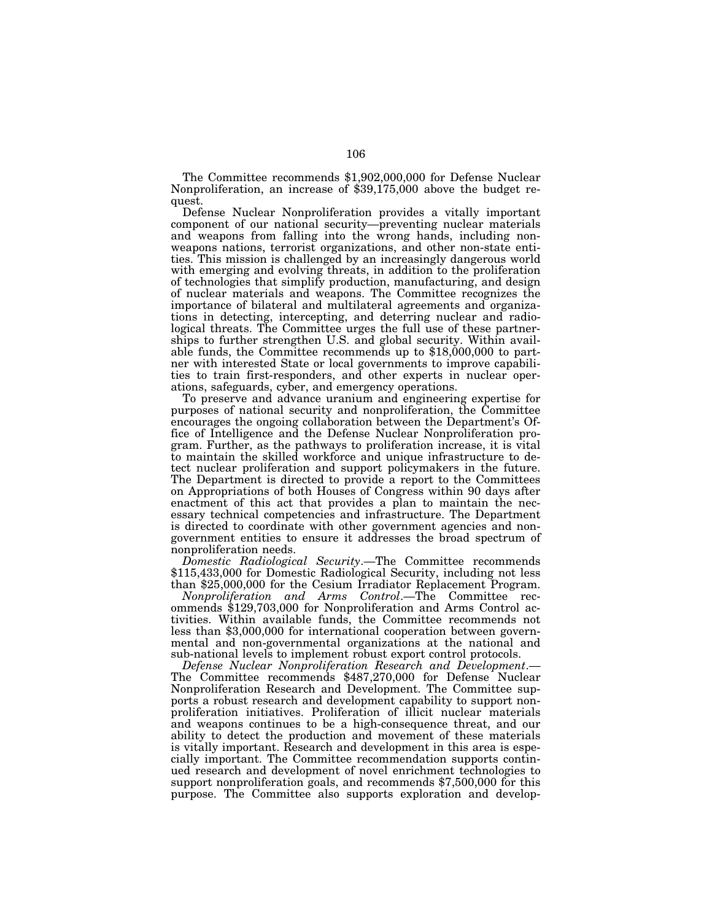The Committee recommends $1,902,000,000 for Defense Nuclear Nonproliferation, an increase of $39,175,000 above the budget request.

Defense Nuclear Nonproliferation provides a vitally important component of our national security—preventing nuclear materials and weapons from falling into the wrong hands, including non-weapons nations, terrorist organizations, and other non-state entities. This mission is challenged by an increasingly dangerous world with emerging and evolving threats, in addition to the proliferation of technologies that simplify production, manufacturing, and design of nuclear materials and weapons. The Committee recognizes the importance of bilateral and multilateral agreements and organizations in detecting, intercepting, and deterring nuclear and radiological threats. The Committee urges the full use of these partnerships to further strengthen U.S. and global security. Within available funds, the Committee recommends up to $18,000,000 to partner with interested State or local governments to improve capabilities to train first-responders, and other experts in nuclear operations, safeguards, cyber, and emergency operations.

To preserve and advance uranium and engineering expertise for purposes of national security and nonproliferation, the Committee encourages the ongoing collaboration between the Department's Office of Intelligence and the Defense Nuclear Nonproliferation program. Further, as the pathways to proliferation increase, it is vital to maintain the skilled workforce and unique infrastructure to detect nuclear proliferation and support policymakers in the future. The Department is directed to provide a report to the Committees on Appropriations of both Houses of Congress within 90 days after enactment of this act that provides a plan to maintain the necessary technical competencies and infrastructure. The Department is directed to coordinate with other government agencies and non-government entities to ensure it addresses the broad spectrum of nonproliferation needs.

*Domestic Radiological Security*.—The Committee recommends $115,433,000 for Domestic Radiological Security, including not less than $25,000,000 for the Cesium Irradiator Replacement Program.

*Nonproliferation and Arms Control*.—The Committee recommends $129,703,000 for Nonproliferation and Arms Control activities. Within available funds, the Committee recommends not less than $3,000,000 for international cooperation between governmental and non-governmental organizations at the national and sub-national levels to implement robust export control protocols.

*Defense Nuclear Nonproliferation Research and Development*.—The Committee recommends $487,270,000 for Defense Nuclear Nonproliferation Research and Development. The Committee supports a robust research and development capability to support nonproliferation initiatives. Proliferation of illicit nuclear materials and weapons continues to be a high-consequence threat, and our ability to detect the production and movement of these materials is vitally important. Research and development in this area is especially important. The Committee recommendation supports continued research and development of novel enrichment technologies to support nonproliferation goals, and recommends $7,500,000 for this purpose. The Committee also supports exploration and develop-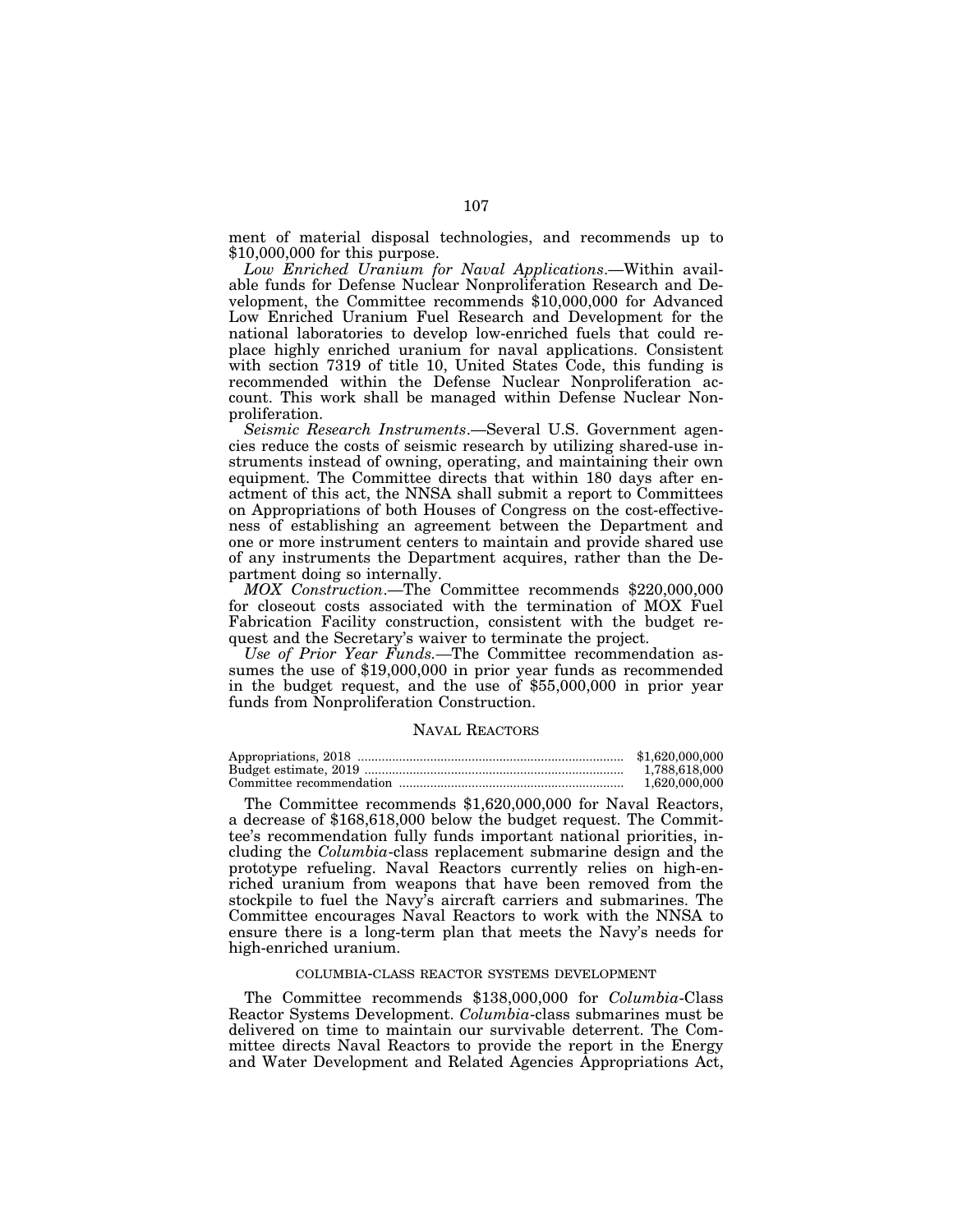ment of material disposal technologies, and recommends up to $10,000,000 for this purpose.

*Low Enriched Uranium for Naval Applications*.—Within available funds for Defense Nuclear Nonproliferation Research and Development, the Committee recommends $10,000,000 for Advanced Low Enriched Uranium Fuel Research and Development for the national laboratories to develop low-enriched fuels that could replace highly enriched uranium for naval applications. Consistent with section 7319 of title 10, United States Code, this funding is recommended within the Defense Nuclear Nonproliferation account. This work shall be managed within Defense Nuclear Nonproliferation.

*Seismic Research Instruments*.—Several U.S. Government agencies reduce the costs of seismic research by utilizing shared-use instruments instead of owning, operating, and maintaining their own equipment. The Committee directs that within 180 days after enactment of this act, the NNSA shall submit a report to Committees on Appropriations of both Houses of Congress on the cost-effectiveness of establishing an agreement between the Department and one or more instrument centers to maintain and provide shared use of any instruments the Department acquires, rather than the Department doing so internally.

*MOX Construction*.—The Committee recommends $220,000,000 for closeout costs associated with the termination of MOX Fuel Fabrication Facility construction, consistent with the budget request and the Secretary's waiver to terminate the project.

*Use of Prior Year Funds.*—The Committee recommendation assumes the use of $19,000,000 in prior year funds as recommended in the budget request, and the use of $55,000,000 in prior year funds from Nonproliferation Construction.

## NAVAL REACTORS

| | |
|---|---|
| Appropriations, 2018 | $1,620,000,000 |
| Budget estimate, 2019 | 1,788,618,000 |
| Committee recommendation | 1,620,000,000 |

The Committee recommends $1,620,000,000 for Naval Reactors, a decrease of $168,618,000 below the budget request. The Committee's recommendation fully funds important national priorities, including the *Columbia*-class replacement submarine design and the prototype refueling. Naval Reactors currently relies on high-enriched uranium from weapons that have been removed from the stockpile to fuel the Navy's aircraft carriers and submarines. The Committee encourages Naval Reactors to work with the NNSA to ensure there is a long-term plan that meets the Navy's needs for high-enriched uranium.

### COLUMBIA-CLASS REACTOR SYSTEMS DEVELOPMENT

The Committee recommends $138,000,000 for *Columbia*-Class Reactor Systems Development. *Columbia*-class submarines must be delivered on time to maintain our survivable deterrent. The Committee directs Naval Reactors to provide the report in the Energy and Water Development and Related Agencies Appropriations Act,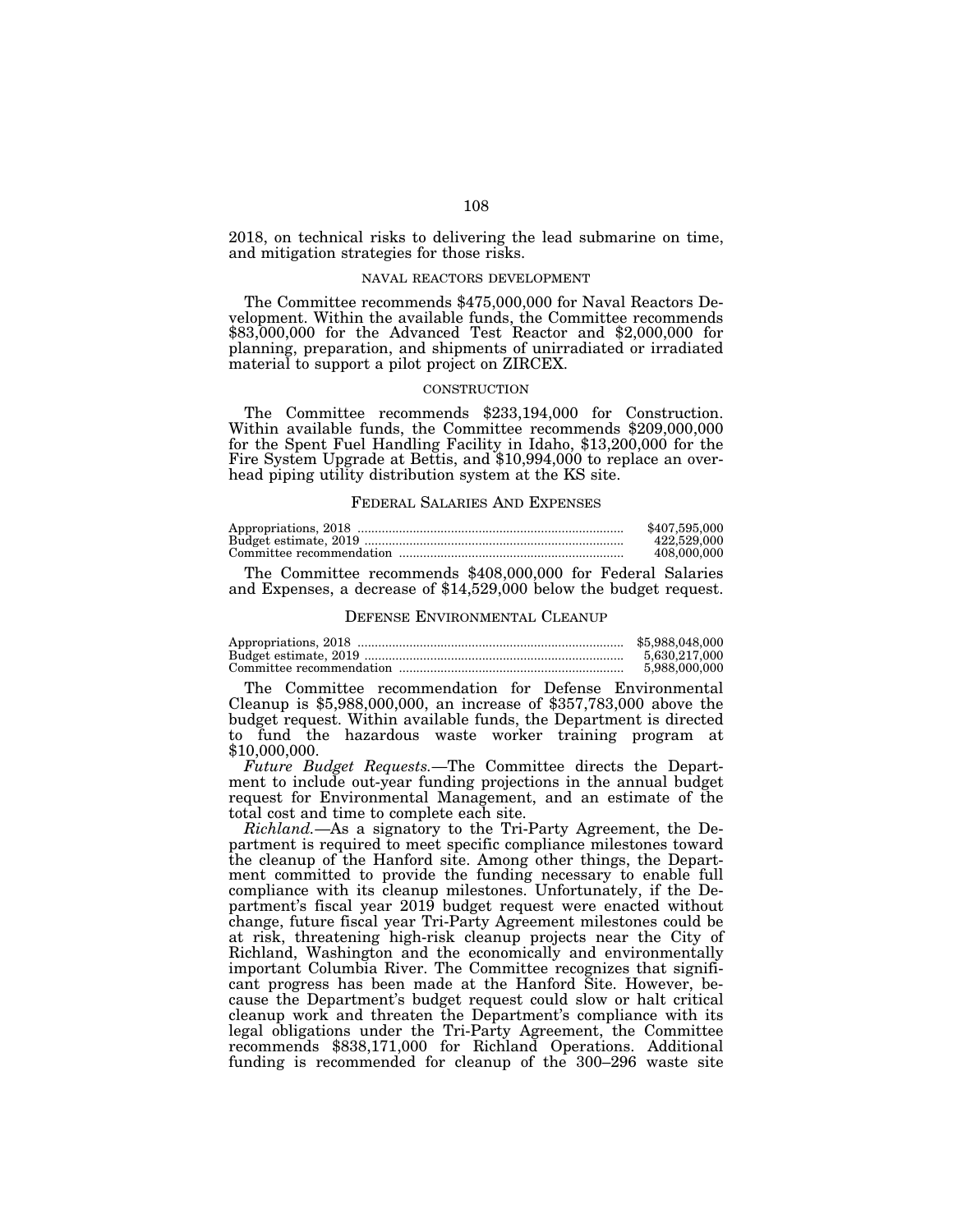2018, on technical risks to delivering the lead submarine on time, and mitigation strategies for those risks.

#### NAVAL REACTORS DEVELOPMENT

The Committee recommends $475,000,000 for Naval Reactors Development. Within the available funds, the Committee recommends $83,000,000 for the Advanced Test Reactor and $2,000,000 for planning, preparation, and shipments of unirradiated or irradiated material to support a pilot project on ZIRCEX.

#### CONSTRUCTION

The Committee recommends $233,194,000 for Construction. Within available funds, the Committee recommends $209,000,000 for the Spent Fuel Handling Facility in Idaho, $13,200,000 for the Fire System Upgrade at Bettis, and $10,994,000 to replace an overhead piping utility distribution system at the KS site.

### FEDERAL SALARIES AND EXPENSES

| | |
|---|---|
| Appropriations, 2018 | $407,595,000 |
| Budget estimate, 2019 | 422,529,000 |
| Committee recommendation | 408,000,000 |

The Committee recommends $408,000,000 for Federal Salaries and Expenses, a decrease of $14,529,000 below the budget request.

### DEFENSE ENVIRONMENTAL CLEANUP

| | |
|---|---|
| Appropriations, 2018 | $5,988,048,000 |
| Budget estimate, 2019 | 5,630,217,000 |
| Committee recommendation | 5,988,000,000 |

The Committee recommendation for Defense Environmental Cleanup is $5,988,000,000, an increase of $357,783,000 above the budget request. Within available funds, the Department is directed to fund the hazardous waste worker training program at $10,000,000.

*Future Budget Requests.*—The Committee directs the Department to include out-year funding projections in the annual budget request for Environmental Management, and an estimate of the total cost and time to complete each site.

*Richland.*—As a signatory to the Tri-Party Agreement, the Department is required to meet specific compliance milestones toward the cleanup of the Hanford site. Among other things, the Department committed to provide the funding necessary to enable full compliance with its cleanup milestones. Unfortunately, if the Department's fiscal year 2019 budget request were enacted without change, future fiscal year Tri-Party Agreement milestones could be at risk, threatening high-risk cleanup projects near the City of Richland, Washington and the economically and environmentally important Columbia River. The Committee recognizes that significant progress has been made at the Hanford Site. However, because the Department's budget request could slow or halt critical cleanup work and threaten the Department's compliance with its legal obligations under the Tri-Party Agreement, the Committee recommends $838,171,000 for Richland Operations. Additional funding is recommended for cleanup of the 300–296 waste site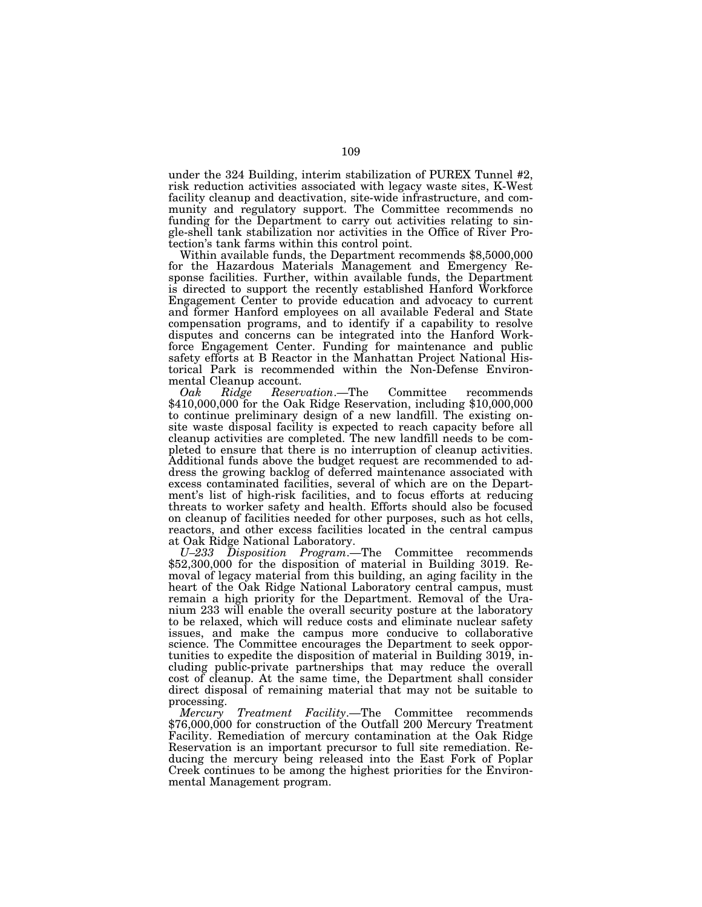under the 324 Building, interim stabilization of PUREX Tunnel #2, risk reduction activities associated with legacy waste sites, K-West facility cleanup and deactivation, site-wide infrastructure, and community and regulatory support. The Committee recommends no funding for the Department to carry out activities relating to single-shell tank stabilization nor activities in the Office of River Protection's tank farms within this control point.

Within available funds, the Department recommends $8,5000,000 for the Hazardous Materials Management and Emergency Response facilities. Further, within available funds, the Department is directed to support the recently established Hanford Workforce Engagement Center to provide education and advocacy to current and former Hanford employees on all available Federal and State compensation programs, and to identify if a capability to resolve disputes and concerns can be integrated into the Hanford Workforce Engagement Center. Funding for maintenance and public safety efforts at B Reactor in the Manhattan Project National Historical Park is recommended within the Non-Defense Environmental Cleanup account.

*Oak Ridge Reservation*.—The Committee recommends $410,000,000 for the Oak Ridge Reservation, including $10,000,000 to continue preliminary design of a new landfill. The existing onsite waste disposal facility is expected to reach capacity before all cleanup activities are completed. The new landfill needs to be completed to ensure that there is no interruption of cleanup activities. Additional funds above the budget request are recommended to address the growing backlog of deferred maintenance associated with excess contaminated facilities, several of which are on the Department's list of high-risk facilities, and to focus efforts at reducing threats to worker safety and health. Efforts should also be focused on cleanup of facilities needed for other purposes, such as hot cells, reactors, and other excess facilities located in the central campus at Oak Ridge National Laboratory.

*U–233 Disposition Program*.—The Committee recommends $52,300,000 for the disposition of material in Building 3019. Removal of legacy material from this building, an aging facility in the heart of the Oak Ridge National Laboratory central campus, must remain a high priority for the Department. Removal of the Uranium 233 will enable the overall security posture at the laboratory to be relaxed, which will reduce costs and eliminate nuclear safety issues, and make the campus more conducive to collaborative science. The Committee encourages the Department to seek opportunities to expedite the disposition of material in Building 3019, including public-private partnerships that may reduce the overall cost of cleanup. At the same time, the Department shall consider direct disposal of remaining material that may not be suitable to processing.

*Mercury Treatment Facility*.—The Committee recommends $76,000,000 for construction of the Outfall 200 Mercury Treatment Facility. Remediation of mercury contamination at the Oak Ridge Reservation is an important precursor to full site remediation. Reducing the mercury being released into the East Fork of Poplar Creek continues to be among the highest priorities for the Environmental Management program.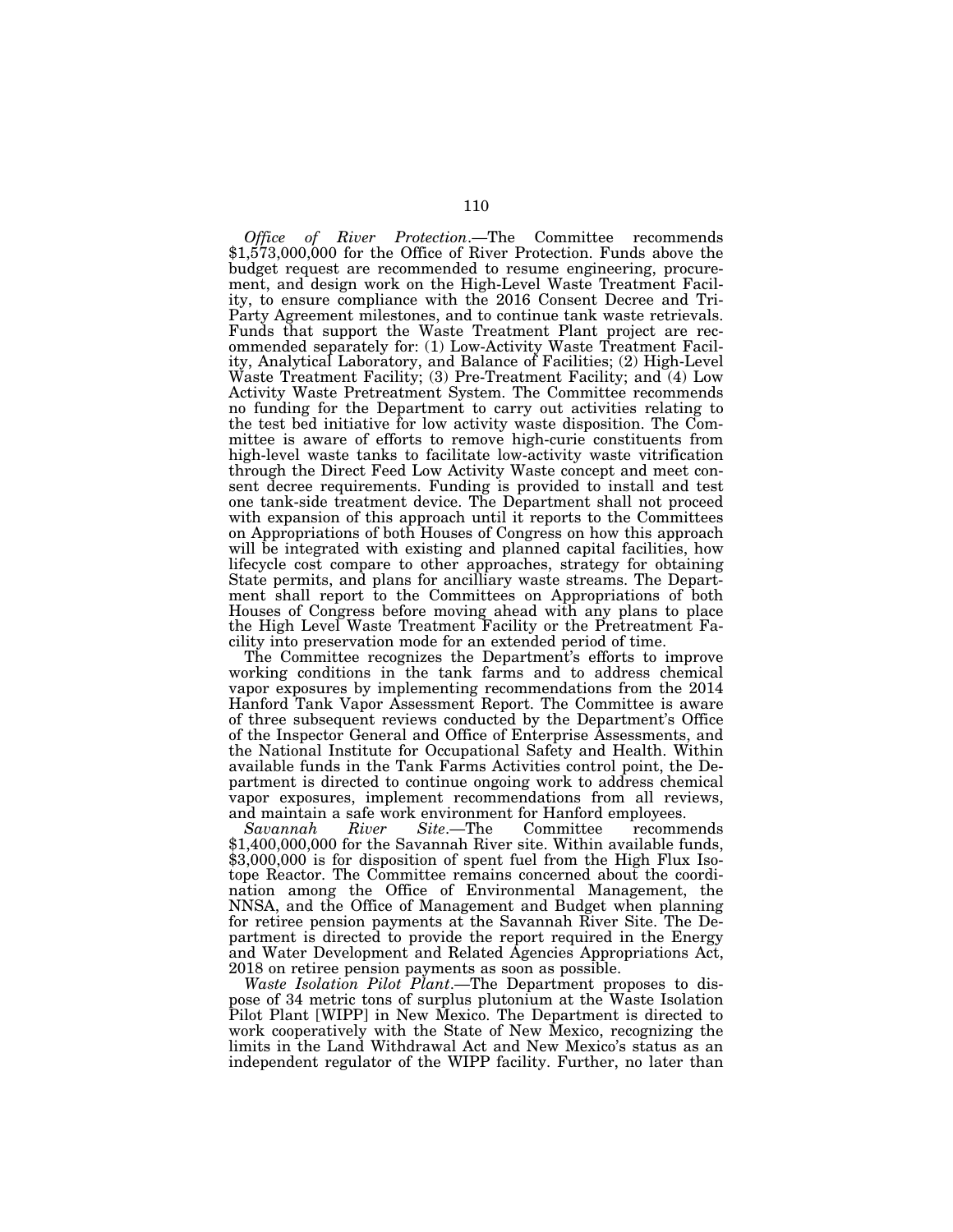*Office of River Protection*.—The Committee recommends $1,573,000,000 for the Office of River Protection. Funds above the budget request are recommended to resume engineering, procurement, and design work on the High-Level Waste Treatment Facility, to ensure compliance with the 2016 Consent Decree and Tri-Party Agreement milestones, and to continue tank waste retrievals. Funds that support the Waste Treatment Plant project are recommended separately for: (1) Low-Activity Waste Treatment Facility, Analytical Laboratory, and Balance of Facilities; (2) High-Level Waste Treatment Facility; (3) Pre-Treatment Facility; and (4) Low Activity Waste Pretreatment System. The Committee recommends no funding for the Department to carry out activities relating to the test bed initiative for low activity waste disposition. The Committee is aware of efforts to remove high-curie constituents from high-level waste tanks to facilitate low-activity waste vitrification through the Direct Feed Low Activity Waste concept and meet consent decree requirements. Funding is provided to install and test one tank-side treatment device. The Department shall not proceed with expansion of this approach until it reports to the Committees on Appropriations of both Houses of Congress on how this approach will be integrated with existing and planned capital facilities, how lifecycle cost compare to other approaches, strategy for obtaining State permits, and plans for ancilliary waste streams. The Department shall report to the Committees on Appropriations of both Houses of Congress before moving ahead with any plans to place the High Level Waste Treatment Facility or the Pretreatment Facility into preservation mode for an extended period of time.

The Committee recognizes the Department's efforts to improve working conditions in the tank farms and to address chemical vapor exposures by implementing recommendations from the 2014 Hanford Tank Vapor Assessment Report. The Committee is aware of three subsequent reviews conducted by the Department's Office of the Inspector General and Office of Enterprise Assessments, and the National Institute for Occupational Safety and Health. Within available funds in the Tank Farms Activities control point, the Department is directed to continue ongoing work to address chemical vapor exposures, implement recommendations from all reviews, and maintain a safe work environment for Hanford employees.

*Savannah River Site*.—The Committee recommends $1,400,000,000 for the Savannah River site. Within available funds, $3,000,000 is for disposition of spent fuel from the High Flux Isotope Reactor. The Committee remains concerned about the coordination among the Office of Environmental Management, the NNSA, and the Office of Management and Budget when planning for retiree pension payments at the Savannah River Site. The Department is directed to provide the report required in the Energy and Water Development and Related Agencies Appropriations Act, 2018 on retiree pension payments as soon as possible.

*Waste Isolation Pilot Plant*.—The Department proposes to dispose of 34 metric tons of surplus plutonium at the Waste Isolation Pilot Plant [WIPP] in New Mexico. The Department is directed to work cooperatively with the State of New Mexico, recognizing the limits in the Land Withdrawal Act and New Mexico's status as an independent regulator of the WIPP facility. Further, no later than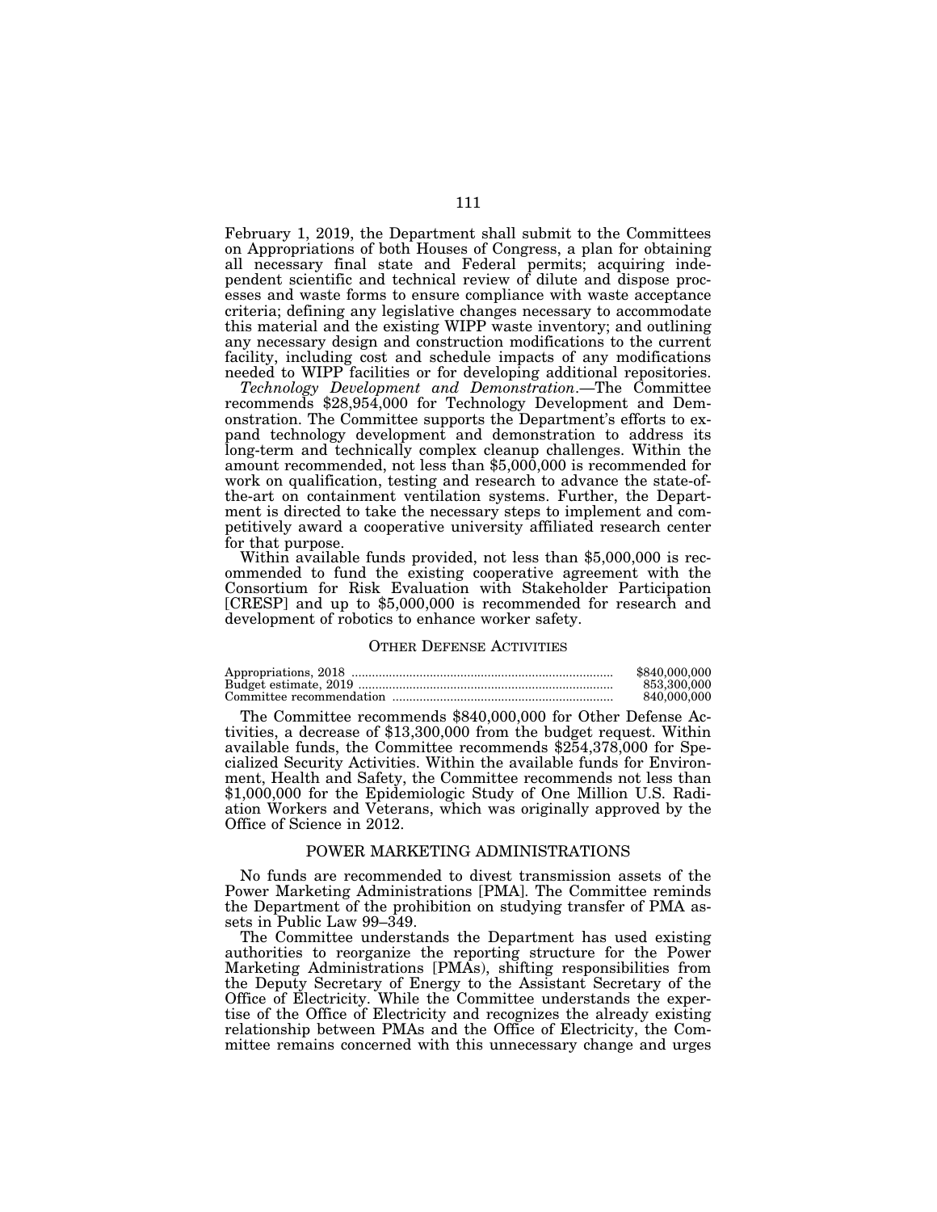February 1, 2019, the Department shall submit to the Committees on Appropriations of both Houses of Congress, a plan for obtaining all necessary final state and Federal permits; acquiring independent scientific and technical review of dilute and dispose processes and waste forms to ensure compliance with waste acceptance criteria; defining any legislative changes necessary to accommodate this material and the existing WIPP waste inventory; and outlining any necessary design and construction modifications to the current facility, including cost and schedule impacts of any modifications needed to WIPP facilities or for developing additional repositories.

*Technology Development and Demonstration.*—The Committee recommends $28,954,000 for Technology Development and Demonstration. The Committee supports the Department's efforts to expand technology development and demonstration to address its long-term and technically complex cleanup challenges. Within the amount recommended, not less than $5,000,000 is recommended for work on qualification, testing and research to advance the state-of-the-art on containment ventilation systems. Further, the Department is directed to take the necessary steps to implement and competitively award a cooperative university affiliated research center for that purpose.

Within available funds provided, not less than $5,000,000 is recommended to fund the existing cooperative agreement with the Consortium for Risk Evaluation with Stakeholder Participation [CRESP] and up to $5,000,000 is recommended for research and development of robotics to enhance worker safety.

## OTHER DEFENSE ACTIVITIES

| | |
|---|---|
| Appropriations, 2018 | $840,000,000 |
| Budget estimate, 2019 | 853,300,000 |
| Committee recommendation | 840,000,000 |

The Committee recommends $840,000,000 for Other Defense Activities, a decrease of $13,300,000 from the budget request. Within available funds, the Committee recommends $254,378,000 for Specialized Security Activities. Within the available funds for Environment, Health and Safety, the Committee recommends not less than $1,000,000 for the Epidemiologic Study of One Million U.S. Radiation Workers and Veterans, which was originally approved by the Office of Science in 2012.

## POWER MARKETING ADMINISTRATIONS

No funds are recommended to divest transmission assets of the Power Marketing Administrations [PMA]. The Committee reminds the Department of the prohibition on studying transfer of PMA assets in Public Law 99–349.

The Committee understands the Department has used existing authorities to reorganize the reporting structure for the Power Marketing Administrations [PMAs), shifting responsibilities from the Deputy Secretary of Energy to the Assistant Secretary of the Office of Electricity. While the Committee understands the expertise of the Office of Electricity and recognizes the already existing relationship between PMAs and the Office of Electricity, the Committee remains concerned with this unnecessary change and urges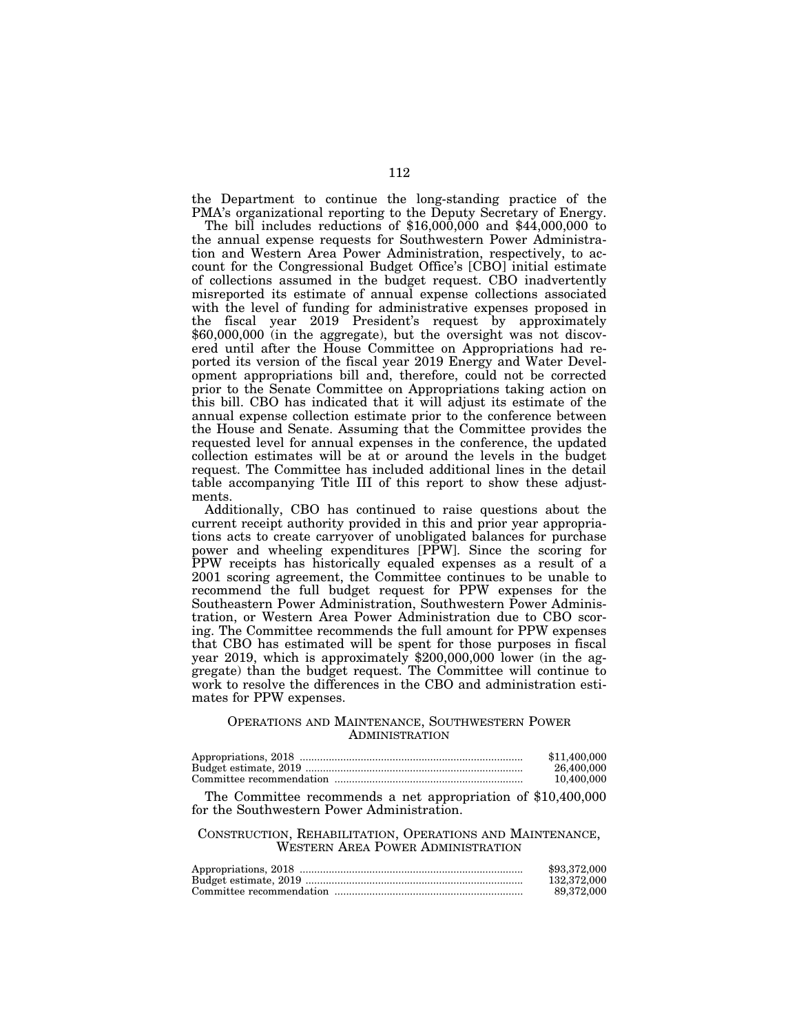the Department to continue the long-standing practice of the PMA's organizational reporting to the Deputy Secretary of Energy.

The bill includes reductions of $16,000,000 and $44,000,000 to the annual expense requests for Southwestern Power Administration and Western Area Power Administration, respectively, to account for the Congressional Budget Office's [CBO] initial estimate of collections assumed in the budget request. CBO inadvertently misreported its estimate of annual expense collections associated with the level of funding for administrative expenses proposed in the fiscal year 2019 President's request by approximately $60,000,000 (in the aggregate), but the oversight was not discovered until after the House Committee on Appropriations had reported its version of the fiscal year 2019 Energy and Water Development appropriations bill and, therefore, could not be corrected prior to the Senate Committee on Appropriations taking action on this bill. CBO has indicated that it will adjust its estimate of the annual expense collection estimate prior to the conference between the House and Senate. Assuming that the Committee provides the requested level for annual expenses in the conference, the updated collection estimates will be at or around the levels in the budget request. The Committee has included additional lines in the detail table accompanying Title III of this report to show these adjustments.

Additionally, CBO has continued to raise questions about the current receipt authority provided in this and prior year appropriations acts to create carryover of unobligated balances for purchase power and wheeling expenditures [PPW]. Since the scoring for PPW receipts has historically equaled expenses as a result of a 2001 scoring agreement, the Committee continues to be unable to recommend the full budget request for PPW expenses for the Southeastern Power Administration, Southwestern Power Administration, or Western Area Power Administration due to CBO scoring. The Committee recommends the full amount for PPW expenses that CBO has estimated will be spent for those purposes in fiscal year 2019, which is approximately $200,000,000 lower (in the aggregate) than the budget request. The Committee will continue to work to resolve the differences in the CBO and administration estimates for PPW expenses.

## Operations and Maintenance, Southwestern Power Administration

| | |
|---|---:|
| Appropriations, 2018 | $11,400,000 |
| Budget estimate, 2019 | 26,400,000 |
| Committee recommendation | 10,400,000 |

The Committee recommends a net appropriation of $10,400,000 for the Southwestern Power Administration.

## Construction, Rehabilitation, Operations and Maintenance, Western Area Power Administration

| | |
|---|---:|
| Appropriations, 2018 | $93,372,000 |
| Budget estimate, 2019 | 132,372,000 |
| Committee recommendation | 89,372,000 |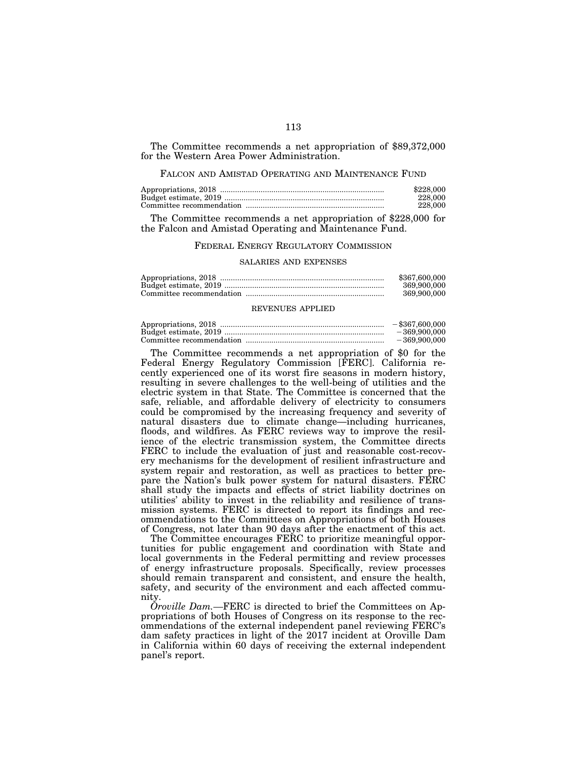The Committee recommends a net appropriation of $89,372,000 for the Western Area Power Administration.

## FALCON AND AMISTAD OPERATING AND MAINTENANCE FUND

| | |
|---|---|
| Appropriations, 2018 | $228,000 |
| Budget estimate, 2019 | 228,000 |
| Committee recommendation | 228,000 |

The Committee recommends a net appropriation of $228,000 for the Falcon and Amistad Operating and Maintenance Fund.

## FEDERAL ENERGY REGULATORY COMMISSION

### SALARIES AND EXPENSES

| | |
|---|---|
| Appropriations, 2018 | $367,600,000 |
| Budget estimate, 2019 | 369,900,000 |
| Committee recommendation | 369,900,000 |

### REVENUES APPLIED

| | |
|---|---|
| Appropriations, 2018 | −$367,600,000 |
| Budget estimate, 2019 | −369,900,000 |
| Committee recommendation | −369,900,000 |

The Committee recommends a net appropriation of $0 for the Federal Energy Regulatory Commission [FERC]. California recently experienced one of its worst fire seasons in modern history, resulting in severe challenges to the well-being of utilities and the electric system in that State. The Committee is concerned that the safe, reliable, and affordable delivery of electricity to consumers could be compromised by the increasing frequency and severity of natural disasters due to climate change—including hurricanes, floods, and wildfires. As FERC reviews way to improve the resilience of the electric transmission system, the Committee directs FERC to include the evaluation of just and reasonable cost-recovery mechanisms for the development of resilient infrastructure and system repair and restoration, as well as practices to better prepare the Nation's bulk power system for natural disasters. FERC shall study the impacts and effects of strict liability doctrines on utilities' ability to invest in the reliability and resilience of transmission systems. FERC is directed to report its findings and recommendations to the Committees on Appropriations of both Houses of Congress, not later than 90 days after the enactment of this act.

The Committee encourages FERC to prioritize meaningful opportunities for public engagement and coordination with State and local governments in the Federal permitting and review processes of energy infrastructure proposals. Specifically, review processes should remain transparent and consistent, and ensure the health, safety, and security of the environment and each affected community.

*Oroville Dam.*—FERC is directed to brief the Committees on Appropriations of both Houses of Congress on its response to the recommendations of the external independent panel reviewing FERC's dam safety practices in light of the 2017 incident at Oroville Dam in California within 60 days of receiving the external independent panel's report.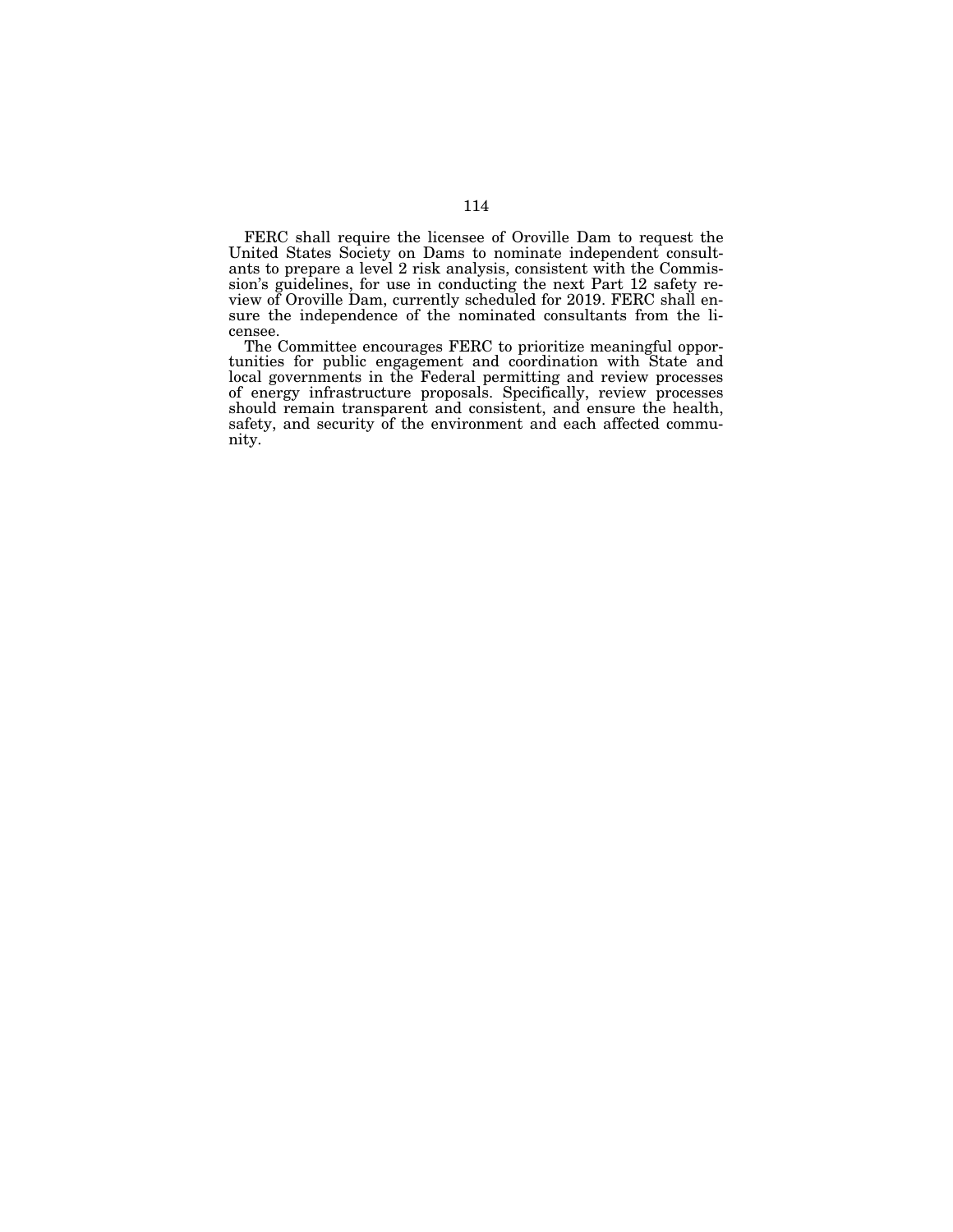FERC shall require the licensee of Oroville Dam to request the United States Society on Dams to nominate independent consultants to prepare a level 2 risk analysis, consistent with the Commission's guidelines, for use in conducting the next Part 12 safety review of Oroville Dam, currently scheduled for 2019. FERC shall ensure the independence of the nominated consultants from the licensee.

The Committee encourages FERC to prioritize meaningful opportunities for public engagement and coordination with State and local governments in the Federal permitting and review processes of energy infrastructure proposals. Specifically, review processes should remain transparent and consistent, and ensure the health, safety, and security of the environment and each affected community.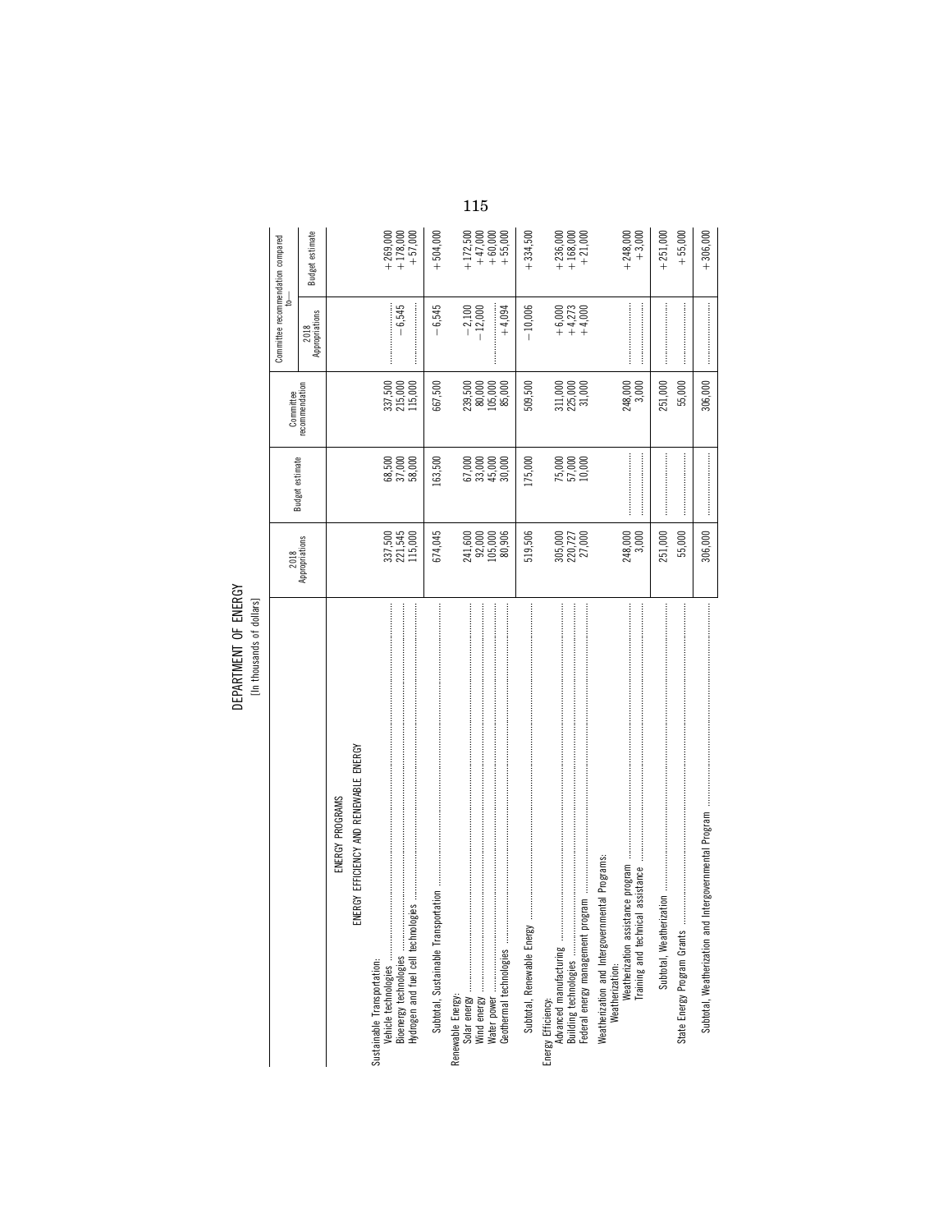# DEPARTMENT OF ENERGY

[In thousands of dollars]

| | 2018 Appropriations | Budget estimate | Committee recommendation | Committee recommendation compared to— | |
|---|---|---|---|---|---|
| | | | | 2018 Appropriations | Budget estimate |
| ENERGY PROGRAMS | | | | | |
| ENERGY EFFICIENCY AND RENEWABLE ENERGY | | | | | |
| Sustainable Transportation: | | | | | |
| Vehicle technologies | 337,500 | 68,500 | 337,500 | | +269,000 |
| Bioenergy technologies | 221,545 | 37,000 | 215,000 | −6,545 | +178,000 |
| Hydrogen and fuel cell technologies | 115,000 | 58,000 | 115,000 | | +57,000 |
| Subtotal, Sustainable Transportation | 674,045 | 163,500 | 667,500 | −6,545 | +504,000 |
| Renewable Energy: | | | | | |
| Solar energy | 241,600 | 67,000 | 239,500 | −2,100 | +172,500 |
| Wind energy | 92,000 | 33,000 | 80,000 | −12,000 | +47,000 |
| Water power | 105,000 | 45,000 | 105,000 | | +60,000 |
| Geothermal technologies | 80,906 | 30,000 | 85,000 | +4,094 | +55,000 |
| Subtotal, Renewable Energy | 519,506 | 175,000 | 509,500 | −10,006 | +334,500 |
| Energy Efficiency: | | | | | |
| Advanced manufacturing | 305,000 | 75,000 | 311,000 | +6,000 | +236,000 |
| Building technologies | 220,727 | 57,000 | 225,000 | +4,273 | +168,000 |
| Federal energy management program | 27,000 | 10,000 | 31,000 | +4,000 | +21,000 |
| Weatherization and Intergovernmental Programs: | | | | | |
| Weatherization: | | | | | |
| Weatherization assistance program | 248,000 | | 248,000 | | +248,000 |
| Training and technical assistance | 3,000 | | 3,000 | | +3,000 |
| Subtotal, Weatherization | 251,000 | | 251,000 | | +251,000 |
| State Energy Program Grants | 55,000 | | 55,000 | | +55,000 |
| Subtotal, Weatherization and Intergovernmental Program | 306,000 | | 306,000 | | +306,000 |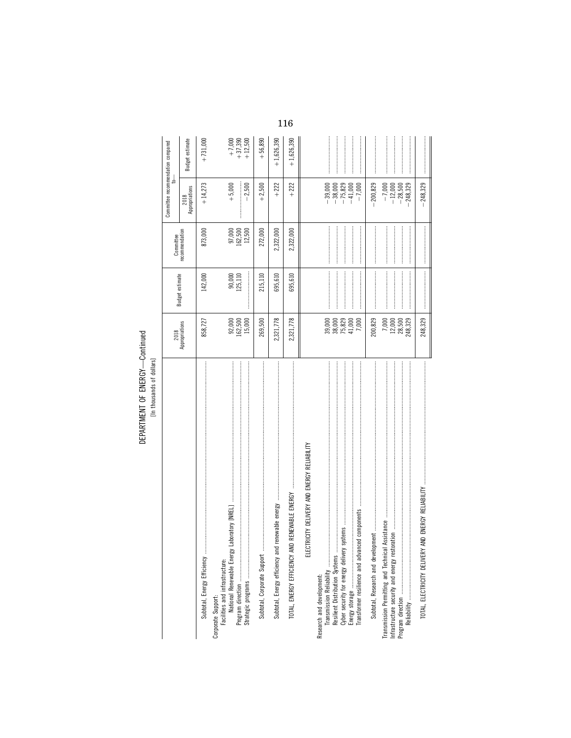DEPARTMENT OF ENERGY—Continued

[In thousands of dollars]

| | 2018 Appropriations | Budget estimate | Committee recommendation | Committee recommendation compared to— | |
|---|---|---|---|---|---|
| | | | | 2018 Appropriations | Budget estimate |
| Subtotal, Energy Efficiency | 858,727 | 142,000 | 873,000 | +14,273 | +731,000 |
| Corporate Support: | | | | | |
| Facilities and infrastructure: | | | | | |
| National Renewable Energy Laboratory [NREL] | 92,000 | 90,000 | 97,000 | +5,000 | +7,000 |
| Program direction | 162,500 | 125,110 | 162,500 | | +37,390 |
| Strategic programs | 15,000 | | 12,500 | −2,500 | +12,500 |
| Subtotal, Corporate Support | 269,500 | 215,110 | 272,000 | +2,500 | +56,890 |
| Subtotal, Energy efficiency and renewable energy | 2,321,778 | 695,610 | 2,322,000 | +222 | +1,626,390 |
| TOTAL, ENERGY EFFICIENCY AND RENEWABLE ENERGY | 2,321,778 | 695,610 | 2,322,000 | +222 | +1,626,390 |
| ELECTRICITY DELIVERY AND ENERGY RELIABILITY | | | | | |
| Research and development: | | | | | |
| Transmission Reliability | 39,000 | | | −39,000 | |
| Resilient Distribution Systems | 38,000 | | | −38,000 | |
| Cyber security for energy delivery systems | 75,829 | | | −75,829 | |
| Energy storage | 41,000 | | | −41,000 | |
| Transformer resilience and advanced components | 7,000 | | | −7,000 | |
| Subtotal, Research and development | 200,829 | | | −200,829 | |
| Transmission Permitting and Technical Assistance | 7,000 | | | −7,000 | |
| Infrastructure security and energy restoration | 12,000 | | | −12,000 | |
| Program direction | 28,500 | | | −28,500 | |
| Reliability | 248,329 | | | −248,329 | |
| TOTAL, ELECTRICITY DELIVERY AND ENERGY RELIABILITY | 248,329 | | | −248,329 | |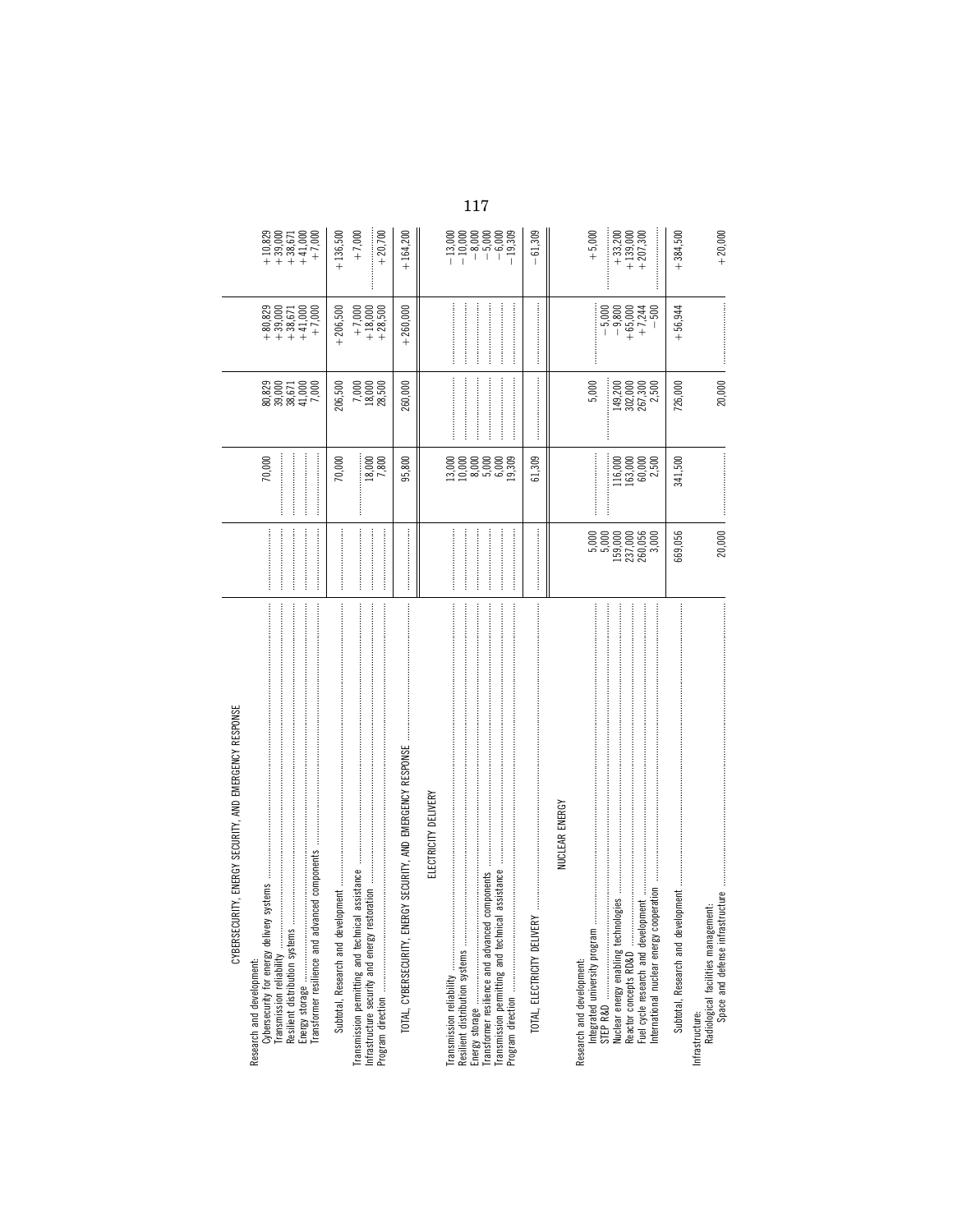| | | | | | |
|---|---|---|---|---|---|
| **CYBERSECURITY, ENERGY SECURITY, AND EMERGENCY RESPONSE** | | | | | |
| Research and development: | | | | | |
| Cybersecurity for energy delivery systems | | 70,000 | 80,829 | +80,829 | +10,829 |
| Transmission reliability | | | 39,000 | +39,000 | +39,000 |
| Resilient distribution systems | | | 38,671 | +38,671 | +38,671 |
| Energy storage | | | 41,000 | +41,000 | +41,000 |
| Transformer resilience and advanced components | | | 7,000 | +7,000 | +7,000 |
| Subtotal, Research and development | | 70,000 | 206,500 | +206,500 | +136,500 |
| Transmission permitting and technical assistance | | | 7,000 | +7,000 | +7,000 |
| Infrastructure security and energy restoration | | 18,000 | 18,000 | +18,000 | |
| Program direction | | 7,800 | 28,500 | +28,500 | +20,700 |
| TOTAL, CYBERSECURITY, ENERGY SECURITY, AND EMERGENCY RESPONSE | | 95,800 | 260,000 | +260,000 | +164,200 |
| **ELECTRICITY DELIVERY** | | | | | |
| Transmission reliability | | 13,000 | | | −13,000 |
| Resilient distribution systems | | 10,000 | | | −10,000 |
| Energy storage | | 8,000 | | | −8,000 |
| Transformer resilience and advanced components | | 5,000 | | | −5,000 |
| Transmission permitting and technical assistance | | 6,000 | | | −6,000 |
| Program direction | | 19,309 | | | −19,309 |
| TOTAL, ELECTRICITY DELIVERY | | 61,309 | | | −61,309 |
| **NUCLEAR ENERGY** | | | | | |
| Research and development: | | | | | |
| Integrated university program | 5,000 | | 5,000 | | +5,000 |
| STEP R&D | 5,000 | | | −5,000 | |
| Nuclear energy enabling technologies | 159,000 | 116,000 | 149,200 | −9,800 | +33,200 |
| Reactor concepts RD&D | 237,000 | 163,000 | 302,000 | +65,000 | +139,000 |
| Fuel cycle research and development | 260,056 | 60,000 | 267,300 | +7,244 | +207,300 |
| International nuclear energy cooperation | 3,000 | 2,500 | 2,500 | −500 | |
| Subtotal, Research and development | 669,056 | 341,500 | 726,000 | +56,944 | +384,500 |
| Infrastructure: | | | | | |
| Radiological facilities management: | | | | | |
| Space and defense infrastructure | 20,000 | | 20,000 | | +20,000 |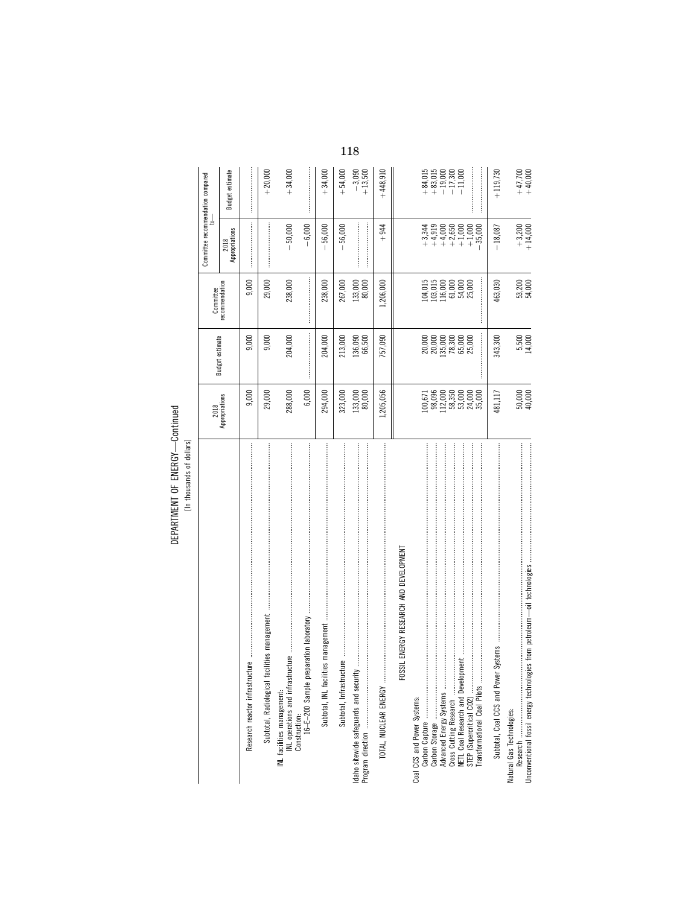# DEPARTMENT OF ENERGY—Continued

[In thousands of dollars]

| | 2018 Appropriations | Budget estimate | Committee recommendation | Committee recommendation compared to— | |
|---|---|---|---|---|---|
| | | | | 2018 Appropriations | Budget estimate |
| Research reactor infrastructure | 9,000 | 9,000 | 9,000 | | |
| Subtotal, Radiological facilities management | 29,000 | 9,000 | 29,000 | | +20,000 |
| INL facilities management: | | | | | |
| INL operations and infrastructure | 288,000 | 204,000 | 238,000 | −50,000 | +34,000 |
| Construction: | | | | | |
| 16–E–200 Sample preparation laboratory | 6,000 | | | −6,000 | |
| Subtotal, INL facilities management | 294,000 | 204,000 | 238,000 | −56,000 | +34,000 |
| Subtotal, Infrastructure | 323,000 | 213,000 | 267,000 | −56,000 | +54,000 |
| Idaho sitewide safeguards and security | 133,000 | 136,090 | 133,000 | | −3,090 |
| Program direction | 80,000 | 66,500 | 80,000 | | +13,500 |
| TOTAL, NUCLEAR ENERGY | 1,205,056 | 757,090 | 1,206,000 | +944 | +448,910 |
| FOSSIL ENERGY RESEARCH AND DEVELOPMENT | | | | | |
| Coal CCS and Power Systems: | | | | | |
| Carbon Capture | 100,671 | 20,000 | 104,015 | +3,344 | +84,015 |
| Carbon Storage | 98,096 | 20,000 | 103,015 | +4,919 | +83,015 |
| Advanced Energy Systems | 112,000 | 135,000 | 116,000 | +4,000 | −19,000 |
| Cross Cutting Research | 58,350 | 78,300 | 61,000 | +2,650 | −17,300 |
| NETL Coal Research and Development | 53,000 | 65,000 | 54,000 | +1,000 | −11,000 |
| STEP (Supercritical CO2) | 24,000 | 25,000 | 25,000 | +1,000 | |
| Transformational Coal Pilots | 35,000 | | | −35,000 | |
| Subtotal, Coal CCS and Power Systems | 481,117 | 343,300 | 463,030 | −18,087 | +119,730 |
| Natural Gas Technologies: | | | | | |
| Research | 50,000 | 5,500 | 53,200 | +3,200 | +47,700 |
| Unconventional fossil energy technologies from petroleum—oil technologies | 40,000 | 14,000 | 54,000 | +14,000 | +40,000 |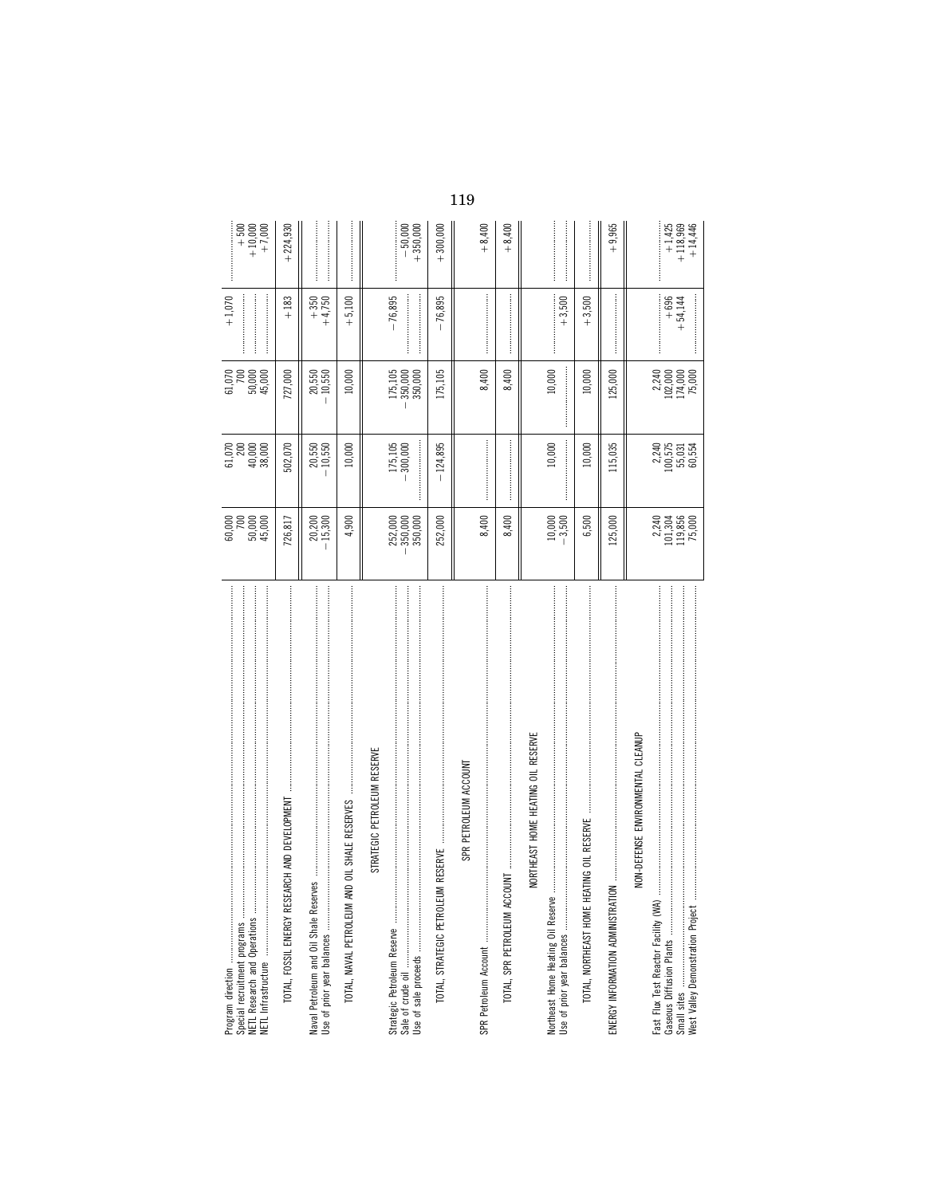| | | | | | |
|---|---|---|---|---|---|
| Program direction | 60,000 | 61,070 | 61,070 | +1,070 | |
| Special recruitment programs | 700 | 200 | 700 | | +500 |
| NETL Research and Operations | 50,000 | 40,000 | 50,000 | | +10,000 |
| NETL Infrastructure | 45,000 | 38,000 | 45,000 | | +7,000 |
| TOTAL, FOSSIL ENERGY RESEARCH AND DEVELOPMENT | 726,817 | 502,070 | 727,000 | +183 | +224,930 |
| Naval Petroleum and Oil Shale Reserves | 20,200 | 20,550 | 20,550 | +350 | |
| Use of prior year balances | −15,300 | −10,550 | −10,550 | +4,750 | |
| TOTAL, NAVAL PETROLEUM AND OIL SHALE RESERVES | 4,900 | 10,000 | 10,000 | +5,100 | |
| STRATEGIC PETROLEUM RESERVE | | | | | |
| Strategic Petroleum Reserve | 252,000 | 175,105 | 175,105 | −76,895 | |
| Sale of crude oil | −350,000 | −300,000 | −350,000 | | −50,000 |
| Use of sale proceeds | 350,000 | | 350,000 | | +350,000 |
| TOTAL, STRATEGIC PETROLEUM RESERVE | 252,000 | −124,895 | 175,105 | −76,895 | +300,000 |
| SPR PETROLEUM ACCOUNT | | | | | |
| SPR Petroleum Account | 8,400 | | 8,400 | | +8,400 |
| TOTAL, SPR PETROLEUM ACCOUNT | 8,400 | | 8,400 | | +8,400 |
| NORTHEAST HOME HEATING OIL RESERVE | | | | | |
| Northeast Home Heating Oil Reserve | 10,000 | 10,000 | 10,000 | | |
| Use of prior year balances | −3,500 | | | +3,500 | |
| TOTAL, NORTHEAST HOME HEATING OIL RESERVE | 6,500 | 10,000 | 10,000 | +3,500 | |
| ENERGY INFORMATION ADMINISTRATION | 125,000 | 115,035 | 125,000 | | +9,965 |
| NON-DEFENSE ENVIRONMENTAL CLEANUP | | | | | |
| Fast Flux Test Reactor Facility (WA) | 2,240 | 2,240 | 2,240 | | |
| Gaseous Diffusion Plants | 101,304 | 100,575 | 102,000 | +696 | +1,425 |
| Small sites | 119,856 | 55,031 | 174,000 | +54,144 | +118,969 |
| West Valley Demonstration Project | 75,000 | 60,554 | 75,000 | | +14,446 |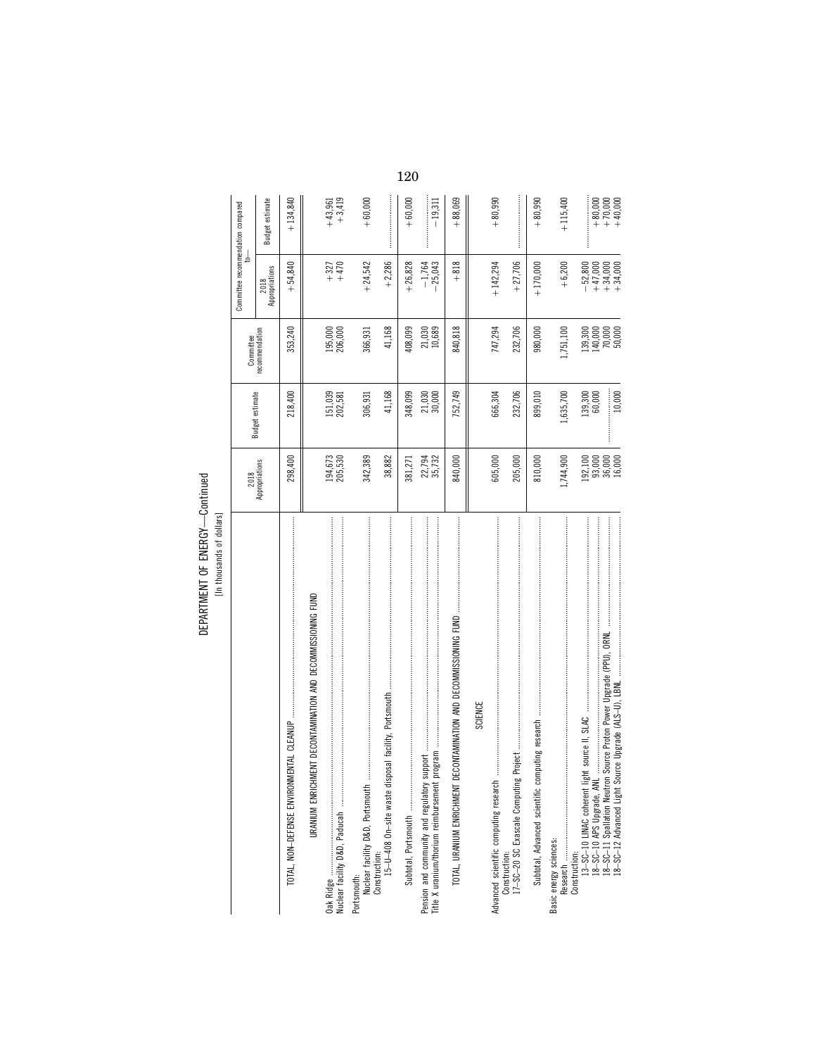DEPARTMENT OF ENERGY—Continued

[In thousands of dollars]

| | 2018 Appropriations | Budget estimate | Committee recommendation | Committee recommendation compared to— | |
|---|---|---|---|---|---|
| | | | | 2018 Appropriations | Budget estimate |
| TOTAL, NON-DEFENSE ENVIRONMENTAL CLEANUP | 298,400 | 218,400 | 353,240 | +54,840 | +134,840 |
| URANIUM ENRICHMENT DECONTAMINATION AND DECOMMISSIONING FUND | | | | | |
| Oak Ridge | 194,673 | 151,039 | 195,000 | +327 | +43,961 |
| Nuclear facility D&D, Paducah | 205,530 | 202,581 | 206,000 | +470 | +3,419 |
| Portsmouth: | | | | | |
| Nuclear facility D&D, Portsmouth | 342,389 | 306,931 | 366,931 | +24,542 | +60,000 |
| Construction: | | | | | |
| 15–U–408 On-site waste disposal facility, Portsmouth | 38,882 | 41,168 | 41,168 | +2,286 | |
| Subtotal, Portsmouth | 381,271 | 348,099 | 408,099 | +26,828 | +60,000 |
| Pension and community and regulatory support | 22,794 | 21,030 | 21,030 | −1,764 | |
| Title X uranium/thorium reimbursement program | 35,732 | 30,000 | 10,689 | −25,043 | −19,311 |
| TOTAL, URANIUM ENRICHMENT DECONTAMINATION AND DECOMMISSIONING FUND | 840,000 | 752,749 | 840,818 | +818 | +88,069 |
| SCIENCE | | | | | |
| Advanced scientific computing research | 605,000 | 666,304 | 747,294 | +142,294 | +80,990 |
| Construction: | | | | | |
| 17–SC–20 SC Exascale Computing Project | 205,000 | 232,706 | 232,706 | +27,706 | |
| Subtotal, Advanced scientific computing research | 810,000 | 899,010 | 980,000 | +170,000 | +80,990 |
| Basic energy sciences: | | | | | |
| Research | 1,744,900 | 1,635,700 | 1,751,100 | +6,200 | +115,400 |
| Construction: | | | | | |
| 13–SC–10 LINAC coherent light source II, SLAC | 192,100 | 139,300 | 139,300 | −52,800 | |
| 18–SC–10 APS Upgrade, ANL | 93,000 | 60,000 | 140,000 | +47,000 | +80,000 |
| 18–SC–11 Spallation Neutron Source Proton Power Upgrade (PPU), ORNL | 36,000 | | 70,000 | +34,000 | +70,000 |
| 18–SC–12 Advanced Light Source Upgrade (ALS–U), LBNL | 16,000 | 10,000 | 50,000 | +34,000 | +40,000 |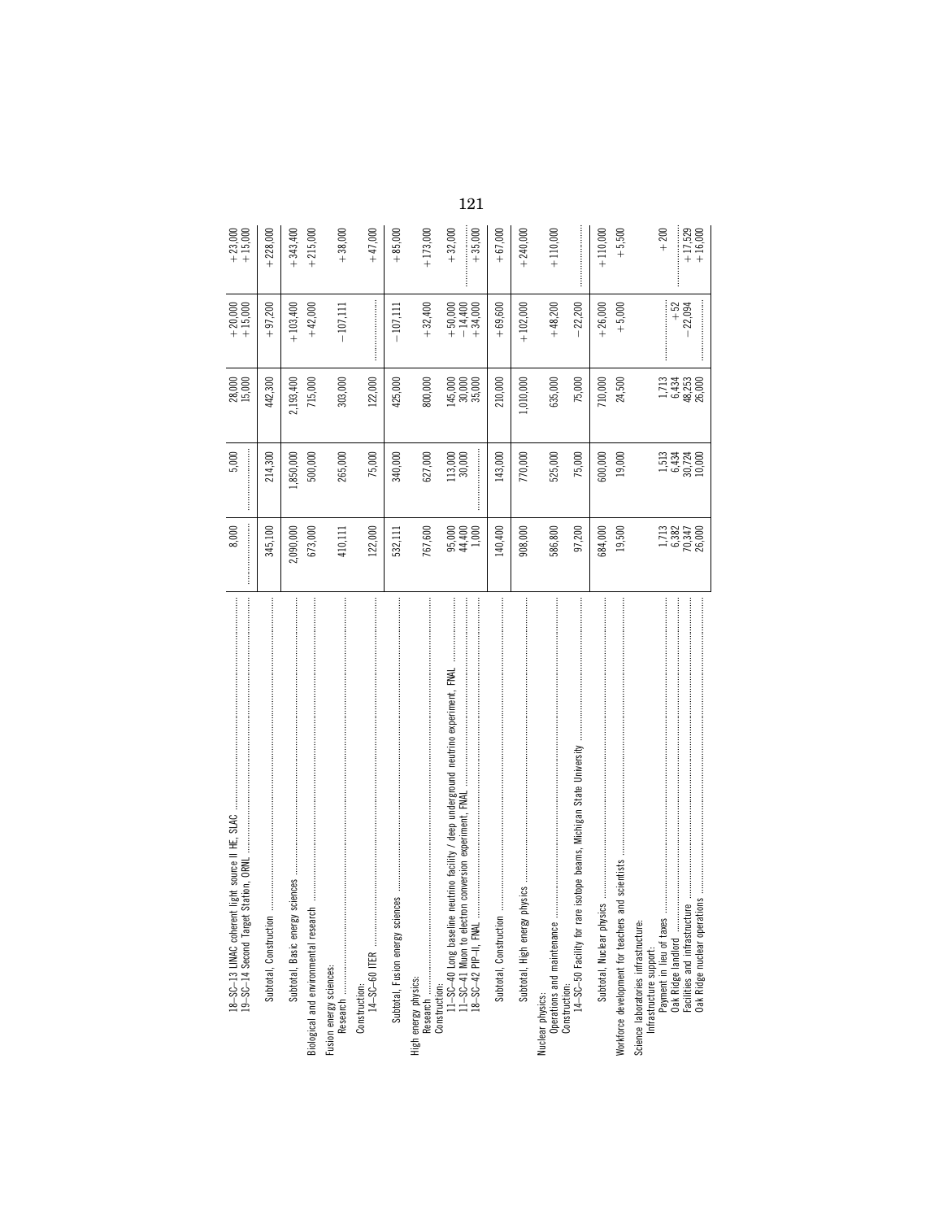| | | | | | |
|---|---|---|---|---|---|
| 18–SC–13 LINAC coherent light source II HE, SLAC | 8,000 | 5,000 | 28,000 | +20,000 | +23,000 |
| 19–SC–14 Second Target Station, ORNL | | | 15,000 | +15,000 | +15,000 |
| Subtotal, Construction | 345,100 | 214,300 | 442,300 | +97,200 | +228,000 |
| Subtotal, Basic energy sciences | 2,090,000 | 1,850,000 | 2,193,400 | +103,400 | +343,400 |
| Biological and environmental research | 673,000 | 500,000 | 715,000 | +42,000 | +215,000 |
| Fusion energy sciences: | | | | | |
| Research | 410,111 | 265,000 | 303,000 | −107,111 | +38,000 |
| Construction: | | | | | |
| 14–SC–60 ITER | 122,000 | 75,000 | 122,000 | | +47,000 |
| Subtotal, Fusion energy sciences | 532,111 | 340,000 | 425,000 | −107,111 | +85,000 |
| High energy physics: | | | | | |
| Research | 767,600 | 627,000 | 800,000 | +32,400 | +173,000 |
| Construction: | | | | | |
| 11–SC–40 Long baseline neutrino facility / deep underground neutrino experiment, FNAL | 95,000 | 113,000 | 145,000 | +50,000 | +32,000 |
| 11–SC–41 Muon to electron conversion experiment, FNAL | 44,400 | 30,000 | 30,000 | −14,400 | |
| 18–SC–42 PIP–II, FNAL | 1,000 | | 35,000 | +34,000 | +35,000 |
| Subtotal, Construction | 140,400 | 143,000 | 210,000 | +69,600 | +67,000 |
| Subtotal, High energy physics | 908,000 | 770,000 | 1,010,000 | +102,000 | +240,000 |
| Nuclear physics: | | | | | |
| Operations and maintenance | 586,800 | 525,000 | 635,000 | +48,200 | +110,000 |
| Construction: | | | | | |
| 14–SC–50 Facility for rare isotope beams, Michigan State University | 97,200 | 75,000 | 75,000 | −22,200 | |
| Subtotal, Nuclear physics | 684,000 | 600,000 | 710,000 | +26,000 | +110,000 |
| Workforce development for teachers and scientists | 19,500 | 19,000 | 24,500 | +5,000 | +5,500 |
| Science laboratories infrastructure: | | | | | |
| Infrastructure support: | | | | | |
| Payment in lieu of taxes | 1,713 | 1,513 | 1,713 | | +200 |
| Oak Ridge landlord | 6,382 | 6,434 | 6,434 | +52 | |
| Facilities and infrastructure | 70,347 | 30,724 | 48,253 | −22,094 | +17,529 |
| Oak Ridge nuclear operations | 26,000 | 10,000 | 26,000 | | +16,000 |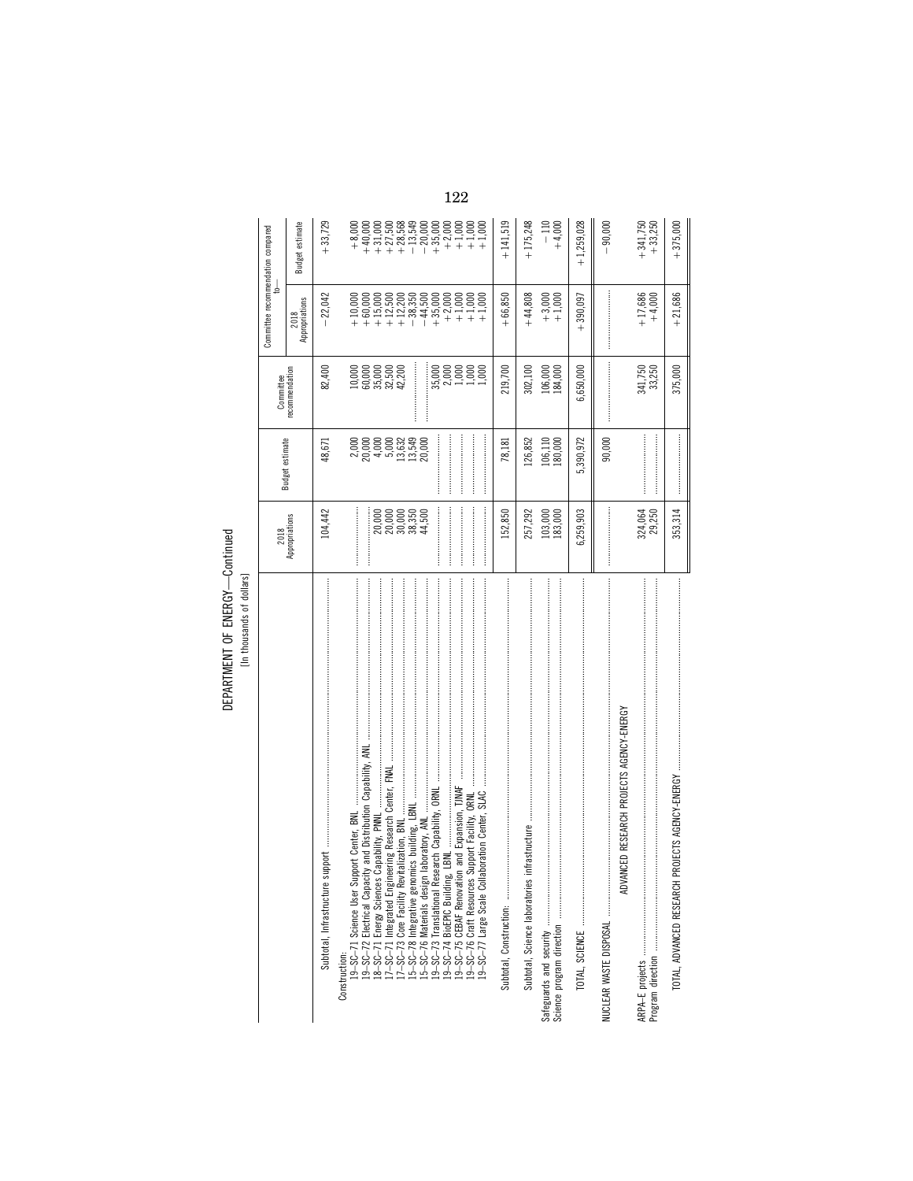DEPARTMENT OF ENERGY—Continued

[In thousands of dollars]

| | 2018 Appropriations | Budget estimate | Committee recommendation | Committee recommendation compared to— | |
|---|---|---|---|---|---|
| | | | | 2018 Appropriations | Budget estimate |
| Subtotal, Infrastructure support | 104,442 | 48,671 | 82,400 | −22,042 | +33,729 |
| Construction: | | | | | |
| 19–SC–71 Science User Support Center, BNL | | 2,000 | 10,000 | +10,000 | +8,000 |
| 19–SC–72 Electrical Capacity and Distribution Capability, ANL | | 20,000 | 60,000 | +60,000 | +40,000 |
| 18–SC–71 Energy Sciences Capability, PNNL | 20,000 | 4,000 | 35,000 | +15,000 | +31,000 |
| 17–SC–71 Integrated Engineering Research Center, FNAL | 20,000 | 5,000 | 32,500 | +12,500 | +27,500 |
| 17–SC–73 Core Facility Revitalization, BNL | 30,000 | 13,632 | 42,200 | +12,200 | +28,568 |
| 15–SC–78 Integrative genomics building, LBNL | 38,350 | 13,549 | | −38,350 | −13,549 |
| 15–SC–76 Materials design laboratory, ANL | 44,500 | 20,000 | | −44,500 | −20,000 |
| 19–SC–73 Translational Research Capability, ORNL | | | 35,000 | +35,000 | +35,000 |
| 19–SC–74 BioEPIC Building, LBNL | | | 2,000 | +2,000 | +2,000 |
| 19–SC–75 CEBAF Renovation and Expansion, TJNAF | | | 1,000 | +1,000 | +1,000 |
| 19–SC–76 Craft Resources Support Facility, ORNL | | | 1,000 | +1,000 | +1,000 |
| 19–SC–77 Large Scale Collaboration Center, SLAC | | | 1,000 | +1,000 | +1,000 |
| Subtotal, Construction: | 152,850 | 78,181 | 219,700 | +66,850 | +141,519 |
| Subtotal, Science laboratories infrastructure | 257,292 | 126,852 | 302,100 | +44,808 | +175,248 |
| Safeguards and security | 103,000 | 106,110 | 106,000 | +3,000 | −110 |
| Science program direction | 183,000 | 180,000 | 184,000 | +1,000 | +4,000 |
| TOTAL, SCIENCE | 6,259,903 | 5,390,972 | 6,650,000 | +390,097 | +1,259,028 |
| NUCLEAR WASTE DISPOSAL | | 90,000 | | | −90,000 |
| ADVANCED RESEARCH PROJECTS AGENCY-ENERGY | | | | | |
| ARPA–E projects | 324,064 | | 341,750 | +17,686 | +341,750 |
| Program direction | 29,250 | | 33,250 | +4,000 | +33,250 |
| TOTAL, ADVANCED RESEARCH PROJECTS AGENCY-ENERGY | 353,314 | | 375,000 | +21,686 | +375,000 |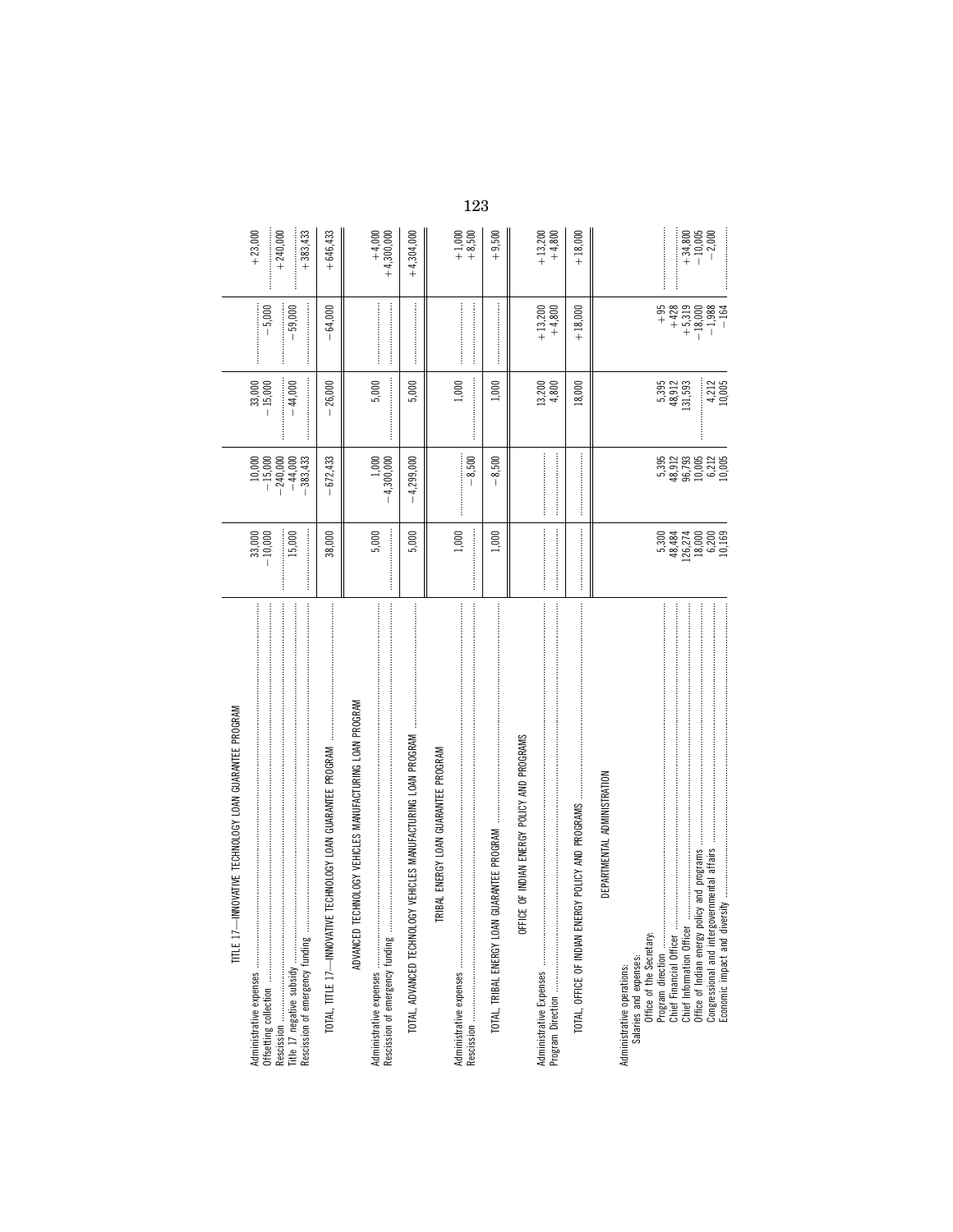| Item | | | | | |
|---|---|---|---|---|---|
| **TITLE 17—INNOVATIVE TECHNOLOGY LOAN GUARANTEE PROGRAM** | | | | | |
| Administrative expenses | 33,000 | 10,000 | 33,000 | | +23,000 |
| Offsetting collection | −10,000 | −15,000 | −15,000 | −5,000 | |
| Rescission | | −240,000 | | | +240,000 |
| Title 17 negative subsidy | 15,000 | −44,000 | −44,000 | −59,000 | |
| Rescission of emergency funding | | −383,433 | | | +383,433 |
| TOTAL, TITLE 17—INNOVATIVE TECHNOLOGY LOAN GUARANTEE PROGRAM | 38,000 | −672,433 | −26,000 | −64,000 | +646,433 |
| **ADVANCED TECHNOLOGY VEHICLES MANUFACTURING LOAN PROGRAM** | | | | | |
| Administrative expenses | 5,000 | 1,000 | 5,000 | | +4,000 |
| Rescission of emergency funding | | −4,300,000 | | | +4,300,000 |
| TOTAL, ADVANCED TECHNOLOGY VEHICLES MANUFACTURING LOAN PROGRAM | 5,000 | −4,299,000 | 5,000 | | +4,304,000 |
| **TRIBAL ENERGY LOAN GUARANTEE PROGRAM** | | | | | |
| Administrative expenses | 1,000 | | 1,000 | | +1,000 |
| Rescission | | −8,500 | | | +8,500 |
| TOTAL, TRIBAL ENERGY LOAN GUARANTEE PROGRAM | 1,000 | −8,500 | 1,000 | | +9,500 |
| **OFFICE OF INDIAN ENERGY POLICY AND PROGRAMS** | | | | | |
| Administrative Expenses | | | 13,200 | +13,200 | +13,200 |
| Program Direction | | | 4,800 | +4,800 | +4,800 |
| TOTAL, OFFICE OF INDIAN ENERGY POLICY AND PROGRAMS | | | 18,000 | +18,000 | +18,000 |
| **DEPARTMENTAL ADMINISTRATION** | | | | | |
| Administrative operations: | | | | | |
| Salaries and expenses: | | | | | |
| Office of the Secretary: | | | | | |
| Program direction | 5,300 | 5,395 | 5,395 | +95 | |
| Chief Financial Officer | 48,484 | 48,912 | 48,912 | +428 | |
| Chief Information Officer | 126,274 | 96,793 | 131,593 | +5,319 | +34,800 |
| Office of Indian energy policy and programs | 18,000 | 10,005 | | −18,000 | −10,005 |
| Congressional and intergovernmental affairs | 6,200 | 6,212 | 4,212 | −1,988 | −2,000 |
| Economic impact and diversity | 10,169 | 10,005 | 10,005 | −164 | |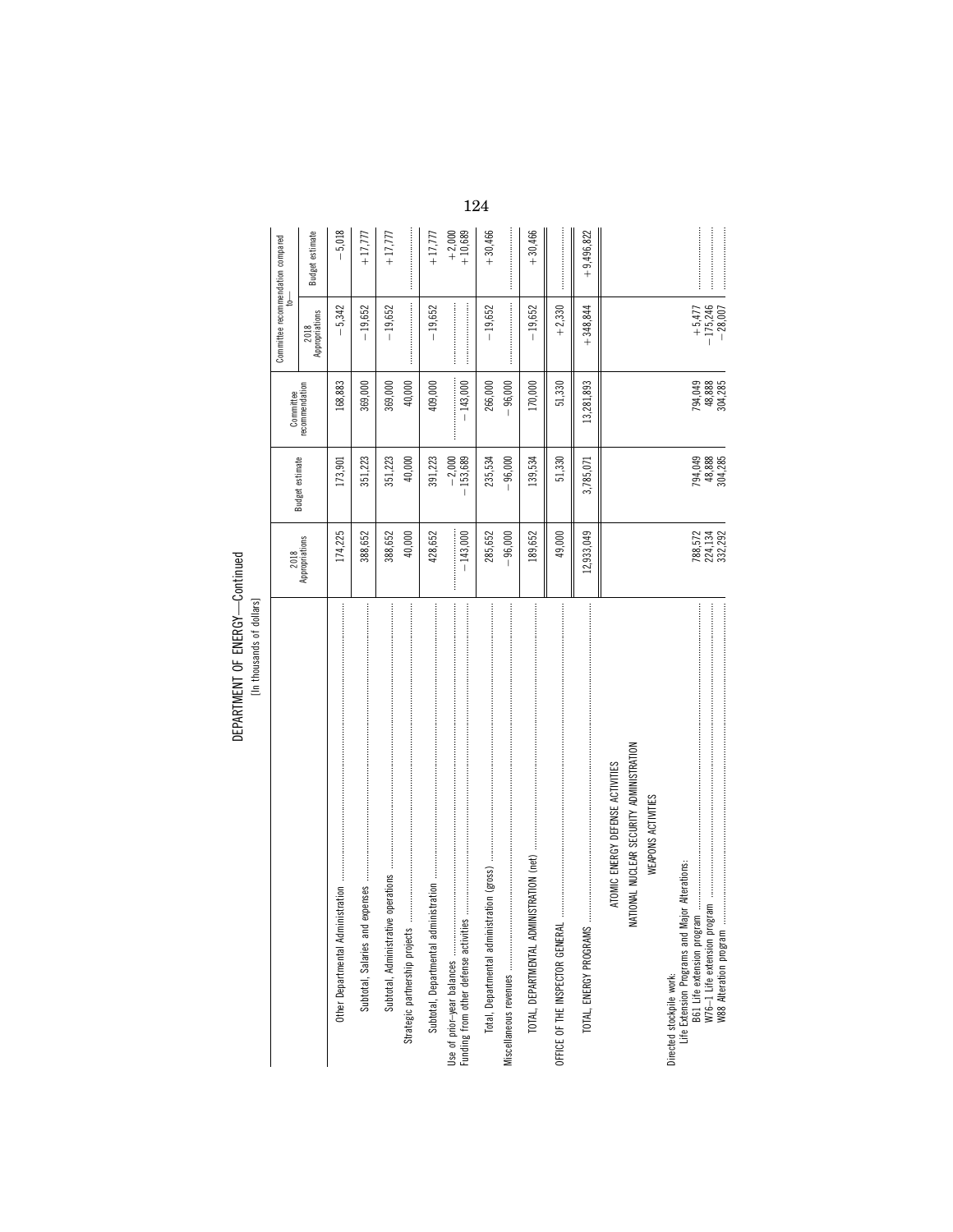DEPARTMENT OF ENERGY—Continued

[In thousands of dollars]

| | 2018 Appropriations | Budget estimate | Committee recommendation | Committee recommendation compared to— | |
|---|---|---|---|---|---|
| | | | | 2018 Appropriations | Budget estimate |
| Other Departmental Administration | 174,225 | 173,901 | 168,883 | −5,342 | −5,018 |
| Subtotal, Salaries and expenses | 388,652 | 351,223 | 369,000 | −19,652 | +17,777 |
| Subtotal, Administrative operations | 388,652 | 351,223 | 369,000 | −19,652 | +17,777 |
| Strategic partnership projects | 40,000 | 40,000 | 40,000 | | |
| Subtotal, Departmental administration | 428,652 | 391,223 | 409,000 | −19,652 | +17,777 |
| Use of prior-year balances | | −2,000 | | | +2,000 |
| Funding from other defense activities | −143,000 | −153,689 | −143,000 | | +10,689 |
| Total, Departmental administration (gross) | 285,652 | 235,534 | 266,000 | −19,652 | +30,466 |
| Miscellaneous revenues | −96,000 | −96,000 | −96,000 | | |
| TOTAL, DEPARTMENTAL ADMINISTRATION (net) | 189,652 | 139,534 | 170,000 | −19,652 | +30,466 |
| OFFICE OF THE INSPECTOR GENERAL | 49,000 | 51,330 | 51,330 | +2,330 | |
| TOTAL, ENERGY PROGRAMS | 12,933,049 | 3,785,071 | 13,281,893 | +348,844 | +9,496,822 |
| ATOMIC ENERGY DEFENSE ACTIVITIES | | | | | |
| NATIONAL NUCLEAR SECURITY ADMINISTRATION | | | | | |
| WEAPONS ACTIVITIES | | | | | |
| Directed stockpile work: | | | | | |
| Life Extension Programs and Major Alterations: | | | | | |
| B61 Life extension program | 788,572 | 794,049 | 794,049 | +5,477 | |
| W76–1 Life extension program | 224,134 | 48,888 | 48,888 | −175,246 | |
| W88 Alteration program | 332,292 | 304,285 | 304,285 | −28,007 | |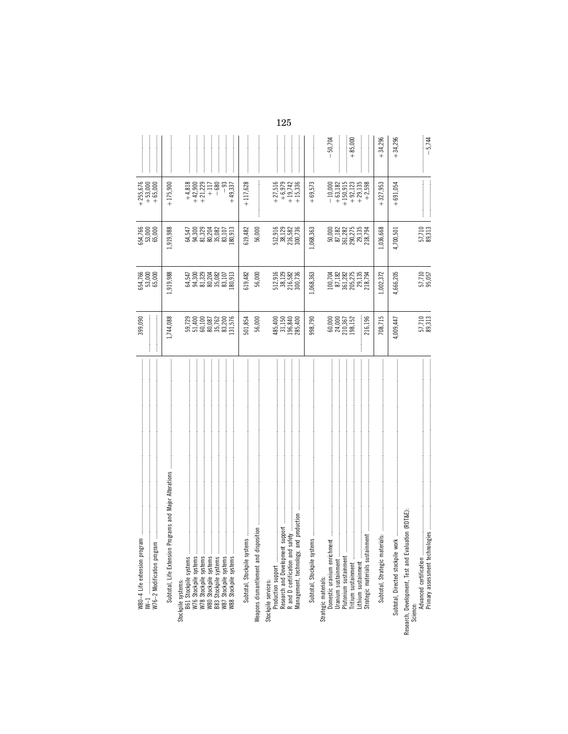| Item | | | | | |
|---|---|---|---|---|---|
| W80–4 Life extension program | 399,090 | 654,766 | 654,766 | +255,676 | |
| IW–1 | | 53,000 | 53,000 | +53,000 | |
| W76–2 Modification program | | 65,000 | 65,000 | +65,000 | |
| Subtotal, Life Extension Programs and Major Alterations | 1,744,088 | 1,919,988 | 1,919,988 | +175,900 | |
| Stockpile systems: | | | | | |
| B61 Stockpile systems | 59,729 | 64,547 | 64,547 | +4,818 | |
| W76 Stockpile systems | 51,400 | 94,300 | 94,300 | +42,900 | |
| W78 Stockpile systems | 60,100 | 81,329 | 81,329 | +21,229 | |
| W80 Stockpile systems | 80,087 | 80,204 | 80,204 | +117 | |
| B83 Stockpile systems | 35,762 | 35,082 | 35,082 | −680 | |
| W87 Stockpile systems | 83,200 | 83,107 | 83,107 | −93 | |
| W88 Stockpile systems | 131,576 | 180,913 | 180,913 | +49,337 | |
| Subtotal, Stockpile systems | 501,854 | 619,482 | 619,482 | +117,628 | |
| Weapons dismantlement and disposition | 56,000 | 56,000 | 56,000 | | |
| Stockpile services: | | | | | |
| Production support | 485,400 | 512,916 | 512,916 | +27,516 | |
| Research and Development support | 31,150 | 38,129 | 38,129 | +6,979 | |
| R and D certification and safety | 196,840 | 216,582 | 216,582 | +19,742 | |
| Management, technology, and production | 285,400 | 300,736 | 300,736 | +15,336 | |
| Subtotal, Stockpile systems | 998,790 | 1,068,363 | 1,068,363 | +69,573 | |
| Strategic materials: | | | | | |
| Domestic uranium enrichment | 60,000 | 100,704 | 50,000 | −10,000 | −50,704 |
| Uranium sustainment | 24,000 | 87,182 | 87,182 | +63,182 | |
| Plutonium sustainment | 210,367 | 361,282 | 361,282 | +150,915 | |
| Tritium sustainment | 198,152 | 205,275 | 290,275 | +92,123 | +85,000 |
| Lithium sustainment | | 29,135 | 29,135 | +29,135 | |
| Strategic materials sustainment | 216,196 | 218,794 | 218,794 | +2,598 | |
| Subtotal, Strategic materials | 708,715 | 1,002,372 | 1,036,668 | +327,953 | +34,296 |
| Subtotal, Directed stockpile work | 4,009,447 | 4,666,205 | 4,700,501 | +691,054 | +34,296 |
| Research, Development, Test and Evaluation (RDT&E): | | | | | |
| Science: | | | | | |
| Advanced certification | 57,710 | 57,710 | 57,710 | | |
| Primary assessment technologies | 89,313 | 95,057 | 89,313 | | −5,744 |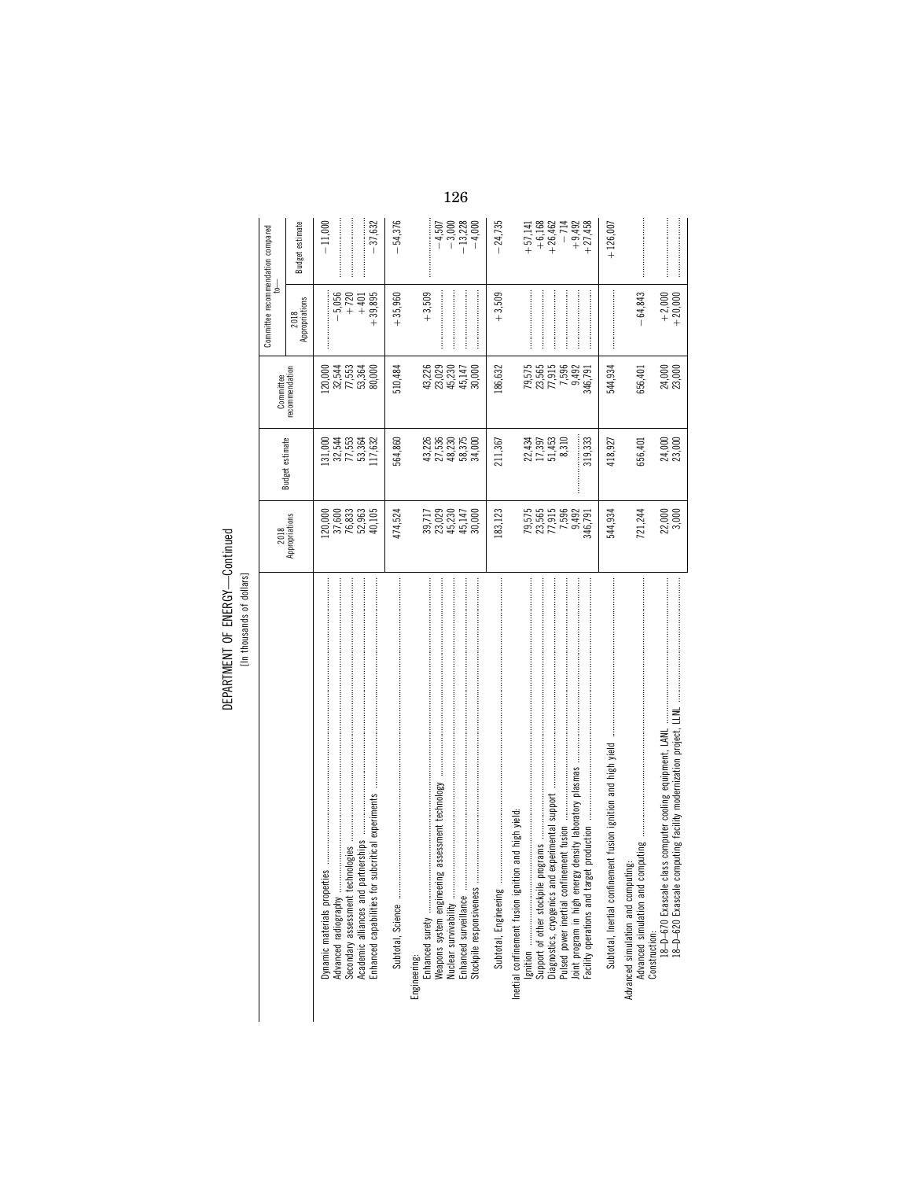DEPARTMENT OF ENERGY—Continued

[In thousands of dollars]

| | 2018 Appropriations | Budget estimate | Committee recommendation | Committee recommendation compared to— | |
|---|---|---|---|---|---|
| | | | | 2018 Appropriations | Budget estimate |
| Dynamic materials properties | 120,000 | 131,000 | 120,000 | | −11,000 |
| Advanced radiography | 37,600 | 32,544 | 32,544 | −5,056 | |
| Secondary assessment technologies | 76,833 | 77,553 | 77,553 | +720 | |
| Academic alliances and partnerships | 52,963 | 53,364 | 53,364 | +401 | |
| Enhanced capabilities for subcritical experiments | 40,105 | 117,632 | 80,000 | +39,895 | −37,632 |
| Subtotal, Science | 474,524 | 564,860 | 510,484 | +35,960 | −54,376 |
| Engineering: | | | | | |
| Enhanced surety | 39,717 | 43,226 | 43,226 | +3,509 | |
| Weapons system engineering assessment technology | 23,029 | 27,536 | 23,029 | | −4,507 |
| Nuclear survivability | 45,230 | 48,230 | 45,230 | | −3,000 |
| Enhanced surveillance | 45,147 | 58,375 | 45,147 | | −13,228 |
| Stockpile responsiveness | 30,000 | 34,000 | 30,000 | | −4,000 |
| Subtotal, Engineering | 183,123 | 211,367 | 186,632 | +3,509 | −24,735 |
| Inertial confinement fusion ignition and high yield: | | | | | |
| Ignition | 79,575 | 22,434 | 79,575 | | +57,141 |
| Support of other stockpile programs | 23,565 | 17,397 | 23,565 | | +6,168 |
| Diagnostics, cryogenics and experimental support | 77,915 | 51,453 | 77,915 | | +26,462 |
| Pulsed power inertial confinement fusion | 7,596 | 8,310 | 7,596 | | −714 |
| Joint program in high energy density laboratory plasmas | 9,492 | | 9,492 | | +9,492 |
| Facility operations and target production | 346,791 | 319,333 | 346,791 | | +27,458 |
| Subtotal, Inertial confinement fusion ignition and high yield | 544,934 | 418,927 | 544,934 | | +126,007 |
| Advanced simulation and computing: | | | | | |
| Advanced simulation and computing | 721,244 | 656,401 | 656,401 | −64,843 | |
| Construction: | | | | | |
| 18–D–670 Exascale class computer cooling equipment, LANL | 22,000 | 24,000 | 24,000 | +2,000 | |
| 18–D–620 Exascale computing facility modernization project, LLNL | 3,000 | 23,000 | 23,000 | +20,000 | |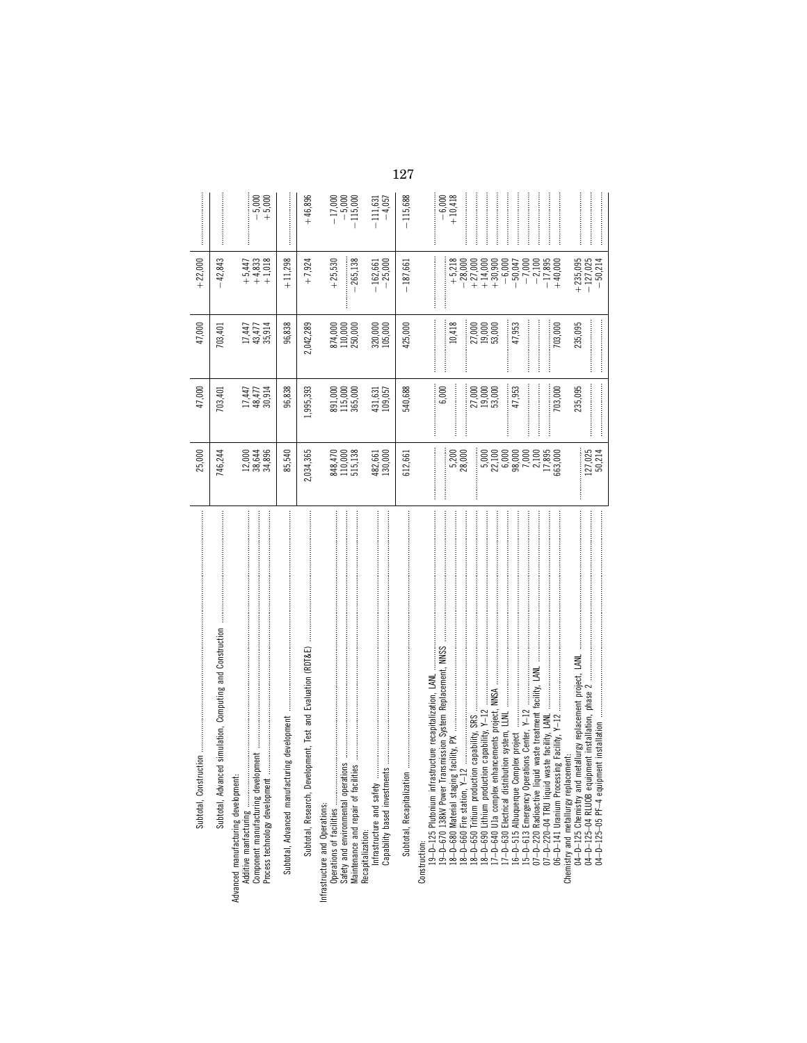| | | | | | |
|---|---|---|---|---|---|
| Subtotal, Construction | 25,000 | 47,000 | 47,000 | +22,000 | |
| Subtotal, Advanced simulation, Computing and Construction | 746,244 | 703,401 | 703,401 | −42,843 | |
| Advanced manufacturing development: | | | | | |
| Additive manufacturing | 12,000 | 17,447 | 17,447 | +5,447 | |
| Component manufacturing development | 38,644 | 48,477 | 43,477 | +4,833 | −5,000 |
| Process technology development | 34,896 | 30,914 | 35,914 | +1,018 | +5,000 |
| Subtotal, Advanced manufacturing development | 85,540 | 96,838 | 96,838 | +11,298 | |
| Subtotal, Research, Development, Test and Evaluation (RDT&E) | 2,034,365 | 1,995,393 | 2,042,289 | +7,924 | +46,896 |
| Infrastructure and Operations: | | | | | |
| Operations of facilities | 848,470 | 891,000 | 874,000 | +25,530 | −17,000 |
| Safety and environmental operations | 110,000 | 115,000 | 110,000 | | −5,000 |
| Maintenance and repair of facilities | 515,138 | 365,000 | 250,000 | −265,138 | −115,000 |
| Recapitalization: | | | | | |
| Infrastructure and safety | 482,661 | 431,631 | 320,000 | −162,661 | −111,631 |
| Capability based investments | 130,000 | 109,057 | 105,000 | −25,000 | −4,057 |
| Subtotal, Recapitalization | 612,661 | 540,688 | 425,000 | −187,661 | −115,688 |
| Construction: | | | | | |
| 19–D–125 Plutonium infrastructure recapitalization, LANL | | | | | |
| 19–D–670 138kV Power Transmission System Replacement, NNSS | | 6,000 | | | −6,000 |
| 18–D–680 Material staging facility, PX | 5,200 | | 10,418 | +5,218 | +10,418 |
| 18–D–660 Fire station, Y–12 | 28,000 | | | −28,000 | |
| 18–D–650 Tritium production capability, SRS | | 27,000 | 27,000 | +27,000 | |
| 18–D–690 Lithium production capability, Y–12 | 5,000 | 19,000 | 19,000 | +14,000 | |
| 17–D–640 U1a complex enhancements project, NNSA | 22,100 | 53,000 | 53,000 | +30,900 | |
| 17–D–630 Electrical distribution system, LLNL | 6,000 | | | −6,000 | |
| 16–D–515 Albuquerque Complex project | 98,000 | 47,953 | 47,953 | −50,047 | |
| 15–D–613 Emergency Operations Center, Y–12 | 7,000 | | | −7,000 | |
| 07–D–220 Radioactive liquid waste treatment facility, LANL | 2,100 | | | −2,100 | |
| 07–D–220–04 TRU liquid waste facility, LANL | 17,895 | | | −17,895 | |
| 06–D–141 Uranium Processing Facility, Y–12 | 663,000 | 703,000 | 703,000 | +40,000 | |
| Chemistry and metallurgy replacement: | | | | | |
| 04–D–125 Chemistry and metallurgy replacement project, LANL | | 235,095 | 235,095 | +235,095 | |
| 04–D–125–04 RLUOB equipment installation, phase 2 | 127,025 | | | −127,025 | |
| 04–D–125–05 PF–4 equipment installation | 50,214 | | | −50,214 | |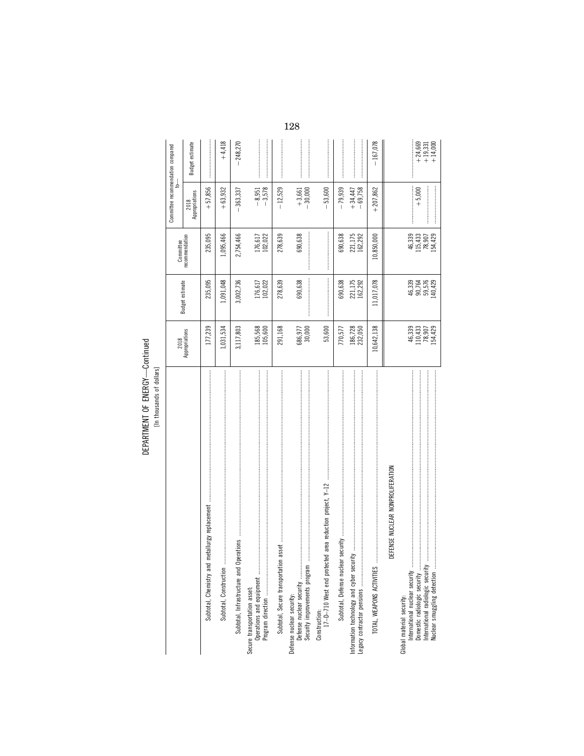# DEPARTMENT OF ENERGY—Continued

[In thousands of dollars]

| | 2018 Appropriations | Budget estimate | Committee recommendation | Committee recommendation compared to— | |
|---|---|---|---|---|---|
| | | | | 2018 Appropriations | Budget estimate |
| Subtotal, Chemistry and metallurgy replacement | 177,239 | 235,095 | 235,095 | +57,856 | |
| Subtotal, Construction | 1,031,534 | 1,091,048 | 1,095,466 | +63,932 | +4,418 |
| Subtotal, Infrastructure and Operations | 3,117,803 | 3,002,736 | 2,754,466 | −363,337 | −248,270 |
| Secure transportation asset: | | | | | |
| Operations and equipment | 185,568 | 176,617 | 176,617 | −8,951 | |
| Program direction | 105,600 | 102,022 | 102,022 | −3,578 | |
| Subtotal, Secure transportation asset | 291,168 | 278,639 | 278,639 | −12,529 | |
| Defense nuclear security: | | | | | |
| Defense nuclear security | 686,977 | 690,638 | 690,638 | +3,661 | |
| Security improvements program | 30,000 | | | −30,000 | |
| Construction: | | | | | |
| 17–D–710 West end protected area reduction project, Y–12 | 53,600 | | | −53,600 | |
| Subtotal, Defense nuclear security | 770,577 | 690,638 | 690,638 | −79,939 | |
| Information technology and cyber security | 186,728 | 221,175 | 221,175 | +34,447 | |
| Legacy contractor pensions | 232,050 | 162,292 | 162,292 | −69,758 | |
| TOTAL, WEAPONS ACTIVITIES | 10,642,138 | 11,017,078 | 10,850,000 | +207,862 | −167,078 |
| DEFENSE NUCLEAR NONPROLIFERATION | | | | | |
| Global material security: | | | | | |
| International nuclear security | 46,339 | 46,339 | 46,339 | | |
| Domestic radiologic security | 110,433 | 90,764 | 115,433 | +5,000 | +24,669 |
| International radiologic security | 78,907 | 59,576 | 78,907 | | +19,331 |
| Nuclear smuggling detection | 154,429 | 140,429 | 154,429 | | +14,000 |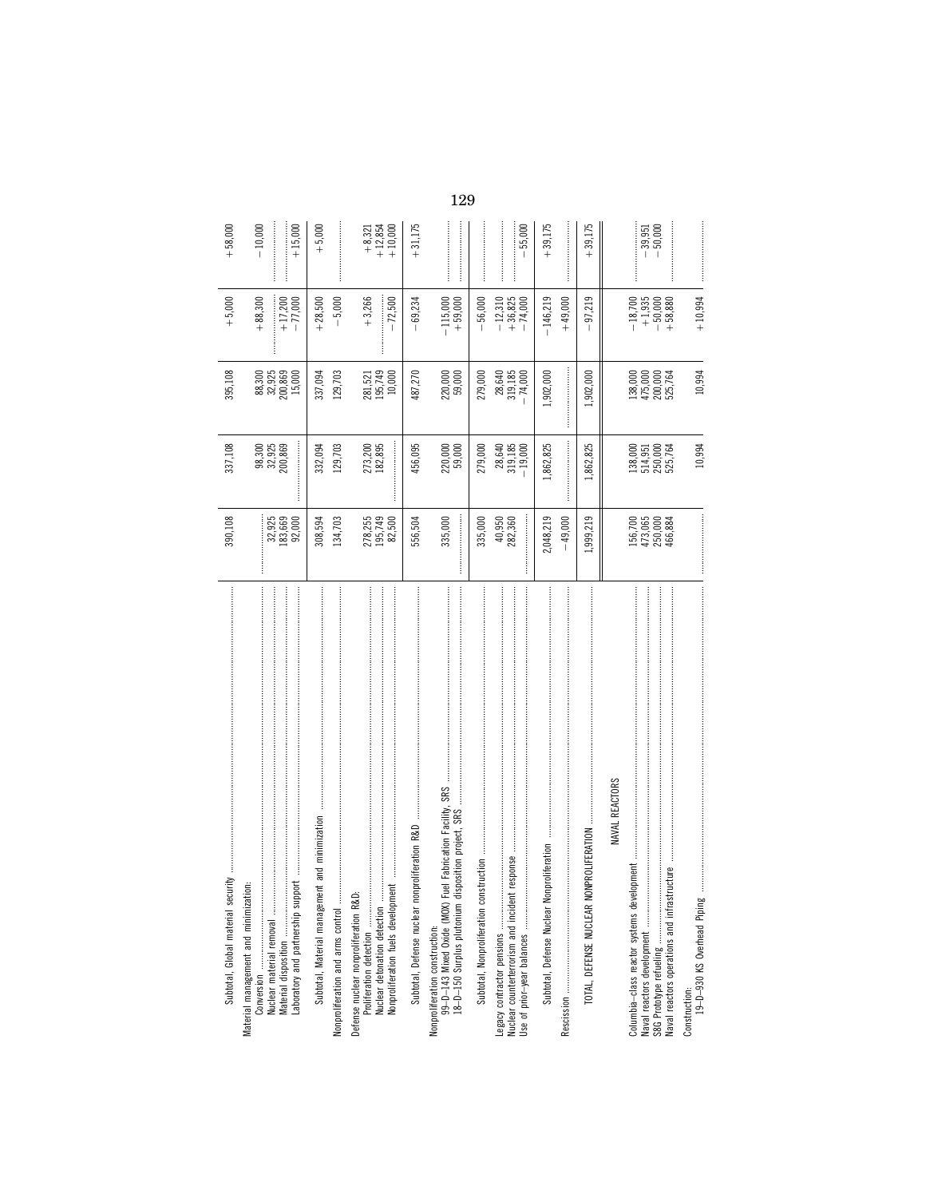| | | | | | |
|---|---|---|---|---|---|
| Subtotal, Global material security | 390,108 | 337,108 | 395,108 | +5,000 | +58,000 |
| Material management and minimization: | | | | | |
| Conversion | | 98,300 | 88,300 | +88,300 | −10,000 |
| Nuclear material removal | 32,925 | 32,925 | 32,925 | | |
| Material disposition | 183,669 | 200,869 | 200,869 | +17,200 | |
| Laboratory and partnership support | 92,000 | | 15,000 | −77,000 | +15,000 |
| Subtotal, Material management and minimization | 308,594 | 332,094 | 337,094 | +28,500 | +5,000 |
| Nonproliferation and arms control | 134,703 | 129,703 | 129,703 | −5,000 | |
| Defense nuclear nonproliferation R&D: | | | | | |
| Proliferation detection | 278,255 | 273,200 | 281,521 | +3,266 | +8,321 |
| Nuclear detonation detection | 195,749 | 182,895 | 195,749 | | +12,854 |
| Nonproliferation fuels development | 82,500 | | 10,000 | −72,500 | +10,000 |
| Subtotal, Defense nuclear nonproliferation R&D | 556,504 | 456,095 | 487,270 | −69,234 | +31,175 |
| Nonproliferation construction: | | | | | |
| 99–D–143 Mixed Oxide (MOX) Fuel Fabrication Facility, SRS | 335,000 | 220,000 | 220,000 | −115,000 | |
| 18–D–150 Surplus plutonium disposition project, SRS | | 59,000 | 59,000 | +59,000 | |
| Subtotal, Nonproliferation construction | 335,000 | 279,000 | 279,000 | −56,000 | |
| Legacy contractor pensions | 40,950 | 28,640 | 28,640 | −12,310 | |
| Nuclear counterterrorism and incident response | 282,360 | 319,185 | 319,185 | +36,825 | |
| Use of prior-year balances | | −19,000 | −74,000 | −74,000 | −55,000 |
| Subtotal, Defense Nuclear Nonproliferation | 2,048,219 | 1,862,825 | 1,902,000 | −146,219 | +39,175 |
| Rescission | −49,000 | | | +49,000 | |
| TOTAL, DEFENSE NUCLEAR NONPROLIFERATION | 1,999,219 | 1,862,825 | 1,902,000 | −97,219 | +39,175 |
| NAVAL REACTORS | | | | | |
| Columbia-class reactor systems development | 156,700 | 138,000 | 138,000 | −18,700 | |
| Naval reactors development | 473,065 | 514,951 | 475,000 | +1,935 | −39,951 |
| S8G Prototype refueling | 250,000 | 250,000 | 200,000 | −50,000 | −50,000 |
| Naval reactors operations and infrastructure | 466,884 | 525,764 | 525,764 | +58,880 | |
| Construction: | | | | | |
| 19–D–930 KS Overhead Piping | | 10,994 | 10,994 | +10,994 | |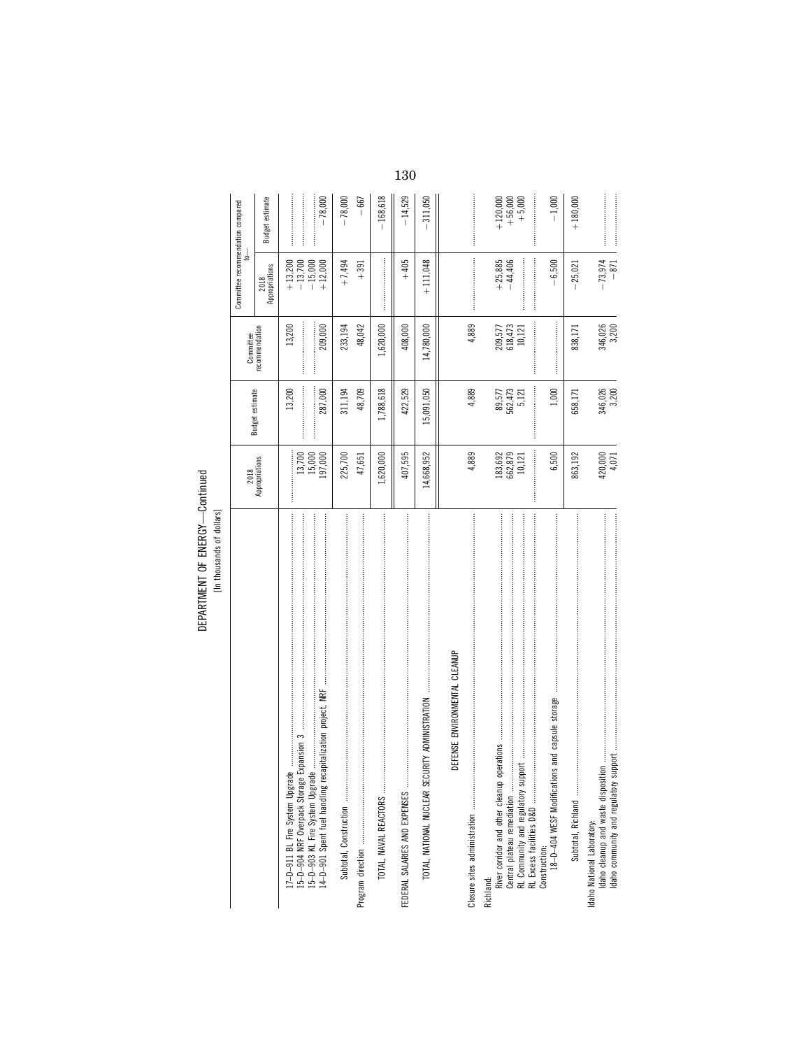DEPARTMENT OF ENERGY—Continued

[In thousands of dollars]

| | 2018 Appropriations | Budget estimate | Committee recommendation | Committee recommendation compared to— | |
|---|---|---|---|---|---|
| | | | | 2018 Appropriations | Budget estimate |
| 17–D–911 BL Fire System Upgrade | | 13,200 | 13,200 | +13,200 | |
| 15–D–904 NRF Overpack Storage Expansion 3 | 13,700 | | | −13,700 | |
| 15–D–903 KL Fire System Upgrade | 15,000 | | | −15,000 | |
| 14–D–901 Spent fuel handling recapitalization project, NRF | 197,000 | 287,000 | 209,000 | +12,000 | −78,000 |
| Subtotal, Construction | 225,700 | 311,194 | 233,194 | +7,494 | −78,000 |
| Program direction | 47,651 | 48,709 | 48,042 | +391 | −667 |
| TOTAL, NAVAL REACTORS | 1,620,000 | 1,788,618 | 1,620,000 | | −168,618 |
| FEDERAL SALARIES AND EXPENSES | 407,595 | 422,529 | 408,000 | +405 | −14,529 |
| TOTAL, NATIONAL NUCLEAR SECURITY ADMINISTRATION | 14,668,952 | 15,091,050 | 14,780,000 | +111,048 | −311,050 |
| DEFENSE ENVIRONMENTAL CLEANUP | | | | | |
| Closure sites administration | 4,889 | 4,889 | 4,889 | | |
| Richland: | | | | | |
| River corridor and other cleanup operations | 183,692 | 89,577 | 209,577 | +25,885 | +120,000 |
| Central plateau remediation | 662,879 | 562,473 | 618,473 | −44,406 | +56,000 |
| RL Community and regulatory support | 10,121 | 5,121 | 10,121 | | +5,000 |
| RL Excess facilities D&D | | | | | |
| Construction: | | | | | |
| 18–D–404 WESF Modifications and capsule storage | 6,500 | 1,000 | | −6,500 | −1,000 |
| Subtotal, Richland | 863,192 | 658,171 | 838,171 | −25,021 | +180,000 |
| Idaho National Laboratory: | | | | | |
| Idaho cleanup and waste disposition | 420,000 | 346,026 | 346,026 | −73,974 | |
| Idaho community and regulatory support | 4,071 | 3,200 | 3,200 | −871 | |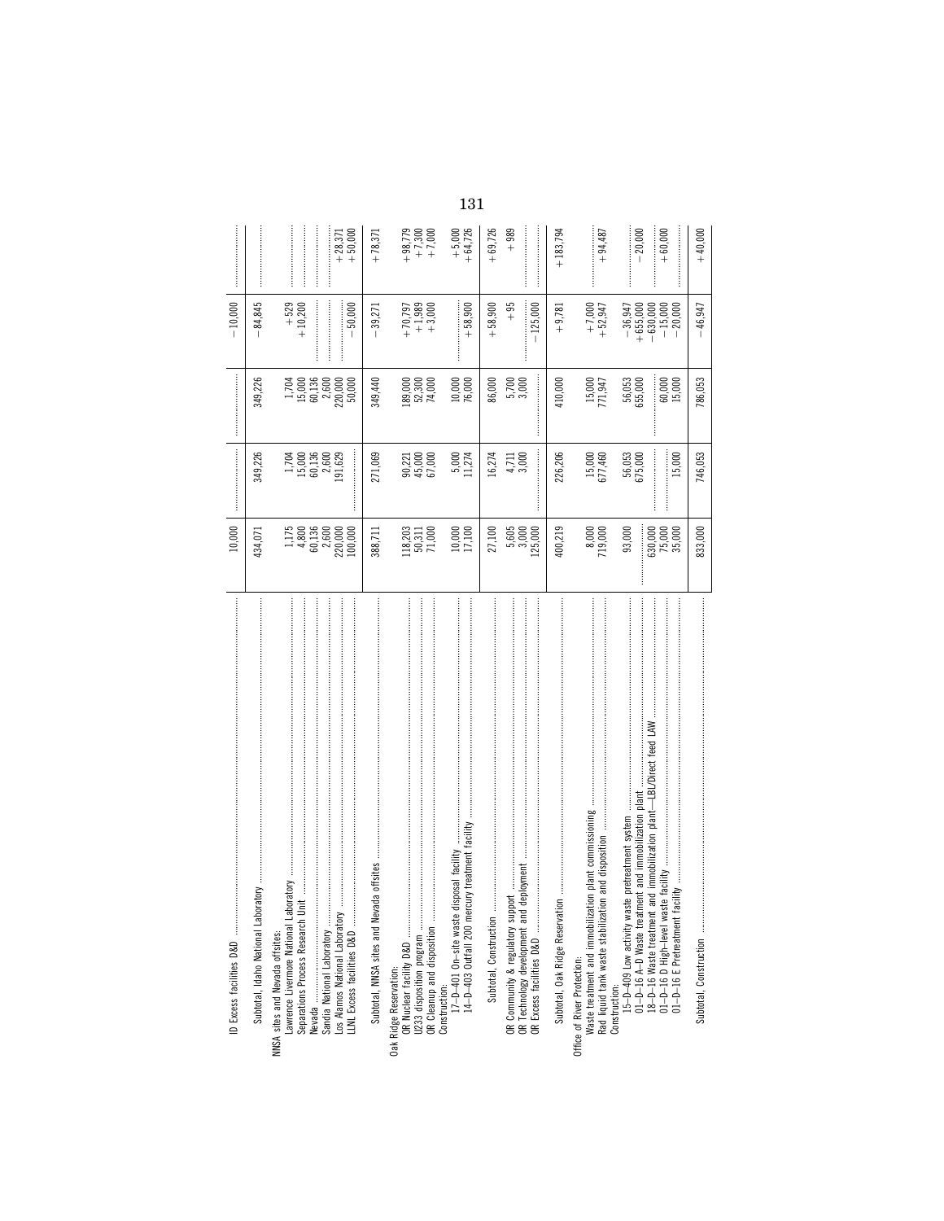| | | | | | |
|---|---|---|---|---|---|
| ID Excess facilities D&D | 10,000 | | | −10,000 | |
| Subtotal, Idaho National Laboratory | 434,071 | 349,226 | 349,226 | −84,845 | |
| NNSA sites and Nevada offsites: | | | | | |
| Lawrence Livermore National Laboratory | 1,175 | 1,704 | 1,704 | +529 | |
| Separations Process Research Unit | 4,800 | 15,000 | 15,000 | +10,200 | |
| Nevada | 60,136 | 60,136 | 60,136 | | |
| Sandia National Laboratory | 2,600 | 2,600 | 2,600 | | |
| Los Alamos National Laboratory | 220,000 | 191,629 | 220,000 | | +28,371 |
| LLNL Excess facilities D&D | 100,000 | | 50,000 | −50,000 | +50,000 |
| Subtotal, NNSA sites and Nevada offsites | 388,711 | 271,069 | 349,440 | −39,271 | +78,371 |
| Oak Ridge Reservation: | | | | | |
| OR Nuclear facility D&D | 118,203 | 90,221 | 189,000 | +70,797 | +98,779 |
| U233 disposition program | 50,311 | 45,000 | 52,300 | +1,989 | +7,300 |
| OR Cleanup and disposition | 71,000 | 67,000 | 74,000 | +3,000 | +7,000 |
| Construction: | | | | | |
| 17–D–401 On-site waste disposal facility | 10,000 | 5,000 | 10,000 | | +5,000 |
| 14–D–403 Outfall 200 mercury treatment facility | 17,100 | 11,274 | 76,000 | +58,900 | +64,726 |
| Subtotal, Construction | 27,100 | 16,274 | 86,000 | +58,900 | +69,726 |
| OR Community & regulatory support | 5,605 | 4,711 | 5,700 | +95 | +989 |
| OR Technology development and deployment | 3,000 | 3,000 | 3,000 | | |
| OR Excess facilities D&D | 125,000 | | | −125,000 | |
| Subtotal, Oak Ridge Reservation | 400,219 | 226,206 | 410,000 | +9,781 | +183,794 |
| Office of River Protection: | | | | | |
| Waste treatment and immobilization plant commissioning | 8,000 | 15,000 | 15,000 | +7,000 | |
| Rad liquid tank waste stabilization and disposition | 719,000 | 677,460 | 771,947 | +52,947 | +94,487 |
| Construction: | | | | | |
| 15–D–409 Low activity waste pretreatment system | 93,000 | 56,053 | 56,053 | −36,947 | |
| 01–D–16 A–D Waste treatment and immobilization plant | | 675,000 | 655,000 | +655,000 | −20,000 |
| 18–D–16 Waste treatment and immobilization plant—LBL/Direct feed LAW | 630,000 | | | −630,000 | |
| 01–D–16 D High-level waste facility | 75,000 | | 60,000 | −15,000 | +60,000 |
| 01–D–16 E Pretreatment facility | 35,000 | 15,000 | 15,000 | −20,000 | |
| Subtotal, Construction | 833,000 | 746,053 | 786,053 | −46,947 | +40,000 |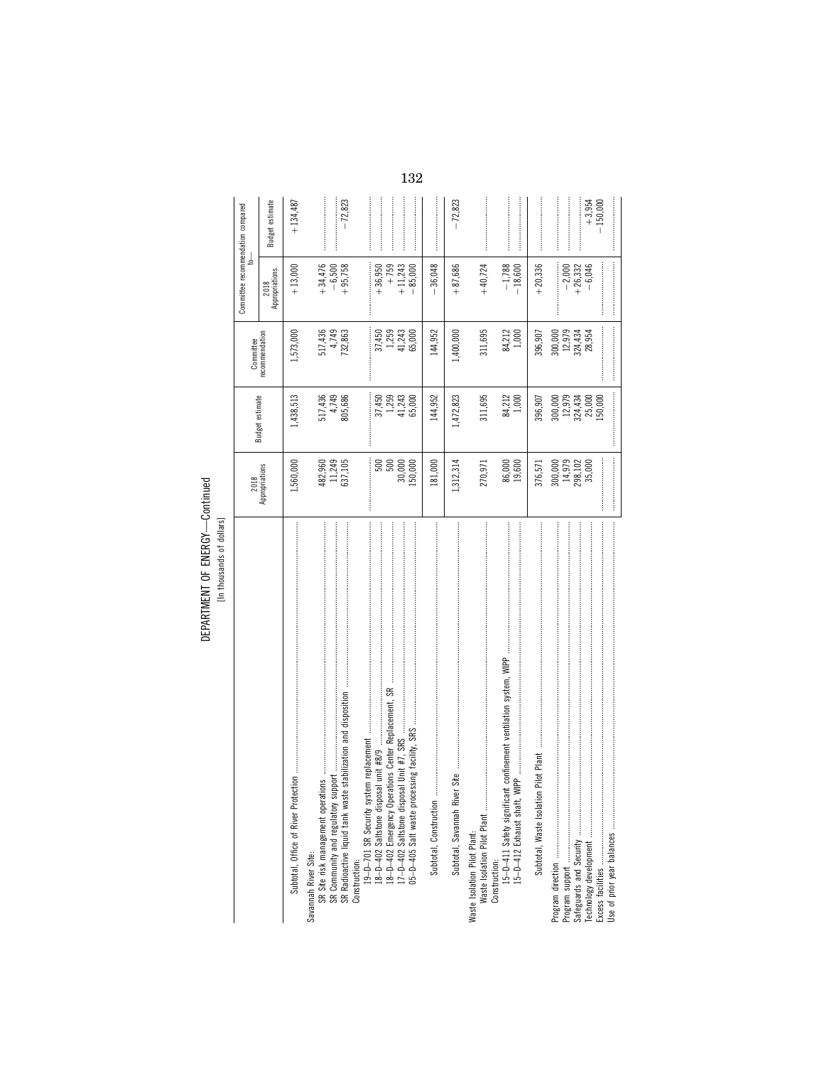# DEPARTMENT OF ENERGY—Continued

[In thousands of dollars]

| | 2018 Appropriations | Budget estimate | Committee recommendation | Committee recommendation compared to— | |
|---|---|---|---|---|---|
| | | | | 2018 Appropriations | Budget estimate |
| Subtotal, Office of River Protection | 1,560,000 | 1,438,513 | 1,573,000 | +13,000 | +134,487 |
| Savannah River Site: | | | | | |
| SR Site risk management operations | 482,960 | 517,436 | 517,436 | +34,476 | |
| SR Community and regulatory support | 11,249 | 4,749 | 4,749 | −6,500 | |
| SR Radioactive liquid tank waste stabilization and disposition | 637,105 | 805,686 | 732,863 | +95,758 | −72,823 |
| Construction: | | | | | |
| 19–D–701 SR Security system replacement | | | | | |
| 18–D–402 Saltstone disposal unit #8/9 | 500 | 37,450 | 37,450 | +36,950 | |
| 18–D–402 Emergency Operations Center Replacement, SR | 500 | 1,259 | 1,259 | +759 | |
| 17–D–402 Saltstone disposal Unit #7, SRS | 30,000 | 41,243 | 41,243 | +11,243 | |
| 05–D–405 Salt waste processing facility, SRS | 150,000 | 65,000 | 65,000 | −85,000 | |
| Subtotal, Construction | 181,000 | 144,952 | 144,952 | −36,048 | |
| Subtotal, Savannah River Site | 1,312,314 | 1,472,823 | 1,400,000 | +87,686 | −72,823 |
| Waste Isolation Pilot Plant: | | | | | |
| Waste Isolation Pilot Plant | 270,971 | 311,695 | 311,695 | +40,724 | |
| Construction: | | | | | |
| 15–D–411 Safety significant confinement ventilation system, WIPP | 86,000 | 84,212 | 84,212 | −1,788 | |
| 15–D–412 Exhaust shaft, WIPP | 19,600 | 1,000 | 1,000 | −18,600 | |
| Subtotal, Waste Isolation Pilot Plant | 376,571 | 396,907 | 396,907 | +20,336 | |
| Program direction | 300,000 | 300,000 | 300,000 | | |
| Program support | 14,979 | 12,979 | 12,979 | −2,000 | |
| Safeguards and Security | 298,102 | 324,434 | 324,434 | +26,332 | |
| Technology development | 35,000 | 25,000 | 28,954 | −6,046 | +3,954 |
| Excess facilities | | 150,000 | | | −150,000 |
| Use of prior year balances | | | | | |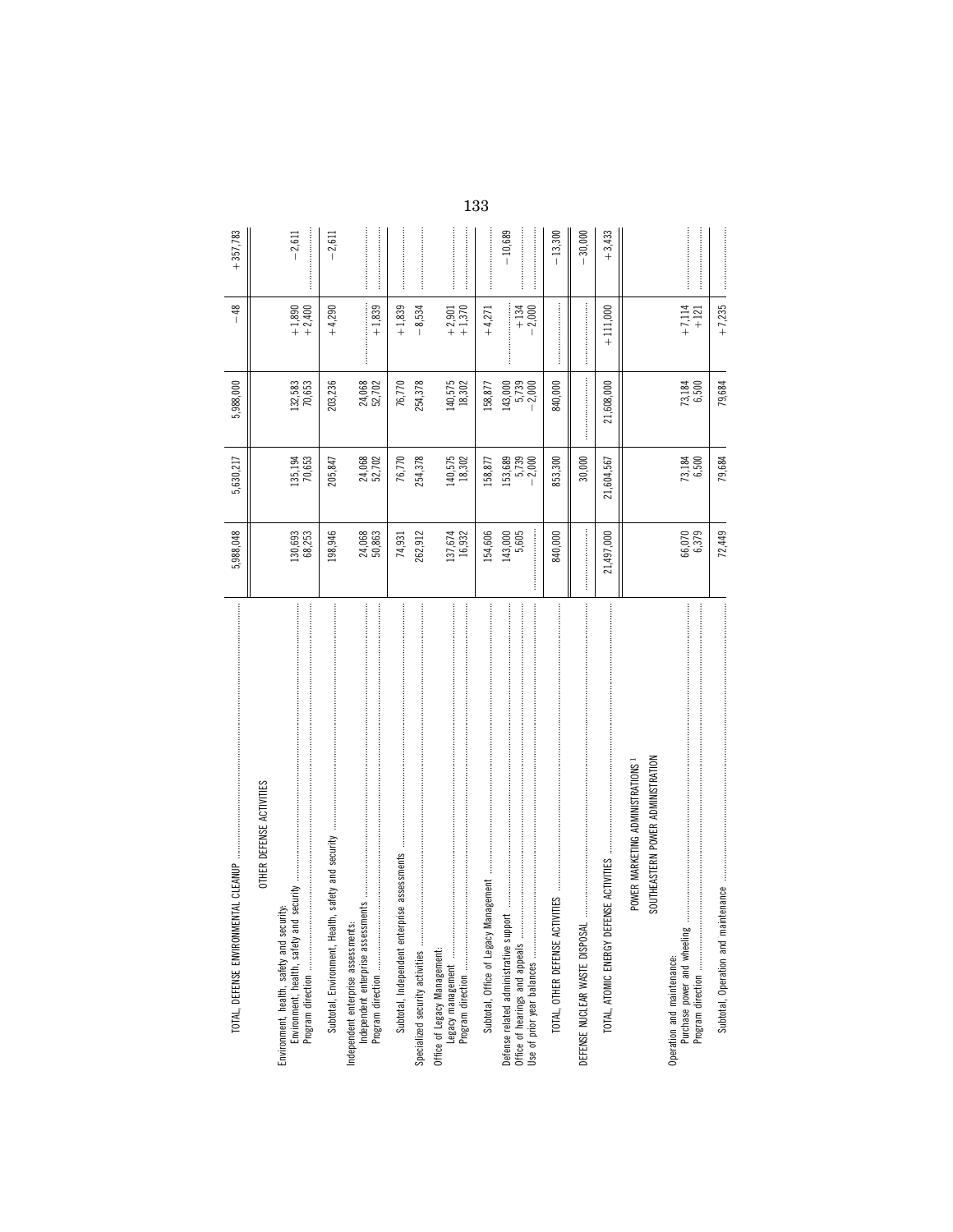| | | | | | |
|---|---|---|---|---|---|
| TOTAL, DEFENSE ENVIRONMENTAL CLEANUP | 5,988,048 | 5,630,217 | 5,988,000 | −48 | +357,783 |
| OTHER DEFENSE ACTIVITIES | | | | | |
| Environment, health, safety and security: | | | | | |
| Environment, health, safety and security | 130,693 | 135,194 | 132,583 | +1,890 | −2,611 |
| Program direction | 68,253 | 70,653 | 70,653 | +2,400 | |
| Subtotal, Environment, Health, safety and security | 198,946 | 205,847 | 203,236 | +4,290 | −2,611 |
| Independent enterprise assessments: | | | | | |
| Independent enterprise assessments | 24,068 | 24,068 | 24,068 | | |
| Program direction | 50,863 | 52,702 | 52,702 | +1,839 | |
| Subtotal, Independent enterprise assessments | 74,931 | 76,770 | 76,770 | +1,839 | |
| Specialized security activities | 262,912 | 254,378 | 254,378 | −8,534 | |
| Office of Legacy Management: | | | | | |
| Legacy management | 137,674 | 140,575 | 140,575 | +2,901 | |
| Program direction | 16,932 | 18,302 | 18,302 | +1,370 | |
| Subtotal, Office of Legacy Management | 154,606 | 158,877 | 158,877 | +4,271 | |
| Defense related administrative support | 143,000 | 153,689 | 143,000 | | −10,689 |
| Office of hearings and appeals | 5,605 | 5,739 | 5,739 | +134 | |
| Use of prior year balances | | −2,000 | −2,000 | −2,000 | |
| TOTAL, OTHER DEFENSE ACTIVITIES | 840,000 | 853,300 | 840,000 | | −13,300 |
| DEFENSE NUCLEAR WASTE DISPOSAL | | 30,000 | | | −30,000 |
| TOTAL, ATOMIC ENERGY DEFENSE ACTIVITIES | 21,497,000 | 21,604,567 | 21,608,000 | +111,000 | +3,433 |
| POWER MARKETING ADMINISTRATIONS [1] | | | | | |
| SOUTHEASTERN POWER ADMINISTRATION | | | | | |
| Operation and maintenance: | | | | | |
| Purchase power and wheeling | 66,070 | 73,184 | 73,184 | +7,114 | |
| Program direction | 6,379 | 6,500 | 6,500 | +121 | |
| Subtotal, Operation and maintenance | 72,449 | 79,684 | 79,684 | +7,235 | |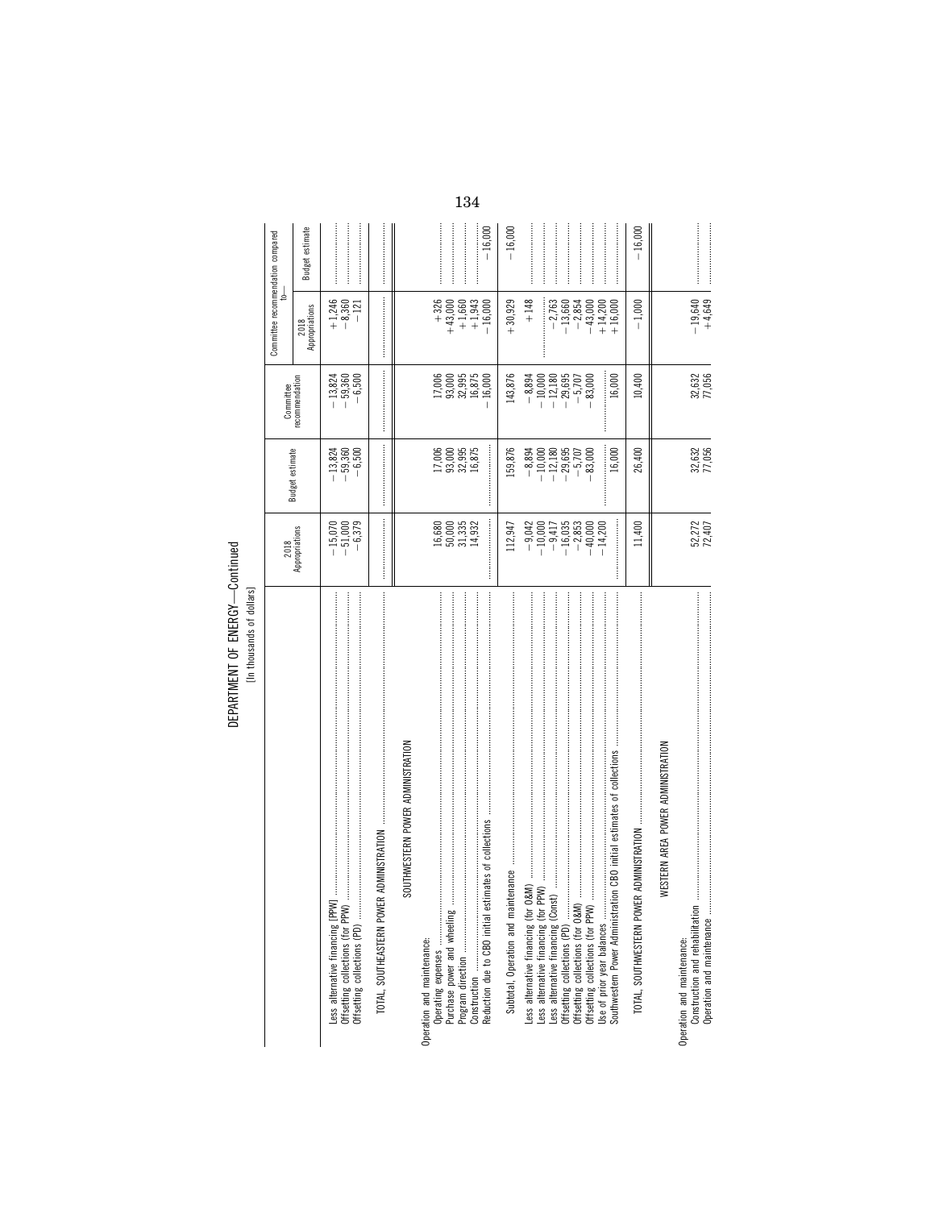DEPARTMENT OF ENERGY—Continued

[In thousands of dollars]

| | 2018 Appropriations | Budget estimate | Committee recommendation | Committee recommendation compared to— | |
|---|---|---|---|---|---|
| | | | | 2018 Appropriations | Budget estimate |
| Less alternative financing [PPW] | −15,070 | −13,824 | −13,824 | +1,246 | |
| Offsetting collections (for PPW) | −51,000 | −59,360 | −59,360 | −8,360 | |
| Offsetting collections (PD) | −6,379 | −6,500 | −6,500 | −121 | |
| TOTAL, SOUTHEASTERN POWER ADMINISTRATION | | | | | |
| SOUTHWESTERN POWER ADMINISTRATION | | | | | |
| Operation and maintenance: | | | | | |
| Operating expenses | 16,680 | 17,006 | 17,006 | +326 | |
| Purchase power and wheeling | 50,000 | 93,000 | 93,000 | +43,000 | |
| Program direction | 31,335 | 32,995 | 32,995 | +1,660 | |
| Construction | 14,932 | 16,875 | 16,875 | +1,943 | |
| Reduction due to CBO initial estimates of collections | | | −16,000 | −16,000 | −16,000 |
| Subtotal, Operation and maintenance | 112,947 | 159,876 | 143,876 | +30,929 | −16,000 |
| Less alternative financing (for O&M) | −9,042 | −8,894 | −8,894 | +148 | |
| Less alternative financing (for PPW) | −10,000 | −10,000 | −10,000 | | |
| Less alternative financing (Const) | −9,417 | −12,180 | −12,180 | −2,763 | |
| Offsetting collections (PD) | −16,035 | −29,695 | −29,695 | −13,660 | |
| Offsetting collections (for O&M) | −2,853 | −5,707 | −5,707 | −2,854 | |
| Offsetting collections (for PPW) | −40,000 | −83,000 | −83,000 | −43,000 | |
| Use of prior year balances | −14,200 | | | +14,200 | |
| Southwestern Power Administration CBO initial estimates of collections | | 16,000 | 16,000 | +16,000 | |
| TOTAL, SOUTHWESTERN POWER ADMINISTRATION | 11,400 | 26,400 | 10,400 | −1,000 | −16,000 |
| WESTERN AREA POWER ADMINISTRATION | | | | | |
| Operation and maintenance: | | | | | |
| Construction and rehabilitation | 52,272 | 32,632 | 32,632 | −19,640 | |
| Operation and maintenance | 72,407 | 77,056 | 77,056 | +4,649 | |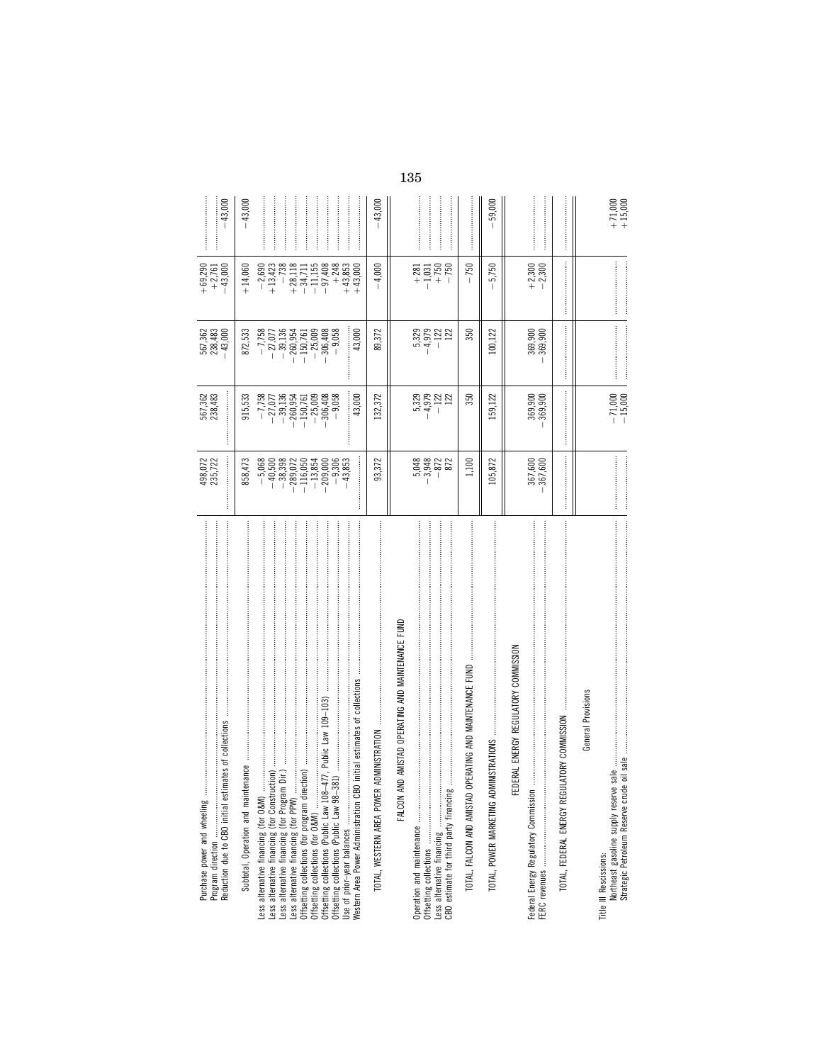| | | | | | |
|---|---|---|---|---|---|
| Purchase power and wheeling | 498,072 | 567,362 | 567,362 | +69,290 | |
| Program direction | 235,722 | 238,483 | 238,483 | +2,761 | |
| Reduction due to CBO initial estimates of collections | | | −43,000 | −43,000 | −43,000 |
| Subtotal, Operation and maintenance | 858,473 | 915,533 | 872,533 | +14,060 | −43,000 |
| Less alternative financing (for O&M) | −5,068 | −7,758 | −7,758 | −2,690 | |
| Less alternative financing (for Construction) | −40,500 | −27,077 | −27,077 | +13,423 | |
| Less alternative financing (for Program Dir.) | −38,398 | −39,136 | −39,136 | −738 | |
| Less alternative financing (for PPW) | −289,072 | −260,954 | −260,954 | +28,118 | |
| Offsetting collections (for program direction) | −116,050 | −150,761 | −150,761 | −34,711 | |
| Offsetting collections (for O&M) | −13,854 | −25,009 | −25,009 | −11,155 | |
| Offsetting collections (Public Law 108–477, Public Law 109–103) | −209,000 | −306,408 | −306,408 | −97,408 | |
| Offsetting collections (Public Law 98–381) | −9,306 | −9,058 | −9,058 | +248 | |
| Use of prior-year balances | −43,853 | | | +43,853 | |
| Western Area Power Administration CBO initial estimates of collections | | 43,000 | 43,000 | +43,000 | |
| TOTAL, WESTERN AREA POWER ADMINISTRATION | 93,372 | 132,372 | 89,372 | −4,000 | −43,000 |
| FALCON AND AMISTAD OPERATING AND MAINTENANCE FUND | | | | | |
| Operation and maintenance | 5,048 | 5,329 | 5,329 | +281 | |
| Offsetting collections | −3,948 | −4,979 | −4,979 | −1,031 | |
| Less alternative financing | −872 | −122 | −122 | +750 | |
| CBO estimate for third party financing | 872 | 122 | 122 | −750 | |
| TOTAL, FALCON AND AMISTAD OPERATING AND MAINTENANCE FUND | 1,100 | 350 | 350 | −750 | |
| TOTAL, POWER MARKETING ADMINISTRATIONS | 105,872 | 159,122 | 100,122 | −5,750 | −59,000 |
| FEDERAL ENERGY REGULATORY COMMISSION | | | | | |
| Federal Energy Regulatory Commission | 367,600 | 369,900 | 369,900 | +2,300 | |
| FERC revenues | −367,600 | −369,900 | −369,900 | −2,300 | |
| TOTAL, FEDERAL ENERGY REGULATORY COMMISSION | | | | | |
| General Provisions | | | | | |
| Title III Rescissions: | | | | | |
| Northeast gasoline supply reserve sale | | −71,000 | | | +71,000 |
| Strategic Petroleum Reserve crude oil sale | | −15,000 | | | +15,000 |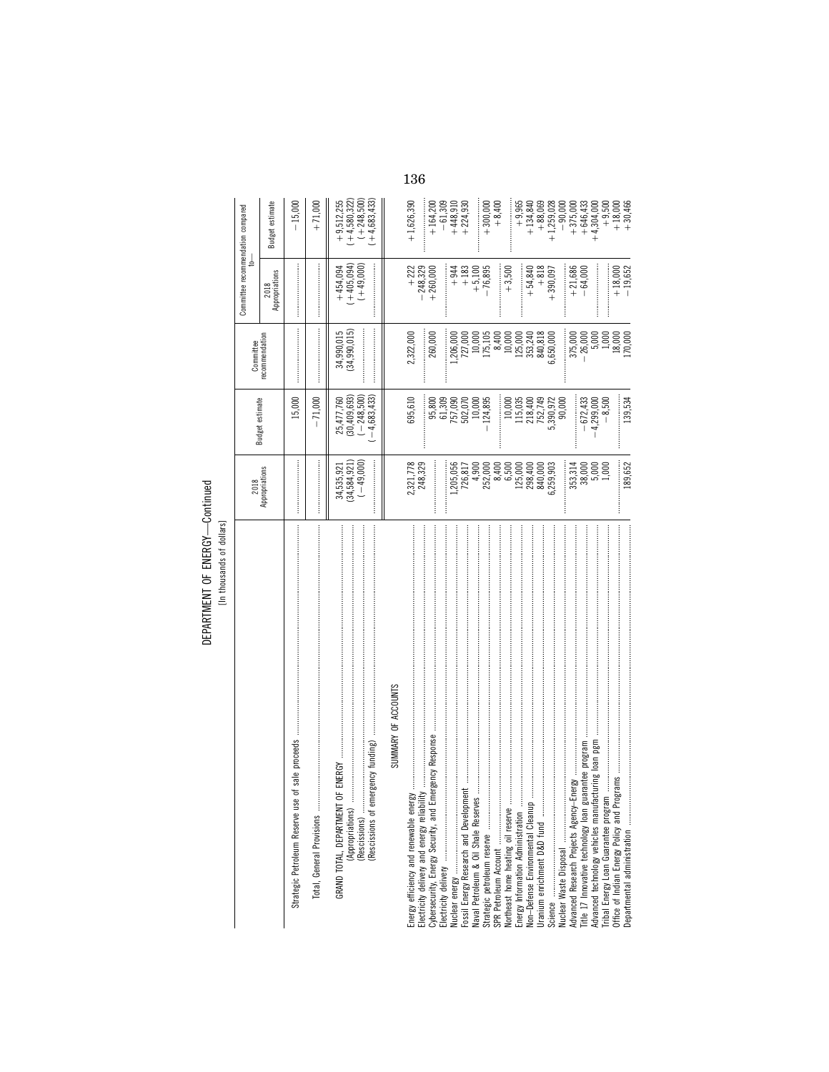# DEPARTMENT OF ENERGY—Continued

[In thousands of dollars]

| | 2018 Appropriations | Budget estimate | Committee recommendation | Committee recommendation compared to— | |
|---|---|---|---|---|---|
| | | | | 2018 Appropriations | Budget estimate |
| Strategic Petroleum Reserve use of sale proceeds | | 15,000 | | | −15,000 |
| Total, General Provisions | | −71,000 | | | +71,000 |
| GRAND TOTAL, DEPARTMENT OF ENERGY | 34,535,921 | 25,477,760 | 34,990,015 | +454,094 | +9,512,255 |
| (Appropriations) | (34,584,921) | (30,409,693) | (34,990,015) | (+405,094) | (+4,580,322) |
| (Rescissions) | (−49,000) | (−248,500) | | (+49,000) | (+248,500) |
| (Rescissions of emergency funding) | | (−4,683,433) | | | (+4,683,433) |
| SUMMARY OF ACCOUNTS | | | | | |
| Energy efficiency and renewable energy | 2,321,778 | 695,610 | 2,322,000 | +222 | +1,626,390 |
| Electricity delivery and energy reliability | 248,329 | | | −248,329 | |
| Cybersecurity, Energy Security, and Emergency Response | | 95,800 | 260,000 | +260,000 | +164,200 |
| Electricity delivery | | 61,309 | | | −61,309 |
| Nuclear energy | 1,205,056 | 757,090 | 1,206,000 | +944 | +448,910 |
| Fossil Energy Research and Development | 726,817 | 502,070 | 727,000 | +183 | +224,930 |
| Naval Petroleum & Oil Shale Reserves | 4,900 | 10,000 | 10,000 | +5,100 | |
| Strategic petroleum reserve | 252,000 | −124,895 | 175,105 | −76,895 | +300,000 |
| SPR Petroleum Account | 8,400 | | 8,400 | | +8,400 |
| Northeast home heating oil reserve | 6,500 | 10,000 | 10,000 | +3,500 | |
| Energy Information Administration | 125,000 | 115,035 | 125,000 | | +9,965 |
| Non-Defense Environmental Cleanup | 298,400 | 218,400 | 353,240 | +54,840 | +134,840 |
| Uranium enrichment D&D fund | 840,000 | 752,749 | 840,818 | +818 | +88,069 |
| Science | 6,259,903 | 5,390,972 | 6,650,000 | +390,097 | +1,259,028 |
| Nuclear Waste Disposal | | 90,000 | | | −90,000 |
| Advanced Research Projects Agency—Energy | 353,314 | | 375,000 | +21,686 | +375,000 |
| Title 17 Innovative technology loan guarantee program | 38,000 | −672,433 | −26,000 | −64,000 | +646,433 |
| Advanced technology vehicles manufacturing loan pgm | 5,000 | −4,299,000 | 5,000 | | +4,304,000 |
| Tribal Energy Loan Guarantee program | 1,000 | −8,500 | 1,000 | | +9,500 |
| Office of Indian Energy Policy and Programs | | | 18,000 | +18,000 | +18,000 |
| Departmental administration | 189,652 | 139,534 | 170,000 | −19,652 | +30,466 |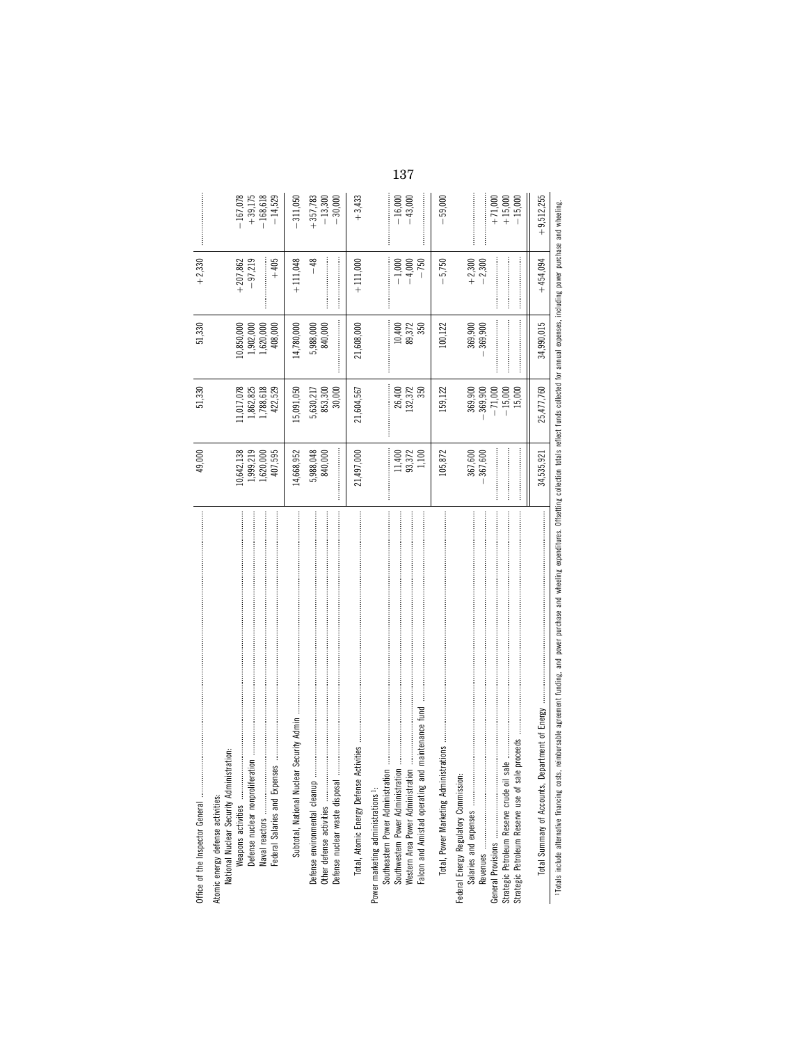| | | | | | |
|---|---|---|---|---|---|
| Office of the Inspector General | 49,000 | 51,330 | 51,330 | +2,330 | |
| Atomic energy defense activities: | | | | | |
| National Nuclear Security Administration: | | | | | |
| Weapons activities | 10,642,138 | 11,017,078 | 10,850,000 | +207,862 | −167,078 |
| Defense nuclear nonproliferation | 1,999,219 | 1,862,825 | 1,902,000 | −97,219 | +39,175 |
| Naval reactors | 1,620,000 | 1,788,618 | 1,620,000 | | −168,618 |
| Federal Salaries and Expenses | 407,595 | 422,529 | 408,000 | +405 | −14,529 |
| Subtotal, National Nuclear Security Admin | 14,668,952 | 15,091,050 | 14,780,000 | +111,048 | −311,050 |
| Defense environmental cleanup | 5,988,048 | 5,630,217 | 5,988,000 | −48 | +357,783 |
| Other defense activities | 840,000 | 853,300 | 840,000 | | −13,300 |
| Defense nuclear waste disposal | | 30,000 | | | −30,000 |
| Total, Atomic Energy Defense Activities | 21,497,000 | 21,604,567 | 21,608,000 | +111,000 | +3,433 |
| Power marketing administrations [1]: | | | | | |
| Southeastern Power Administration | | | | | |
| Southwestern Power Administration | 11,400 | 26,400 | 10,400 | −1,000 | −16,000 |
| Western Area Power Administration | 93,372 | 132,372 | 89,372 | −4,000 | −43,000 |
| Falcon and Amistad operating and maintenance fund | 1,100 | 350 | 350 | −750 | |
| Total, Power Marketing Administrations | 105,872 | 159,122 | 100,122 | −5,750 | −59,000 |
| Federal Energy Regulatory Commission: | | | | | |
| Salaries and expenses | 367,600 | 369,900 | 369,900 | +2,300 | |
| Revenues | −367,600 | −369,900 | −369,900 | −2,300 | |
| General Provisions | | −71,000 | | | +71,000 |
| Strategic Petroleum Reserve crude oil sale | | −15,000 | | | +15,000 |
| Strategic Petroleum Reserve use of sale proceeds | | 15,000 | | | −15,000 |
| Total Summary of Accounts, Department of Energy | 34,535,921 | 25,477,760 | 34,990,015 | +454,094 | +9,512,255 |

[1] Totals include alternative financing costs, reimbursable agreement funding, and power purchase and wheeling expenditures. Offsetting collection totals reflect funds collected for annual expenses, including power purchase and wheeling.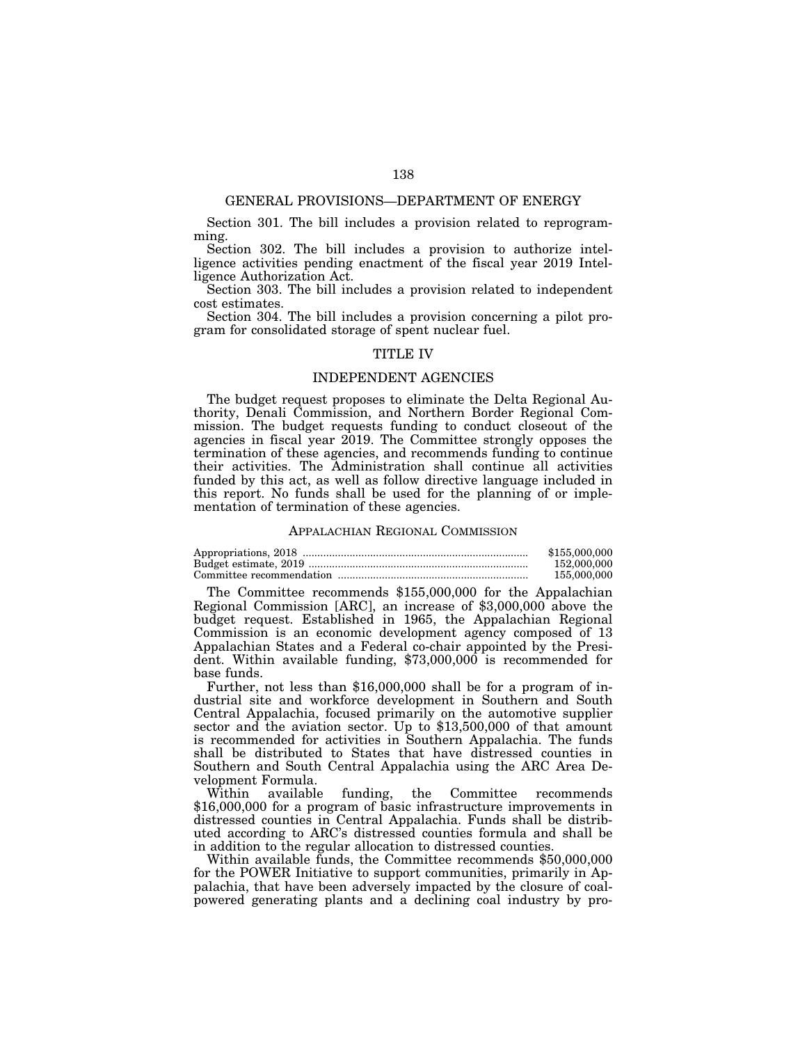## GENERAL PROVISIONS—DEPARTMENT OF ENERGY

Section 301. The bill includes a provision related to reprogramming.

Section 302. The bill includes a provision to authorize intelligence activities pending enactment of the fiscal year 2019 Intelligence Authorization Act.

Section 303. The bill includes a provision related to independent cost estimates.

Section 304. The bill includes a provision concerning a pilot program for consolidated storage of spent nuclear fuel.

# TITLE IV

## INDEPENDENT AGENCIES

The budget request proposes to eliminate the Delta Regional Authority, Denali Commission, and Northern Border Regional Commission. The budget requests funding to conduct closeout of the agencies in fiscal year 2019. The Committee strongly opposes the termination of these agencies, and recommends funding to continue their activities. The Administration shall continue all activities funded by this act, as well as follow directive language included in this report. No funds shall be used for the planning of or implementation of termination of these agencies.

### APPALACHIAN REGIONAL COMMISSION

| | |
|---|---|
| Appropriations, 2018 | $155,000,000 |
| Budget estimate, 2019 | 152,000,000 |
| Committee recommendation | 155,000,000 |

The Committee recommends $155,000,000 for the Appalachian Regional Commission [ARC], an increase of $3,000,000 above the budget request. Established in 1965, the Appalachian Regional Commission is an economic development agency composed of 13 Appalachian States and a Federal co-chair appointed by the President. Within available funding, $73,000,000 is recommended for base funds.

Further, not less than $16,000,000 shall be for a program of industrial site and workforce development in Southern and South Central Appalachia, focused primarily on the automotive supplier sector and the aviation sector. Up to $13,500,000 of that amount is recommended for activities in Southern Appalachia. The funds shall be distributed to States that have distressed counties in Southern and South Central Appalachia using the ARC Area Development Formula.

Within available funding, the Committee recommends $16,000,000 for a program of basic infrastructure improvements in distressed counties in Central Appalachia. Funds shall be distributed according to ARC's distressed counties formula and shall be in addition to the regular allocation to distressed counties.

Within available funds, the Committee recommends $50,000,000 for the POWER Initiative to support communities, primarily in Appalachia, that have been adversely impacted by the closure of coal-powered generating plants and a declining coal industry by pro-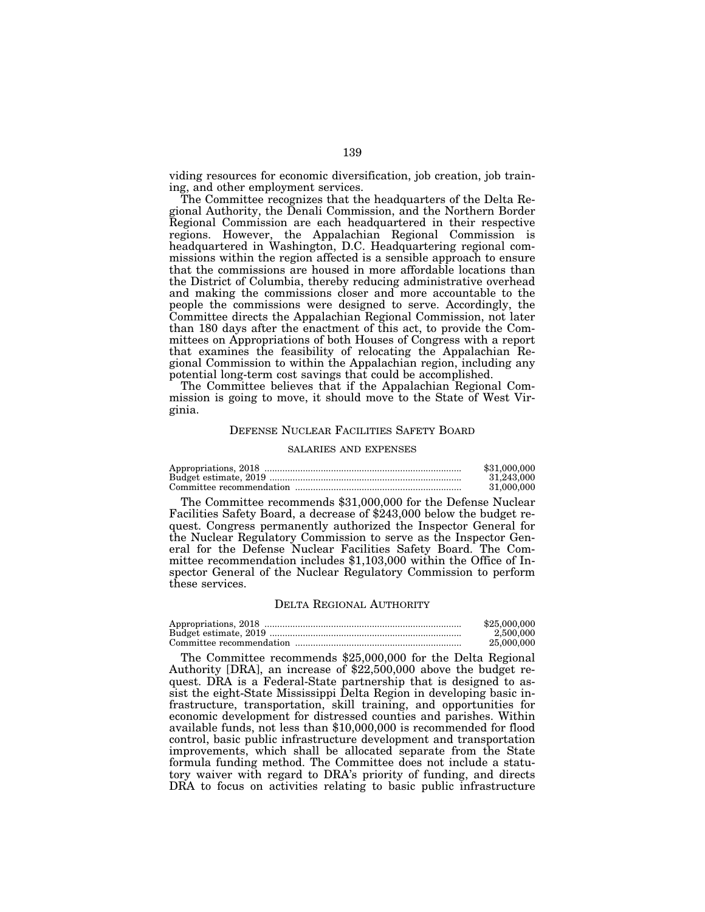viding resources for economic diversification, job creation, job training, and other employment services.

The Committee recognizes that the headquarters of the Delta Regional Authority, the Denali Commission, and the Northern Border Regional Commission are each headquartered in their respective regions. However, the Appalachian Regional Commission is headquartered in Washington, D.C. Headquartering regional commissions within the region affected is a sensible approach to ensure that the commissions are housed in more affordable locations than the District of Columbia, thereby reducing administrative overhead and making the commissions closer and more accountable to the people the commissions were designed to serve. Accordingly, the Committee directs the Appalachian Regional Commission, not later than 180 days after the enactment of this act, to provide the Committees on Appropriations of both Houses of Congress with a report that examines the feasibility of relocating the Appalachian Regional Commission to within the Appalachian region, including any potential long-term cost savings that could be accomplished.

The Committee believes that if the Appalachian Regional Commission is going to move, it should move to the State of West Virginia.

## DEFENSE NUCLEAR FACILITIES SAFETY BOARD

### SALARIES AND EXPENSES

| | |
|---|---|
| Appropriations, 2018 | $31,000,000 |
| Budget estimate, 2019 | 31,243,000 |
| Committee recommendation | 31,000,000 |

The Committee recommends $31,000,000 for the Defense Nuclear Facilities Safety Board, a decrease of $243,000 below the budget request. Congress permanently authorized the Inspector General for the Nuclear Regulatory Commission to serve as the Inspector General for the Defense Nuclear Facilities Safety Board. The Committee recommendation includes $1,103,000 within the Office of Inspector General of the Nuclear Regulatory Commission to perform these services.

## DELTA REGIONAL AUTHORITY

| | |
|---|---|
| Appropriations, 2018 | $25,000,000 |
| Budget estimate, 2019 | 2,500,000 |
| Committee recommendation | 25,000,000 |

The Committee recommends $25,000,000 for the Delta Regional Authority [DRA], an increase of $22,500,000 above the budget request. DRA is a Federal-State partnership that is designed to assist the eight-State Mississippi Delta Region in developing basic infrastructure, transportation, skill training, and opportunities for economic development for distressed counties and parishes. Within available funds, not less than $10,000,000 is recommended for flood control, basic public infrastructure development and transportation improvements, which shall be allocated separate from the State formula funding method. The Committee does not include a statutory waiver with regard to DRA's priority of funding, and directs DRA to focus on activities relating to basic public infrastructure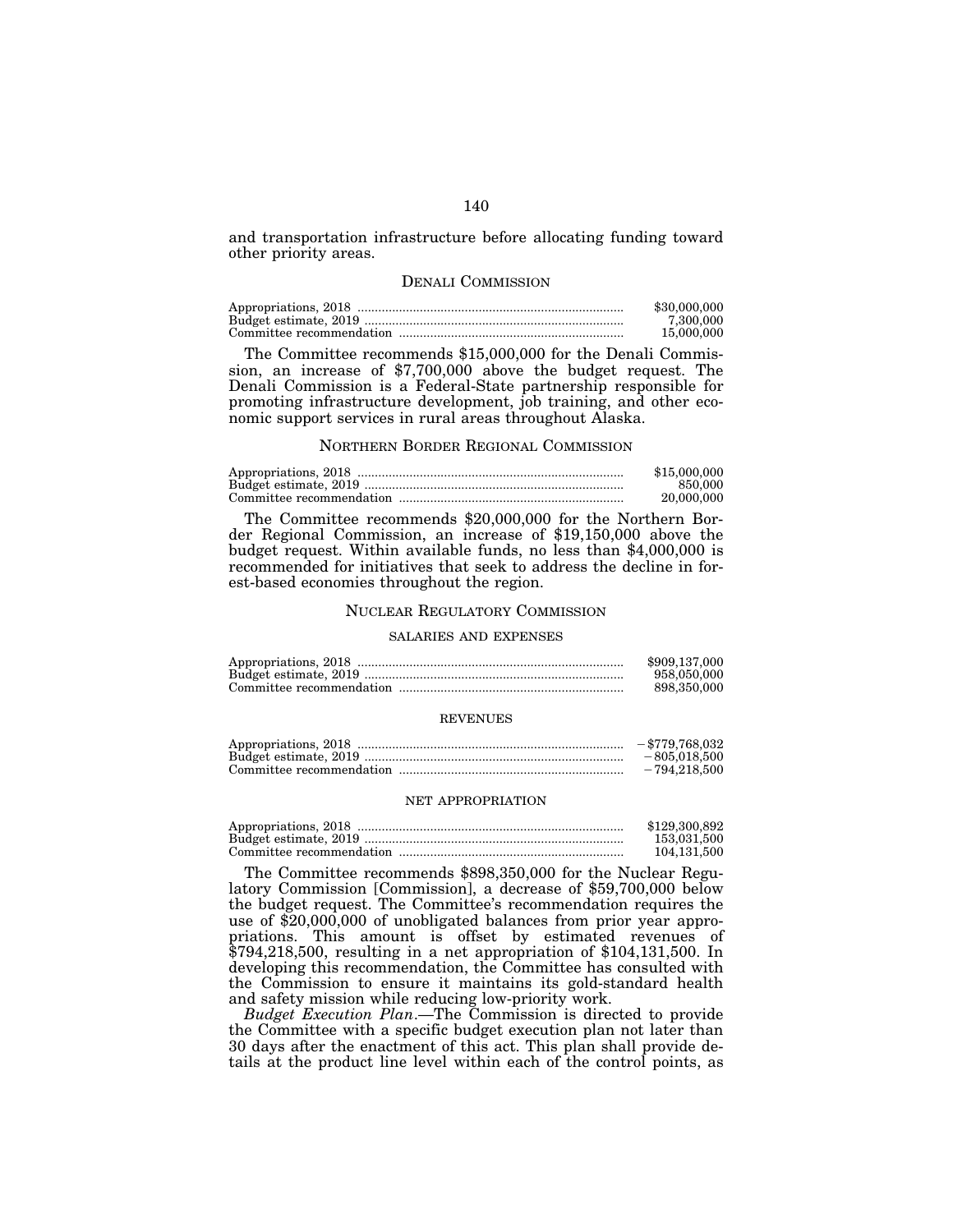and transportation infrastructure before allocating funding toward other priority areas.

## DENALI COMMISSION

| | |
|---|---|
| Appropriations, 2018 | $30,000,000 |
| Budget estimate, 2019 | 7,300,000 |
| Committee recommendation | 15,000,000 |

The Committee recommends $15,000,000 for the Denali Commission, an increase of $7,700,000 above the budget request. The Denali Commission is a Federal-State partnership responsible for promoting infrastructure development, job training, and other economic support services in rural areas throughout Alaska.

## NORTHERN BORDER REGIONAL COMMISSION

| | |
|---|---|
| Appropriations, 2018 | $15,000,000 |
| Budget estimate, 2019 | 850,000 |
| Committee recommendation | 20,000,000 |

The Committee recommends $20,000,000 for the Northern Border Regional Commission, an increase of $19,150,000 above the budget request. Within available funds, no less than $4,000,000 is recommended for initiatives that seek to address the decline in forest-based economies throughout the region.

## NUCLEAR REGULATORY COMMISSION

### SALARIES AND EXPENSES

| | |
|---|---|
| Appropriations, 2018 | $909,137,000 |
| Budget estimate, 2019 | 958,050,000 |
| Committee recommendation | 898,350,000 |

### REVENUES

| | |
|---|---|
| Appropriations, 2018 | −$779,768,032 |
| Budget estimate, 2019 | −805,018,500 |
| Committee recommendation | −794,218,500 |

### NET APPROPRIATION

| | |
|---|---|
| Appropriations, 2018 | $129,300,892 |
| Budget estimate, 2019 | 153,031,500 |
| Committee recommendation | 104,131,500 |

The Committee recommends $898,350,000 for the Nuclear Regulatory Commission [Commission], a decrease of $59,700,000 below the budget request. The Committee's recommendation requires the use of $20,000,000 of unobligated balances from prior year appropriations. This amount is offset by estimated revenues of $794,218,500, resulting in a net appropriation of $104,131,500. In developing this recommendation, the Committee has consulted with the Commission to ensure it maintains its gold-standard health and safety mission while reducing low-priority work.

*Budget Execution Plan*.—The Commission is directed to provide the Committee with a specific budget execution plan not later than 30 days after the enactment of this act. This plan shall provide details at the product line level within each of the control points, as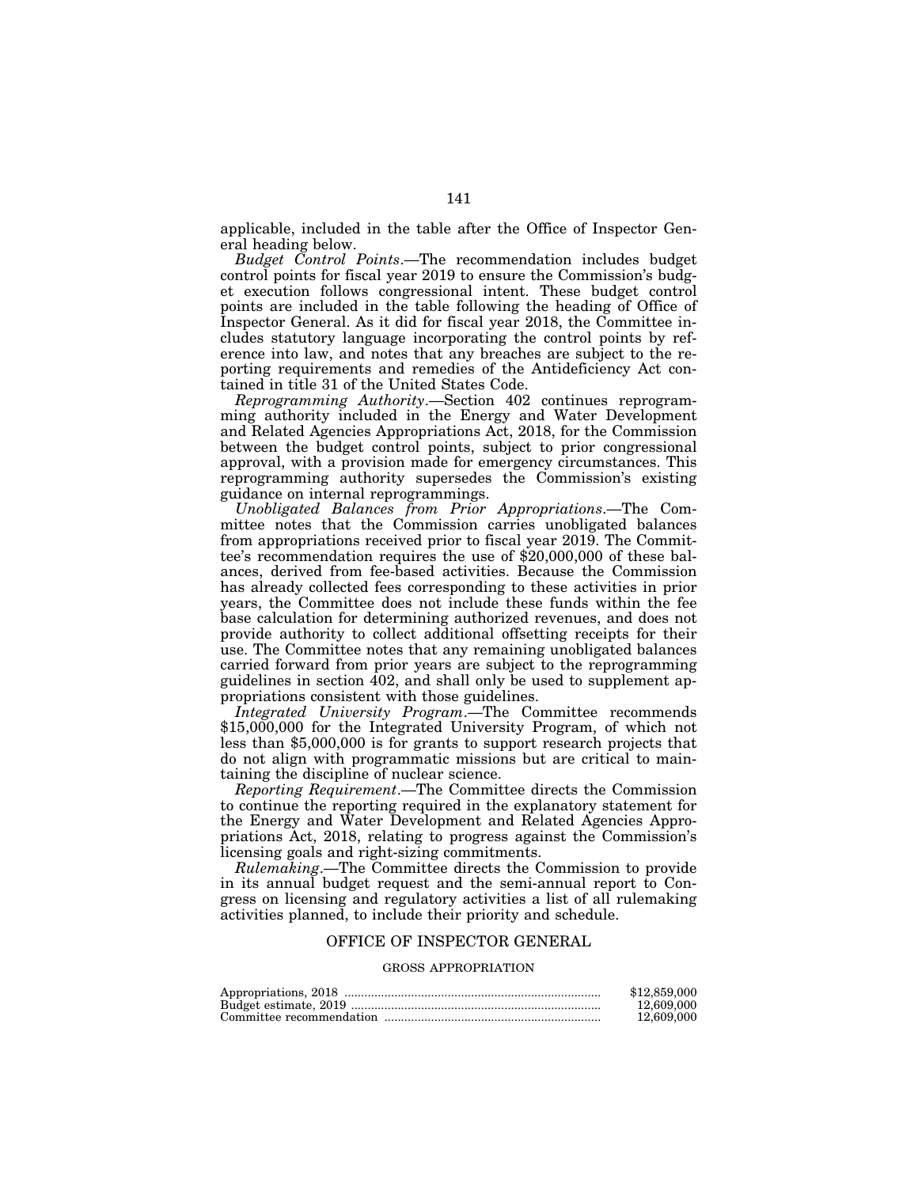applicable, included in the table after the Office of Inspector General heading below.

*Budget Control Points*.—The recommendation includes budget control points for fiscal year 2019 to ensure the Commission's budget execution follows congressional intent. These budget control points are included in the table following the heading of Office of Inspector General. As it did for fiscal year 2018, the Committee includes statutory language incorporating the control points by reference into law, and notes that any breaches are subject to the reporting requirements and remedies of the Antideficiency Act contained in title 31 of the United States Code.

*Reprogramming Authority*.—Section 402 continues reprogramming authority included in the Energy and Water Development and Related Agencies Appropriations Act, 2018, for the Commission between the budget control points, subject to prior congressional approval, with a provision made for emergency circumstances. This reprogramming authority supersedes the Commission's existing guidance on internal reprogrammings.

*Unobligated Balances from Prior Appropriations*.—The Committee notes that the Commission carries unobligated balances from appropriations received prior to fiscal year 2019. The Committee's recommendation requires the use of $20,000,000 of these balances, derived from fee-based activities. Because the Commission has already collected fees corresponding to these activities in prior years, the Committee does not include these funds within the fee base calculation for determining authorized revenues, and does not provide authority to collect additional offsetting receipts for their use. The Committee notes that any remaining unobligated balances carried forward from prior years are subject to the reprogramming guidelines in section 402, and shall only be used to supplement appropriations consistent with those guidelines.

*Integrated University Program*.—The Committee recommends $15,000,000 for the Integrated University Program, of which not less than $5,000,000 is for grants to support research projects that do not align with programmatic missions but are critical to maintaining the discipline of nuclear science.

*Reporting Requirement*.—The Committee directs the Commission to continue the reporting required in the explanatory statement for the Energy and Water Development and Related Agencies Appropriations Act, 2018, relating to progress against the Commission's licensing goals and right-sizing commitments.

*Rulemaking*.—The Committee directs the Commission to provide in its annual budget request and the semi-annual report to Congress on licensing and regulatory activities a list of all rulemaking activities planned, to include their priority and schedule.

## OFFICE OF INSPECTOR GENERAL

### GROSS APPROPRIATION

| | |
|---|---|
| Appropriations, 2018 | $12,859,000 |
| Budget estimate, 2019 | 12,609,000 |
| Committee recommendation | 12,609,000 |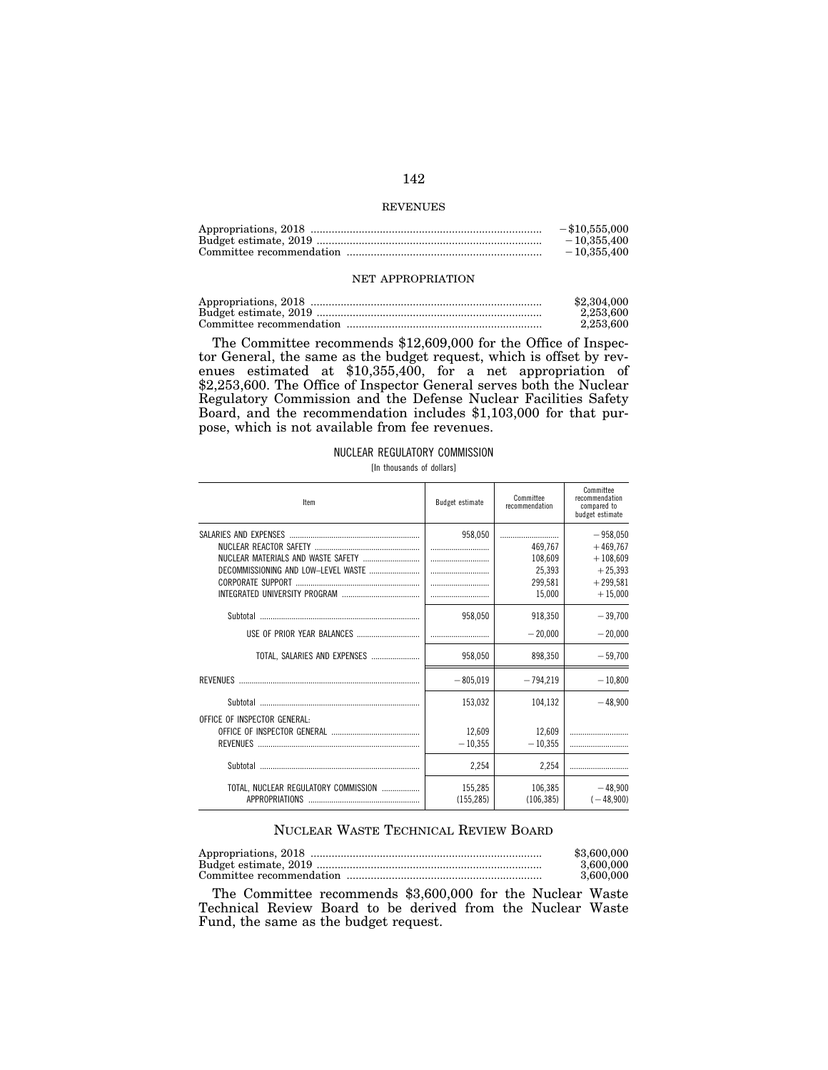REVENUES

| | |
|---|---|
| Appropriations, 2018 | −$10,555,000 |
| Budget estimate, 2019 | −10,355,400 |
| Committee recommendation | −10,355,400 |

NET APPROPRIATION

| | |
|---|---|
| Appropriations, 2018 | $2,304,000 |
| Budget estimate, 2019 | 2,253,600 |
| Committee recommendation | 2,253,600 |

The Committee recommends $12,609,000 for the Office of Inspector General, the same as the budget request, which is offset by revenues estimated at $10,355,400, for a net appropriation of $2,253,600. The Office of Inspector General serves both the Nuclear Regulatory Commission and the Defense Nuclear Facilities Safety Board, and the recommendation includes $1,103,000 for that purpose, which is not available from fee revenues.

NUCLEAR REGULATORY COMMISSION

[In thousands of dollars]

| Item | Budget estimate | Committee recommendation | Committee recommendation compared to budget estimate |
|---|---|---|---|
| SALARIES AND EXPENSES | 958,050 | | −958,050 |
| NUCLEAR REACTOR SAFETY | | 469,767 | +469,767 |
| NUCLEAR MATERIALS AND WASTE SAFETY | | 108,609 | +108,609 |
| DECOMMISSIONING AND LOW–LEVEL WASTE | | 25,393 | +25,393 |
| CORPORATE SUPPORT | | 299,581 | +299,581 |
| INTEGRATED UNIVERSITY PROGRAM | | 15,000 | +15,000 |
| Subtotal | 958,050 | 918,350 | −39,700 |
| USE OF PRIOR YEAR BALANCES | | −20,000 | −20,000 |
| TOTAL, SALARIES AND EXPENSES | 958,050 | 898,350 | −59,700 |
| REVENUES | −805,019 | −794,219 | −10,800 |
| Subtotal | 153,032 | 104,132 | −48,900 |
| OFFICE OF INSPECTOR GENERAL: | | | |
| OFFICE OF INSPECTOR GENERAL | 12,609 | 12,609 | |
| REVENUES | −10,355 | −10,355 | |
| Subtotal | 2,254 | 2,254 | |
| TOTAL, NUCLEAR REGULATORY COMMISSION | 155,285 | 106,385 | −48,900 |
| APPROPRIATIONS | (155,285) | (106,385) | (−48,900) |

## NUCLEAR WASTE TECHNICAL REVIEW BOARD

| | |
|---|---|
| Appropriations, 2018 | $3,600,000 |
| Budget estimate, 2019 | 3,600,000 |
| Committee recommendation | 3,600,000 |

The Committee recommends $3,600,000 for the Nuclear Waste Technical Review Board to be derived from the Nuclear Waste Fund, the same as the budget request.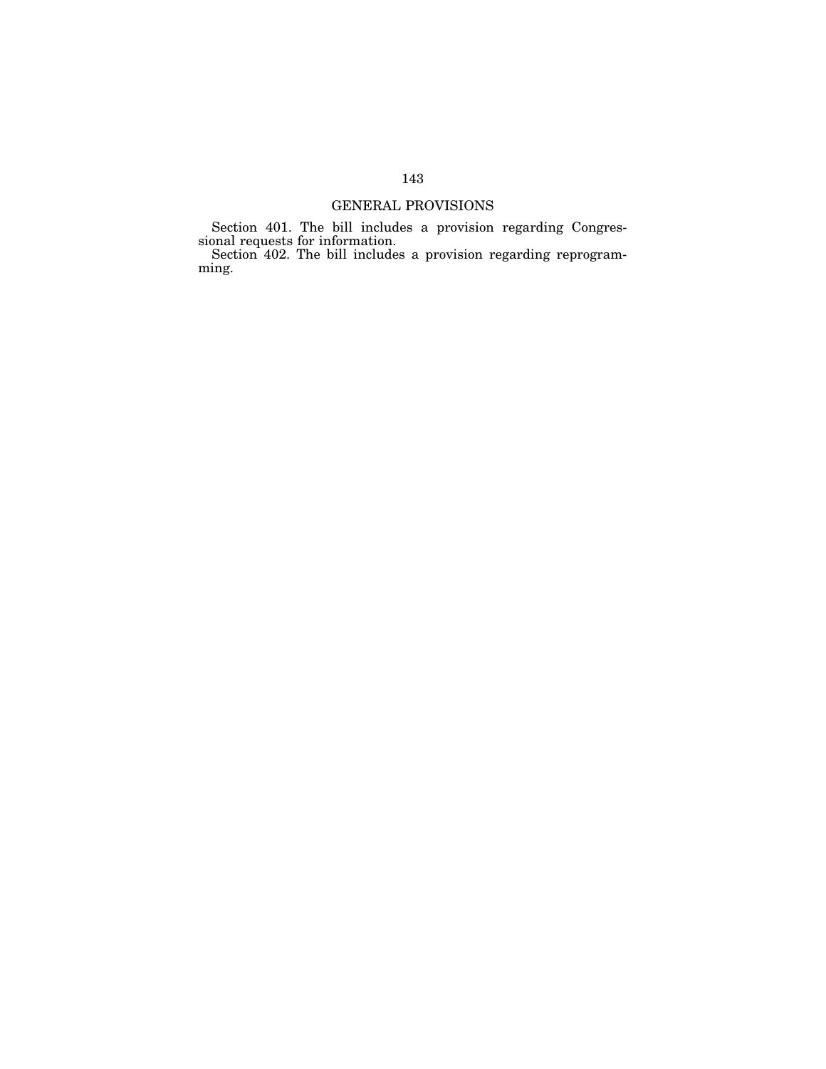## GENERAL PROVISIONS

Section 401. The bill includes a provision regarding Congressional requests for information.

Section 402. The bill includes a provision regarding reprogramming.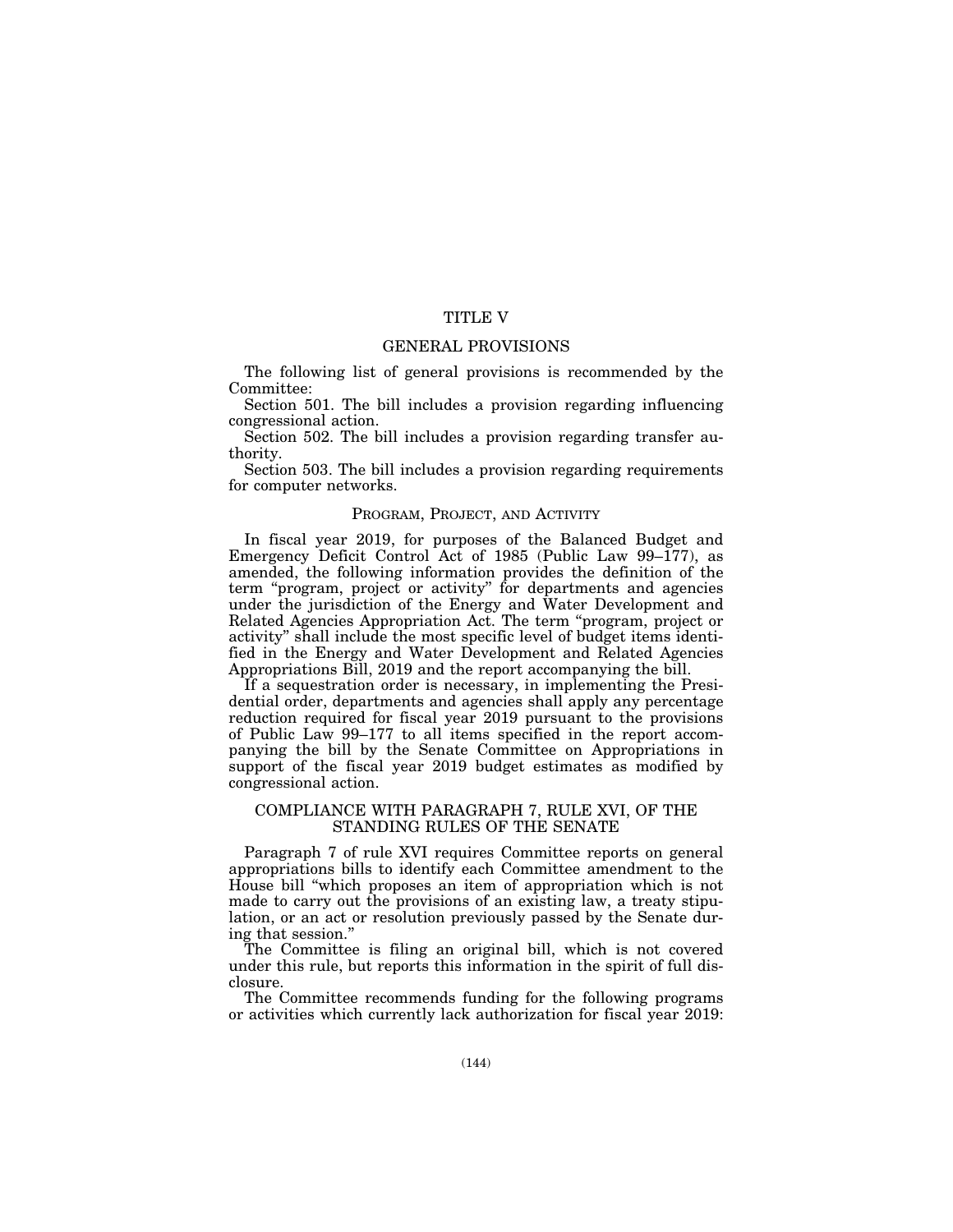# TITLE V

## GENERAL PROVISIONS

The following list of general provisions is recommended by the Committee:

Section 501. The bill includes a provision regarding influencing congressional action.

Section 502. The bill includes a provision regarding transfer authority.

Section 503. The bill includes a provision regarding requirements for computer networks.

### PROGRAM, PROJECT, AND ACTIVITY

In fiscal year 2019, for purposes of the Balanced Budget and Emergency Deficit Control Act of 1985 (Public Law 99–177), as amended, the following information provides the definition of the term "program, project or activity" for departments and agencies under the jurisdiction of the Energy and Water Development and Related Agencies Appropriation Act. The term "program, project or activity" shall include the most specific level of budget items identified in the Energy and Water Development and Related Agencies Appropriations Bill, 2019 and the report accompanying the bill.

If a sequestration order is necessary, in implementing the Presidential order, departments and agencies shall apply any percentage reduction required for fiscal year 2019 pursuant to the provisions of Public Law 99–177 to all items specified in the report accompanying the bill by the Senate Committee on Appropriations in support of the fiscal year 2019 budget estimates as modified by congressional action.

## COMPLIANCE WITH PARAGRAPH 7, RULE XVI, OF THE STANDING RULES OF THE SENATE

Paragraph 7 of rule XVI requires Committee reports on general appropriations bills to identify each Committee amendment to the House bill "which proposes an item of appropriation which is not made to carry out the provisions of an existing law, a treaty stipulation, or an act or resolution previously passed by the Senate during that session."

The Committee is filing an original bill, which is not covered under this rule, but reports this information in the spirit of full disclosure.

The Committee recommends funding for the following programs or activities which currently lack authorization for fiscal year 2019: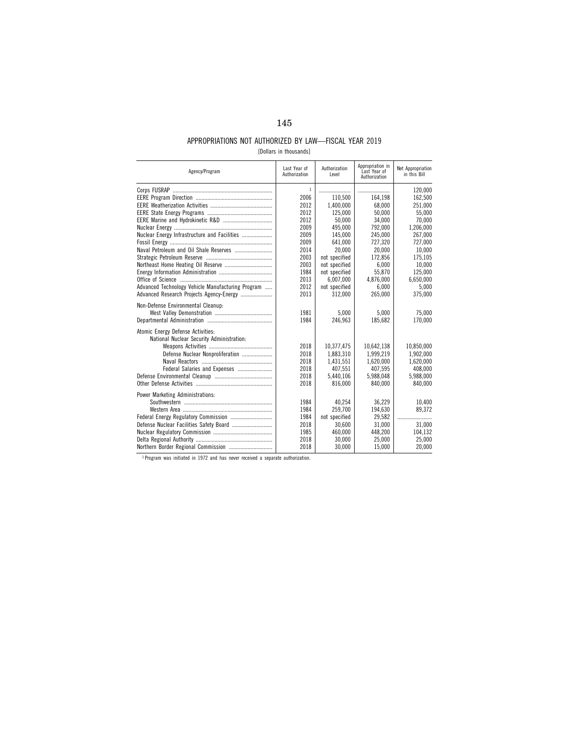## APPROPRIATIONS NOT AUTHORIZED BY LAW—FISCAL YEAR 2019

[Dollars in thousands]

| Agency/Program | Last Year of Authorization | Authorization Level | Appropriation in Last Year of Authorization | Net Appropriation in this Bill |
|---|---|---|---|---|
| Corps FUSRAP | [1] | ........................ | ........................ | 120,000 |
| EERE Program Direction | 2006 | 110,500 | 164,198 | 162,500 |
| EERE Weatherization Activities | 2012 | 1,400,000 | 68,000 | 251,000 |
| EERE State Energy Programs | 2012 | 125,000 | 50,000 | 55,000 |
| EERE Marine and Hydrokinetic R&D | 2012 | 50,000 | 34,000 | 70,000 |
| Nuclear Energy | 2009 | 495,000 | 792,000 | 1,206,000 |
| Nuclear Energy Infrastructure and Facilities | 2009 | 145,000 | 245,000 | 267,000 |
| Fossil Energy | 2009 | 641,000 | 727,320 | 727,000 |
| Naval Petroleum and Oil Shale Reserves | 2014 | 20,000 | 20,000 | 10,000 |
| Strategic Petroleum Reserve | 2003 | not specified | 172,856 | 175,105 |
| Northeast Home Heating Oil Reserve | 2003 | not specified | 6,000 | 10,000 |
| Energy Information Administration | 1984 | not specified | 55,870 | 125,000 |
| Office of Science | 2013 | 6,007,000 | 4,876,000 | 6,650,000 |
| Advanced Technology Vehicle Manufacturing Program | 2012 | not specified | 6,000 | 5,000 |
| Advanced Research Projects Agency-Energy | 2013 | 312,000 | 265,000 | 375,000 |
| Non-Defense Environmental Cleanup: | | | | |
| West Valley Demonstration | 1981 | 5,000 | 5,000 | 75,000 |
| Departmental Administration | 1984 | 246,963 | 185,682 | 170,000 |
| Atomic Energy Defense Activities: | | | | |
| National Nuclear Security Administration: | | | | |
| Weapons Activities | 2018 | 10,377,475 | 10,642,138 | 10,850,000 |
| Defense Nuclear Nonproliferation | 2018 | 1,883,310 | 1,999,219 | 1,902,000 |
| Naval Reactors | 2018 | 1,431,551 | 1,620,000 | 1,620,000 |
| Federal Salaries and Expenses | 2018 | 407,551 | 407,595 | 408,000 |
| Defense Environmental Cleanup | 2018 | 5,440,106 | 5,988,048 | 5,988,000 |
| Other Defense Activities | 2018 | 816,000 | 840,000 | 840,000 |
| Power Marketing Administrations: | | | | |
| Southwestern | 1984 | 40,254 | 36,229 | 10,400 |
| Western Area | 1984 | 259,700 | 194,630 | 89,372 |
| Federal Energy Regulatory Commission | 1984 | not specified | 29,582 | ........................ |
| Defense Nuclear Facilities Safety Board | 2018 | 30,600 | 31,000 | 31,000 |
| Nuclear Regulatory Commission | 1985 | 460,000 | 448,200 | 104,132 |
| Delta Regional Authority | 2018 | 30,000 | 25,000 | 25,000 |
| Northern Border Regional Commission | 2018 | 30,000 | 15,000 | 20,000 |

[1] Program was initiated in 1972 and has never received a separate authorization.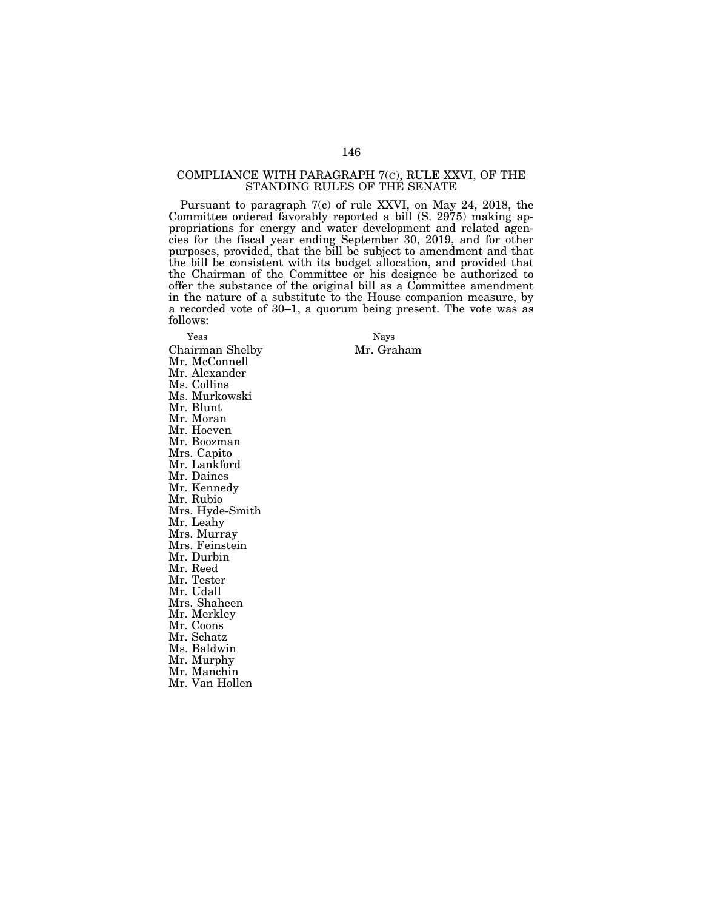## COMPLIANCE WITH PARAGRAPH 7(C), RULE XXVI, OF THE STANDING RULES OF THE SENATE

Pursuant to paragraph 7(c) of rule XXVI, on May 24, 2018, the Committee ordered favorably reported a bill (S. 2975) making appropriations for energy and water development and related agencies for the fiscal year ending September 30, 2019, and for other purposes, provided, that the bill be subject to amendment and that the bill be consistent with its budget allocation, and provided that the Chairman of the Committee or his designee be authorized to offer the substance of the original bill as a Committee amendment in the nature of a substitute to the House companion measure, by a recorded vote of 30–1, a quorum being present. The vote was as follows:

| Yeas | Nays |
| --- | --- |
| Chairman Shelby | Mr. Graham |
| Mr. McConnell | |
| Mr. Alexander | |
| Ms. Collins | |
| Ms. Murkowski | |
| Mr. Blunt | |
| Mr. Moran | |
| Mr. Hoeven | |
| Mr. Boozman | |
| Mrs. Capito | |
| Mr. Lankford | |
| Mr. Daines | |
| Mr. Kennedy | |
| Mr. Rubio | |
| Mrs. Hyde-Smith | |
| Mr. Leahy | |
| Mrs. Murray | |
| Mrs. Feinstein | |
| Mr. Durbin | |
| Mr. Reed | |
| Mr. Tester | |
| Mr. Udall | |
| Mrs. Shaheen | |
| Mr. Merkley | |
| Mr. Coons | |
| Mr. Schatz | |
| Ms. Baldwin | |
| Mr. Murphy | |
| Mr. Manchin | |
| Mr. Van Hollen | |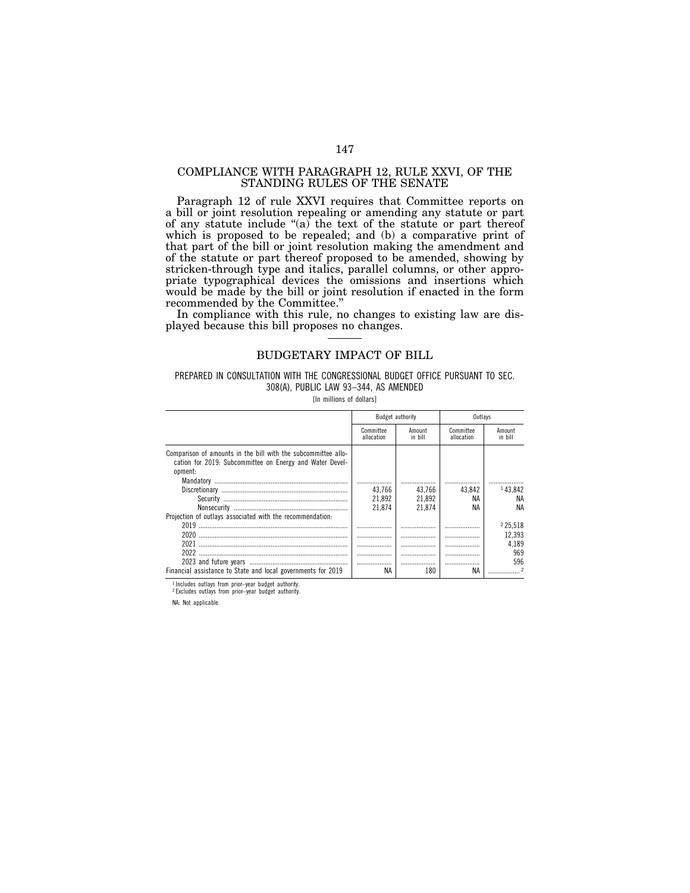## COMPLIANCE WITH PARAGRAPH 12, RULE XXVI, OF THE STANDING RULES OF THE SENATE

Paragraph 12 of rule XXVI requires that Committee reports on a bill or joint resolution repealing or amending any statute or part of any statute include "(a) the text of the statute or part thereof which is proposed to be repealed; and (b) a comparative print of that part of the bill or joint resolution making the amendment and of the statute or part thereof proposed to be amended, showing by stricken-through type and italics, parallel columns, or other appropriate typographical devices the omissions and insertions which would be made by the bill or joint resolution if enacted in the form recommended by the Committee."

In compliance with this rule, no changes to existing law are displayed because this bill proposes no changes.

## BUDGETARY IMPACT OF BILL

PREPARED IN CONSULTATION WITH THE CONGRESSIONAL BUDGET OFFICE PURSUANT TO SEC. 308(A), PUBLIC LAW 93–344, AS AMENDED

[In millions of dollars]

| | Budget authority | | Outlays | |
|---|---|---|---|---|
| | Committee allocation | Amount in bill | Committee allocation | Amount in bill |
| Comparison of amounts in the bill with the subcommittee allocation for 2019: Subcommittee on Energy and Water Development: | | | | |
| Mandatory | | | | |
| Discretionary | 43,766 | 43,766 | 43,842 | [1] 43,842 |
| Security | 21,892 | 21,892 | NA | NA |
| Nonsecurity | 21,874 | 21,874 | NA | NA |
| Projection of outlays associated with the recommendation: | | | | |
| 2019 | | | | [2] 25,518 |
| 2020 | | | | 12,393 |
| 2021 | | | | 4,189 |
| 2022 | | | | 969 |
| 2023 and future years | | | | 596 |
| Financial assistance to State and local governments for 2019 | NA | 180 | NA | [2] |

[1] Includes outlays from prior-year budget authority.
[2] Excludes outlays from prior-year budget authority.

NA: Not applicable.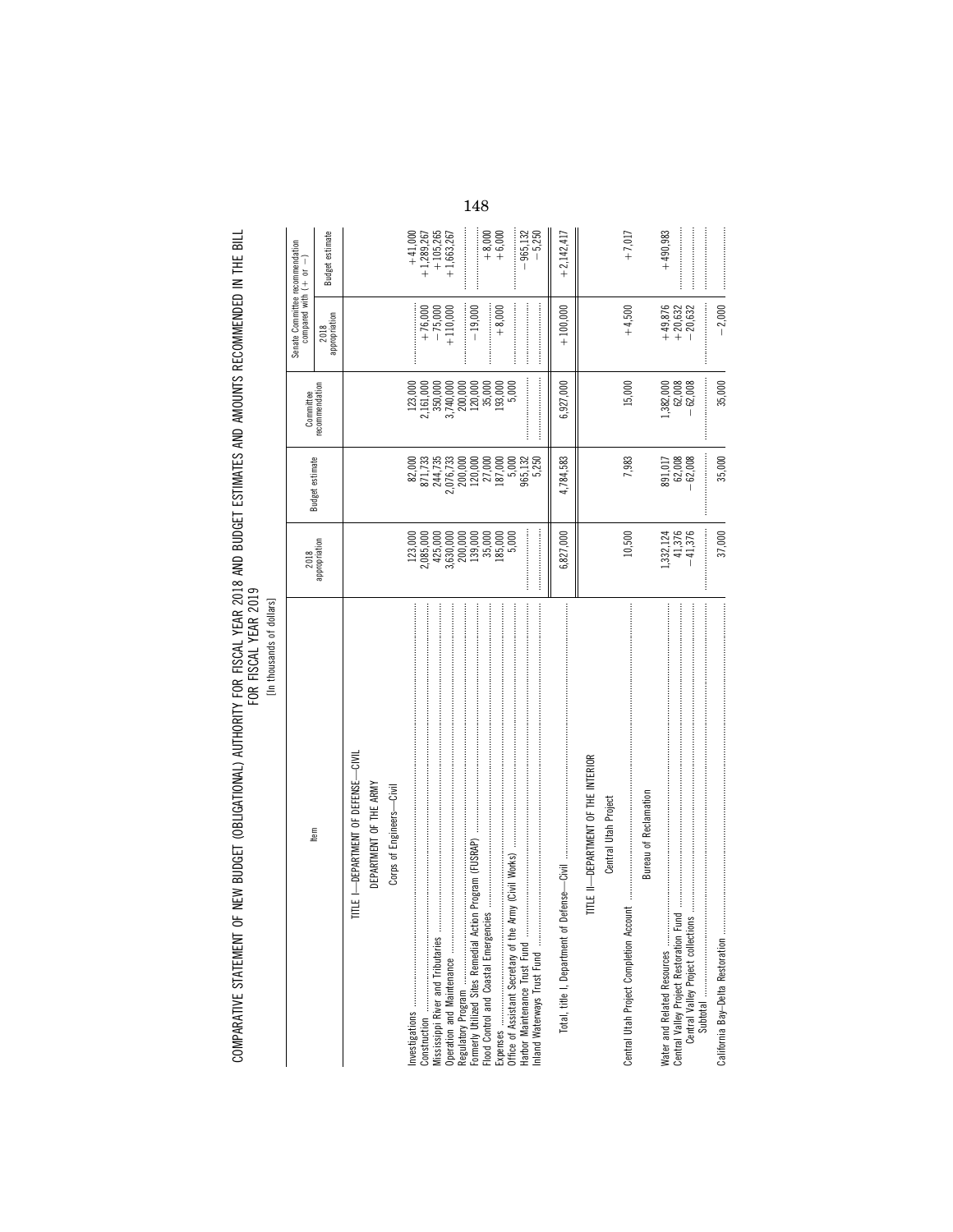# COMPARATIVE STATEMENT OF NEW BUDGET (OBLIGATIONAL) AUTHORITY FOR FISCAL YEAR 2018 AND BUDGET ESTIMATES AND AMOUNTS RECOMMENDED IN THE BILL FOR FISCAL YEAR 2019

[In thousands of dollars]

| Item | 2018 appropriation | Budget estimate | Committee recommendation | Senate Committee recommendation compared with (+ or −) | |
|---|---|---|---|---|---|
| | | | | 2018 appropriation | Budget estimate |
| **TITLE I—DEPARTMENT OF DEFENSE—CIVIL** | | | | | |
| **DEPARTMENT OF THE ARMY** | | | | | |
| **Corps of Engineers—Civil** | | | | | |
| Investigations | 123,000 | 82,000 | 123,000 | | +41,000 |
| Construction | 2,085,000 | 871,733 | 2,161,000 | +76,000 | +1,289,267 |
| Mississippi River and Tributaries | 425,000 | 244,735 | 350,000 | −75,000 | +105,265 |
| Operation and Maintenance | 3,630,000 | 2,076,733 | 3,740,000 | +110,000 | +1,663,267 |
| Regulatory Program | 200,000 | 200,000 | 200,000 | | |
| Formerly Utilized Sites Remedial Action Program (FUSRAP) | 139,000 | 120,000 | 120,000 | −19,000 | |
| Flood Control and Coastal Emergencies | 35,000 | 27,000 | 35,000 | | +8,000 |
| Expenses | 185,000 | 187,000 | 193,000 | +8,000 | +6,000 |
| Office of Assistant Secretary of the Army (Civil Works) | 5,000 | 5,000 | 5,000 | | |
| Harbor Maintenance Trust Fund | | 965,132 | | | −965,132 |
| Inland Waterways Trust Fund | | 5,250 | | | −5,250 |
| Total, title I, Department of Defense—Civil | 6,827,000 | 4,784,583 | 6,927,000 | +100,000 | +2,142,417 |
| **TITLE II—DEPARTMENT OF THE INTERIOR** | | | | | |
| **Central Utah Project** | | | | | |
| Central Utah Project Completion Account | 10,500 | 7,983 | 15,000 | +4,500 | +7,017 |
| **Bureau of Reclamation** | | | | | |
| Water and Related Resources | 1,332,124 | 891,017 | 1,382,000 | +49,876 | +490,983 |
| Central Valley Project Restoration Fund | 41,376 | 62,008 | 62,008 | +20,632 | |
| Central Valley Project collections | −41,376 | −62,008 | −62,008 | −20,632 | |
| Subtotal | | | | | |
| California Bay-Delta Restoration | 37,000 | 35,000 | 35,000 | −2,000 | |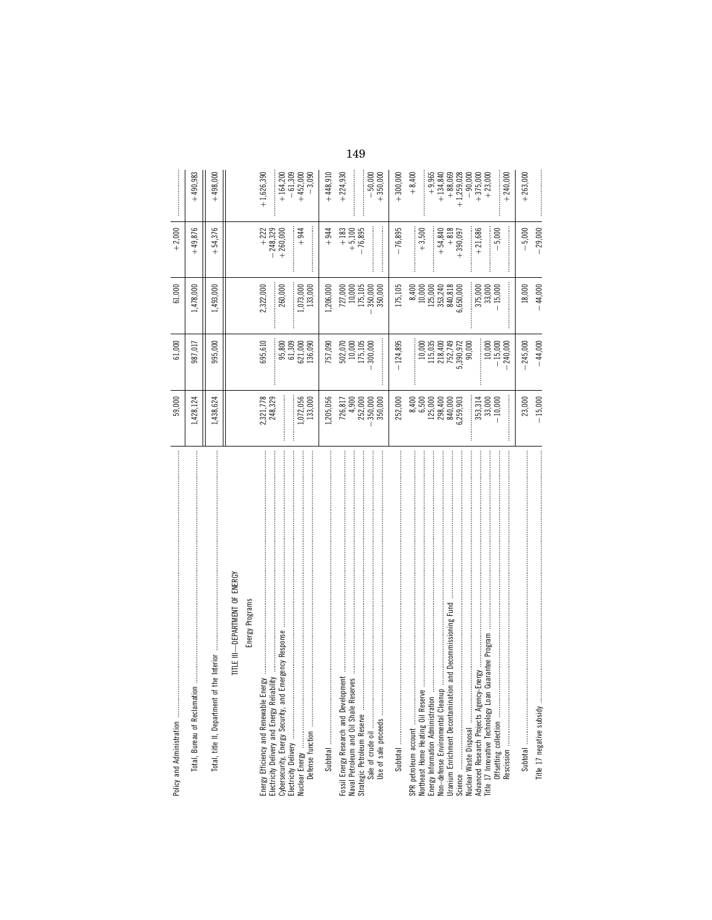| | | | | | |
|---|---|---|---|---|---|
| Policy and Administration | 59,000 | 61,000 | 61,000 | +2,000 | |
| Total, Bureau of Reclamation | 1,428,124 | 987,017 | 1,478,000 | +49,876 | +490,983 |
| Total, title II, Department of the Interior | 1,438,624 | 995,000 | 1,493,000 | +54,376 | +498,000 |
| TITLE III—DEPARTMENT OF ENERGY | | | | | |
| Energy Programs | | | | | |
| Energy Efficiency and Renewable Energy | 2,321,778 | 695,610 | 2,322,000 | +222 | +1,626,390 |
| Electricity Delivery and Energy Reliability | 248,329 | | | −248,329 | |
| Cybersecurity, Energy Security, and Emergency Response | | 95,800 | 260,000 | +260,000 | +164,200 |
| Electricity Delivery | | 61,309 | | | −61,309 |
| Nuclear Energy | 1,072,056 | 621,000 | 1,073,000 | +944 | +452,000 |
| Defense function | 133,000 | 136,090 | 133,000 | | −3,090 |
| Subtotal | 1,205,056 | 757,090 | 1,206,000 | +944 | +448,910 |
| Fossil Energy Research and Development | 726,817 | 502,070 | 727,000 | +183 | +224,930 |
| Naval Petroleum and Oil Shale Reserves | 4,900 | 10,000 | 10,000 | +5,100 | |
| Strategic Petroleum Reserve | 252,000 | 175,105 | 175,105 | −76,895 | |
| Sale of crude oil | −350,000 | −300,000 | −350,000 | | −50,000 |
| Use of sale proceeds | 350,000 | | 350,000 | | +350,000 |
| Subtotal | 252,000 | −124,895 | 175,105 | −76,895 | +300,000 |
| SPR petroleum account | 8,400 | | 8,400 | | +8,400 |
| Northeast Home Heating Oil Reserve | 6,500 | 10,000 | 10,000 | +3,500 | |
| Energy Information Administration | 125,000 | 115,035 | 125,000 | | +9,965 |
| Non-defense Environmental Cleanup | 298,400 | 218,400 | 353,240 | +54,840 | +134,840 |
| Uranium Enrichment Decontamination and Decommissioning Fund | 840,000 | 752,749 | 840,818 | +818 | +88,069 |
| Science | 6,259,903 | 5,390,972 | 6,650,000 | +390,097 | +1,259,028 |
| Nuclear Waste Disposal | | 90,000 | | | −90,000 |
| Advanced Research Projects Agency-Energy | 353,314 | | 375,000 | +21,686 | +375,000 |
| Title 17 Innovative Technology Loan Guarantee Program | 33,000 | 10,000 | 33,000 | | +23,000 |
| Offsetting collection | −10,000 | −15,000 | −15,000 | −5,000 | |
| Rescission | | −240,000 | | | +240,000 |
| Subtotal | 23,000 | −245,000 | 18,000 | −5,000 | +263,000 |
| Title 17 negative subsidy | −15,000 | −44,000 | −44,000 | −29,000 | |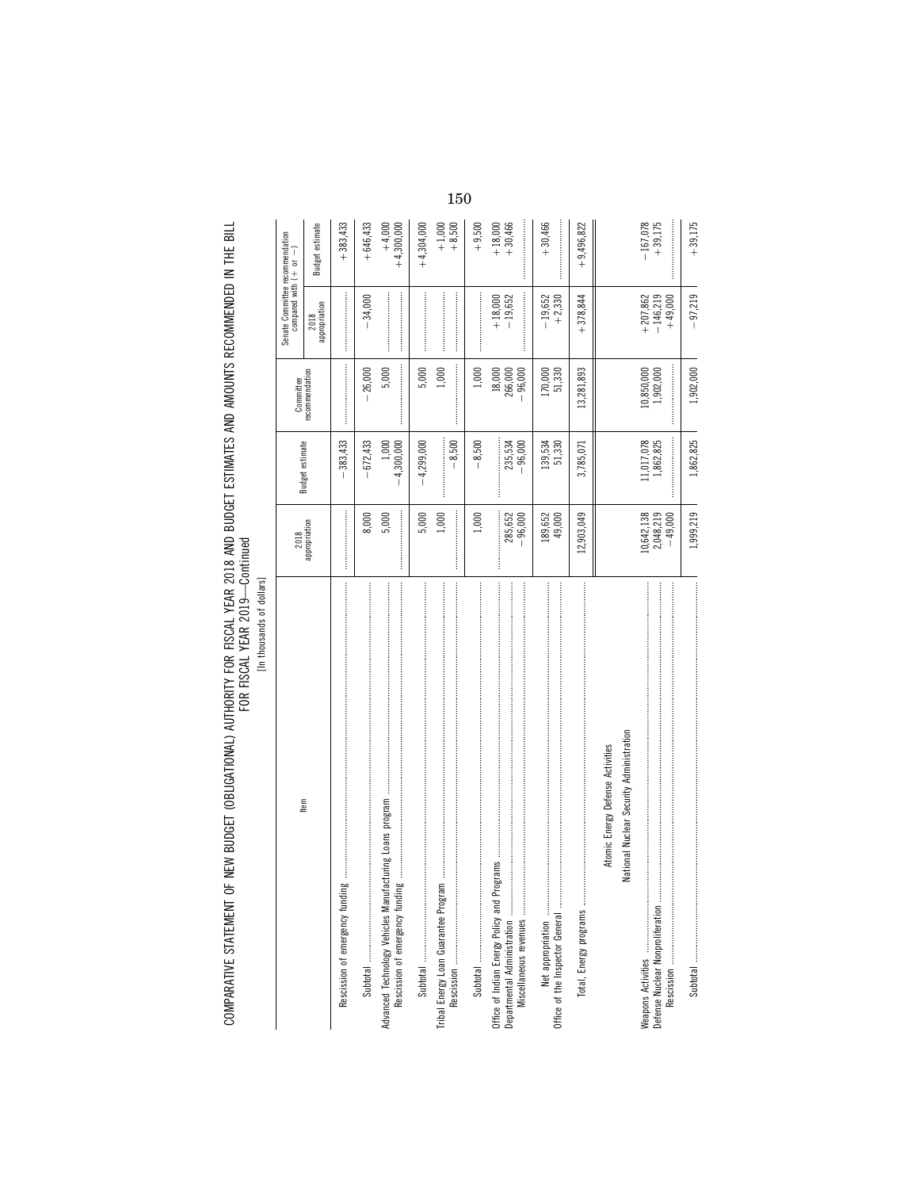COMPARATIVE STATEMENT OF NEW BUDGET (OBLIGATIONAL) AUTHORITY FOR FISCAL YEAR 2018 AND BUDGET ESTIMATES AND AMOUNTS RECOMMENDED IN THE BILL FOR FISCAL YEAR 2019—Continued

[In thousands of dollars]

| Item | 2018 appropriation | Budget estimate | Committee recommendation | Senate Committee recommendation compared with (+ or −) | |
|---|---|---|---|---|---|
| | | | | 2018 appropriation | Budget estimate |
| Rescission of emergency funding | | −383,433 | | | +383,433 |
| Subtotal | 8,000 | −672,433 | −26,000 | −34,000 | +646,433 |
| Advanced Technology Vehicles Manufacturing Loans program | 5,000 | 1,000 | 5,000 | | +4,000 |
| Rescission of emergency funding | | −4,300,000 | | | +4,300,000 |
| Subtotal | 5,000 | −4,299,000 | 5,000 | | +4,304,000 |
| Tribal Energy Loan Guarantee Program | 1,000 | | 1,000 | | +1,000 |
| Rescission | | −8,500 | | | +8,500 |
| Subtotal | 1,000 | −8,500 | 1,000 | | +9,500 |
| Office of Indian Energy Policy and Programs | | | 18,000 | +18,000 | +18,000 |
| Departmental Administration | 285,652 | 235,534 | 266,000 | −19,652 | +30,466 |
| Miscellaneous revenues | −96,000 | −96,000 | −96,000 | | |
| Net appropriation | 189,652 | 139,534 | 170,000 | −19,652 | +30,466 |
| Office of the Inspector General | 49,000 | 51,330 | 51,330 | +2,330 | |
| Total, Energy programs | 12,903,049 | 3,785,071 | 13,281,893 | +378,844 | +9,496,822 |
| **Atomic Energy Defense Activities** | | | | | |
| **National Nuclear Security Administration** | | | | | |
| Weapons Activities | 10,642,138 | 11,017,078 | 10,850,000 | +207,862 | −167,078 |
| Defense Nuclear Nonproliferation | 2,048,219 | 1,862,825 | 1,902,000 | −146,219 | +39,175 |
| Rescission | −49,000 | | | +49,000 | |
| Subtotal | 1,999,219 | 1,862,825 | 1,902,000 | −97,219 | +39,175 |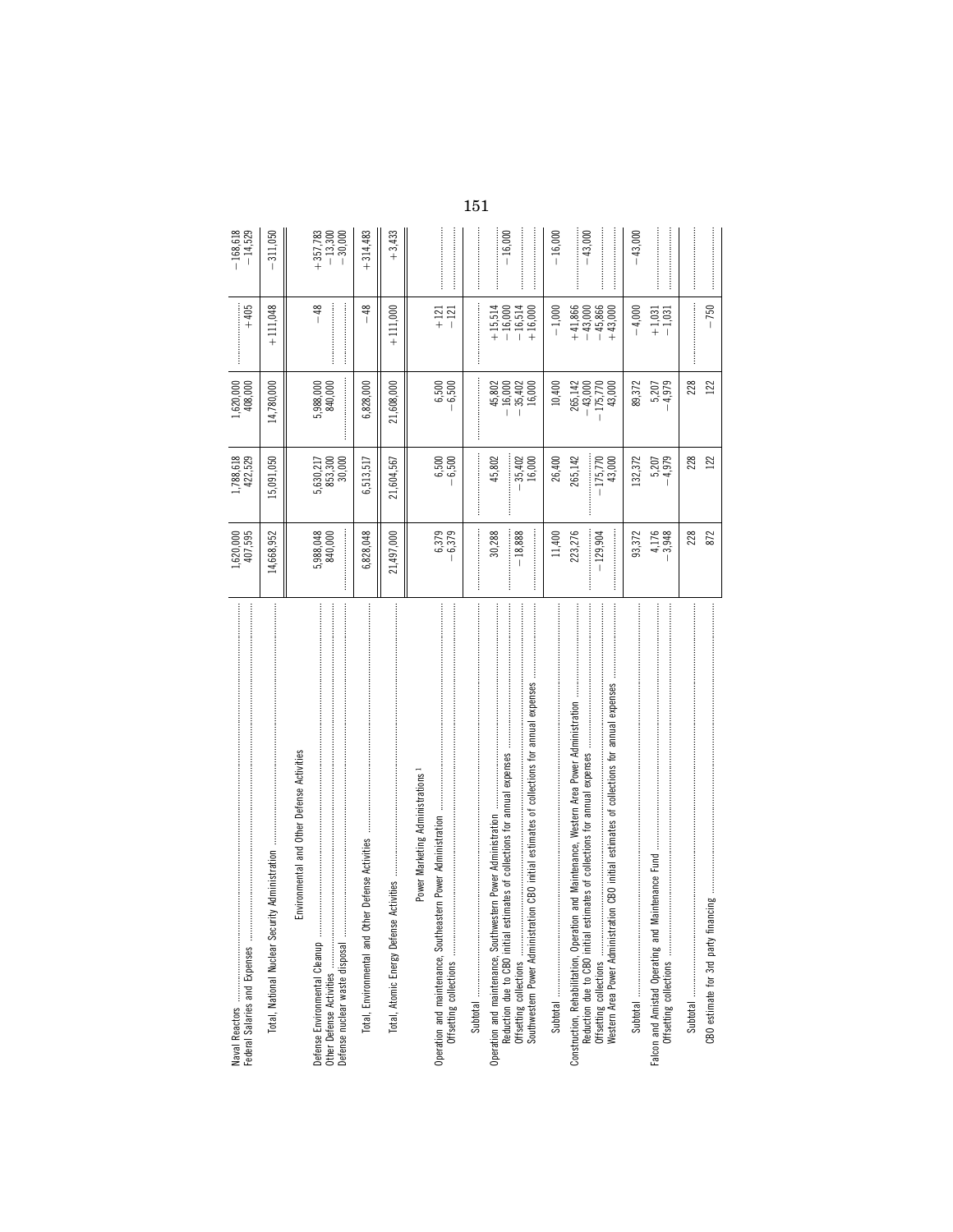| | | | | | |
|---|---|---|---|---|---|
| Naval Reactors | 1,620,000 | 1,788,618 | 1,620,000 | .................... | −168,618 |
| Federal Salaries and Expenses | 407,595 | 422,529 | 408,000 | +405 | −14,529 |
| Total, National Nuclear Security Administration | 14,668,952 | 15,091,050 | 14,780,000 | +111,048 | −311,050 |
| Environmental and Other Defense Activities | | | | | |
| Defense Environmental Cleanup | 5,988,048 | 5,630,217 | 5,988,000 | −48 | +357,783 |
| Other Defense Activities | 840,000 | 853,300 | 840,000 | .................... | −13,300 |
| Defense nuclear waste disposal | .................... | 30,000 | .................... | .................... | −30,000 |
| Total, Environmental and Other Defense Activities | 6,828,048 | 6,513,517 | 6,828,000 | −48 | +314,483 |
| Total, Atomic Energy Defense Activities | 21,497,000 | 21,604,567 | 21,608,000 | +111,000 | +3,433 |
| Power Marketing Administrations [1] | | | | | |
| Operation and maintenance, Southeastern Power Administration | 6,379 | 6,500 | 6,500 | +121 | .................... |
| Offsetting collections | −6,379 | −6,500 | −6,500 | −121 | .................... |
| Subtotal | .................... | .................... | .................... | .................... | .................... |
| Operation and maintenance, Southwestern Power Administration | 30,288 | 45,802 | 45,802 | +15,514 | .................... |
| Reduction due to CBO initial estimates of collections for annual expenses | .................... | .................... | −16,000 | −16,000 | −16,000 |
| Offsetting collections | −18,888 | −35,402 | −35,402 | −16,514 | .................... |
| Southwestern Power Administration CBO initial estimates of collections for annual expenses | .................... | 16,000 | 16,000 | +16,000 | .................... |
| Subtotal | 11,400 | 26,400 | 10,400 | −1,000 | −16,000 |
| Construction, Rehabilitation, Operation and Maintenance, Western Area Power Administration | 223,276 | 265,142 | 265,142 | +41,866 | .................... |
| Reduction due to CBO initial estimates of collections for annual expenses | .................... | .................... | −43,000 | −43,000 | −43,000 |
| Offsetting collections | −129,904 | −175,770 | −175,770 | −45,866 | .................... |
| Western Area Power Administration CBO initial estimates of collections for annual expenses | .................... | 43,000 | 43,000 | +43,000 | .................... |
| Subtotal | 93,372 | 132,372 | 89,372 | −4,000 | −43,000 |
| Falcon and Amistad Operating and Maintenance Fund | 4,176 | 5,207 | 5,207 | +1,031 | .................... |
| Offsetting collections | −3,948 | −4,979 | −4,979 | −1,031 | .................... |
| Subtotal | 228 | 228 | 228 | .................... | .................... |
| CBO estimate for 3rd party financing | 872 | 122 | 122 | −750 | .................... |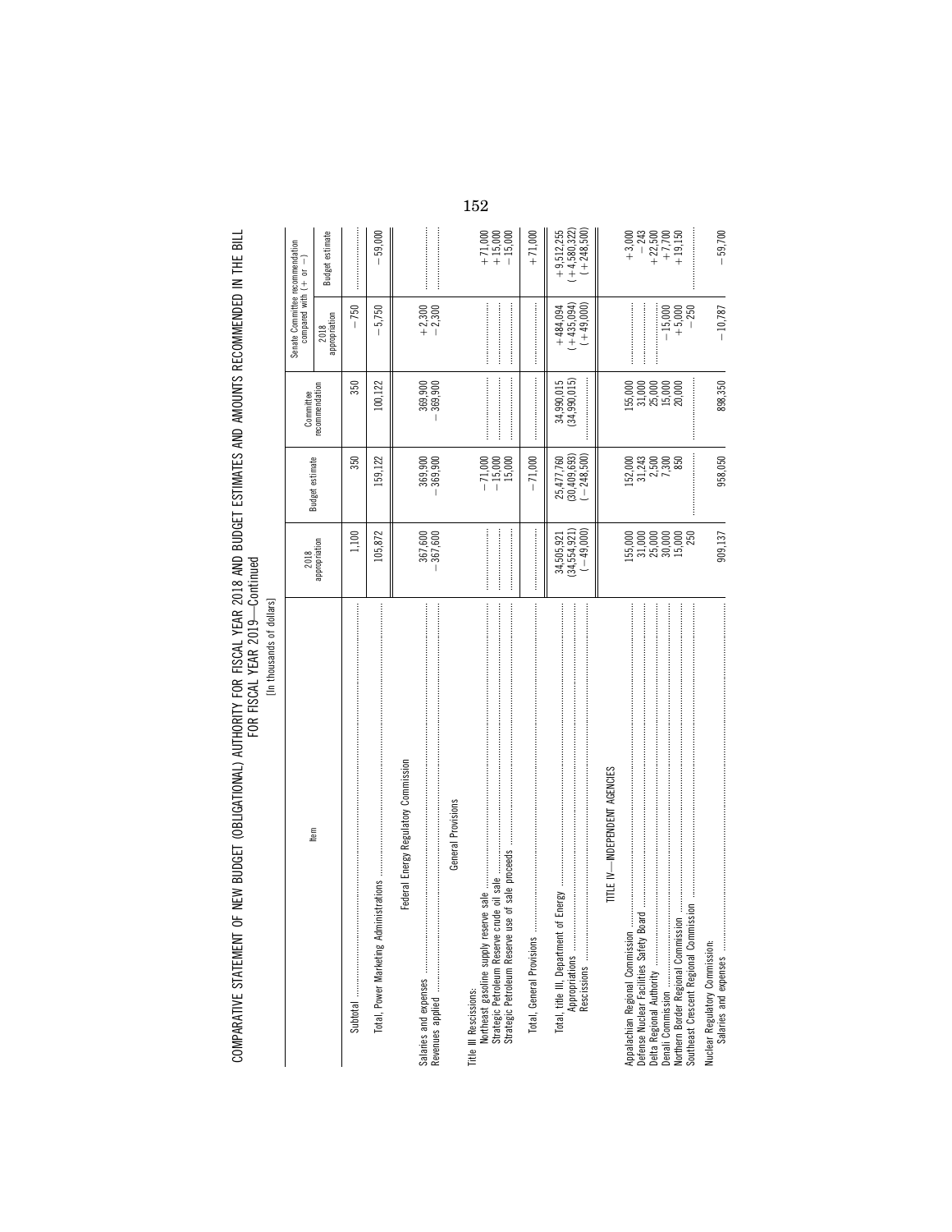COMPARATIVE STATEMENT OF NEW BUDGET (OBLIGATIONAL) AUTHORITY FOR FISCAL YEAR 2018 AND BUDGET ESTIMATES AND AMOUNTS RECOMMENDED IN THE BILL FOR FISCAL YEAR 2019—Continued

[In thousands of dollars]

| Item | 2018 appropriation | Budget estimate | Committee recommendation | Senate Committee recommendation compared with (+ or −) | |
|---|---|---|---|---|---|
| | | | | 2018 appropriation | Budget estimate |
| Subtotal | 1,100 | 350 | 350 | −750 | |
| Total, Power Marketing Administrations | 105,872 | 159,122 | 100,122 | −5,750 | −59,000 |
| **Federal Energy Regulatory Commission** | | | | | |
| Salaries and expenses | 367,600 | 369,900 | 369,900 | +2,300 | |
| Revenues applied | −367,600 | −369,900 | −369,900 | −2,300 | |
| **General Provisions** | | | | | |
| Title III Rescissions: | | | | | |
| Northeast gasoline supply reserve sale | | −71,000 | | | +71,000 |
| Strategic Petroleum Reserve crude oil sale | | −15,000 | | | +15,000 |
| Strategic Petroleum Reserve use of sale proceeds | | 15,000 | | | −15,000 |
| Total, General Provisions | | −71,000 | | | +71,000 |
| Total, title III, Department of Energy | 34,505,921 | 25,477,760 | 34,990,015 | +484,094 | +9,512,255 |
| Appropriations | (34,554,921) | (30,409,693) | (34,990,015) | (+435,094) | (+4,580,322) |
| Rescissions | (−49,000) | (−248,500) | | (+49,000) | (+248,500) |
| **TITLE IV—INDEPENDENT AGENCIES** | | | | | |
| Appalachian Regional Commission | 155,000 | 152,000 | 155,000 | | +3,000 |
| Defense Nuclear Facilities Safety Board | 31,000 | 31,243 | 31,000 | | −243 |
| Delta Regional Authority | 25,000 | 2,500 | 25,000 | | +22,500 |
| Denali Commission | 30,000 | 7,300 | 15,000 | −15,000 | +7,700 |
| Northern Border Regional Commission | 15,000 | 850 | 20,000 | +5,000 | +19,150 |
| Southeast Crescent Regional Commission | 250 | | | −250 | |
| Nuclear Regulatory Commission: | | | | | |
| Salaries and expenses | 909,137 | 958,050 | 898,350 | −10,787 | −59,700 |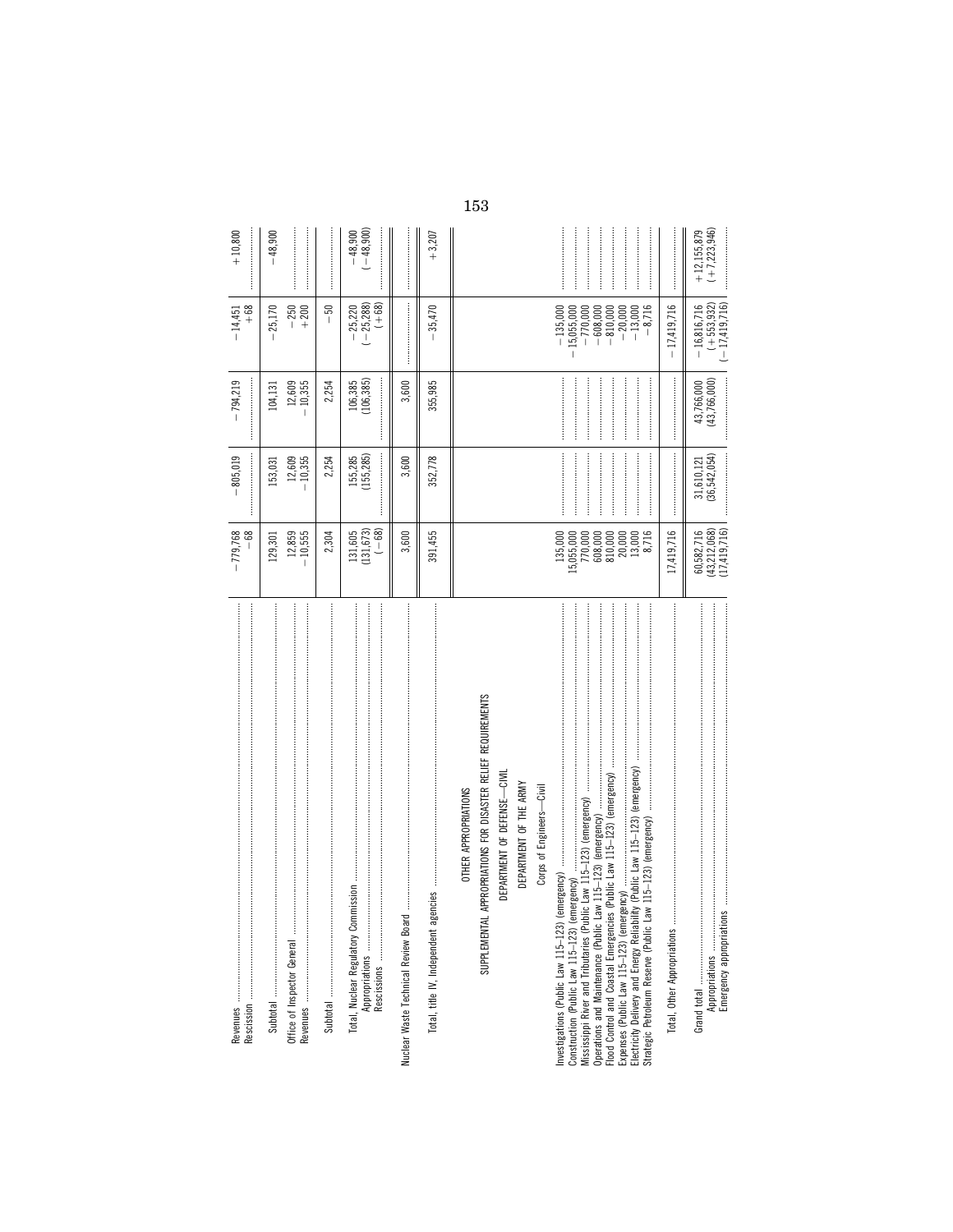| | | | | | |
|---|---|---|---|---|---|
| Revenues | −779,768 | −805,019 | −794,219 | −14,451 | +10,800 |
| Rescission | −68 | | | +68 | |
| Subtotal | 129,301 | 153,031 | 104,131 | −25,170 | −48,900 |
| Office of Inspector General | 12,859 | 12,609 | 12,609 | −250 | |
| Revenues | −10,555 | −10,355 | −10,355 | +200 | |
| Subtotal | 2,304 | 2,254 | 2,254 | −50 | |
| Total, Nuclear Regulatory Commission | 131,605 | 155,285 | 106,385 | −25,220 | −48,900 |
| Appropriations | (131,673) | (155,285) | (106,385) | (−25,288) | (−48,900) |
| Rescissions | (−68) | | | (+68) | |
| Nuclear Waste Technical Review Board | 3,600 | 3,600 | 3,600 | | |
| Total, title IV, Independent agencies | 391,455 | 352,778 | 355,985 | −35,470 | +3,207 |
| OTHER APPROPRIATIONS | | | | | |
| SUPPLEMENTAL APPROPRIATIONS FOR DISASTER RELIEF REQUIREMENTS | | | | | |
| DEPARTMENT OF DEFENSE—CIVIL | | | | | |
| DEPARTMENT OF THE ARMY | | | | | |
| Corps of Engineers—Civil | | | | | |
| Investigations (Public Law 115–123) (emergency) | 135,000 | | | −135,000 | |
| Construction (Public Law 115–123) (emergency) | 15,055,000 | | | −15,055,000 | |
| Mississippi River and Tributaries (Public Law 115–123) (emergency) | 770,000 | | | −770,000 | |
| Operations and Maintenance (Public Law 115–123) (emergency) | 608,000 | | | −608,000 | |
| Flood Control and Coastal Emergencies (Public Law 115–123) (emergency) | 810,000 | | | −810,000 | |
| Expenses (Public Law 115–123) (emergency) | 20,000 | | | −20,000 | |
| Electricity Delivery and Energy Reliability (Public Law 115–123) (emergency) | 13,000 | | | −13,000 | |
| Strategic Petroleum Reserve (Public Law 115–123) (emergency) | 8,716 | | | −8,716 | |
| Total, Other Appropriations | 17,419,716 | | | −17,419,716 | |
| Grand total | 60,582,716 | 31,610,121 | 43,766,000 | −16,816,716 | +12,155,879 |
| Appropriations | (43,212,068) | (36,542,054) | (43,766,000) | (+553,932) | (+7,223,946) |
| Emergency appropriations | (17,419,716) | | | (−17,419,716) | |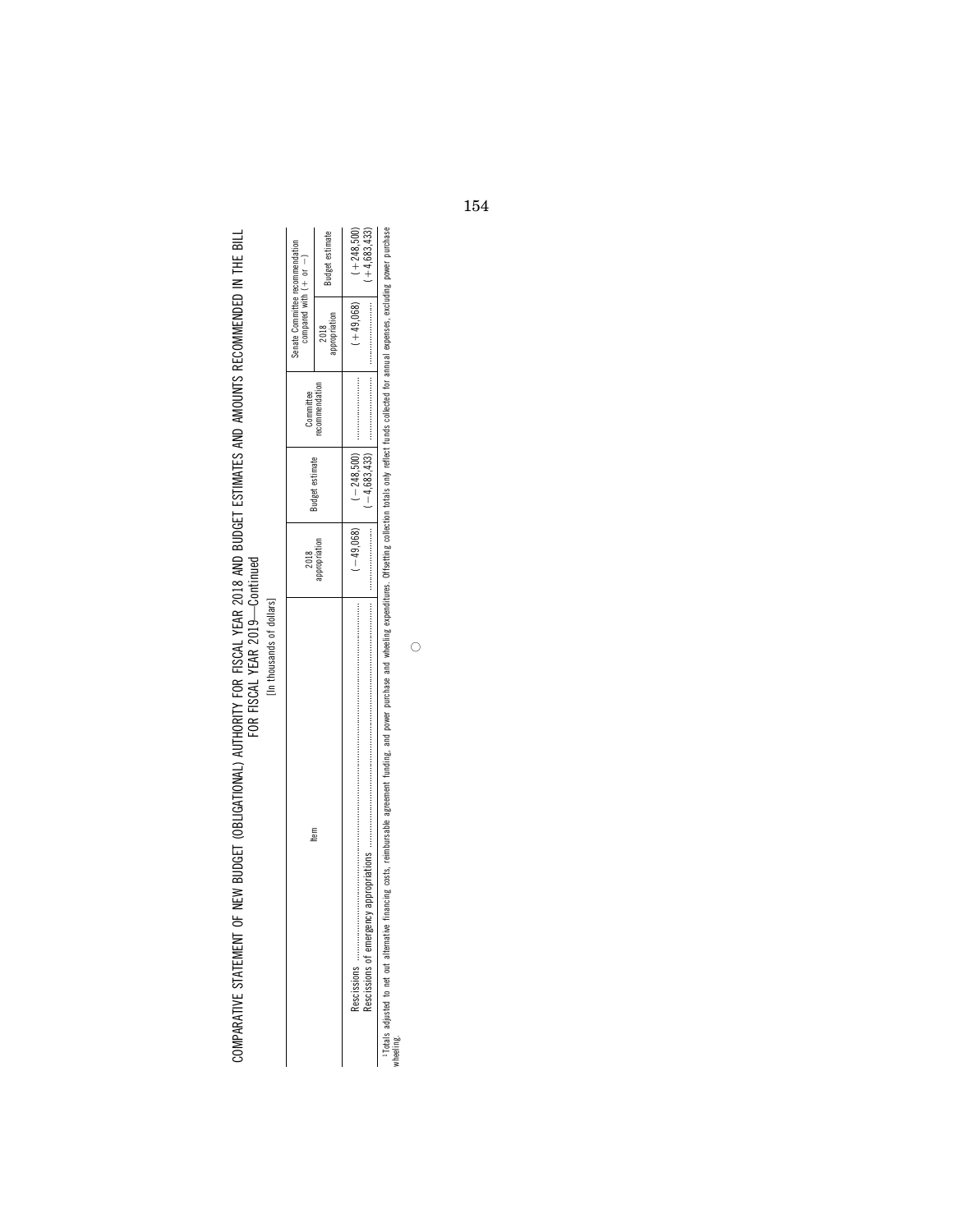# COMPARATIVE STATEMENT OF NEW BUDGET (OBLIGATIONAL) AUTHORITY FOR FISCAL YEAR 2018 AND BUDGET ESTIMATES AND AMOUNTS RECOMMENDED IN THE BILL FOR FISCAL YEAR 2019—Continued

[In thousands of dollars]

| Item | 2018 appropriation | Budget estimate | Committee recommendation | Senate Committee recommendation compared with (+ or −) | |
|---|---|---|---|---|---|
| | | | | 2018 appropriation | Budget estimate |
| Rescissions | (−49,068) | (−248,500) | | (+49,068) | (+248,500) |
| Rescissions of emergency appropriations | | (−4,683,433) | | | (+4,683,433) |

[1] Totals adjusted to net out alternative financing costs, reimbursable agreement funding, and power purchase and wheeling expenditures. Offsetting collection totals only reflect funds collected for annual expenses, excluding power purchase wheeling.